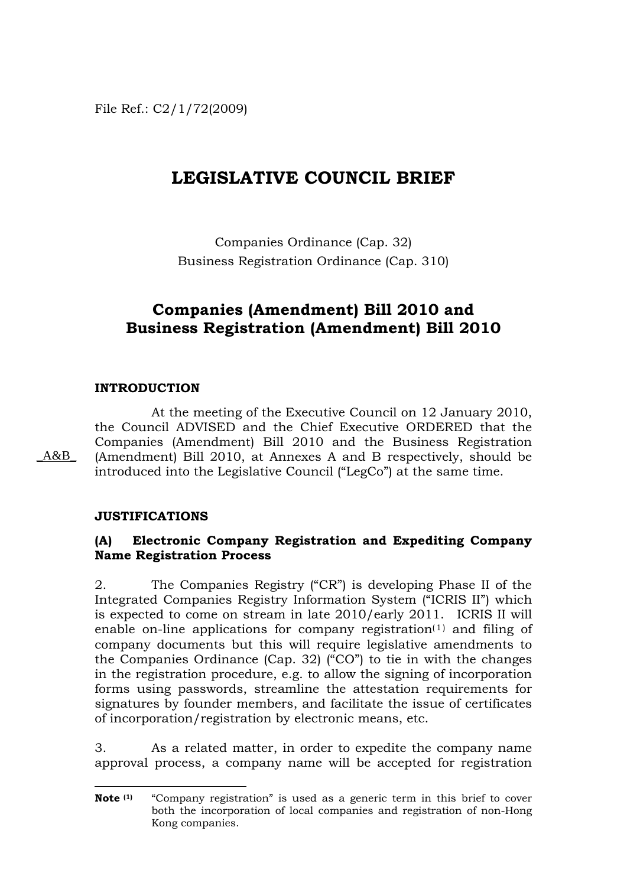File Ref.: C2/1/72(2009)

# LEGISLATIVE COUNCIL BRIEF

Companies Ordinance (Cap. 32)
Business Registration Ordinance (Cap. 310)

## Companies (Amendment) Bill 2010 and Business Registration (Amendment) Bill 2010

### INTRODUCTION

A&B

At the meeting of the Executive Council on 12 January 2010, the Council ADVISED and the Chief Executive ORDERED that the Companies (Amendment) Bill 2010 and the Business Registration (Amendment) Bill 2010, at Annexes A and B respectively, should be introduced into the Legislative Council ("LegCo") at the same time.

### JUSTIFICATIONS

#### (A) Electronic Company Registration and Expediting Company Name Registration Process

2. The Companies Registry ("CR") is developing Phase II of the Integrated Companies Registry Information System ("ICRIS II") which is expected to come on stream in late 2010/early 2011. ICRIS II will enable on-line applications for company registration[1] and filing of company documents but this will require legislative amendments to the Companies Ordinance (Cap. 32) ("CO") to tie in with the changes in the registration procedure, e.g. to allow the signing of incorporation forms using passwords, streamline the attestation requirements for signatures by founder members, and facilitate the issue of certificates of incorporation/registration by electronic means, etc.

3. As a related matter, in order to expedite the company name approval process, a company name will be accepted for registration

---

**Note (1)** "Company registration" is used as a generic term in this brief to cover both the incorporation of local companies and registration of non-Hong Kong companies.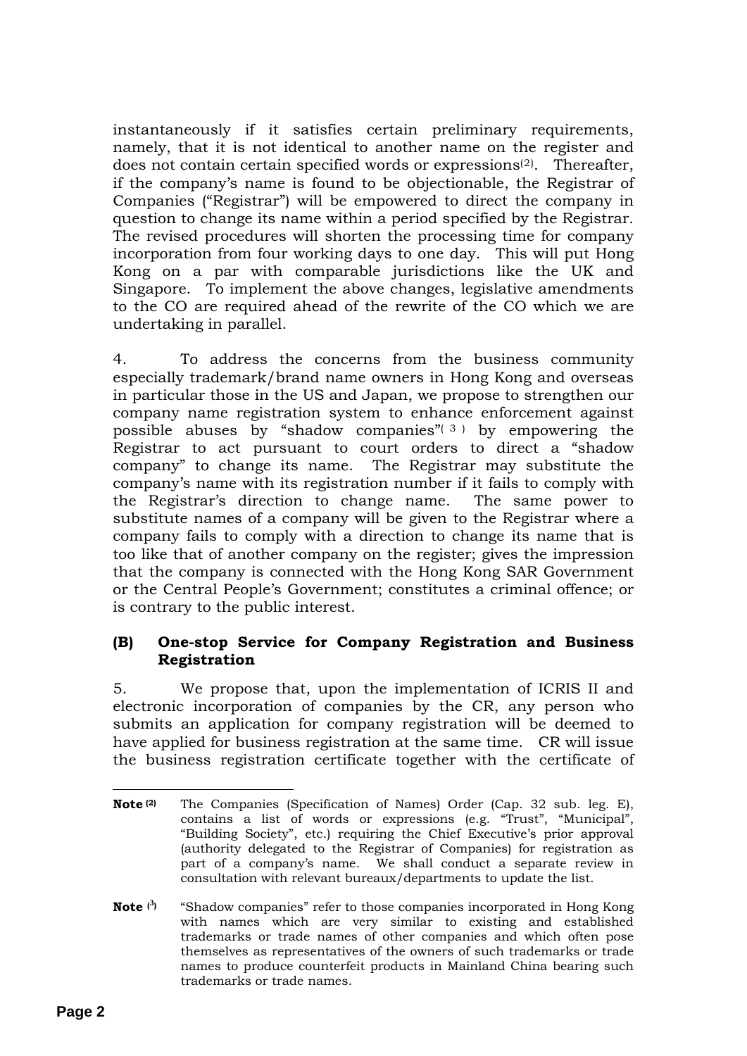instantaneously if it satisfies certain preliminary requirements, namely, that it is not identical to another name on the register and does not contain certain specified words or expressions[(2)]. Thereafter, if the company's name is found to be objectionable, the Registrar of Companies ("Registrar") will be empowered to direct the company in question to change its name within a period specified by the Registrar. The revised procedures will shorten the processing time for company incorporation from four working days to one day. This will put Hong Kong on a par with comparable jurisdictions like the UK and Singapore. To implement the above changes, legislative amendments to the CO are required ahead of the rewrite of the CO which we are undertaking in parallel.

4. To address the concerns from the business community especially trademark/brand name owners in Hong Kong and overseas in particular those in the US and Japan, we propose to strengthen our company name registration system to enhance enforcement against possible abuses by "shadow companies"[(3)] by empowering the Registrar to act pursuant to court orders to direct a "shadow company" to change its name. The Registrar may substitute the company's name with its registration number if it fails to comply with the Registrar's direction to change name. The same power to substitute names of a company will be given to the Registrar where a company fails to comply with a direction to change its name that is too like that of another company on the register; gives the impression that the company is connected with the Hong Kong SAR Government or the Central People's Government; constitutes a criminal offence; or is contrary to the public interest.

### (B) One-stop Service for Company Registration and Business Registration

5. We propose that, upon the implementation of ICRIS II and electronic incorporation of companies by the CR, any person who submits an application for company registration will be deemed to have applied for business registration at the same time. CR will issue the business registration certificate together with the certificate of

---

**Note (2)** The Companies (Specification of Names) Order (Cap. 32 sub. leg. E), contains a list of words or expressions (e.g. "Trust", "Municipal", "Building Society", etc.) requiring the Chief Executive's prior approval (authority delegated to the Registrar of Companies) for registration as part of a company's name. We shall conduct a separate review in consultation with relevant bureaux/departments to update the list.

**Note (3)** "Shadow companies" refer to those companies incorporated in Hong Kong with names which are very similar to existing and established trademarks or trade names of other companies and which often pose themselves as representatives of the owners of such trademarks or trade names to produce counterfeit products in Mainland China bearing such trademarks or trade names.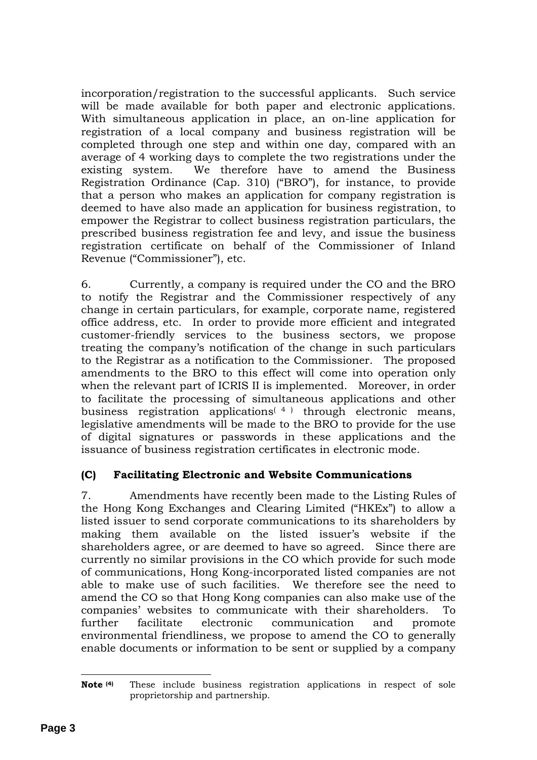incorporation/registration to the successful applicants. Such service will be made available for both paper and electronic applications. With simultaneous application in place, an on-line application for registration of a local company and business registration will be completed through one step and within one day, compared with an average of 4 working days to complete the two registrations under the existing system. We therefore have to amend the Business Registration Ordinance (Cap. 310) ("BRO"), for instance, to provide that a person who makes an application for company registration is deemed to have also made an application for business registration, to empower the Registrar to collect business registration particulars, the prescribed business registration fee and levy, and issue the business registration certificate on behalf of the Commissioner of Inland Revenue ("Commissioner"), etc.

6. Currently, a company is required under the CO and the BRO to notify the Registrar and the Commissioner respectively of any change in certain particulars, for example, corporate name, registered office address, etc. In order to provide more efficient and integrated customer-friendly services to the business sectors, we propose treating the company's notification of the change in such particulars to the Registrar as a notification to the Commissioner. The proposed amendments to the BRO to this effect will come into operation only when the relevant part of ICRIS II is implemented. Moreover, in order to facilitate the processing of simultaneous applications and other business registration applications[4] through electronic means, legislative amendments will be made to the BRO to provide for the use of digital signatures or passwords in these applications and the issuance of business registration certificates in electronic mode.

### (C) Facilitating Electronic and Website Communications

7. Amendments have recently been made to the Listing Rules of the Hong Kong Exchanges and Clearing Limited ("HKEx") to allow a listed issuer to send corporate communications to its shareholders by making them available on the listed issuer's website if the shareholders agree, or are deemed to have so agreed. Since there are currently no similar provisions in the CO which provide for such mode of communications, Hong Kong-incorporated listed companies are not able to make use of such facilities. We therefore see the need to amend the CO so that Hong Kong companies can also make use of the companies' websites to communicate with their shareholders. To further facilitate electronic communication and promote environmental friendliness, we propose to amend the CO to generally enable documents or information to be sent or supplied by a company

---

**Note (4)** These include business registration applications in respect of sole proprietorship and partnership.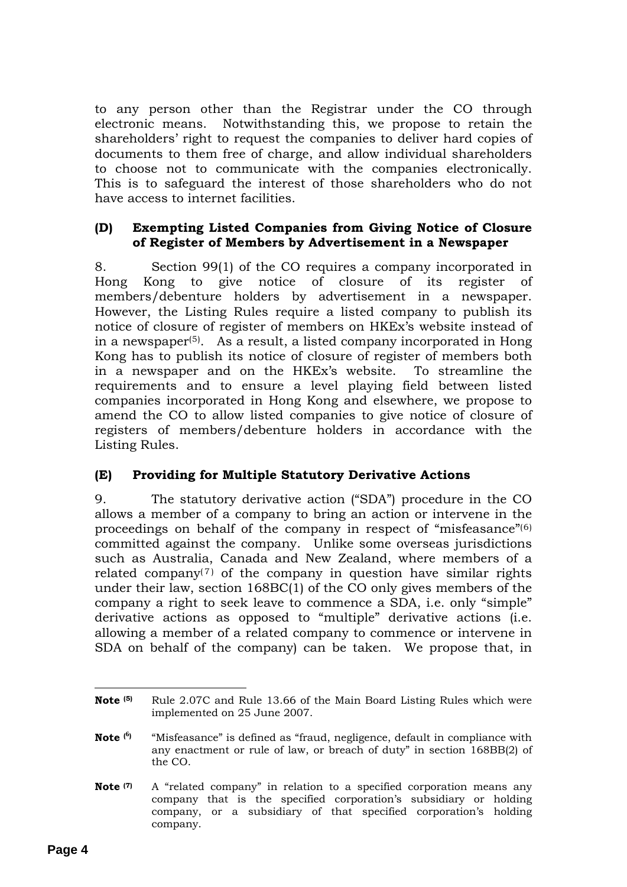to any person other than the Registrar under the CO through electronic means. Notwithstanding this, we propose to retain the shareholders' right to request the companies to deliver hard copies of documents to them free of charge, and allow individual shareholders to choose not to communicate with the companies electronically. This is to safeguard the interest of those shareholders who do not have access to internet facilities.

### (D) Exempting Listed Companies from Giving Notice of Closure of Register of Members by Advertisement in a Newspaper

8. Section 99(1) of the CO requires a company incorporated in Hong Kong to give notice of closure of its register of members/debenture holders by advertisement in a newspaper. However, the Listing Rules require a listed company to publish its notice of closure of register of members on HKEx's website instead of in a newspaper[(5)]. As a result, a listed company incorporated in Hong Kong has to publish its notice of closure of register of members both in a newspaper and on the HKEx's website. To streamline the requirements and to ensure a level playing field between listed companies incorporated in Hong Kong and elsewhere, we propose to amend the CO to allow listed companies to give notice of closure of registers of members/debenture holders in accordance with the Listing Rules.

### (E) Providing for Multiple Statutory Derivative Actions

9. The statutory derivative action ("SDA") procedure in the CO allows a member of a company to bring an action or intervene in the proceedings on behalf of the company in respect of "misfeasance"[(6)] committed against the company. Unlike some overseas jurisdictions such as Australia, Canada and New Zealand, where members of a related company[(7)] of the company in question have similar rights under their law, section 168BC(1) of the CO only gives members of the company a right to seek leave to commence a SDA, i.e. only "simple" derivative actions as opposed to "multiple" derivative actions (i.e. allowing a member of a related company to commence or intervene in SDA on behalf of the company) can be taken. We propose that, in

---

**Note (5)** Rule 2.07C and Rule 13.66 of the Main Board Listing Rules which were implemented on 25 June 2007.

**Note (6)** "Misfeasance" is defined as "fraud, negligence, default in compliance with any enactment or rule of law, or breach of duty" in section 168BB(2) of the CO.

**Note (7)** A "related company" in relation to a specified corporation means any company that is the specified corporation's subsidiary or holding company, or a subsidiary of that specified corporation's holding company.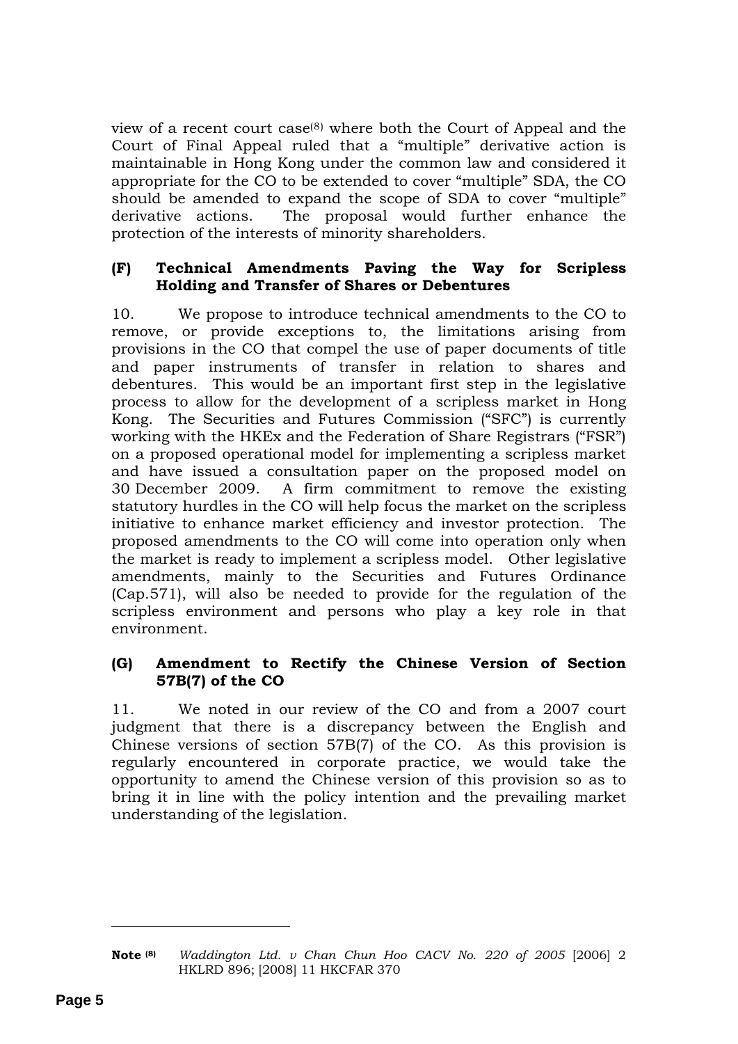view of a recent court case[8] where both the Court of Appeal and the Court of Final Appeal ruled that a "multiple" derivative action is maintainable in Hong Kong under the common law and considered it appropriate for the CO to be extended to cover "multiple" SDA, the CO should be amended to expand the scope of SDA to cover "multiple" derivative actions. The proposal would further enhance the protection of the interests of minority shareholders.

### (F) Technical Amendments Paving the Way for Scripless Holding and Transfer of Shares or Debentures

10. We propose to introduce technical amendments to the CO to remove, or provide exceptions to, the limitations arising from provisions in the CO that compel the use of paper documents of title and paper instruments of transfer in relation to shares and debentures. This would be an important first step in the legislative process to allow for the development of a scripless market in Hong Kong. The Securities and Futures Commission ("SFC") is currently working with the HKEx and the Federation of Share Registrars ("FSR") on a proposed operational model for implementing a scripless market and have issued a consultation paper on the proposed model on 30 December 2009. A firm commitment to remove the existing statutory hurdles in the CO will help focus the market on the scripless initiative to enhance market efficiency and investor protection. The proposed amendments to the CO will come into operation only when the market is ready to implement a scripless model. Other legislative amendments, mainly to the Securities and Futures Ordinance (Cap.571), will also be needed to provide for the regulation of the scripless environment and persons who play a key role in that environment.

### (G) Amendment to Rectify the Chinese Version of Section 57B(7) of the CO

11. We noted in our review of the CO and from a 2007 court judgment that there is a discrepancy between the English and Chinese versions of section 57B(7) of the CO. As this provision is regularly encountered in corporate practice, we would take the opportunity to amend the Chinese version of this provision so as to bring it in line with the policy intention and the prevailing market understanding of the legislation.

---

**Note [8]** *Waddington Ltd. v Chan Chun Hoo CACV No. 220 of 2005* [2006] 2 HKLRD 896; [2008] 11 HKCFAR 370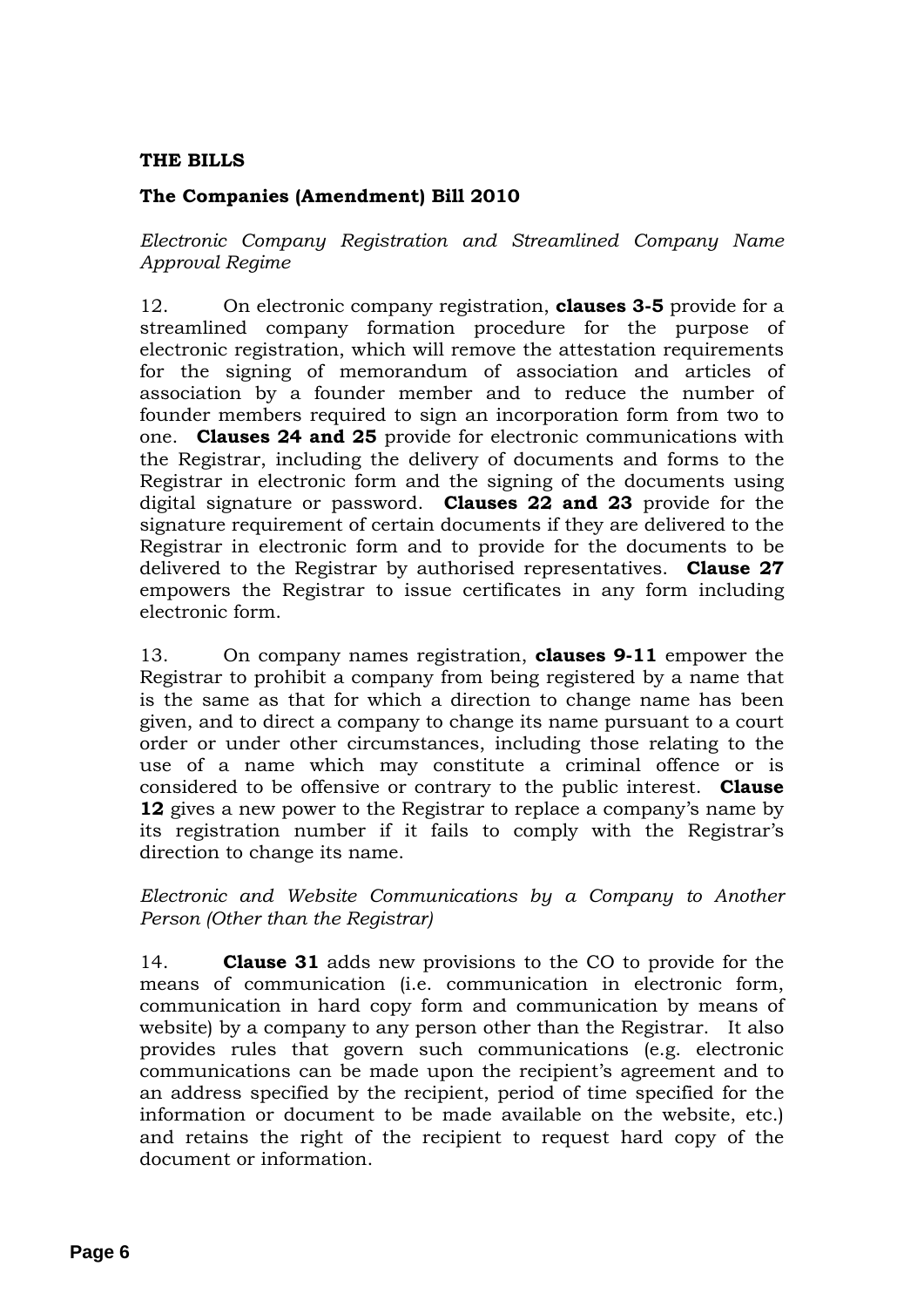## THE BILLS

### The Companies (Amendment) Bill 2010

*Electronic Company Registration and Streamlined Company Name Approval Regime*

12. On electronic company registration, **clauses 3-5** provide for a streamlined company formation procedure for the purpose of electronic registration, which will remove the attestation requirements for the signing of memorandum of association and articles of association by a founder member and to reduce the number of founder members required to sign an incorporation form from two to one. **Clauses 24 and 25** provide for electronic communications with the Registrar, including the delivery of documents and forms to the Registrar in electronic form and the signing of the documents using digital signature or password. **Clauses 22 and 23** provide for the signature requirement of certain documents if they are delivered to the Registrar in electronic form and to provide for the documents to be delivered to the Registrar by authorised representatives. **Clause 27** empowers the Registrar to issue certificates in any form including electronic form.

13. On company names registration, **clauses 9-11** empower the Registrar to prohibit a company from being registered by a name that is the same as that for which a direction to change name has been given, and to direct a company to change its name pursuant to a court order or under other circumstances, including those relating to the use of a name which may constitute a criminal offence or is considered to be offensive or contrary to the public interest. **Clause 12** gives a new power to the Registrar to replace a company's name by its registration number if it fails to comply with the Registrar's direction to change its name.

*Electronic and Website Communications by a Company to Another Person (Other than the Registrar)*

14. **Clause 31** adds new provisions to the CO to provide for the means of communication (i.e. communication in electronic form, communication in hard copy form and communication by means of website) by a company to any person other than the Registrar. It also provides rules that govern such communications (e.g. electronic communications can be made upon the recipient's agreement and to an address specified by the recipient, period of time specified for the information or document to be made available on the website, etc.) and retains the right of the recipient to request hard copy of the document or information.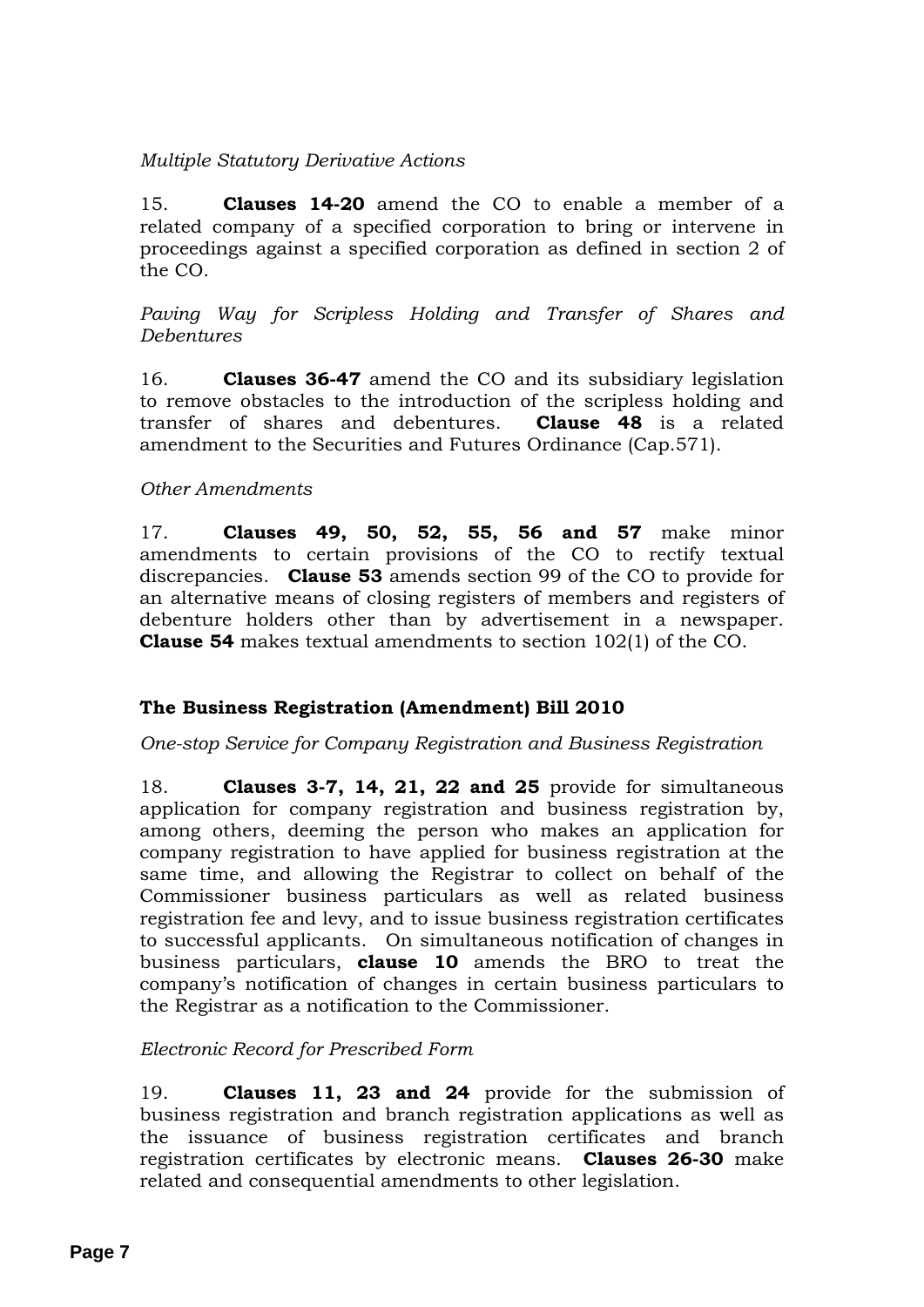*Multiple Statutory Derivative Actions*

15. **Clauses 14-20** amend the CO to enable a member of a related company of a specified corporation to bring or intervene in proceedings against a specified corporation as defined in section 2 of the CO.

*Paving Way for Scripless Holding and Transfer of Shares and Debentures*

16. **Clauses 36-47** amend the CO and its subsidiary legislation to remove obstacles to the introduction of the scripless holding and transfer of shares and debentures. **Clause 48** is a related amendment to the Securities and Futures Ordinance (Cap.571).

*Other Amendments*

17. **Clauses 49, 50, 52, 55, 56 and 57** make minor amendments to certain provisions of the CO to rectify textual discrepancies. **Clause 53** amends section 99 of the CO to provide for an alternative means of closing registers of members and registers of debenture holders other than by advertisement in a newspaper. **Clause 54** makes textual amendments to section 102(1) of the CO.

**The Business Registration (Amendment) Bill 2010**

*One-stop Service for Company Registration and Business Registration*

18. **Clauses 3-7, 14, 21, 22 and 25** provide for simultaneous application for company registration and business registration by, among others, deeming the person who makes an application for company registration to have applied for business registration at the same time, and allowing the Registrar to collect on behalf of the Commissioner business particulars as well as related business registration fee and levy, and to issue business registration certificates to successful applicants. On simultaneous notification of changes in business particulars, **clause 10** amends the BRO to treat the company's notification of changes in certain business particulars to the Registrar as a notification to the Commissioner.

*Electronic Record for Prescribed Form*

19. **Clauses 11, 23 and 24** provide for the submission of business registration and branch registration applications as well as the issuance of business registration certificates and branch registration certificates by electronic means. **Clauses 26-30** make related and consequential amendments to other legislation.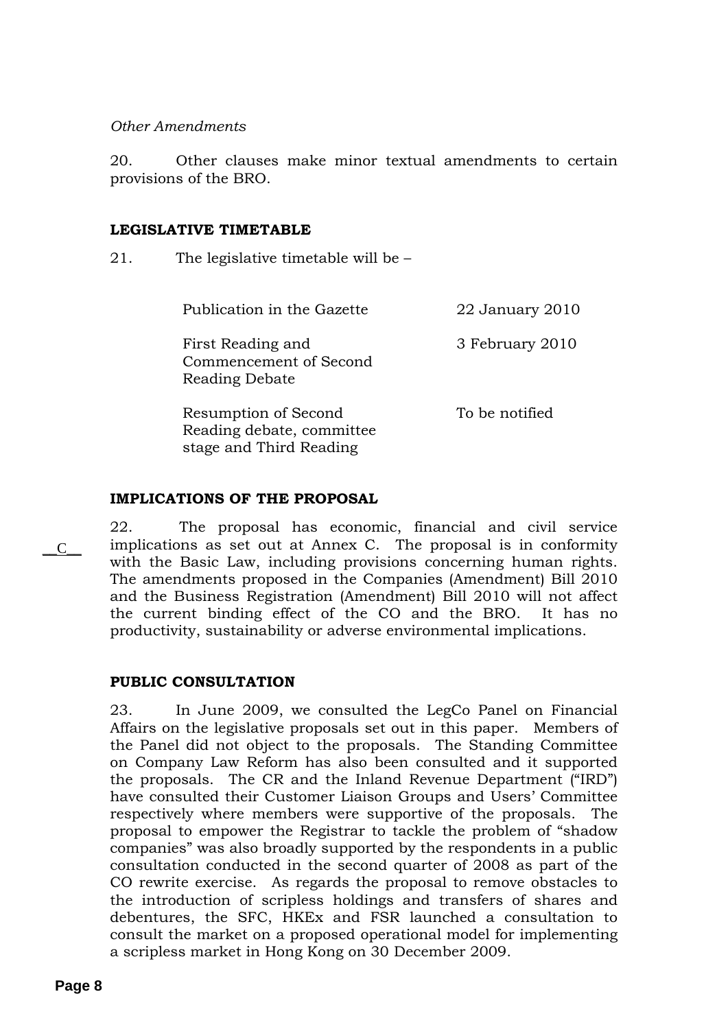*Other Amendments*

20. Other clauses make minor textual amendments to certain provisions of the BRO.

**LEGISLATIVE TIMETABLE**

21. The legislative timetable will be –

| | |
|---|---|
| Publication in the Gazette | 22 January 2010 |
| First Reading and Commencement of Second Reading Debate | 3 February 2010 |
| Resumption of Second Reading debate, committee stage and Third Reading | To be notified |

**IMPLICATIONS OF THE PROPOSAL**

C

22. The proposal has economic, financial and civil service implications as set out at Annex C. The proposal is in conformity with the Basic Law, including provisions concerning human rights. The amendments proposed in the Companies (Amendment) Bill 2010 and the Business Registration (Amendment) Bill 2010 will not affect the current binding effect of the CO and the BRO. It has no productivity, sustainability or adverse environmental implications.

**PUBLIC CONSULTATION**

23. In June 2009, we consulted the LegCo Panel on Financial Affairs on the legislative proposals set out in this paper. Members of the Panel did not object to the proposals. The Standing Committee on Company Law Reform has also been consulted and it supported the proposals. The CR and the Inland Revenue Department ("IRD") have consulted their Customer Liaison Groups and Users' Committee respectively where members were supportive of the proposals. The proposal to empower the Registrar to tackle the problem of "shadow companies" was also broadly supported by the respondents in a public consultation conducted in the second quarter of 2008 as part of the CO rewrite exercise. As regards the proposal to remove obstacles to the introduction of scripless holdings and transfers of shares and debentures, the SFC, HKEx and FSR launched a consultation to consult the market on a proposed operational model for implementing a scripless market in Hong Kong on 30 December 2009.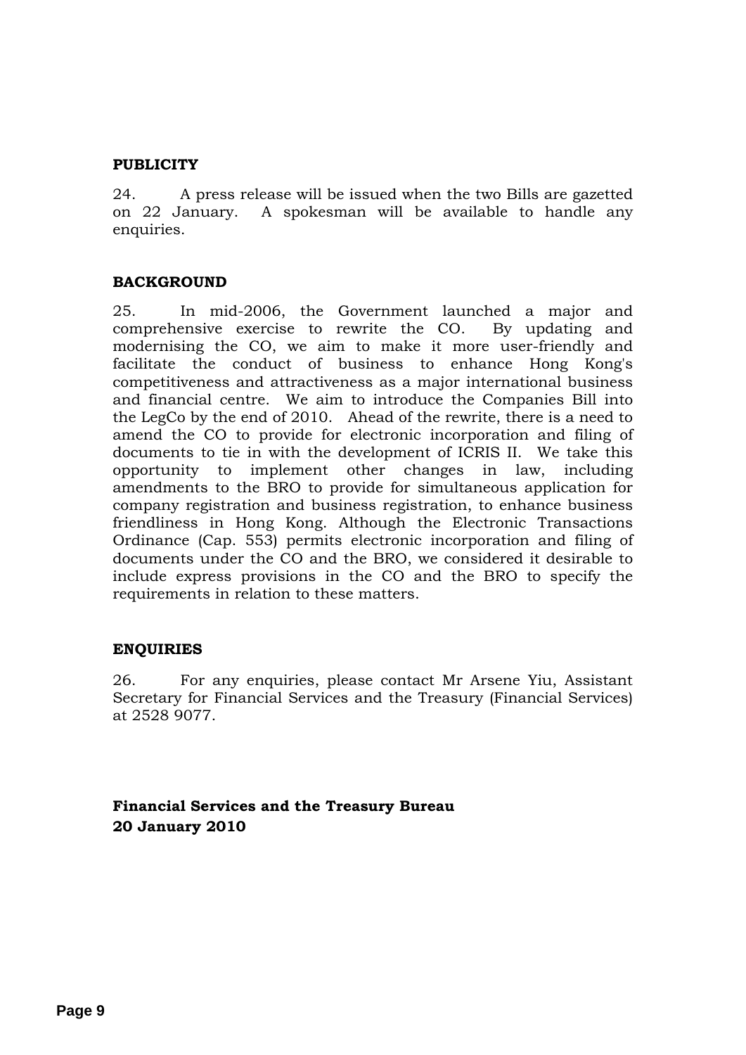**PUBLICITY**

24. A press release will be issued when the two Bills are gazetted on 22 January. A spokesman will be available to handle any enquiries.

**BACKGROUND**

25. In mid-2006, the Government launched a major and comprehensive exercise to rewrite the CO. By updating and modernising the CO, we aim to make it more user-friendly and facilitate the conduct of business to enhance Hong Kong's competitiveness and attractiveness as a major international business and financial centre. We aim to introduce the Companies Bill into the LegCo by the end of 2010. Ahead of the rewrite, there is a need to amend the CO to provide for electronic incorporation and filing of documents to tie in with the development of ICRIS II. We take this opportunity to implement other changes in law, including amendments to the BRO to provide for simultaneous application for company registration and business registration, to enhance business friendliness in Hong Kong. Although the Electronic Transactions Ordinance (Cap. 553) permits electronic incorporation and filing of documents under the CO and the BRO, we considered it desirable to include express provisions in the CO and the BRO to specify the requirements in relation to these matters.

**ENQUIRIES**

26. For any enquiries, please contact Mr Arsene Yiu, Assistant Secretary for Financial Services and the Treasury (Financial Services) at 2528 9077.

**Financial Services and the Treasury Bureau**
**20 January 2010**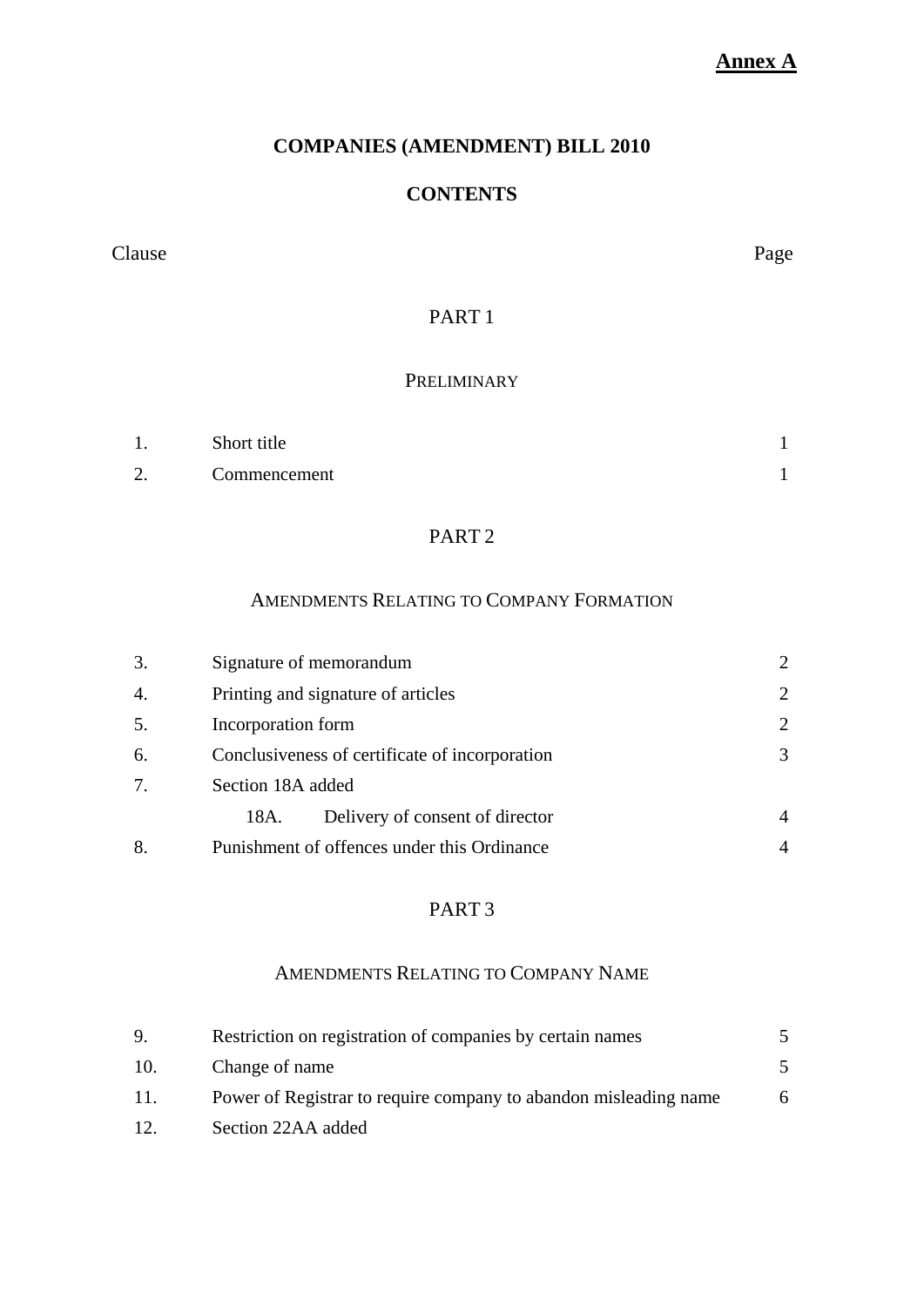**Annex A**

# COMPANIES (AMENDMENT) BILL 2010

## CONTENTS

| Clause | | Page |
|---|---|---|
| | **PART 1** | |
| | PRELIMINARY | |
| 1. | Short title | 1 |
| 2. | Commencement | 1 |
| | **PART 2** | |
| | AMENDMENTS RELATING TO COMPANY FORMATION | |
| 3. | Signature of memorandum | 2 |
| 4. | Printing and signature of articles | 2 |
| 5. | Incorporation form | 2 |
| 6. | Conclusiveness of certificate of incorporation | 3 |
| 7. | Section 18A added | |
| | 18A. Delivery of consent of director | 4 |
| 8. | Punishment of offences under this Ordinance | 4 |
| | **PART 3** | |
| | AMENDMENTS RELATING TO COMPANY NAME | |
| 9. | Restriction on registration of companies by certain names | 5 |
| 10. | Change of name | 5 |
| 11. | Power of Registrar to require company to abandon misleading name | 6 |
| 12. | Section 22AA added | |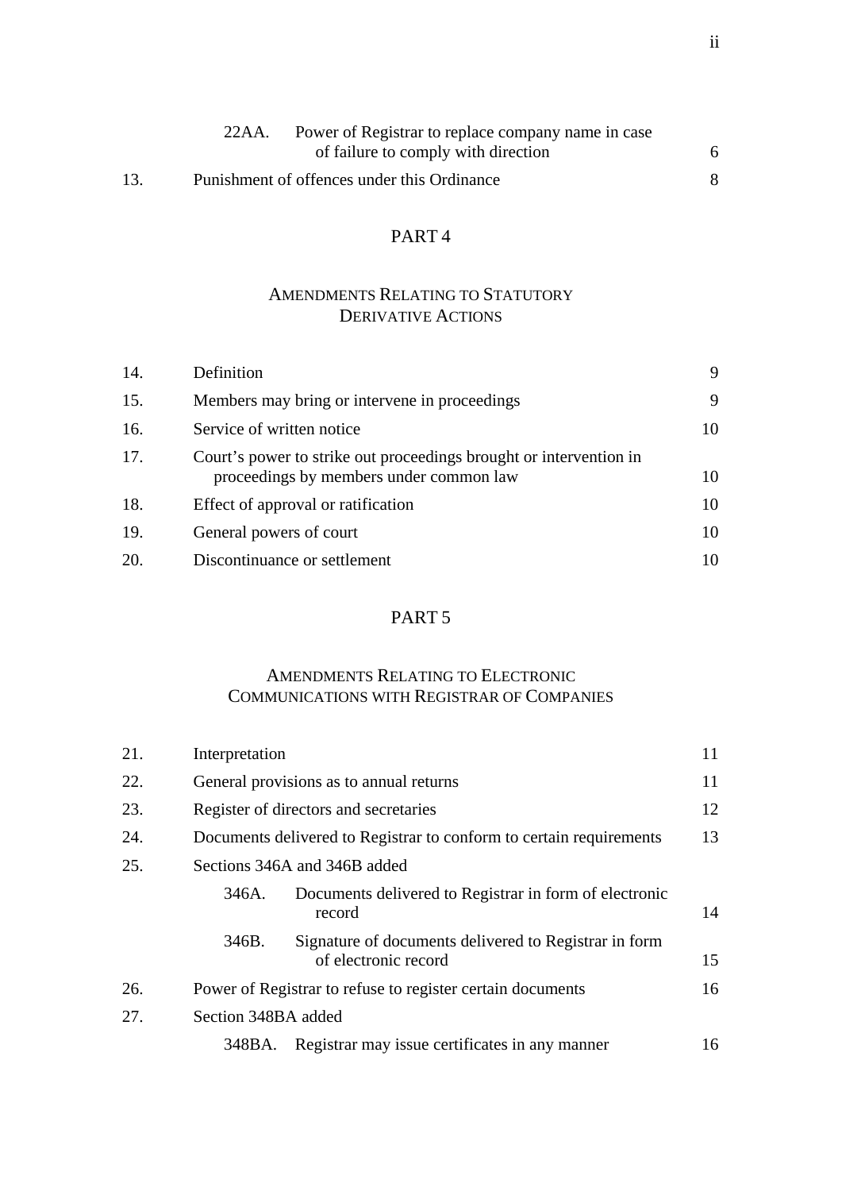| | | |
|---|---|---|
| | 22AA. Power of Registrar to replace company name in case of failure to comply with direction | 6 |
| 13. | Punishment of offences under this Ordinance | 8 |

## PART 4

### AMENDMENTS RELATING TO STATUTORY DERIVATIVE ACTIONS

| | | |
|---|---|---|
| 14. | Definition | 9 |
| 15. | Members may bring or intervene in proceedings | 9 |
| 16. | Service of written notice | 10 |
| 17. | Court's power to strike out proceedings brought or intervention in proceedings by members under common law | 10 |
| 18. | Effect of approval or ratification | 10 |
| 19. | General powers of court | 10 |
| 20. | Discontinuance or settlement | 10 |

## PART 5

### AMENDMENTS RELATING TO ELECTRONIC COMMUNICATIONS WITH REGISTRAR OF COMPANIES

| | | |
|---|---|---|
| 21. | Interpretation | 11 |
| 22. | General provisions as to annual returns | 11 |
| 23. | Register of directors and secretaries | 12 |
| 24. | Documents delivered to Registrar to conform to certain requirements | 13 |
| 25. | Sections 346A and 346B added | |
| | 346A. Documents delivered to Registrar in form of electronic record | 14 |
| | 346B. Signature of documents delivered to Registrar in form of electronic record | 15 |
| 26. | Power of Registrar to refuse to register certain documents | 16 |
| 27. | Section 348BA added | |
| | 348BA. Registrar may issue certificates in any manner | 16 |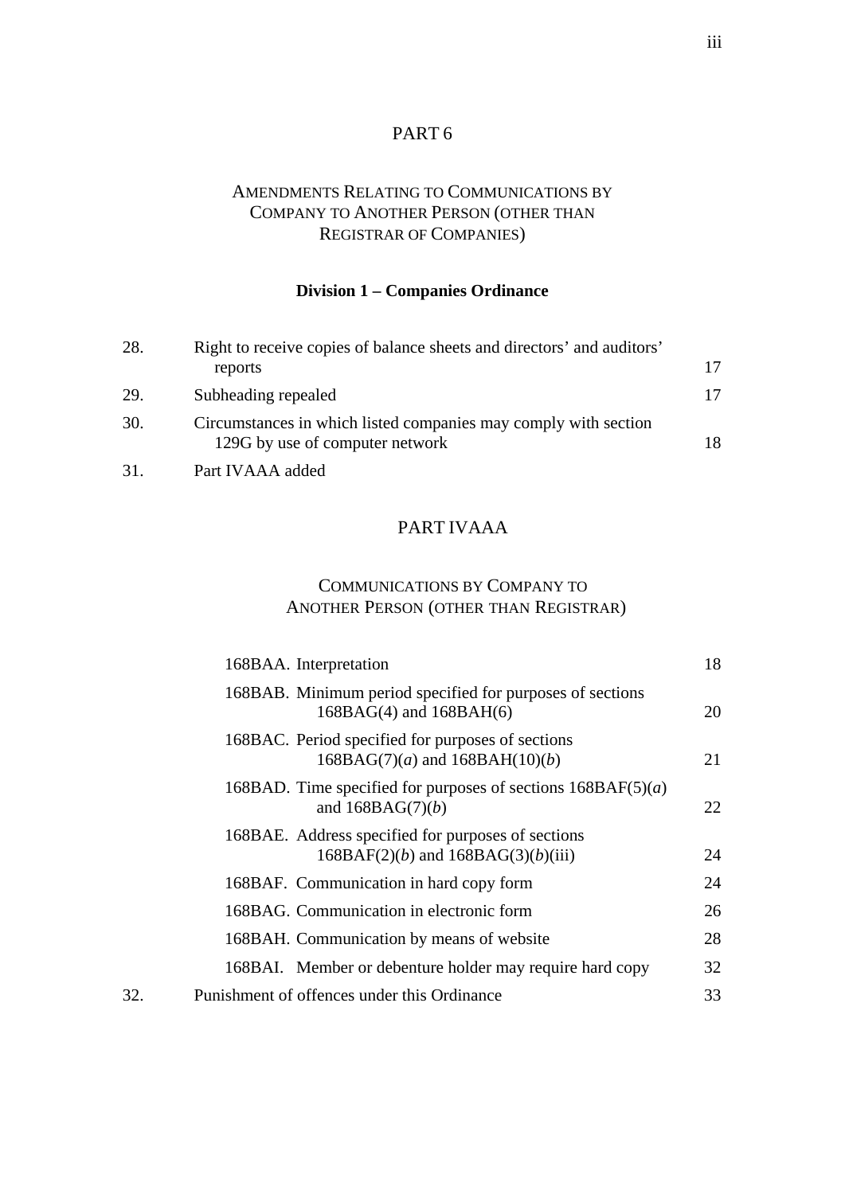## PART 6

## AMENDMENTS RELATING TO COMMUNICATIONS BY COMPANY TO ANOTHER PERSON (OTHER THAN REGISTRAR OF COMPANIES)

### Division 1 – Companies Ordinance

| | | |
|---|---|---|
| 28. | Right to receive copies of balance sheets and directors' and auditors' reports | 17 |
| 29. | Subheading repealed | 17 |
| 30. | Circumstances in which listed companies may comply with section 129G by use of computer network | 18 |
| 31. | Part IVAAA added | |

## PART IVAAA

## COMMUNICATIONS BY COMPANY TO ANOTHER PERSON (OTHER THAN REGISTRAR)

| | | |
|---|---|---|
| 168BAA. | Interpretation | 18 |
| 168BAB. | Minimum period specified for purposes of sections 168BAG(4) and 168BAH(6) | 20 |
| 168BAC. | Period specified for purposes of sections 168BAG(7)(*a*) and 168BAH(10)(*b*) | 21 |
| 168BAD. | Time specified for purposes of sections 168BAF(5)(*a*) and 168BAG(7)(*b*) | 22 |
| 168BAE. | Address specified for purposes of sections 168BAF(2)(*b*) and 168BAG(3)(*b*)(iii) | 24 |
| 168BAF. | Communication in hard copy form | 24 |
| 168BAG. | Communication in electronic form | 26 |
| 168BAH. | Communication by means of website | 28 |
| 168BAI. | Member or debenture holder may require hard copy | 32 |

| | | |
|---|---|---|
| 32. | Punishment of offences under this Ordinance | 33 |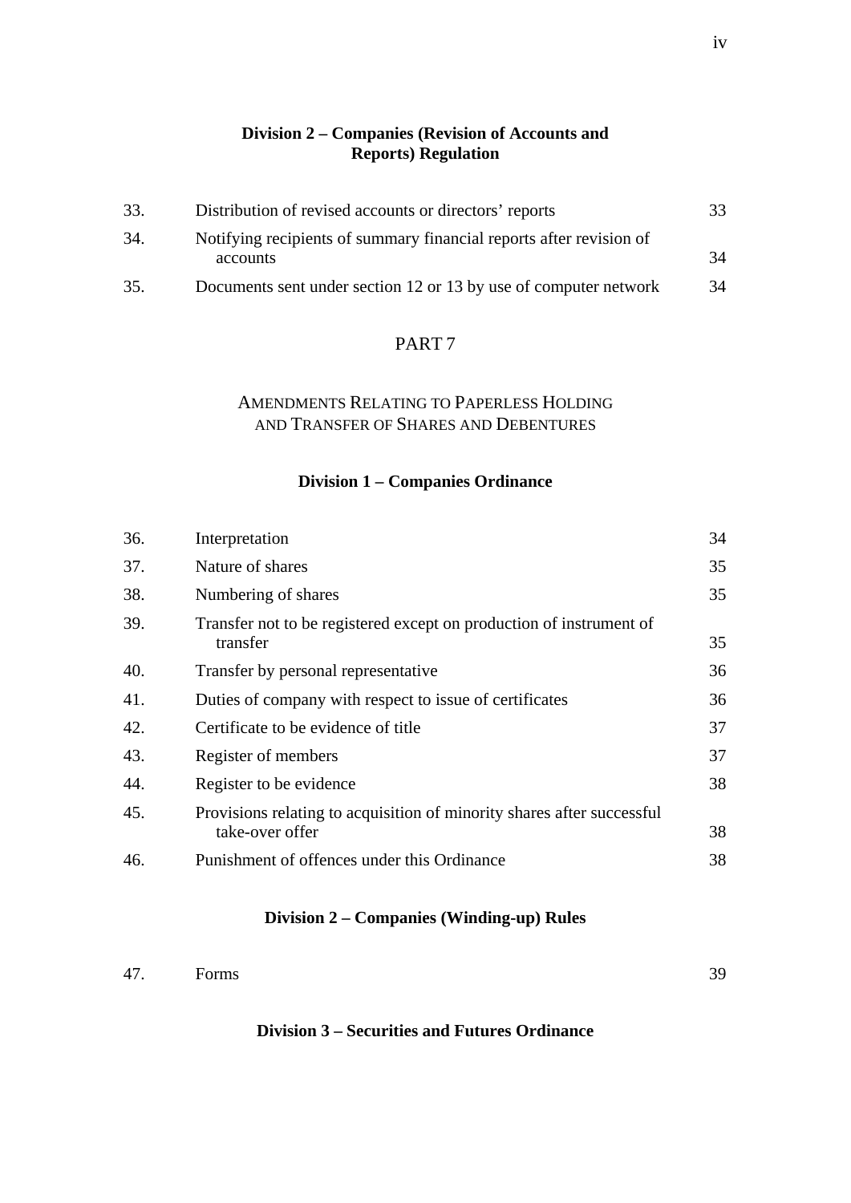### Division 2 – Companies (Revision of Accounts and Reports) Regulation

| | | |
|---|---|---|
| 33. | Distribution of revised accounts or directors' reports | 33 |
| 34. | Notifying recipients of summary financial reports after revision of accounts | 34 |
| 35. | Documents sent under section 12 or 13 by use of computer network | 34 |

## PART 7

## AMENDMENTS RELATING TO PAPERLESS HOLDING AND TRANSFER OF SHARES AND DEBENTURES

### Division 1 – Companies Ordinance

| | | |
|---|---|---|
| 36. | Interpretation | 34 |
| 37. | Nature of shares | 35 |
| 38. | Numbering of shares | 35 |
| 39. | Transfer not to be registered except on production of instrument of transfer | 35 |
| 40. | Transfer by personal representative | 36 |
| 41. | Duties of company with respect to issue of certificates | 36 |
| 42. | Certificate to be evidence of title | 37 |
| 43. | Register of members | 37 |
| 44. | Register to be evidence | 38 |
| 45. | Provisions relating to acquisition of minority shares after successful take-over offer | 38 |
| 46. | Punishment of offences under this Ordinance | 38 |

### Division 2 – Companies (Winding-up) Rules

| | | |
|---|---|---|
| 47. | Forms | 39 |

### Division 3 – Securities and Futures Ordinance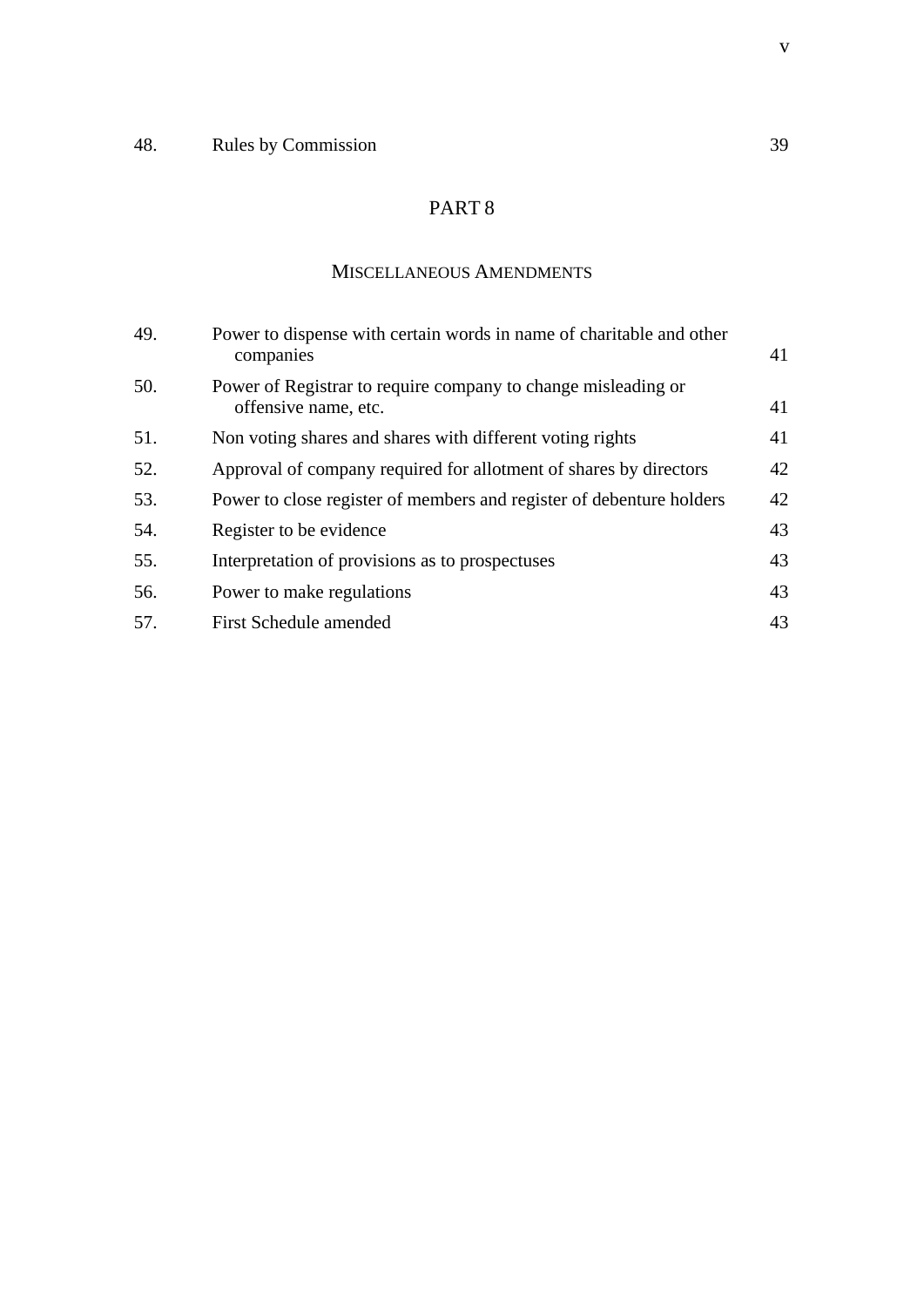| | | |
|---|---|---|
| 48. | Rules by Commission | 39 |

## PART 8

### MISCELLANEOUS AMENDMENTS

| | | |
|---|---|---|
| 49. | Power to dispense with certain words in name of charitable and other companies | 41 |
| 50. | Power of Registrar to require company to change misleading or offensive name, etc. | 41 |
| 51. | Non voting shares and shares with different voting rights | 41 |
| 52. | Approval of company required for allotment of shares by directors | 42 |
| 53. | Power to close register of members and register of debenture holders | 42 |
| 54. | Register to be evidence | 43 |
| 55. | Interpretation of provisions as to prospectuses | 43 |
| 56. | Power to make regulations | 43 |
| 57. | First Schedule amended | 43 |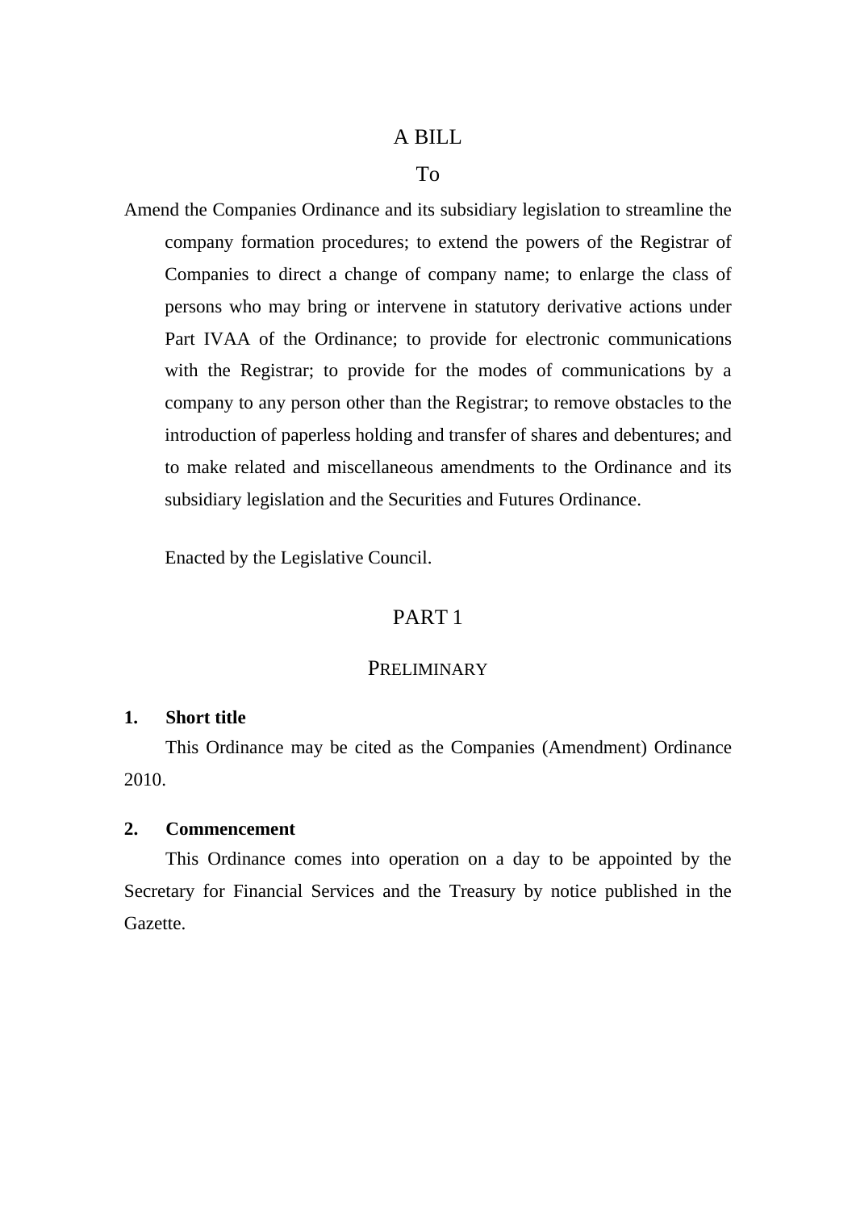A BILL

To

Amend the Companies Ordinance and its subsidiary legislation to streamline the company formation procedures; to extend the powers of the Registrar of Companies to direct a change of company name; to enlarge the class of persons who may bring or intervene in statutory derivative actions under Part IVAA of the Ordinance; to provide for electronic communications with the Registrar; to provide for the modes of communications by a company to any person other than the Registrar; to remove obstacles to the introduction of paperless holding and transfer of shares and debentures; and to make related and miscellaneous amendments to the Ordinance and its subsidiary legislation and the Securities and Futures Ordinance.

Enacted by the Legislative Council.

# PART 1

## PRELIMINARY

**1. Short title**

This Ordinance may be cited as the Companies (Amendment) Ordinance 2010.

**2. Commencement**

This Ordinance comes into operation on a day to be appointed by the Secretary for Financial Services and the Treasury by notice published in the Gazette.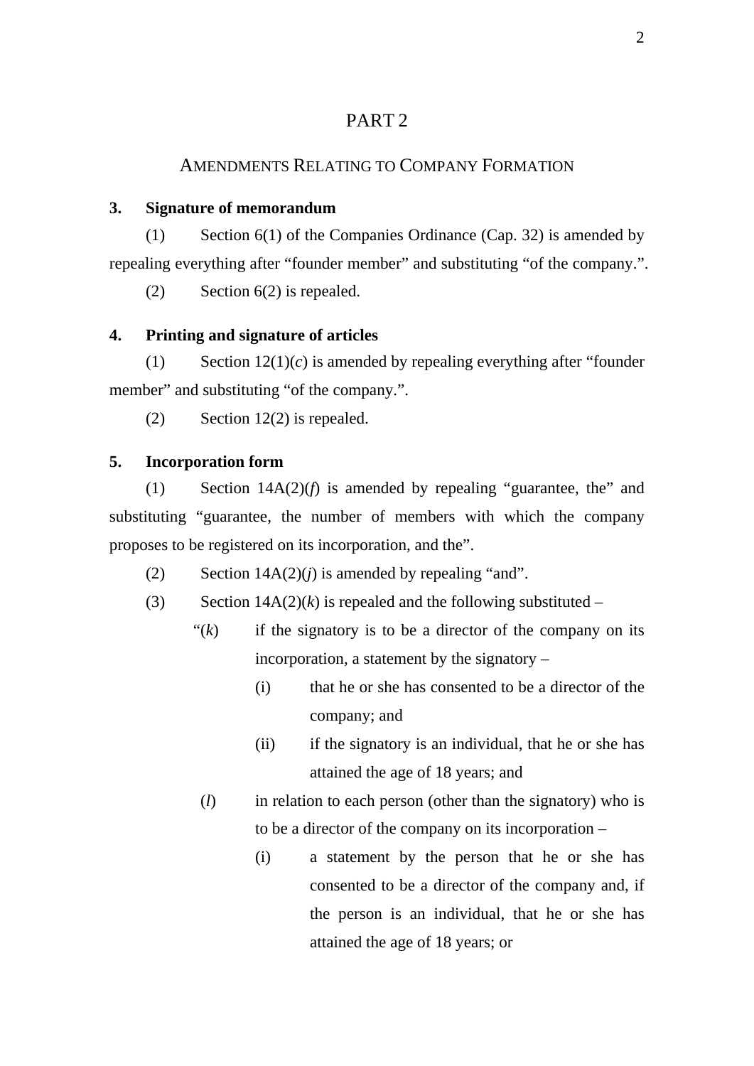# PART 2

## AMENDMENTS RELATING TO COMPANY FORMATION

**3. Signature of memorandum**

(1) Section 6(1) of the Companies Ordinance (Cap. 32) is amended by repealing everything after "founder member" and substituting "of the company.".

(2) Section 6(2) is repealed.

**4. Printing and signature of articles**

(1) Section 12(1)(*c*) is amended by repealing everything after "founder member" and substituting "of the company.".

(2) Section 12(2) is repealed.

**5. Incorporation form**

(1) Section 14A(2)(*f*) is amended by repealing "guarantee, the" and substituting "guarantee, the number of members with which the company proposes to be registered on its incorporation, and the".

(2) Section 14A(2)(*j*) is amended by repealing "and".

(3) Section 14A(2)(*k*) is repealed and the following substituted –

"(*k*) if the signatory is to be a director of the company on its incorporation, a statement by the signatory –

(i) that he or she has consented to be a director of the company; and

(ii) if the signatory is an individual, that he or she has attained the age of 18 years; and

(*l*) in relation to each person (other than the signatory) who is to be a director of the company on its incorporation –

(i) a statement by the person that he or she has consented to be a director of the company and, if the person is an individual, that he or she has attained the age of 18 years; or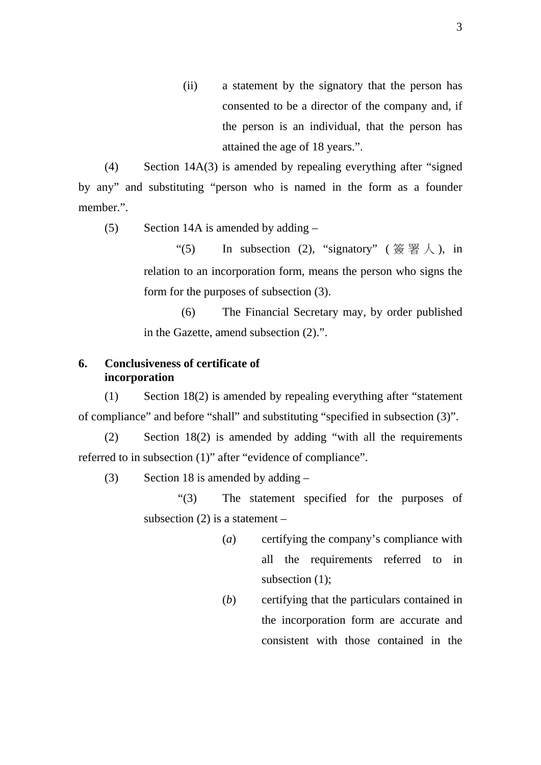(ii) a statement by the signatory that the person has consented to be a director of the company and, if the person is an individual, that the person has attained the age of 18 years.”.

(4) Section 14A(3) is amended by repealing everything after “signed by any” and substituting “person who is named in the form as a founder member.”.

(5) Section 14A is amended by adding –

“(5) In subsection (2), “signatory” (簽署人), in relation to an incorporation form, means the person who signs the form for the purposes of subsection (3).

(6) The Financial Secretary may, by order published in the Gazette, amend subsection (2).”.

**6. Conclusiveness of certificate of incorporation**

(1) Section 18(2) is amended by repealing everything after “statement of compliance” and before “shall” and substituting “specified in subsection (3)”.

(2) Section 18(2) is amended by adding “with all the requirements referred to in subsection (1)” after “evidence of compliance”.

(3) Section 18 is amended by adding –

“(3) The statement specified for the purposes of subsection (2) is a statement –

(*a*) certifying the company’s compliance with all the requirements referred to in subsection (1);

(*b*) certifying that the particulars contained in the incorporation form are accurate and consistent with those contained in the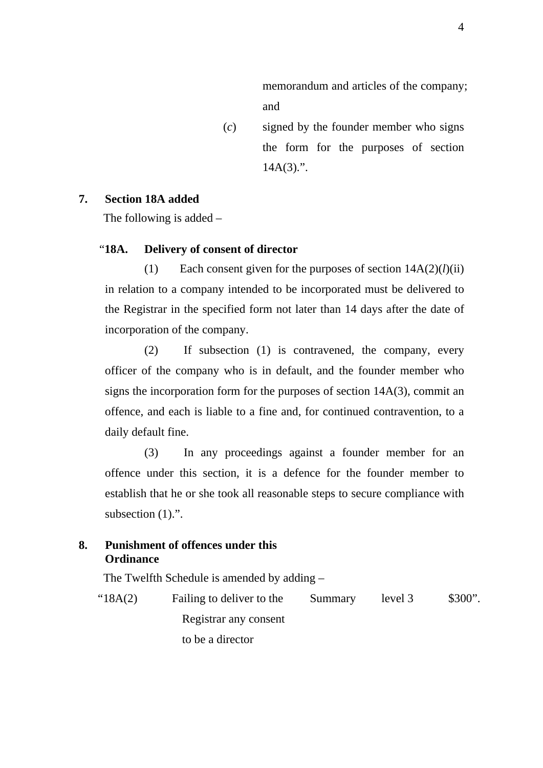memorandum and articles of the company; and

(*c*) signed by the founder member who signs the form for the purposes of section 14A(3).".

**7. Section 18A added**

The following is added –

"**18A. Delivery of consent of director**

(1) Each consent given for the purposes of section 14A(2)(*l*)(ii) in relation to a company intended to be incorporated must be delivered to the Registrar in the specified form not later than 14 days after the date of incorporation of the company.

(2) If subsection (1) is contravened, the company, every officer of the company who is in default, and the founder member who signs the incorporation form for the purposes of section 14A(3), commit an offence, and each is liable to a fine and, for continued contravention, to a daily default fine.

(3) In any proceedings against a founder member for an offence under this section, it is a defence for the founder member to establish that he or she took all reasonable steps to secure compliance with subsection (1).".

**8. Punishment of offences under this Ordinance**

The Twelfth Schedule is amended by adding –

| | | | | |
|---|---|---|---|---|
| "18A(2) | Failing to deliver to the Registrar any consent to be a director | Summary | level 3 | $300". |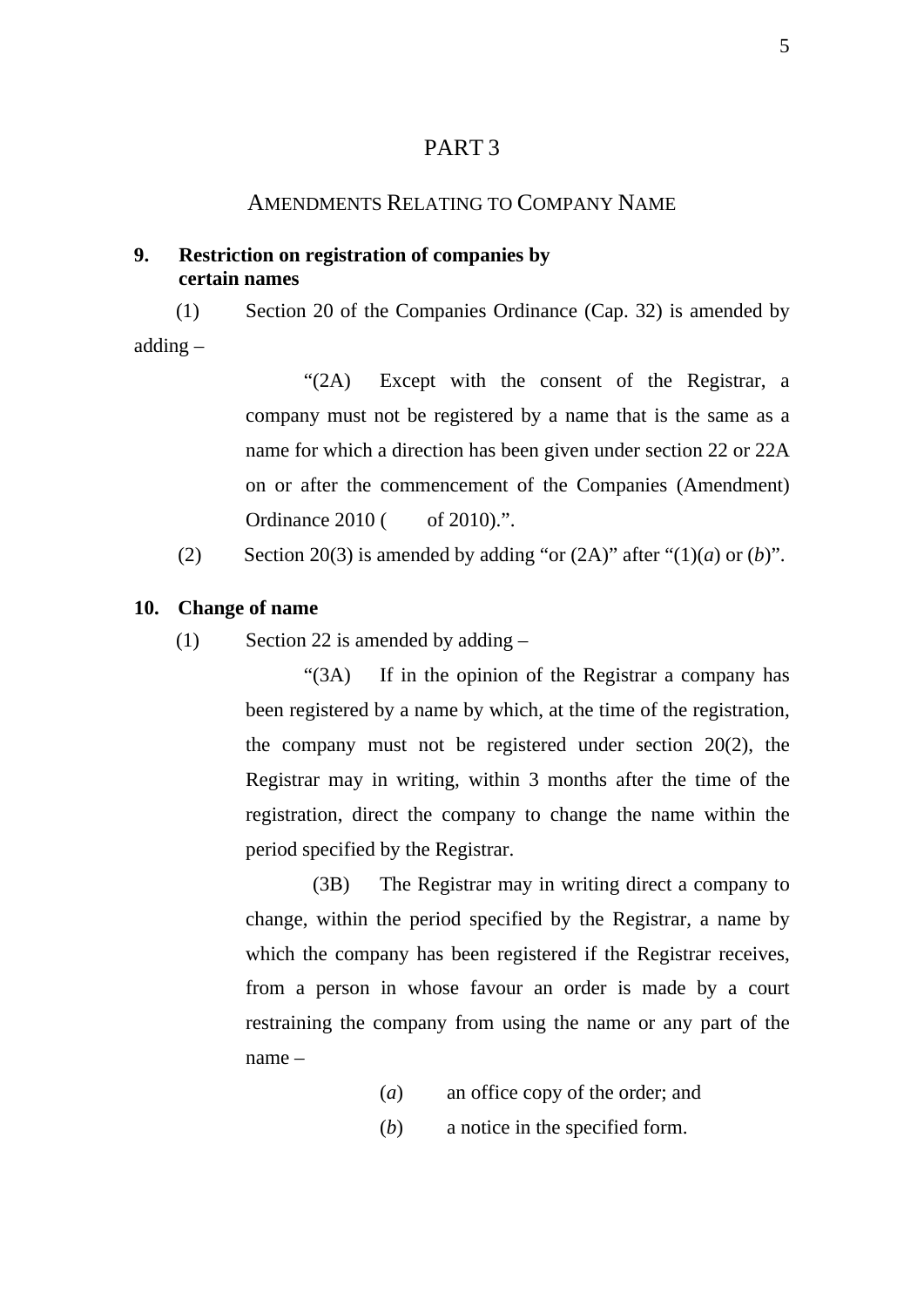# PART 3

## AMENDMENTS RELATING TO COMPANY NAME

**9. Restriction on registration of companies by certain names**

(1) Section 20 of the Companies Ordinance (Cap. 32) is amended by adding –

"(2A) Except with the consent of the Registrar, a company must not be registered by a name that is the same as a name for which a direction has been given under section 22 or 22A on or after the commencement of the Companies (Amendment) Ordinance 2010 (  of 2010).".

(2) Section 20(3) is amended by adding "or (2A)" after "(1)(*a*) or (*b*)".

**10. Change of name**

(1) Section 22 is amended by adding –

"(3A) If in the opinion of the Registrar a company has been registered by a name by which, at the time of the registration, the company must not be registered under section 20(2), the Registrar may in writing, within 3 months after the time of the registration, direct the company to change the name within the period specified by the Registrar.

(3B) The Registrar may in writing direct a company to change, within the period specified by the Registrar, a name by which the company has been registered if the Registrar receives, from a person in whose favour an order is made by a court restraining the company from using the name or any part of the name –

(*a*) an office copy of the order; and

(*b*) a notice in the specified form.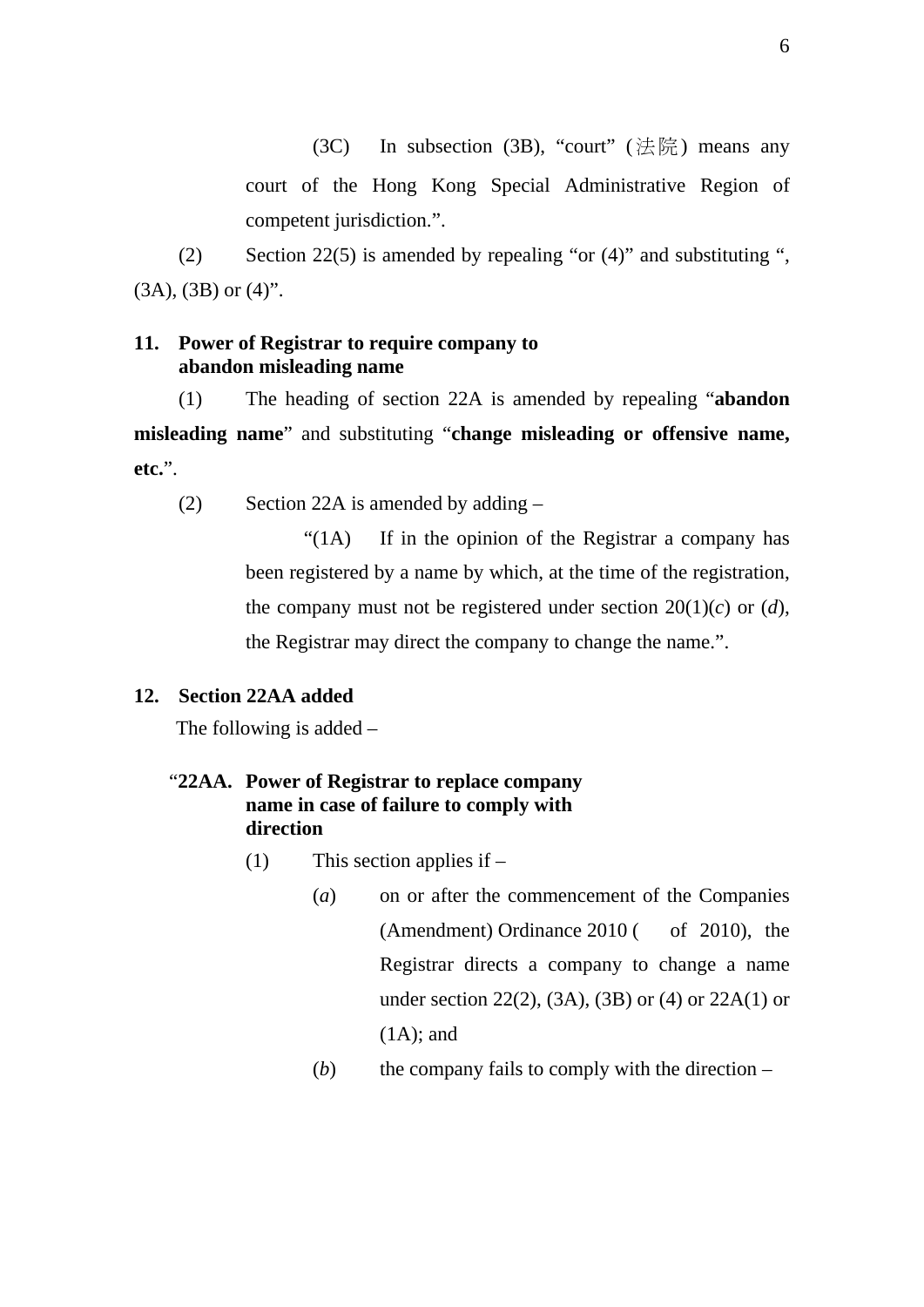(3C) In subsection (3B), “court” (法院) means any court of the Hong Kong Special Administrative Region of competent jurisdiction.”.

(2) Section 22(5) is amended by repealing “or (4)” and substituting “, (3A), (3B) or (4)”.

**11. Power of Registrar to require company to abandon misleading name**

(1) The heading of section 22A is amended by repealing “**abandon misleading name**” and substituting “**change misleading or offensive name, etc.**”.

(2) Section 22A is amended by adding –

“(1A) If in the opinion of the Registrar a company has been registered by a name by which, at the time of the registration, the company must not be registered under section 20(1)(*c*) or (*d*), the Registrar may direct the company to change the name.”.

**12. Section 22AA added**

The following is added –

“**22AA. Power of Registrar to replace company name in case of failure to comply with direction**

(1) This section applies if –

(*a*) on or after the commencement of the Companies (Amendment) Ordinance 2010 ( of 2010), the Registrar directs a company to change a name under section 22(2), (3A), (3B) or (4) or 22A(1) or (1A); and

(*b*) the company fails to comply with the direction –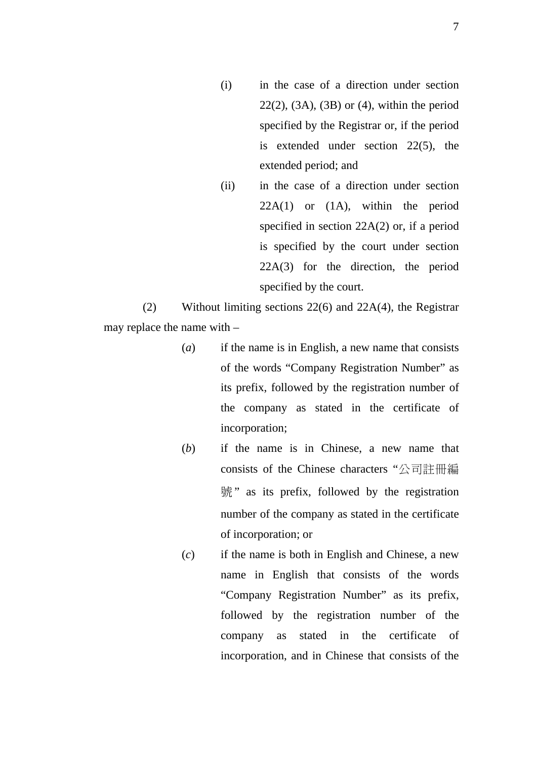(i) in the case of a direction under section 22(2), (3A), (3B) or (4), within the period specified by the Registrar or, if the period is extended under section 22(5), the extended period; and

(ii) in the case of a direction under section 22A(1) or (1A), within the period specified in section 22A(2) or, if a period is specified by the court under section 22A(3) for the direction, the period specified by the court.

(2) Without limiting sections 22(6) and 22A(4), the Registrar may replace the name with –

(*a*) if the name is in English, a new name that consists of the words "Company Registration Number" as its prefix, followed by the registration number of the company as stated in the certificate of incorporation;

(*b*) if the name is in Chinese, a new name that consists of the Chinese characters "公司註冊編號" as its prefix, followed by the registration number of the company as stated in the certificate of incorporation; or

(*c*) if the name is both in English and Chinese, a new name in English that consists of the words "Company Registration Number" as its prefix, followed by the registration number of the company as stated in the certificate of incorporation, and in Chinese that consists of the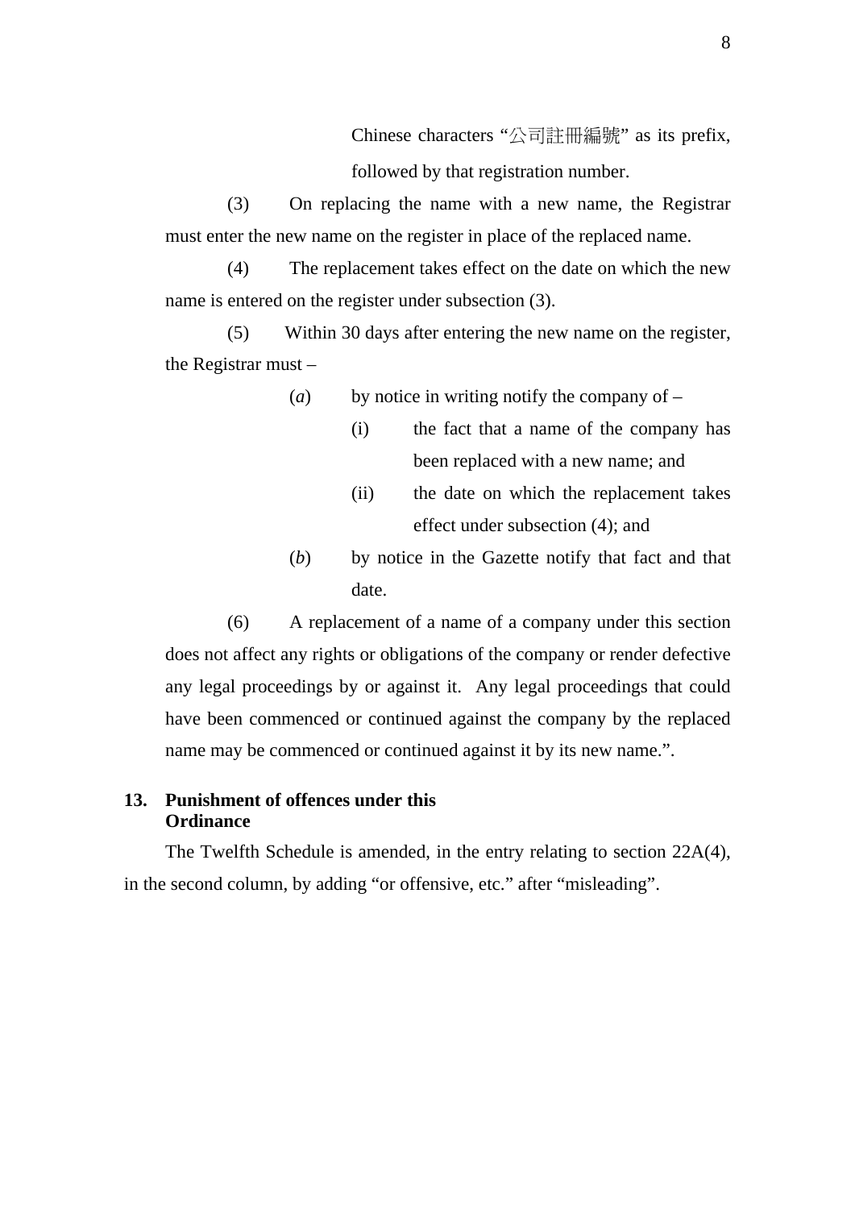Chinese characters "公司註冊編號" as its prefix, followed by that registration number.

(3) On replacing the name with a new name, the Registrar must enter the new name on the register in place of the replaced name.

(4) The replacement takes effect on the date on which the new name is entered on the register under subsection (3).

(5) Within 30 days after entering the new name on the register, the Registrar must –

(*a*) by notice in writing notify the company of –

(i) the fact that a name of the company has been replaced with a new name; and

(ii) the date on which the replacement takes effect under subsection (4); and

(*b*) by notice in the Gazette notify that fact and that date.

(6) A replacement of a name of a company under this section does not affect any rights or obligations of the company or render defective any legal proceedings by or against it. Any legal proceedings that could have been commenced or continued against the company by the replaced name may be commenced or continued against it by its new name.".

**13. Punishment of offences under this Ordinance**

The Twelfth Schedule is amended, in the entry relating to section 22A(4), in the second column, by adding "or offensive, etc." after "misleading".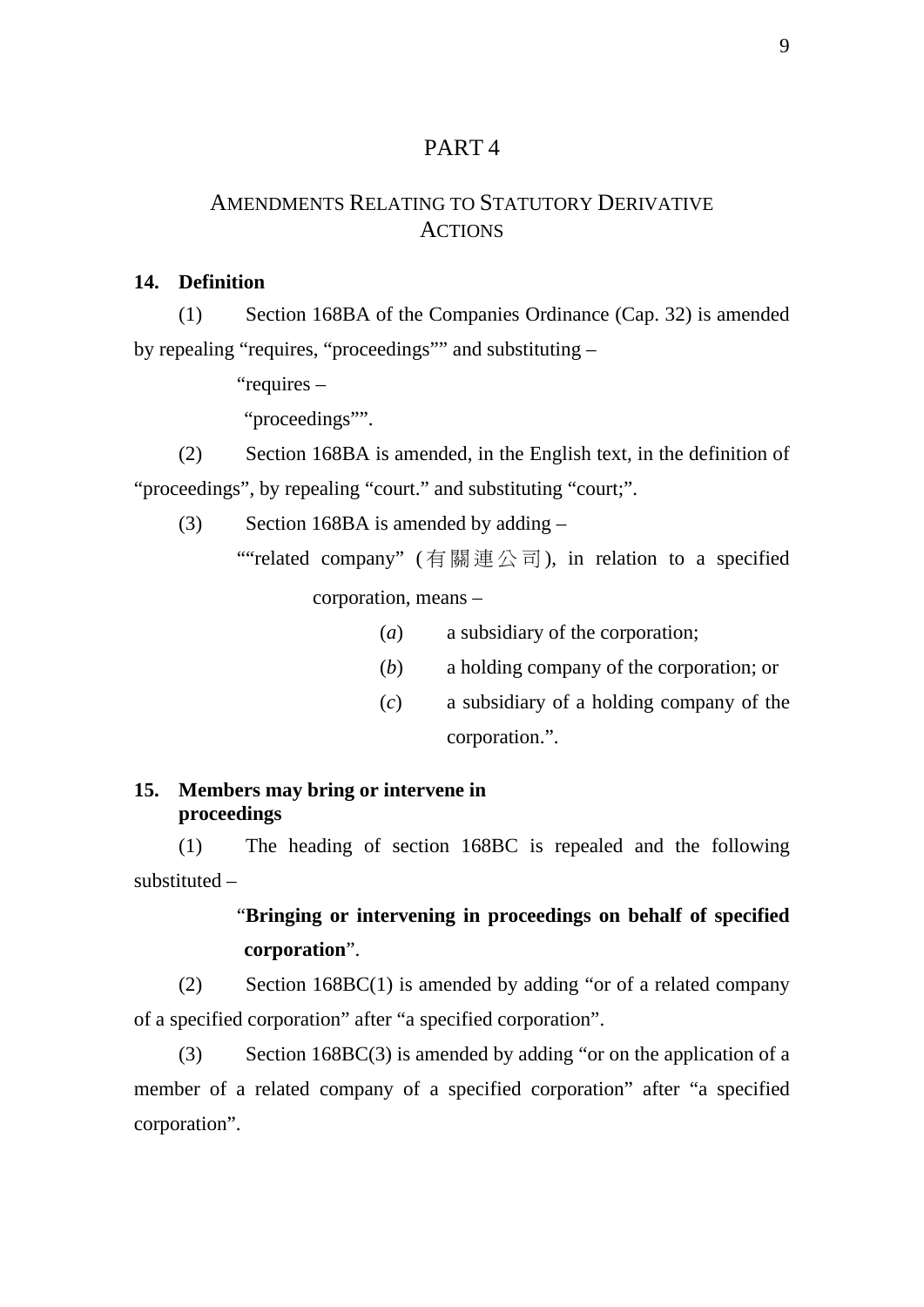# PART 4

## AMENDMENTS RELATING TO STATUTORY DERIVATIVE ACTIONS

**14. Definition**

(1) Section 168BA of the Companies Ordinance (Cap. 32) is amended by repealing "requires, "proceedings"" and substituting –

"requires –

"proceedings"".

(2) Section 168BA is amended, in the English text, in the definition of "proceedings", by repealing "court." and substituting "court;".

(3) Section 168BA is amended by adding –

""related company" (有關連公司), in relation to a specified corporation, means –

(*a*) a subsidiary of the corporation;

(*b*) a holding company of the corporation; or

(*c*) a subsidiary of a holding company of the corporation.".

**15. Members may bring or intervene in proceedings**

(1) The heading of section 168BC is repealed and the following substituted –

"**Bringing or intervening in proceedings on behalf of specified corporation**".

(2) Section 168BC(1) is amended by adding "or of a related company of a specified corporation" after "a specified corporation".

(3) Section 168BC(3) is amended by adding "or on the application of a member of a related company of a specified corporation" after "a specified corporation".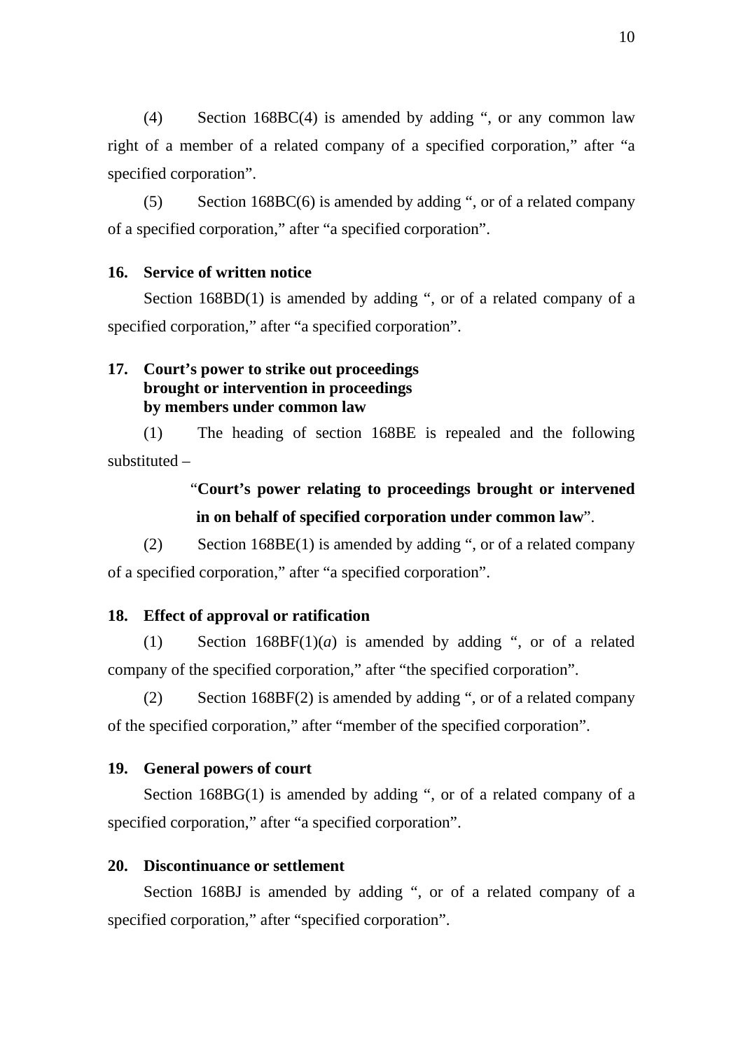(4) Section 168BC(4) is amended by adding ", or any common law right of a member of a related company of a specified corporation," after "a specified corporation".

(5) Section 168BC(6) is amended by adding ", or of a related company of a specified corporation," after "a specified corporation".

**16. Service of written notice**

Section 168BD(1) is amended by adding ", or of a related company of a specified corporation," after "a specified corporation".

**17. Court's power to strike out proceedings brought or intervention in proceedings by members under common law**

(1) The heading of section 168BE is repealed and the following substituted –

"**Court's power relating to proceedings brought or intervened in on behalf of specified corporation under common law**".

(2) Section 168BE(1) is amended by adding ", or of a related company of a specified corporation," after "a specified corporation".

**18. Effect of approval or ratification**

(1) Section 168BF(1)(*a*) is amended by adding ", or of a related company of the specified corporation," after "the specified corporation".

(2) Section 168BF(2) is amended by adding ", or of a related company of the specified corporation," after "member of the specified corporation".

**19. General powers of court**

Section 168BG(1) is amended by adding ", or of a related company of a specified corporation," after "a specified corporation".

**20. Discontinuance or settlement**

Section 168BJ is amended by adding ", or of a related company of a specified corporation," after "specified corporation".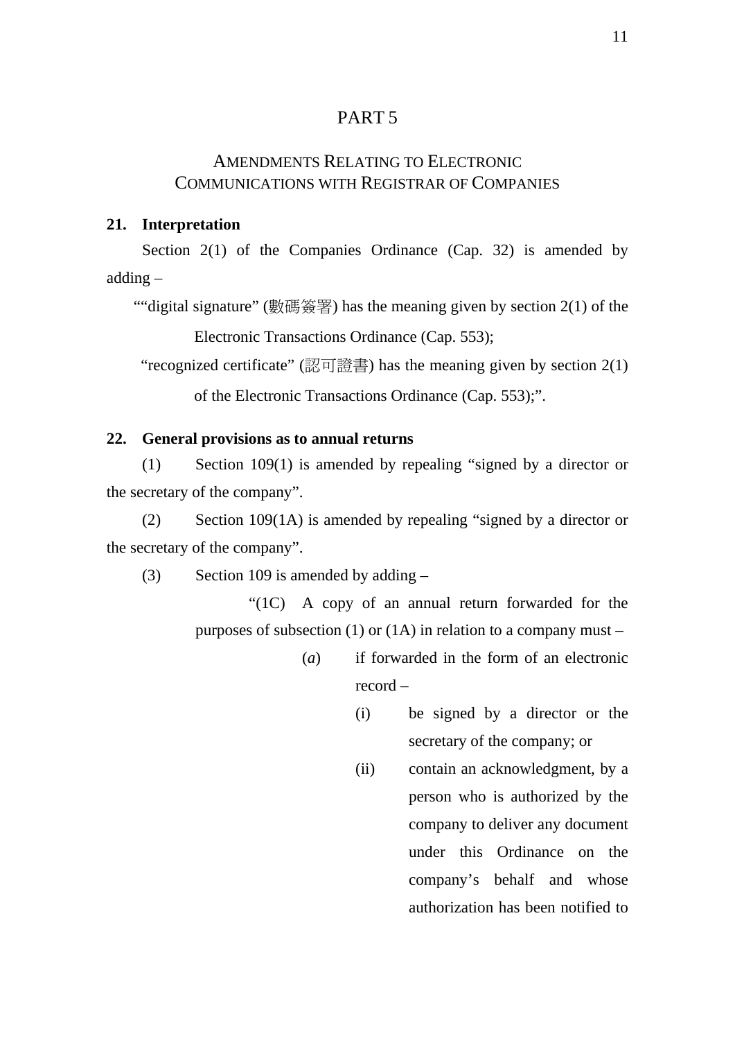# PART 5

## AMENDMENTS RELATING TO ELECTRONIC COMMUNICATIONS WITH REGISTRAR OF COMPANIES

### 21. Interpretation

Section 2(1) of the Companies Ordinance (Cap. 32) is amended by adding –

""digital signature" (數碼簽署) has the meaning given by section 2(1) of the Electronic Transactions Ordinance (Cap. 553);

"recognized certificate" (認可證書) has the meaning given by section 2(1) of the Electronic Transactions Ordinance (Cap. 553);".

### 22. General provisions as to annual returns

(1) Section 109(1) is amended by repealing "signed by a director or the secretary of the company".

(2) Section 109(1A) is amended by repealing "signed by a director or the secretary of the company".

(3) Section 109 is amended by adding –

"(1C) A copy of an annual return forwarded for the purposes of subsection (1) or (1A) in relation to a company must –

(*a*) if forwarded in the form of an electronic record –

(i) be signed by a director or the secretary of the company; or

(ii) contain an acknowledgment, by a person who is authorized by the company to deliver any document under this Ordinance on the company's behalf and whose authorization has been notified to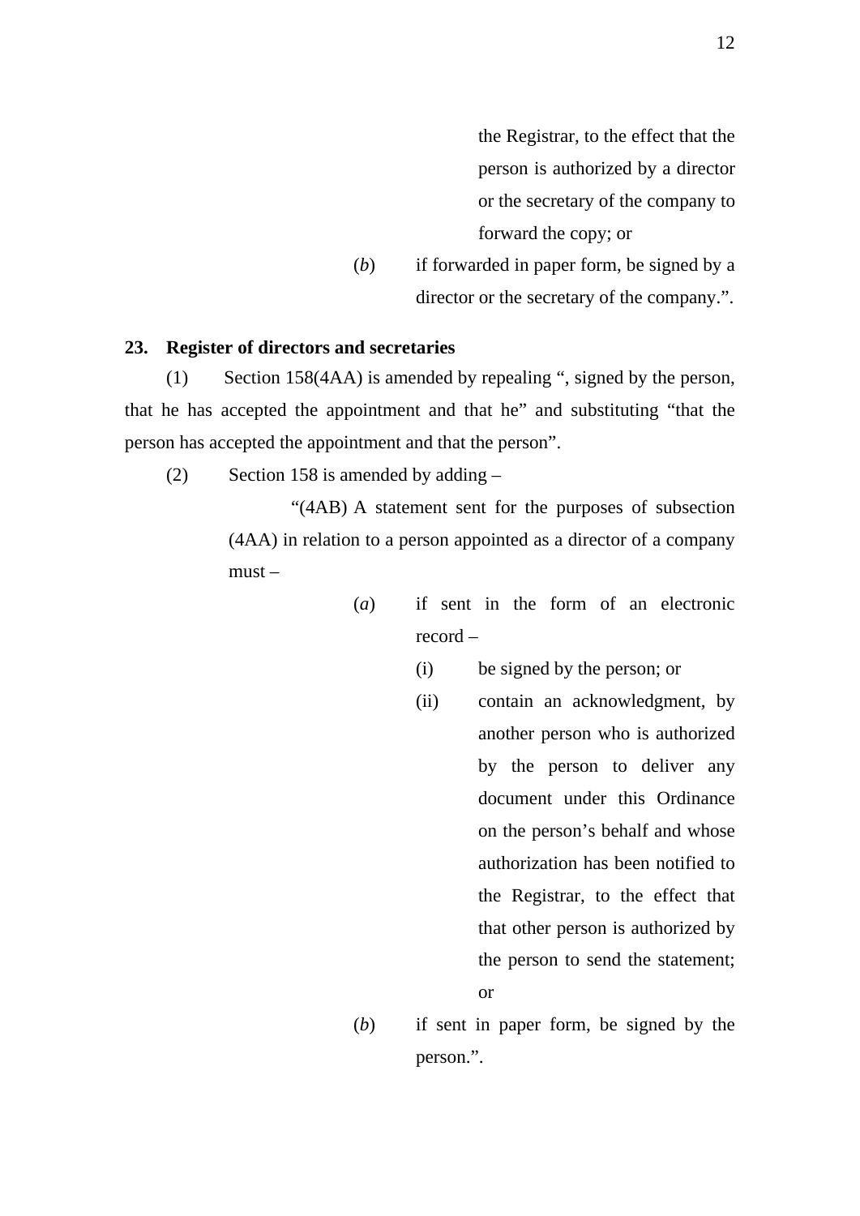the Registrar, to the effect that the person is authorized by a director or the secretary of the company to forward the copy; or

(*b*) if forwarded in paper form, be signed by a director or the secretary of the company.”.

**23. Register of directors and secretaries**

(1) Section 158(4AA) is amended by repealing “, signed by the person, that he has accepted the appointment and that he” and substituting “that the person has accepted the appointment and that the person”.

(2) Section 158 is amended by adding –

“(4AB) A statement sent for the purposes of subsection (4AA) in relation to a person appointed as a director of a company must –

(*a*) if sent in the form of an electronic record –

(i) be signed by the person; or

(ii) contain an acknowledgment, by another person who is authorized by the person to deliver any document under this Ordinance on the person’s behalf and whose authorization has been notified to the Registrar, to the effect that that other person is authorized by the person to send the statement; or

(*b*) if sent in paper form, be signed by the person.”.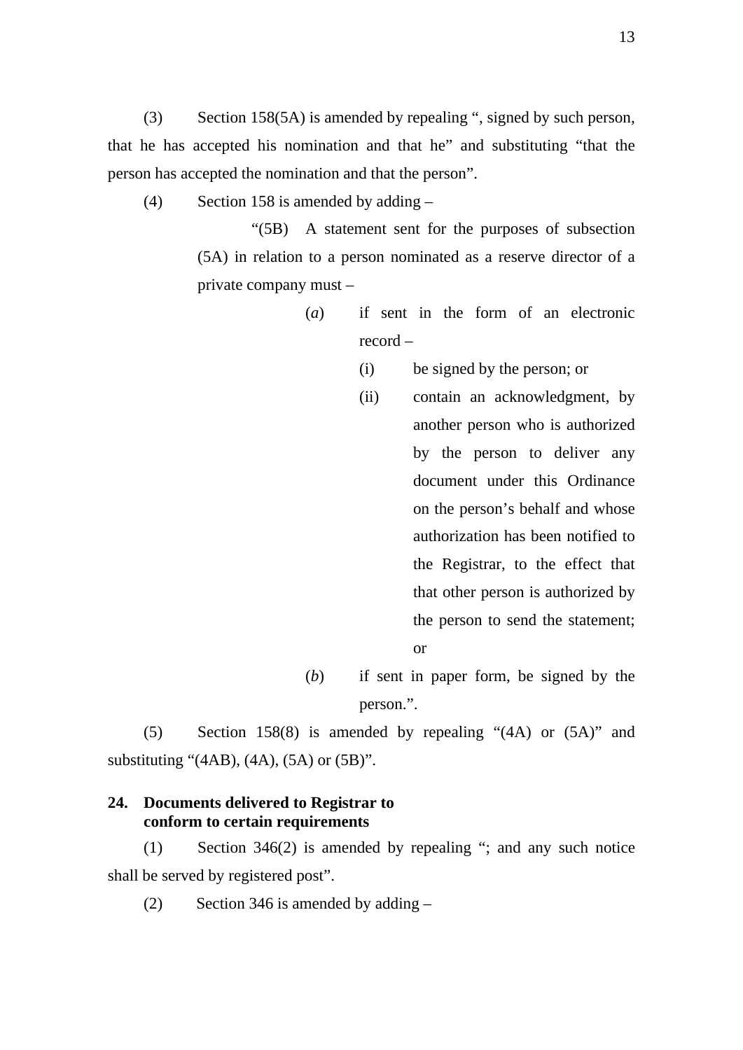(3) Section 158(5A) is amended by repealing “, signed by such person, that he has accepted his nomination and that he” and substituting “that the person has accepted the nomination and that the person”.

(4) Section 158 is amended by adding –

> “(5B) A statement sent for the purposes of subsection (5A) in relation to a person nominated as a reserve director of a private company must –
>
> (*a*) if sent in the form of an electronic record –
>
> (i) be signed by the person; or
>
> (ii) contain an acknowledgment, by another person who is authorized by the person to deliver any document under this Ordinance on the person’s behalf and whose authorization has been notified to the Registrar, to the effect that that other person is authorized by the person to send the statement; or
>
> (*b*) if sent in paper form, be signed by the person.”.

(5) Section 158(8) is amended by repealing “(4A) or (5A)” and substituting “(4AB), (4A), (5A) or (5B)”.

**24. Documents delivered to Registrar to conform to certain requirements**

(1) Section 346(2) is amended by repealing “; and any such notice shall be served by registered post”.

(2) Section 346 is amended by adding –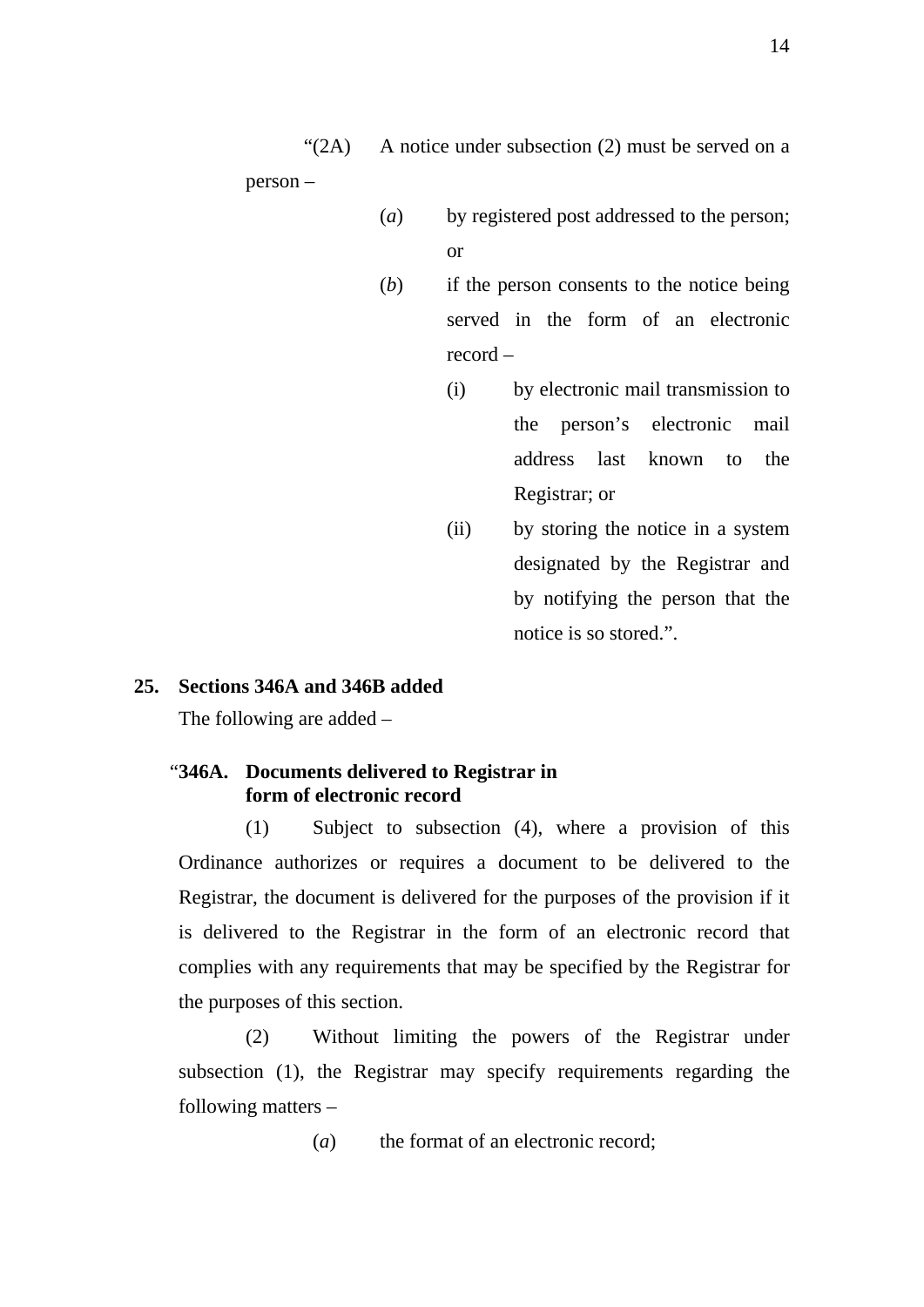"(2A) A notice under subsection (2) must be served on a person –

(*a*) by registered post addressed to the person; or

(*b*) if the person consents to the notice being served in the form of an electronic record –

(i) by electronic mail transmission to the person's electronic mail address last known to the Registrar; or

(ii) by storing the notice in a system designated by the Registrar and by notifying the person that the notice is so stored.".

**25. Sections 346A and 346B added**

The following are added –

"**346A. Documents delivered to Registrar in form of electronic record**

(1) Subject to subsection (4), where a provision of this Ordinance authorizes or requires a document to be delivered to the Registrar, the document is delivered for the purposes of the provision if it is delivered to the Registrar in the form of an electronic record that complies with any requirements that may be specified by the Registrar for the purposes of this section.

(2) Without limiting the powers of the Registrar under subsection (1), the Registrar may specify requirements regarding the following matters –

(*a*) the format of an electronic record;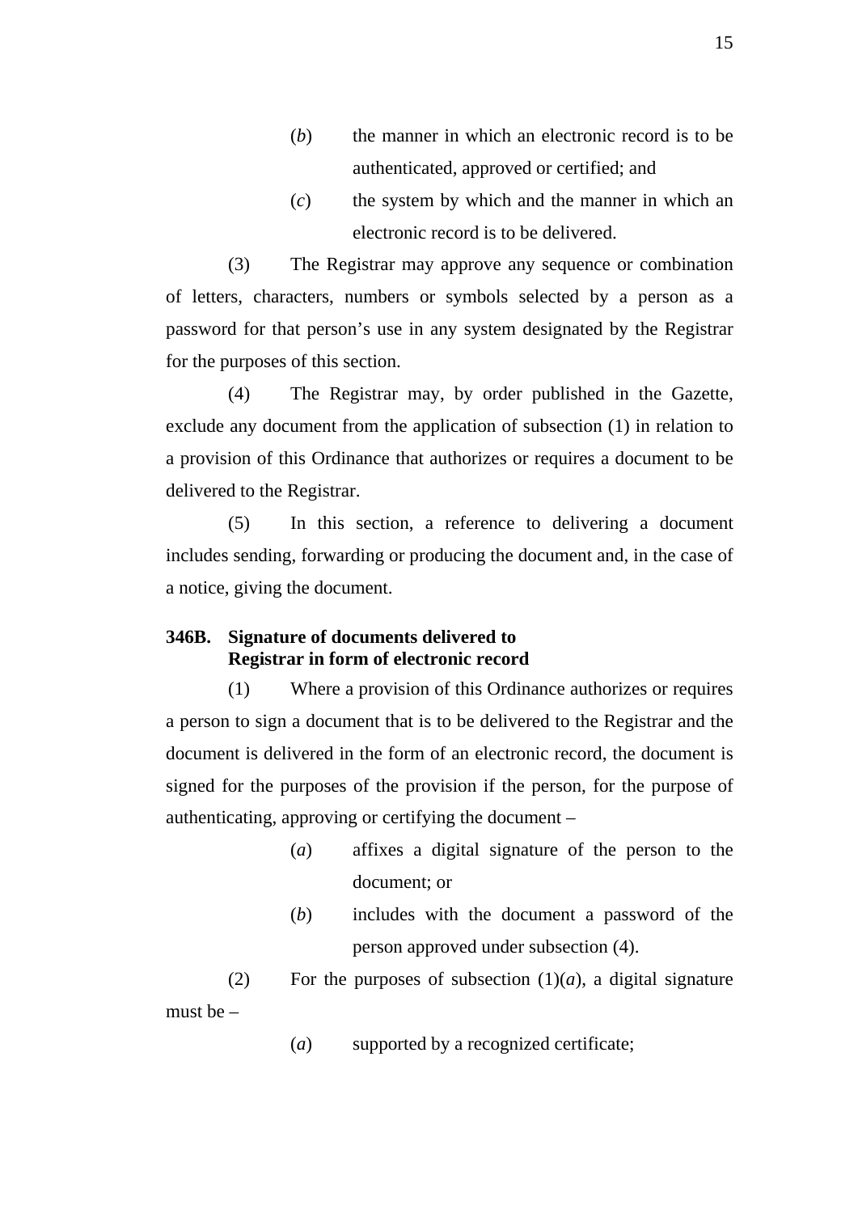(*b*) the manner in which an electronic record is to be authenticated, approved or certified; and

(*c*) the system by which and the manner in which an electronic record is to be delivered.

(3) The Registrar may approve any sequence or combination of letters, characters, numbers or symbols selected by a person as a password for that person's use in any system designated by the Registrar for the purposes of this section.

(4) The Registrar may, by order published in the Gazette, exclude any document from the application of subsection (1) in relation to a provision of this Ordinance that authorizes or requires a document to be delivered to the Registrar.

(5) In this section, a reference to delivering a document includes sending, forwarding or producing the document and, in the case of a notice, giving the document.

**346B. Signature of documents delivered to Registrar in form of electronic record**

(1) Where a provision of this Ordinance authorizes or requires a person to sign a document that is to be delivered to the Registrar and the document is delivered in the form of an electronic record, the document is signed for the purposes of the provision if the person, for the purpose of authenticating, approving or certifying the document –

(*a*) affixes a digital signature of the person to the document; or

(*b*) includes with the document a password of the person approved under subsection (4).

(2) For the purposes of subsection (1)(*a*), a digital signature must be –

(*a*) supported by a recognized certificate;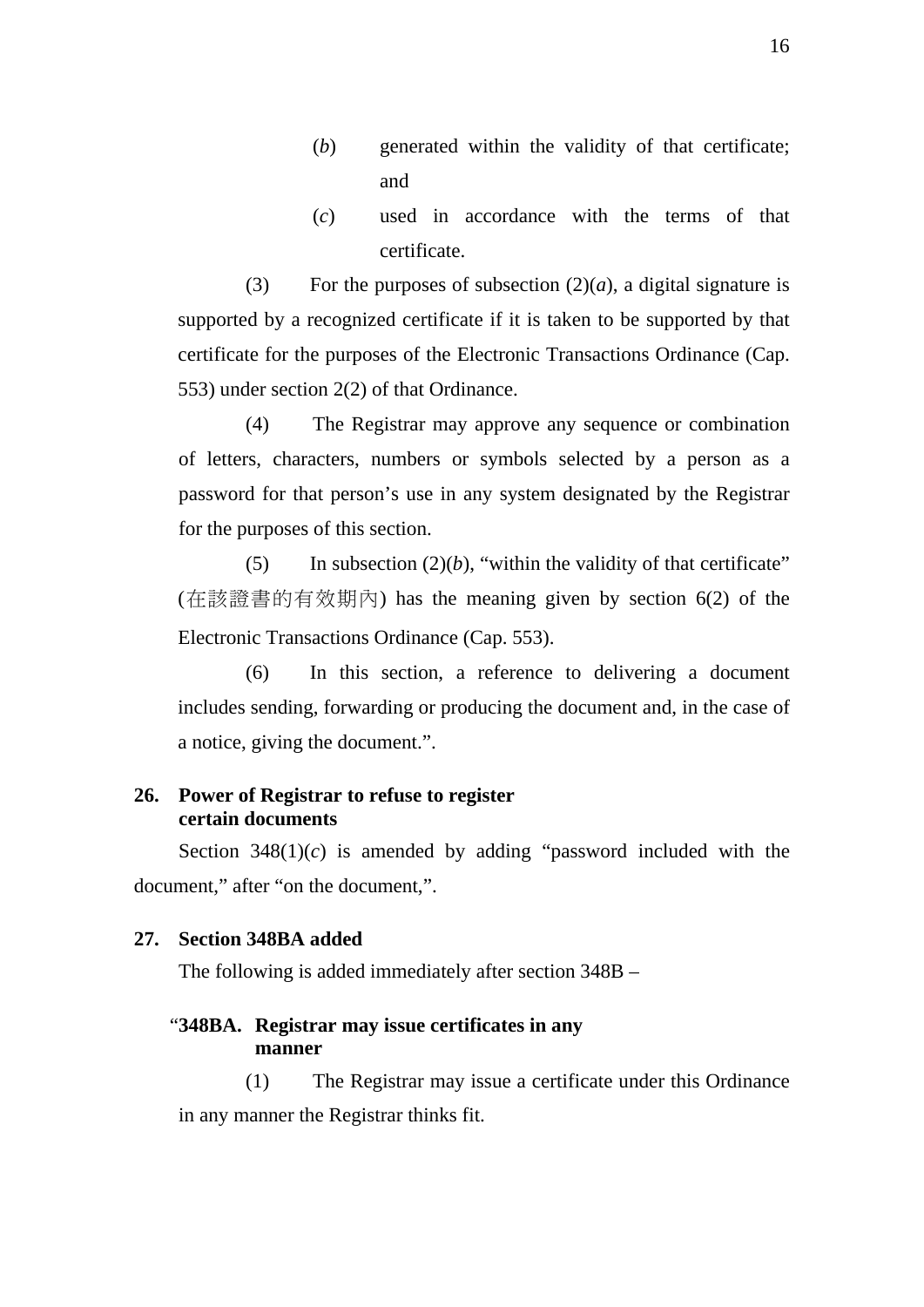(*b*) generated within the validity of that certificate; and

(*c*) used in accordance with the terms of that certificate.

(3) For the purposes of subsection (2)(*a*), a digital signature is supported by a recognized certificate if it is taken to be supported by that certificate for the purposes of the Electronic Transactions Ordinance (Cap. 553) under section 2(2) of that Ordinance.

(4) The Registrar may approve any sequence or combination of letters, characters, numbers or symbols selected by a person as a password for that person's use in any system designated by the Registrar for the purposes of this section.

(5) In subsection (2)(*b*), "within the validity of that certificate" (在該證書的有效期內) has the meaning given by section 6(2) of the Electronic Transactions Ordinance (Cap. 553).

(6) In this section, a reference to delivering a document includes sending, forwarding or producing the document and, in the case of a notice, giving the document.".

**26. Power of Registrar to refuse to register certain documents**

Section 348(1)(*c*) is amended by adding "password included with the document," after "on the document,".

**27. Section 348BA added**

The following is added immediately after section 348B –

"**348BA. Registrar may issue certificates in any manner**

(1) The Registrar may issue a certificate under this Ordinance in any manner the Registrar thinks fit.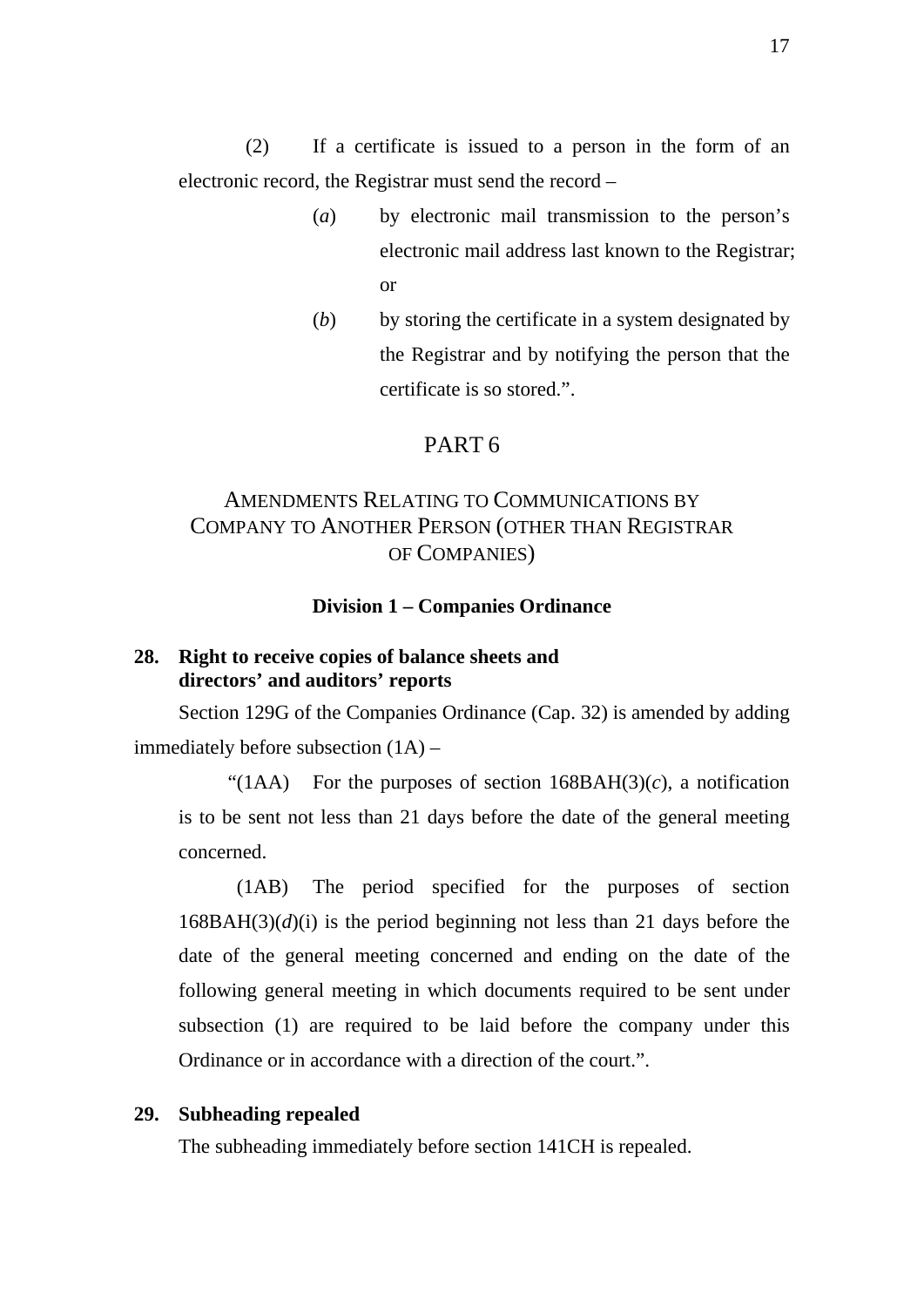(2) If a certificate is issued to a person in the form of an electronic record, the Registrar must send the record –

(*a*) by electronic mail transmission to the person's electronic mail address last known to the Registrar; or

(*b*) by storing the certificate in a system designated by the Registrar and by notifying the person that the certificate is so stored.".

# PART 6

## AMENDMENTS RELATING TO COMMUNICATIONS BY COMPANY TO ANOTHER PERSON (OTHER THAN REGISTRAR OF COMPANIES)

### Division 1 – Companies Ordinance

**28. Right to receive copies of balance sheets and directors' and auditors' reports**

Section 129G of the Companies Ordinance (Cap. 32) is amended by adding immediately before subsection (1A) –

"(1AA) For the purposes of section 168BAH(3)(*c*), a notification is to be sent not less than 21 days before the date of the general meeting concerned.

(1AB) The period specified for the purposes of section 168BAH(3)(*d*)(i) is the period beginning not less than 21 days before the date of the general meeting concerned and ending on the date of the following general meeting in which documents required to be sent under subsection (1) are required to be laid before the company under this Ordinance or in accordance with a direction of the court.".

**29. Subheading repealed**

The subheading immediately before section 141CH is repealed.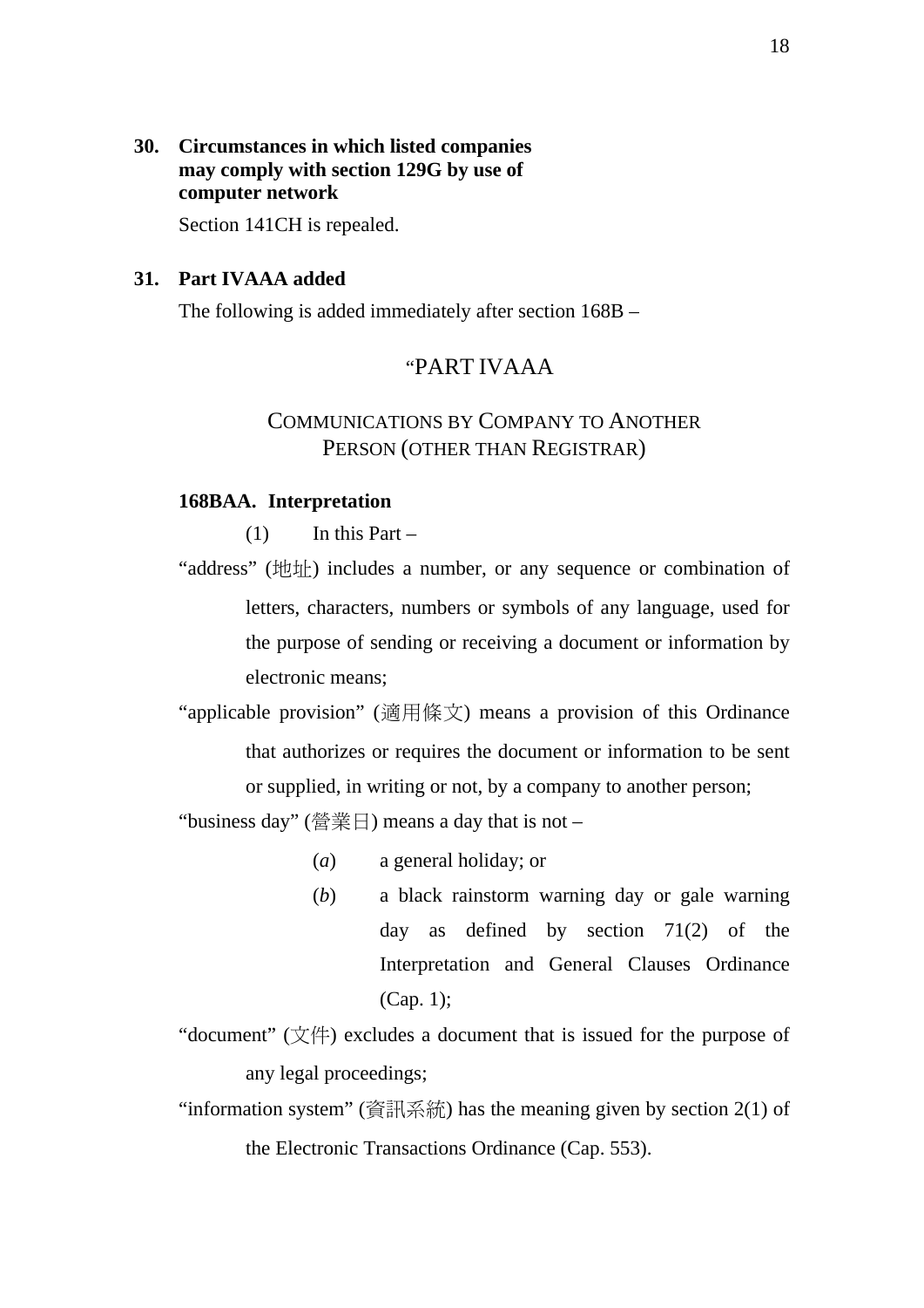**30. Circumstances in which listed companies may comply with section 129G by use of computer network**

Section 141CH is repealed.

**31. Part IVAAA added**

The following is added immediately after section 168B –

"PART IVAAA

COMMUNICATIONS BY COMPANY TO ANOTHER PERSON (OTHER THAN REGISTRAR)

**168BAA. Interpretation**

(1) In this Part –

"address" (地址) includes a number, or any sequence or combination of letters, characters, numbers or symbols of any language, used for the purpose of sending or receiving a document or information by electronic means;

"applicable provision" (適用條文) means a provision of this Ordinance that authorizes or requires the document or information to be sent or supplied, in writing or not, by a company to another person;

"business day" (營業日) means a day that is not –

(*a*) a general holiday; or

(*b*) a black rainstorm warning day or gale warning day as defined by section 71(2) of the Interpretation and General Clauses Ordinance (Cap. 1);

"document" (文件) excludes a document that is issued for the purpose of any legal proceedings;

"information system" (資訊系統) has the meaning given by section 2(1) of the Electronic Transactions Ordinance (Cap. 553).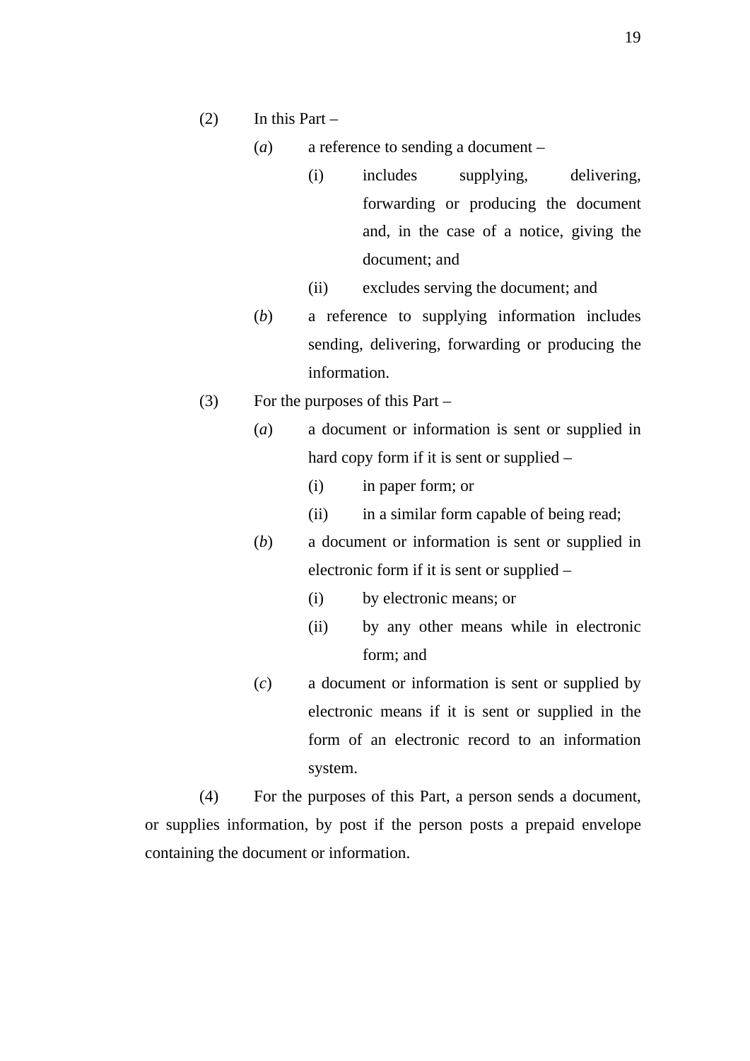(2) In this Part –

(*a*) a reference to sending a document –

(i) includes supplying, delivering, forwarding or producing the document and, in the case of a notice, giving the document; and

(ii) excludes serving the document; and

(*b*) a reference to supplying information includes sending, delivering, forwarding or producing the information.

(3) For the purposes of this Part –

(*a*) a document or information is sent or supplied in hard copy form if it is sent or supplied –

(i) in paper form; or

(ii) in a similar form capable of being read;

(*b*) a document or information is sent or supplied in electronic form if it is sent or supplied –

(i) by electronic means; or

(ii) by any other means while in electronic form; and

(*c*) a document or information is sent or supplied by electronic means if it is sent or supplied in the form of an electronic record to an information system.

(4) For the purposes of this Part, a person sends a document, or supplies information, by post if the person posts a prepaid envelope containing the document or information.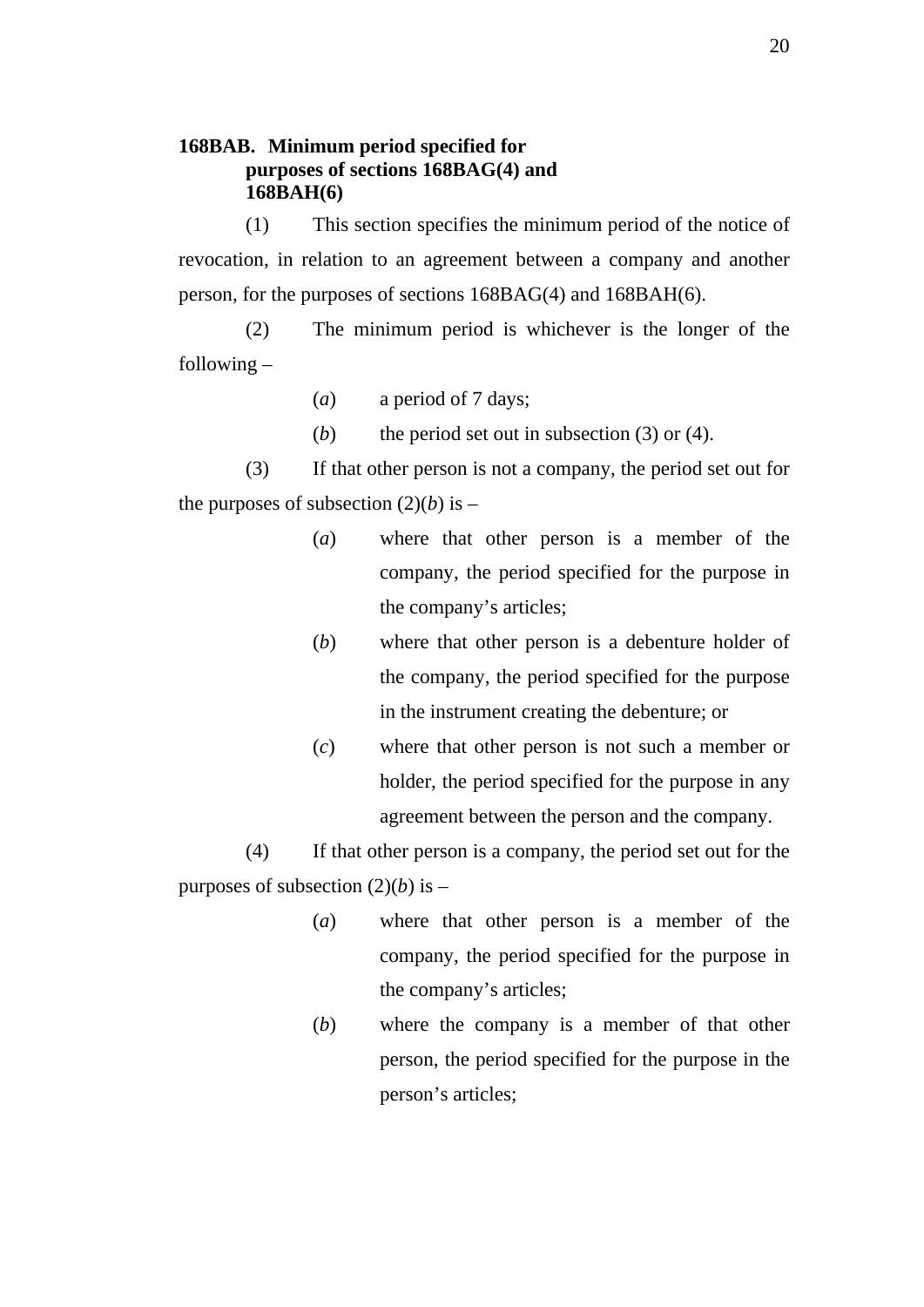**168BAB. Minimum period specified for purposes of sections 168BAG(4) and 168BAH(6)**

(1) This section specifies the minimum period of the notice of revocation, in relation to an agreement between a company and another person, for the purposes of sections 168BAG(4) and 168BAH(6).

(2) The minimum period is whichever is the longer of the following –

(*a*) a period of 7 days;

(*b*) the period set out in subsection (3) or (4).

(3) If that other person is not a company, the period set out for the purposes of subsection (2)(*b*) is –

(*a*) where that other person is a member of the company, the period specified for the purpose in the company's articles;

(*b*) where that other person is a debenture holder of the company, the period specified for the purpose in the instrument creating the debenture; or

(*c*) where that other person is not such a member or holder, the period specified for the purpose in any agreement between the person and the company.

(4) If that other person is a company, the period set out for the purposes of subsection (2)(*b*) is –

(*a*) where that other person is a member of the company, the period specified for the purpose in the company's articles;

(*b*) where the company is a member of that other person, the period specified for the purpose in the person's articles;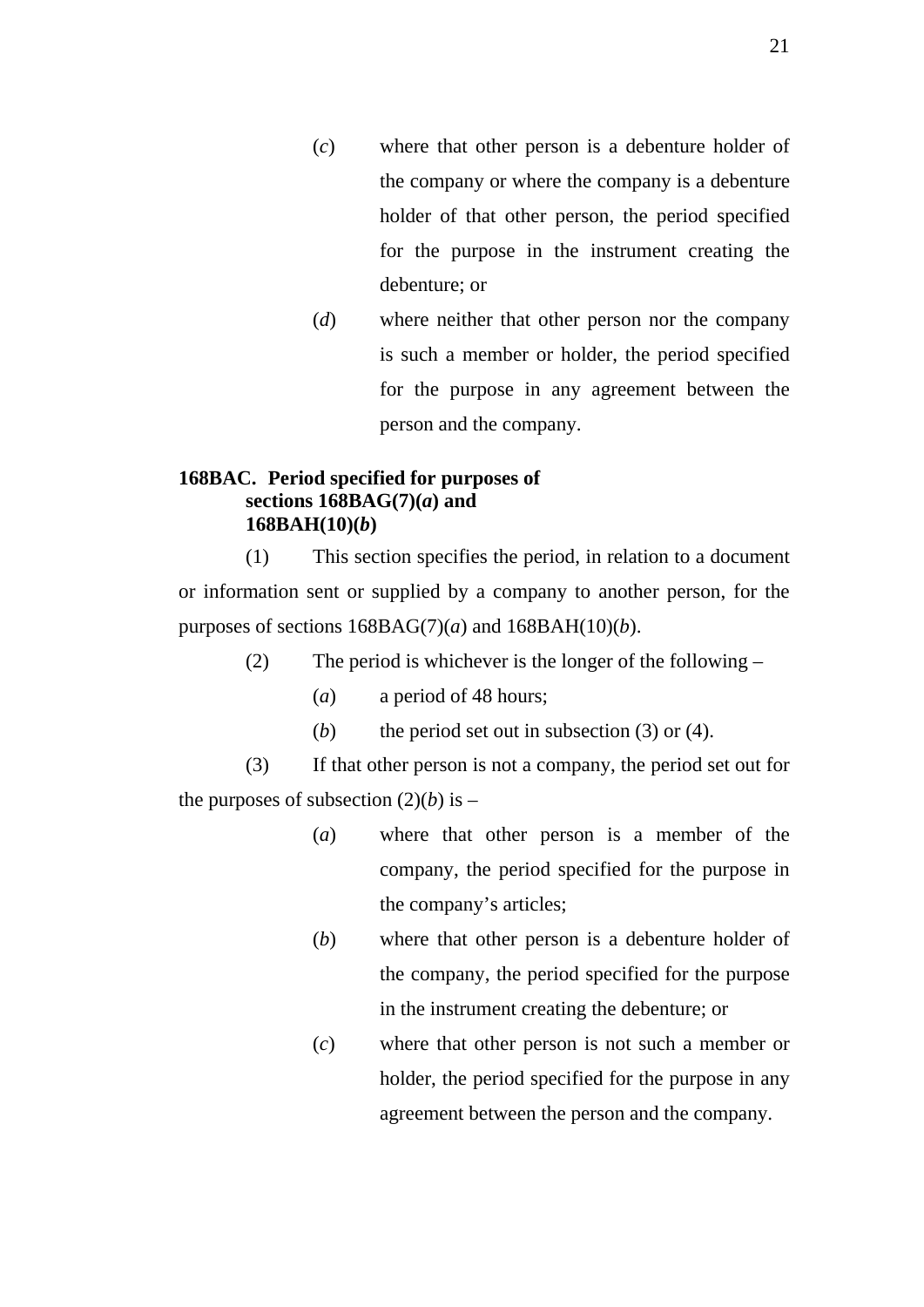(*c*) where that other person is a debenture holder of the company or where the company is a debenture holder of that other person, the period specified for the purpose in the instrument creating the debenture; or

(*d*) where neither that other person nor the company is such a member or holder, the period specified for the purpose in any agreement between the person and the company.

**168BAC. Period specified for purposes of sections 168BAG(7)(*a*) and 168BAH(10)(*b*)**

(1) This section specifies the period, in relation to a document or information sent or supplied by a company to another person, for the purposes of sections 168BAG(7)(*a*) and 168BAH(10)(*b*).

(2) The period is whichever is the longer of the following –

(*a*) a period of 48 hours;

(*b*) the period set out in subsection (3) or (4).

(3) If that other person is not a company, the period set out for the purposes of subsection (2)(*b*) is –

(*a*) where that other person is a member of the company, the period specified for the purpose in the company's articles;

(*b*) where that other person is a debenture holder of the company, the period specified for the purpose in the instrument creating the debenture; or

(*c*) where that other person is not such a member or holder, the period specified for the purpose in any agreement between the person and the company.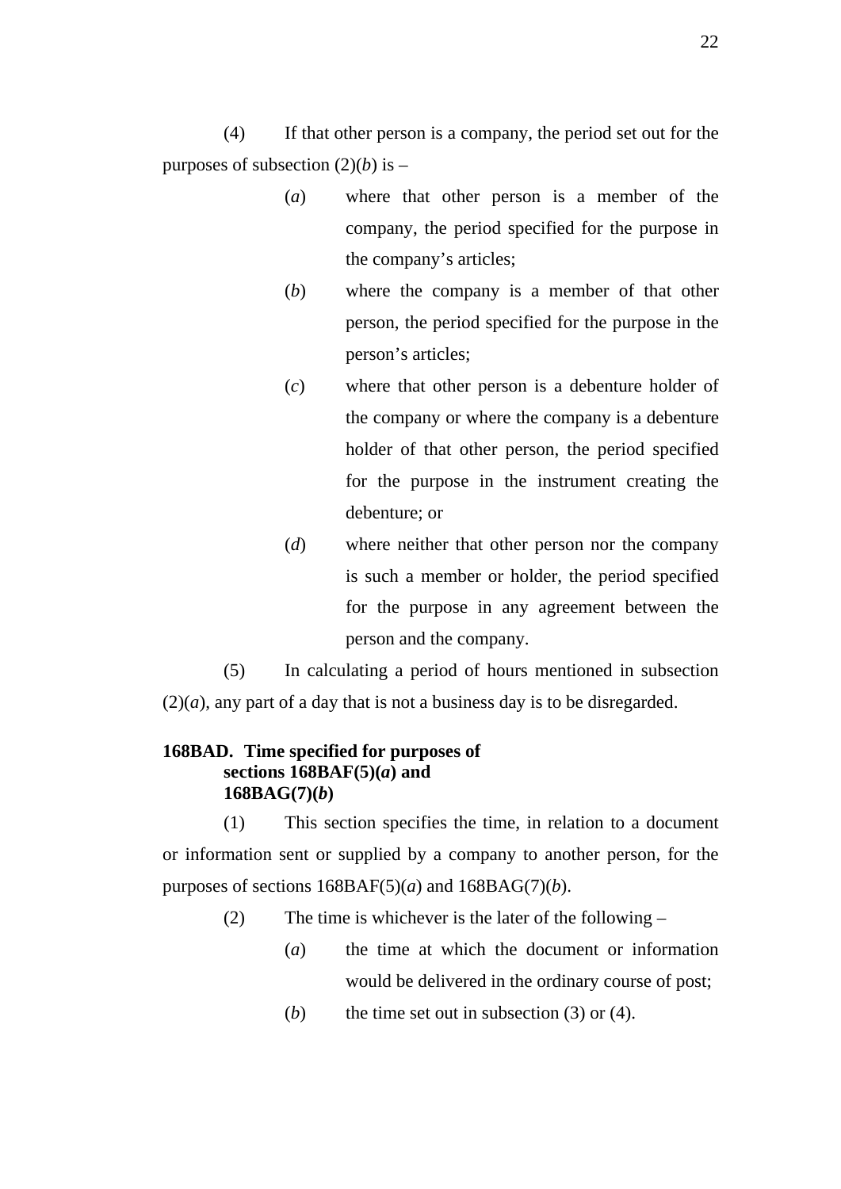(4) If that other person is a company, the period set out for the purposes of subsection (2)(*b*) is –

(*a*) where that other person is a member of the company, the period specified for the purpose in the company's articles;

(*b*) where the company is a member of that other person, the period specified for the purpose in the person's articles;

(*c*) where that other person is a debenture holder of the company or where the company is a debenture holder of that other person, the period specified for the purpose in the instrument creating the debenture; or

(*d*) where neither that other person nor the company is such a member or holder, the period specified for the purpose in any agreement between the person and the company.

(5) In calculating a period of hours mentioned in subsection (2)(*a*), any part of a day that is not a business day is to be disregarded.

**168BAD. Time specified for purposes of sections 168BAF(5)(*a*) and 168BAG(7)(*b*)**

(1) This section specifies the time, in relation to a document or information sent or supplied by a company to another person, for the purposes of sections 168BAF(5)(*a*) and 168BAG(7)(*b*).

(2) The time is whichever is the later of the following –

(*a*) the time at which the document or information would be delivered in the ordinary course of post;

(*b*) the time set out in subsection (3) or (4).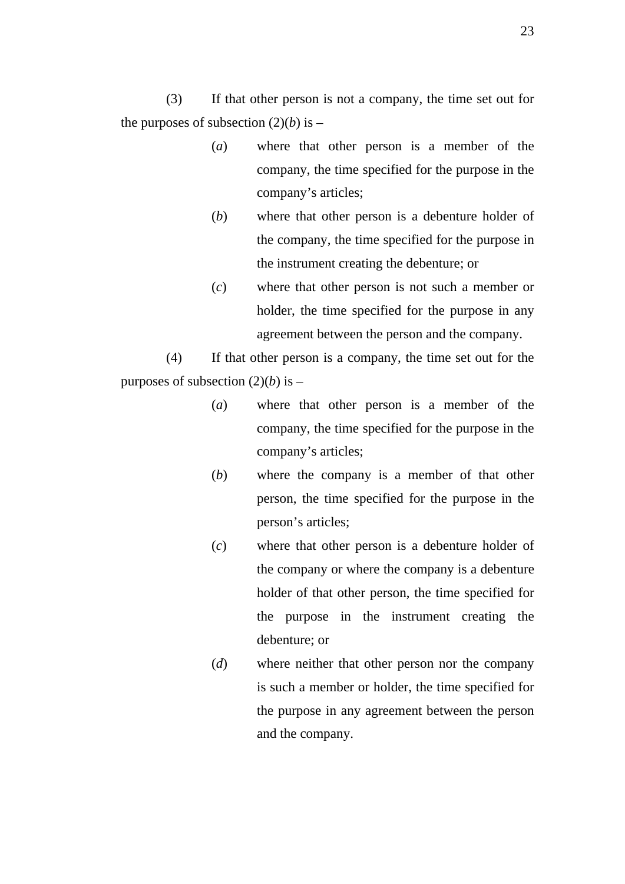(3) If that other person is not a company, the time set out for the purposes of subsection (2)(*b*) is –

(*a*) where that other person is a member of the company, the time specified for the purpose in the company's articles;

(*b*) where that other person is a debenture holder of the company, the time specified for the purpose in the instrument creating the debenture; or

(*c*) where that other person is not such a member or holder, the time specified for the purpose in any agreement between the person and the company.

(4) If that other person is a company, the time set out for the purposes of subsection (2)(*b*) is –

(*a*) where that other person is a member of the company, the time specified for the purpose in the company's articles;

(*b*) where the company is a member of that other person, the time specified for the purpose in the person's articles;

(*c*) where that other person is a debenture holder of the company or where the company is a debenture holder of that other person, the time specified for the purpose in the instrument creating the debenture; or

(*d*) where neither that other person nor the company is such a member or holder, the time specified for the purpose in any agreement between the person and the company.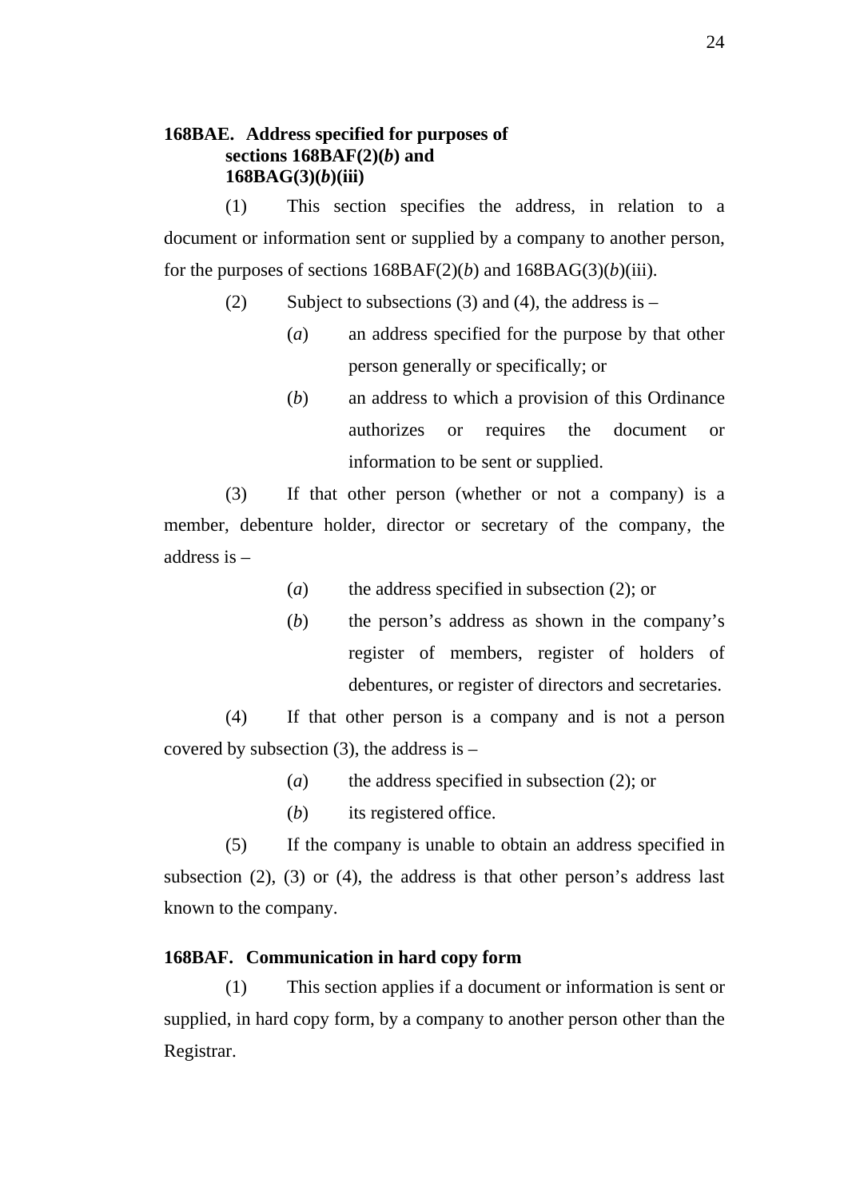**168BAE. Address specified for purposes of sections 168BAF(2)(*b*) and 168BAG(3)(*b*)(iii)**

(1) This section specifies the address, in relation to a document or information sent or supplied by a company to another person, for the purposes of sections 168BAF(2)(*b*) and 168BAG(3)(*b*)(iii).

(2) Subject to subsections (3) and (4), the address is –

(*a*) an address specified for the purpose by that other person generally or specifically; or

(*b*) an address to which a provision of this Ordinance authorizes or requires the document or information to be sent or supplied.

(3) If that other person (whether or not a company) is a member, debenture holder, director or secretary of the company, the address is –

(*a*) the address specified in subsection (2); or

(*b*) the person's address as shown in the company's register of members, register of holders of debentures, or register of directors and secretaries.

(4) If that other person is a company and is not a person covered by subsection (3), the address is –

(*a*) the address specified in subsection (2); or

(*b*) its registered office.

(5) If the company is unable to obtain an address specified in subsection (2), (3) or (4), the address is that other person's address last known to the company.

**168BAF. Communication in hard copy form**

(1) This section applies if a document or information is sent or supplied, in hard copy form, by a company to another person other than the Registrar.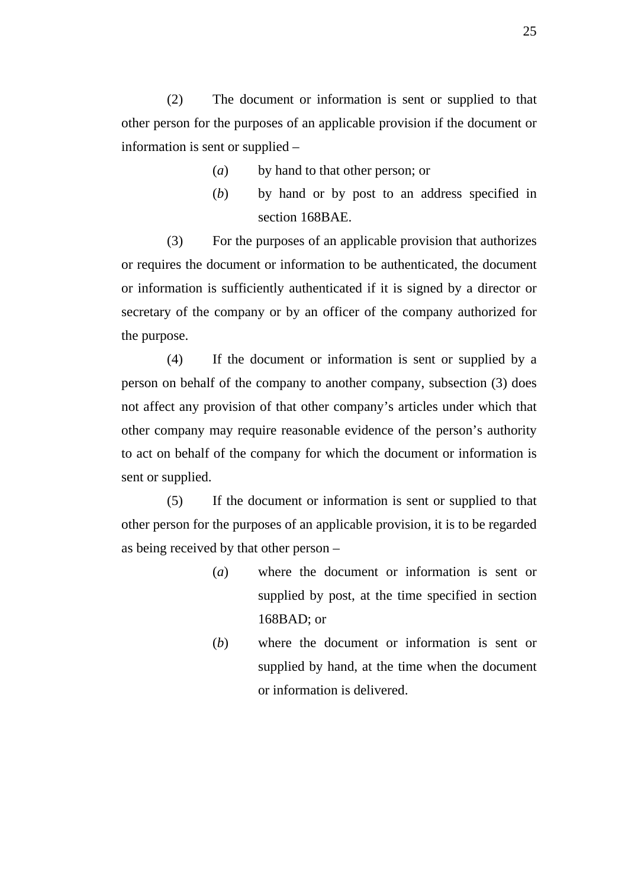(2) The document or information is sent or supplied to that other person for the purposes of an applicable provision if the document or information is sent or supplied –

> (*a*) by hand to that other person; or
>
> (*b*) by hand or by post to an address specified in section 168BAE.

(3) For the purposes of an applicable provision that authorizes or requires the document or information to be authenticated, the document or information is sufficiently authenticated if it is signed by a director or secretary of the company or by an officer of the company authorized for the purpose.

(4) If the document or information is sent or supplied by a person on behalf of the company to another company, subsection (3) does not affect any provision of that other company's articles under which that other company may require reasonable evidence of the person's authority to act on behalf of the company for which the document or information is sent or supplied.

(5) If the document or information is sent or supplied to that other person for the purposes of an applicable provision, it is to be regarded as being received by that other person –

> (*a*) where the document or information is sent or supplied by post, at the time specified in section 168BAD; or
>
> (*b*) where the document or information is sent or supplied by hand, at the time when the document or information is delivered.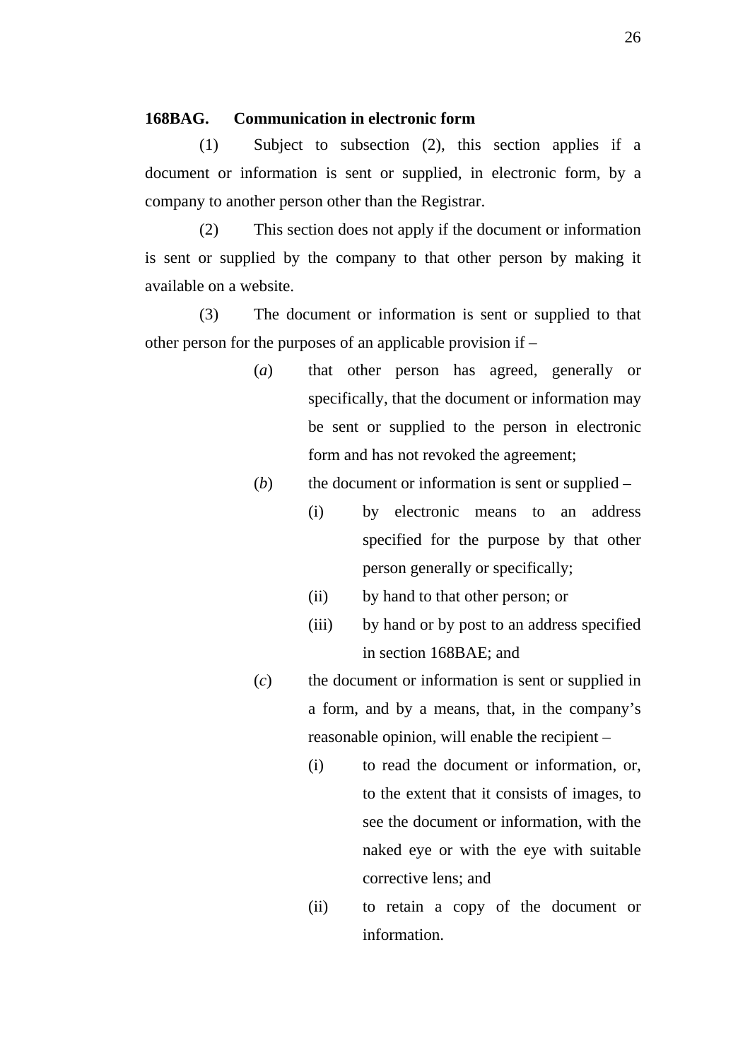**168BAG. Communication in electronic form**

(1) Subject to subsection (2), this section applies if a document or information is sent or supplied, in electronic form, by a company to another person other than the Registrar.

(2) This section does not apply if the document or information is sent or supplied by the company to that other person by making it available on a website.

(3) The document or information is sent or supplied to that other person for the purposes of an applicable provision if –

- (*a*) that other person has agreed, generally or specifically, that the document or information may be sent or supplied to the person in electronic form and has not revoked the agreement;
- (*b*) the document or information is sent or supplied –
  - (i) by electronic means to an address specified for the purpose by that other person generally or specifically;
  - (ii) by hand to that other person; or
  - (iii) by hand or by post to an address specified in section 168BAE; and
- (*c*) the document or information is sent or supplied in a form, and by a means, that, in the company's reasonable opinion, will enable the recipient –
  - (i) to read the document or information, or, to the extent that it consists of images, to see the document or information, with the naked eye or with the eye with suitable corrective lens; and
  - (ii) to retain a copy of the document or information.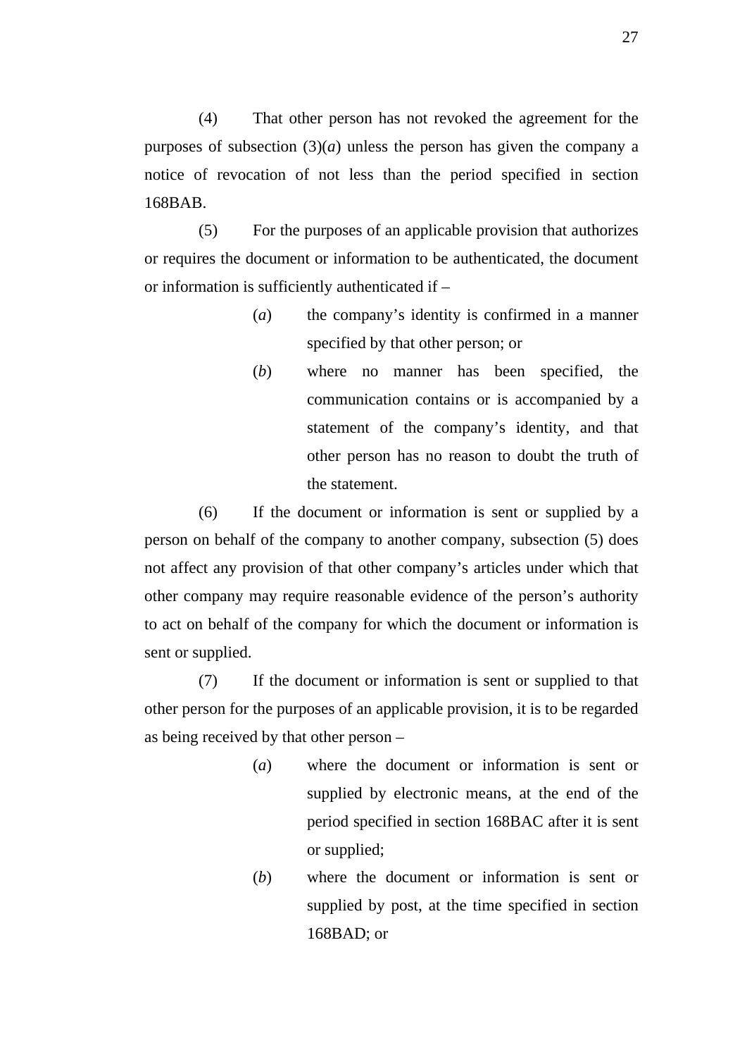(4) That other person has not revoked the agreement for the purposes of subsection (3)(*a*) unless the person has given the company a notice of revocation of not less than the period specified in section 168BAB.

(5) For the purposes of an applicable provision that authorizes or requires the document or information to be authenticated, the document or information is sufficiently authenticated if –

(*a*) the company's identity is confirmed in a manner specified by that other person; or

(*b*) where no manner has been specified, the communication contains or is accompanied by a statement of the company's identity, and that other person has no reason to doubt the truth of the statement.

(6) If the document or information is sent or supplied by a person on behalf of the company to another company, subsection (5) does not affect any provision of that other company's articles under which that other company may require reasonable evidence of the person's authority to act on behalf of the company for which the document or information is sent or supplied.

(7) If the document or information is sent or supplied to that other person for the purposes of an applicable provision, it is to be regarded as being received by that other person –

(*a*) where the document or information is sent or supplied by electronic means, at the end of the period specified in section 168BAC after it is sent or supplied;

(*b*) where the document or information is sent or supplied by post, at the time specified in section 168BAD; or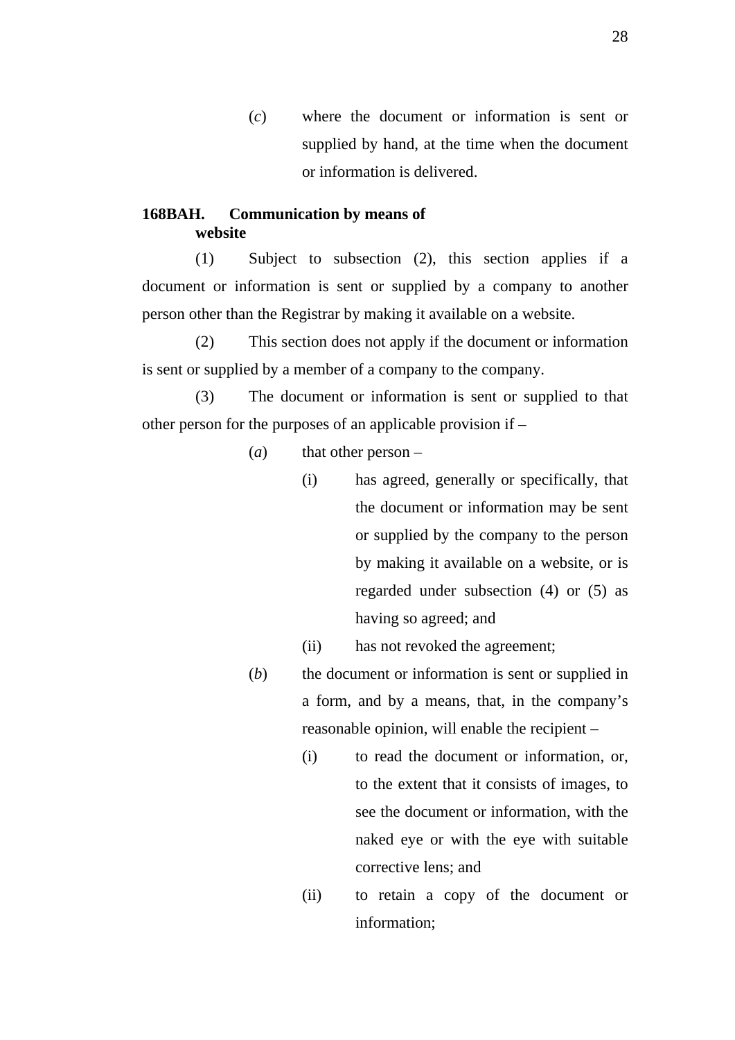(*c*) where the document or information is sent or supplied by hand, at the time when the document or information is delivered.

**168BAH. Communication by means of website**

(1) Subject to subsection (2), this section applies if a document or information is sent or supplied by a company to another person other than the Registrar by making it available on a website.

(2) This section does not apply if the document or information is sent or supplied by a member of a company to the company.

(3) The document or information is sent or supplied to that other person for the purposes of an applicable provision if –

(*a*) that other person –

(i) has agreed, generally or specifically, that the document or information may be sent or supplied by the company to the person by making it available on a website, or is regarded under subsection (4) or (5) as having so agreed; and

(ii) has not revoked the agreement;

(*b*) the document or information is sent or supplied in a form, and by a means, that, in the company's reasonable opinion, will enable the recipient –

(i) to read the document or information, or, to the extent that it consists of images, to see the document or information, with the naked eye or with the eye with suitable corrective lens; and

(ii) to retain a copy of the document or information;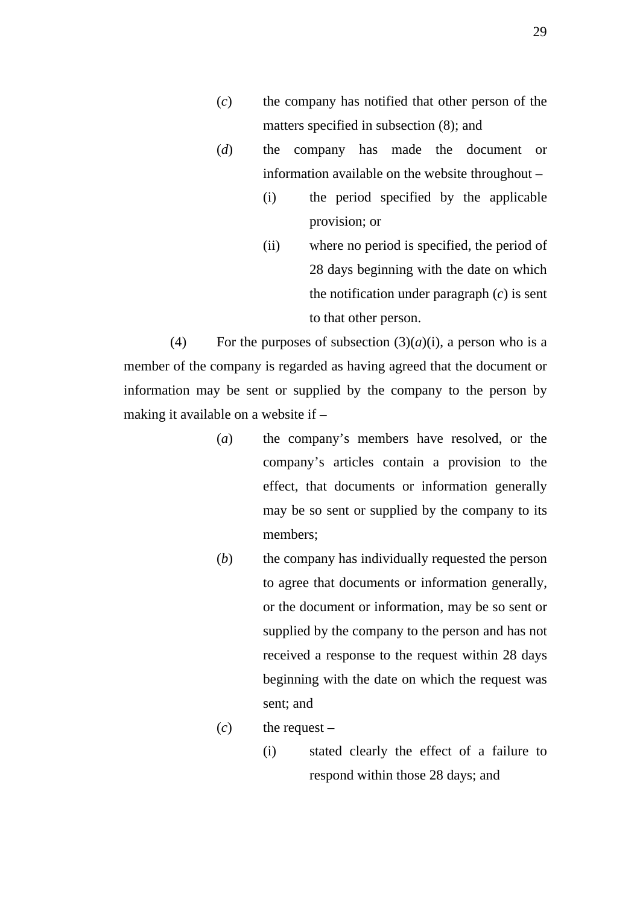(*c*) the company has notified that other person of the matters specified in subsection (8); and

(*d*) the company has made the document or information available on the website throughout –

(i) the period specified by the applicable provision; or

(ii) where no period is specified, the period of 28 days beginning with the date on which the notification under paragraph (*c*) is sent to that other person.

(4) For the purposes of subsection (3)(*a*)(i), a person who is a member of the company is regarded as having agreed that the document or information may be sent or supplied by the company to the person by making it available on a website if –

(*a*) the company's members have resolved, or the company's articles contain a provision to the effect, that documents or information generally may be so sent or supplied by the company to its members;

(*b*) the company has individually requested the person to agree that documents or information generally, or the document or information, may be so sent or supplied by the company to the person and has not received a response to the request within 28 days beginning with the date on which the request was sent; and

(*c*) the request –

(i) stated clearly the effect of a failure to respond within those 28 days; and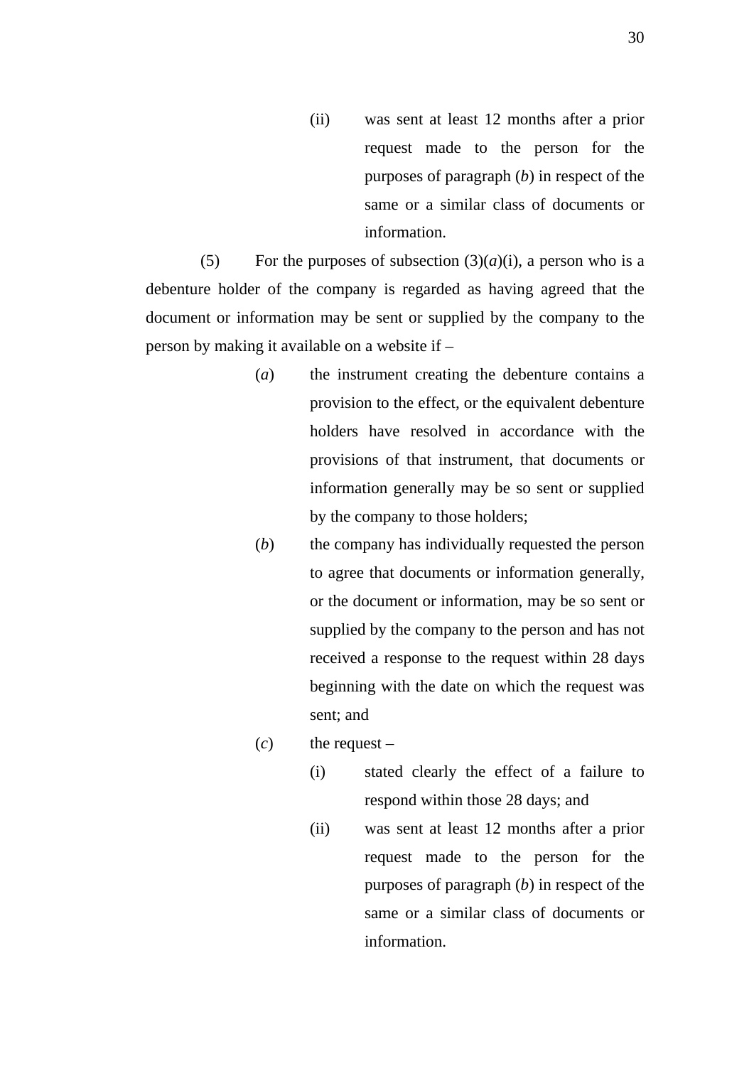(ii) was sent at least 12 months after a prior request made to the person for the purposes of paragraph (*b*) in respect of the same or a similar class of documents or information.

(5) For the purposes of subsection (3)(*a*)(i), a person who is a debenture holder of the company is regarded as having agreed that the document or information may be sent or supplied by the company to the person by making it available on a website if –

(*a*) the instrument creating the debenture contains a provision to the effect, or the equivalent debenture holders have resolved in accordance with the provisions of that instrument, that documents or information generally may be so sent or supplied by the company to those holders;

(*b*) the company has individually requested the person to agree that documents or information generally, or the document or information, may be so sent or supplied by the company to the person and has not received a response to the request within 28 days beginning with the date on which the request was sent; and

(*c*) the request –

(i) stated clearly the effect of a failure to respond within those 28 days; and

(ii) was sent at least 12 months after a prior request made to the person for the purposes of paragraph (*b*) in respect of the same or a similar class of documents or information.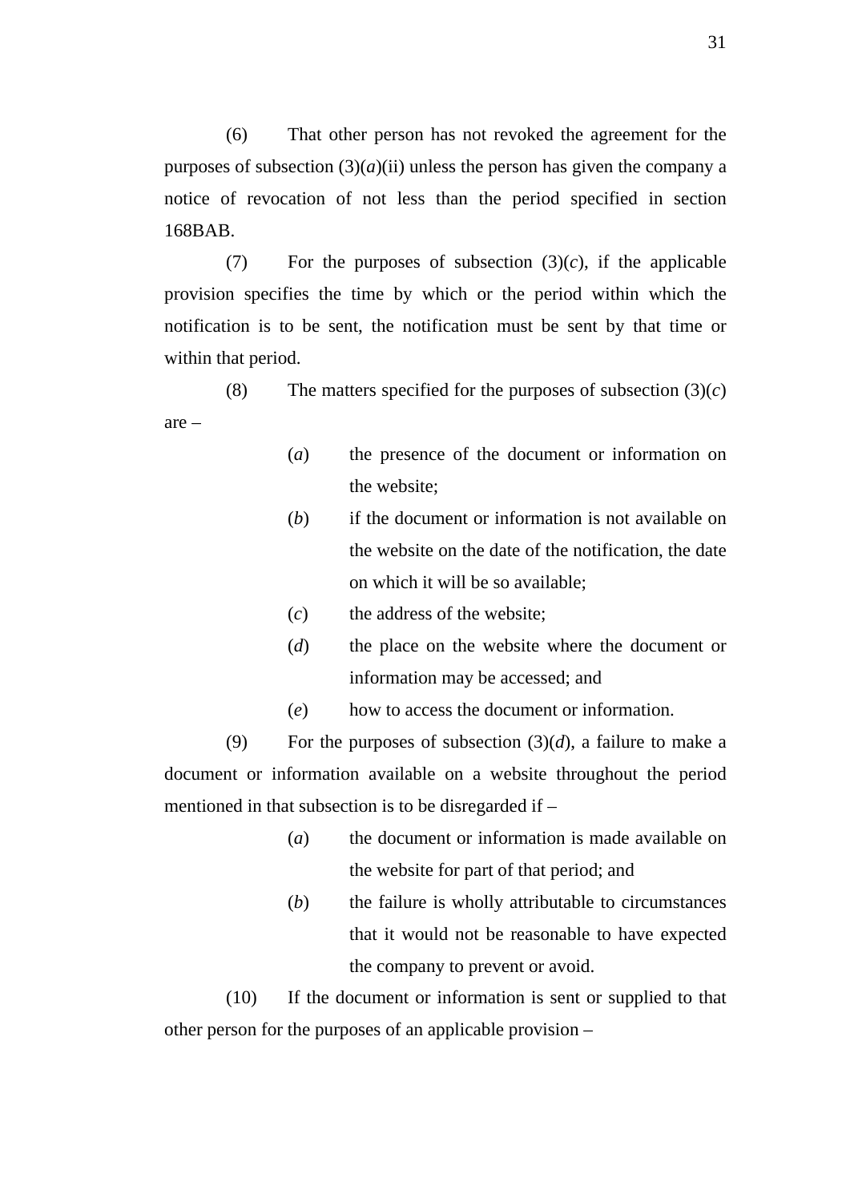(6) That other person has not revoked the agreement for the purposes of subsection (3)(*a*)(ii) unless the person has given the company a notice of revocation of not less than the period specified in section 168BAB.

(7) For the purposes of subsection (3)(*c*), if the applicable provision specifies the time by which or the period within which the notification is to be sent, the notification must be sent by that time or within that period.

(8) The matters specified for the purposes of subsection (3)(*c*) are –

(*a*) the presence of the document or information on the website;

(*b*) if the document or information is not available on the website on the date of the notification, the date on which it will be so available;

(*c*) the address of the website;

(*d*) the place on the website where the document or information may be accessed; and

(*e*) how to access the document or information.

(9) For the purposes of subsection (3)(*d*), a failure to make a document or information available on a website throughout the period mentioned in that subsection is to be disregarded if –

(*a*) the document or information is made available on the website for part of that period; and

(*b*) the failure is wholly attributable to circumstances that it would not be reasonable to have expected the company to prevent or avoid.

(10) If the document or information is sent or supplied to that other person for the purposes of an applicable provision –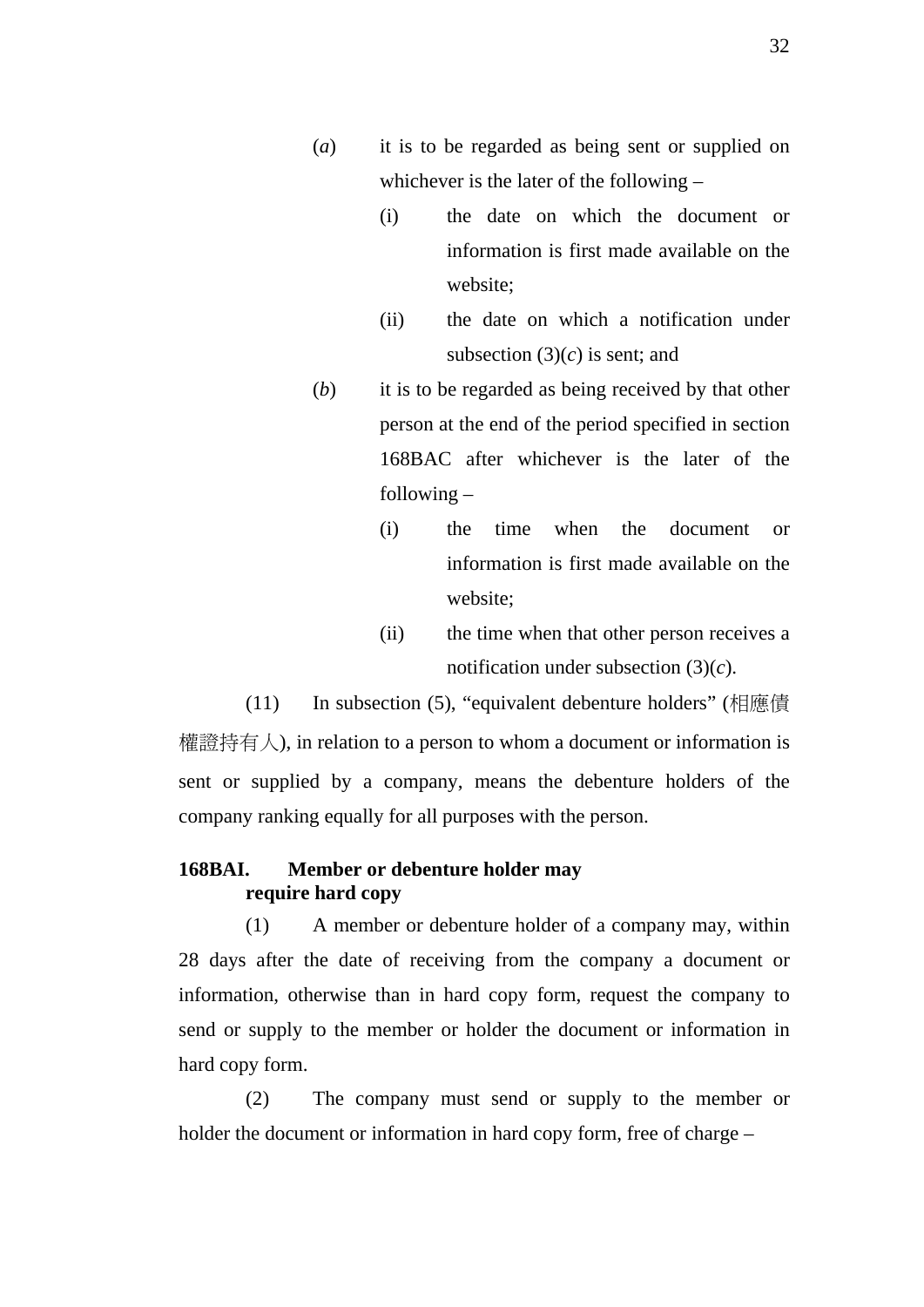(*a*) it is to be regarded as being sent or supplied on whichever is the later of the following –

(i) the date on which the document or information is first made available on the website;

(ii) the date on which a notification under subsection (3)(*c*) is sent; and

(*b*) it is to be regarded as being received by that other person at the end of the period specified in section 168BAC after whichever is the later of the following –

(i) the time when the document or information is first made available on the website;

(ii) the time when that other person receives a notification under subsection (3)(*c*).

(11) In subsection (5), "equivalent debenture holders" (相應債權證持有人), in relation to a person to whom a document or information is sent or supplied by a company, means the debenture holders of the company ranking equally for all purposes with the person.

**168BAI. Member or debenture holder may require hard copy**

(1) A member or debenture holder of a company may, within 28 days after the date of receiving from the company a document or information, otherwise than in hard copy form, request the company to send or supply to the member or holder the document or information in hard copy form.

(2) The company must send or supply to the member or holder the document or information in hard copy form, free of charge –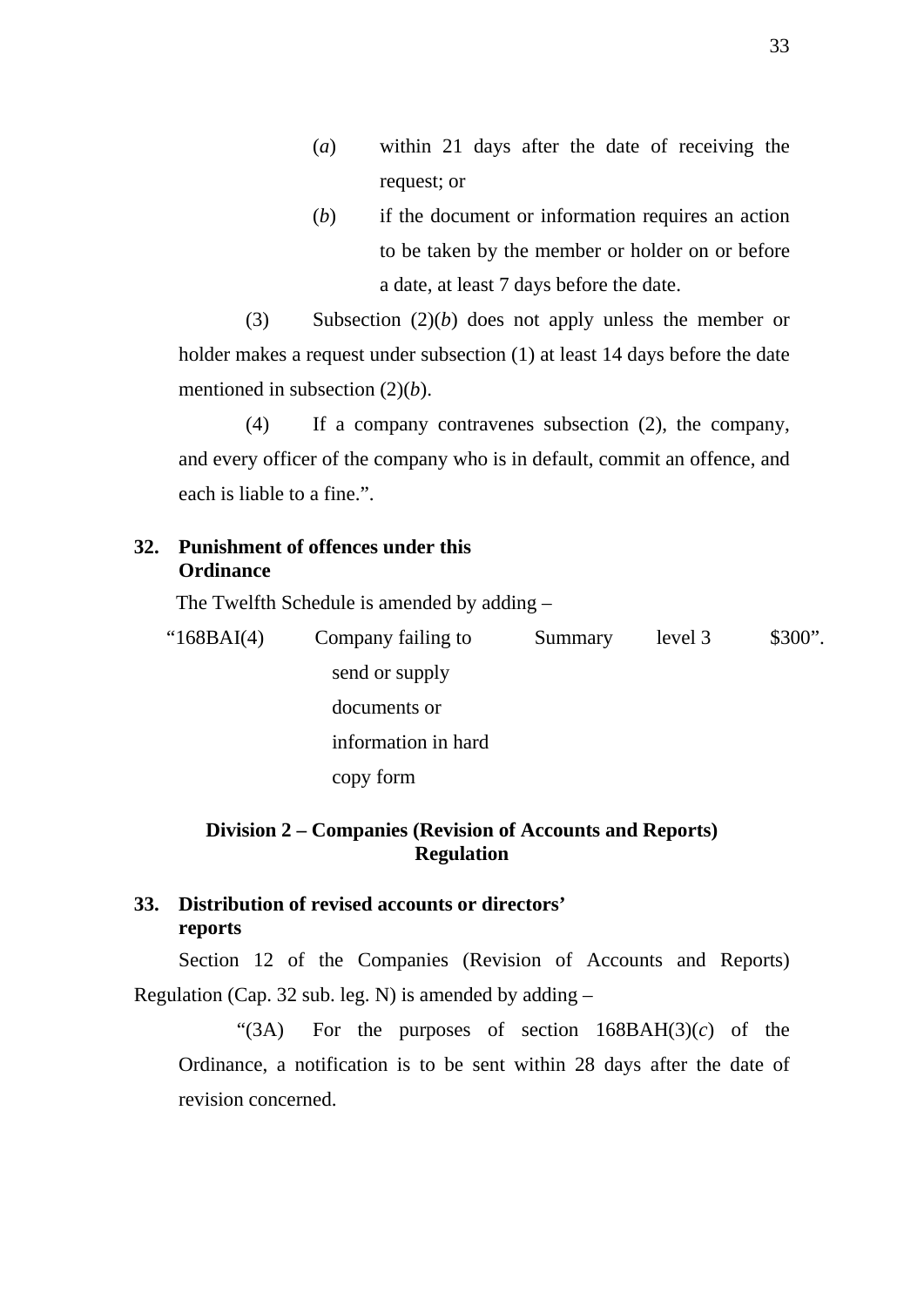(*a*) within 21 days after the date of receiving the request; or

(*b*) if the document or information requires an action to be taken by the member or holder on or before a date, at least 7 days before the date.

(3) Subsection (2)(*b*) does not apply unless the member or holder makes a request under subsection (1) at least 14 days before the date mentioned in subsection (2)(*b*).

(4) If a company contravenes subsection (2), the company, and every officer of the company who is in default, commit an offence, and each is liable to a fine.".

**32. Punishment of offences under this Ordinance**

The Twelfth Schedule is amended by adding –

| | | | | |
|---|---|---|---|---|
| "168BAI(4) | Company failing to send or supply documents or information in hard copy form | Summary | level 3 | $300". |

**Division 2 – Companies (Revision of Accounts and Reports) Regulation**

**33. Distribution of revised accounts or directors' reports**

Section 12 of the Companies (Revision of Accounts and Reports) Regulation (Cap. 32 sub. leg. N) is amended by adding –

"(3A) For the purposes of section 168BAH(3)(*c*) of the Ordinance, a notification is to be sent within 28 days after the date of revision concerned.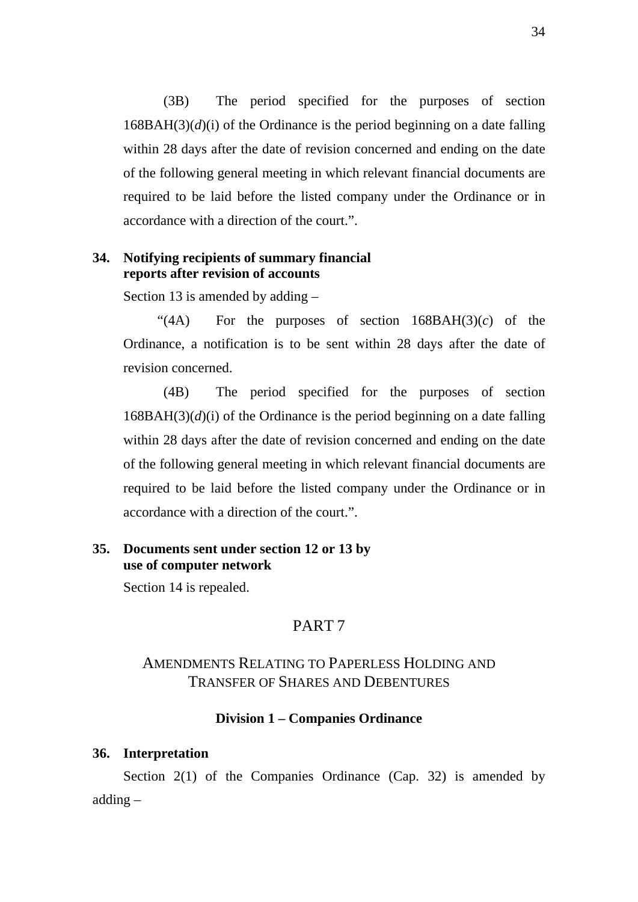(3B) The period specified for the purposes of section 168BAH(3)(*d*)(i) of the Ordinance is the period beginning on a date falling within 28 days after the date of revision concerned and ending on the date of the following general meeting in which relevant financial documents are required to be laid before the listed company under the Ordinance or in accordance with a direction of the court.".

**34. Notifying recipients of summary financial reports after revision of accounts**

Section 13 is amended by adding –

"(4A) For the purposes of section 168BAH(3)(*c*) of the Ordinance, a notification is to be sent within 28 days after the date of revision concerned.

(4B) The period specified for the purposes of section 168BAH(3)(*d*)(i) of the Ordinance is the period beginning on a date falling within 28 days after the date of revision concerned and ending on the date of the following general meeting in which relevant financial documents are required to be laid before the listed company under the Ordinance or in accordance with a direction of the court.".

**35. Documents sent under section 12 or 13 by use of computer network**

Section 14 is repealed.

## PART 7

## AMENDMENTS RELATING TO PAPERLESS HOLDING AND TRANSFER OF SHARES AND DEBENTURES

### Division 1 – Companies Ordinance

**36. Interpretation**

Section 2(1) of the Companies Ordinance (Cap. 32) is amended by adding –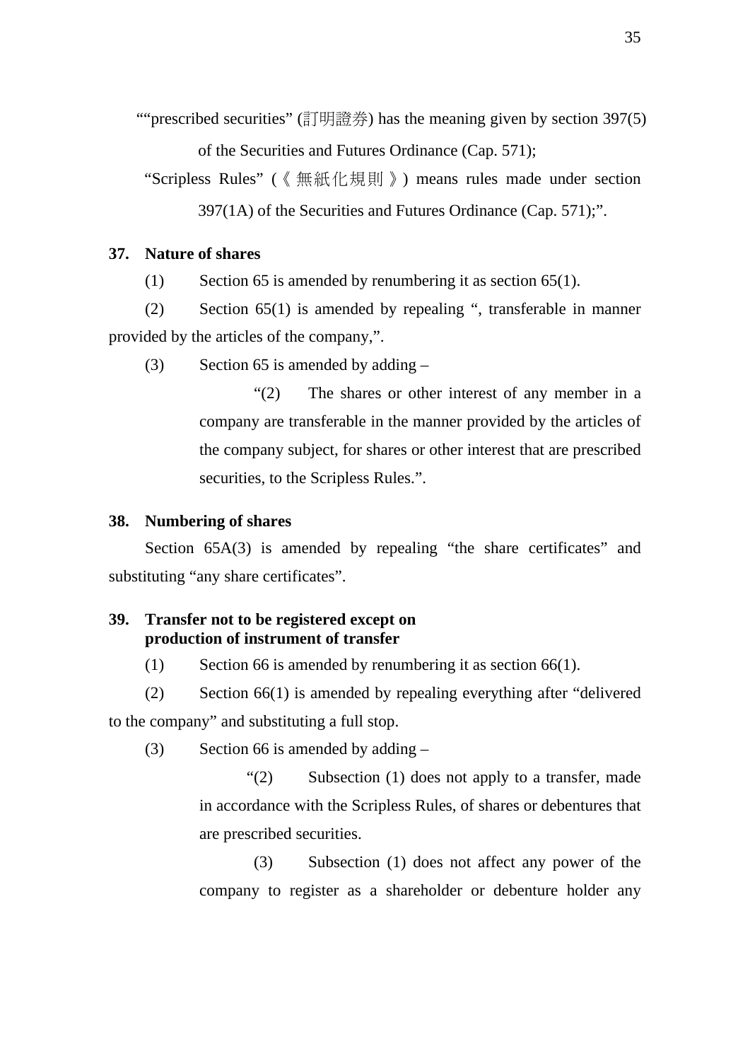""prescribed securities" (訂明證券) has the meaning given by section 397(5) of the Securities and Futures Ordinance (Cap. 571);

"Scripless Rules" (《無紙化規則》) means rules made under section 397(1A) of the Securities and Futures Ordinance (Cap. 571);".

**37. Nature of shares**

(1) Section 65 is amended by renumbering it as section 65(1).

(2) Section 65(1) is amended by repealing ", transferable in manner provided by the articles of the company,".

(3) Section 65 is amended by adding –

"(2) The shares or other interest of any member in a company are transferable in the manner provided by the articles of the company subject, for shares or other interest that are prescribed securities, to the Scripless Rules.".

**38. Numbering of shares**

Section 65A(3) is amended by repealing "the share certificates" and substituting "any share certificates".

**39. Transfer not to be registered except on production of instrument of transfer**

(1) Section 66 is amended by renumbering it as section 66(1).

(2) Section 66(1) is amended by repealing everything after "delivered to the company" and substituting a full stop.

(3) Section 66 is amended by adding –

"(2) Subsection (1) does not apply to a transfer, made in accordance with the Scripless Rules, of shares or debentures that are prescribed securities.

(3) Subsection (1) does not affect any power of the company to register as a shareholder or debenture holder any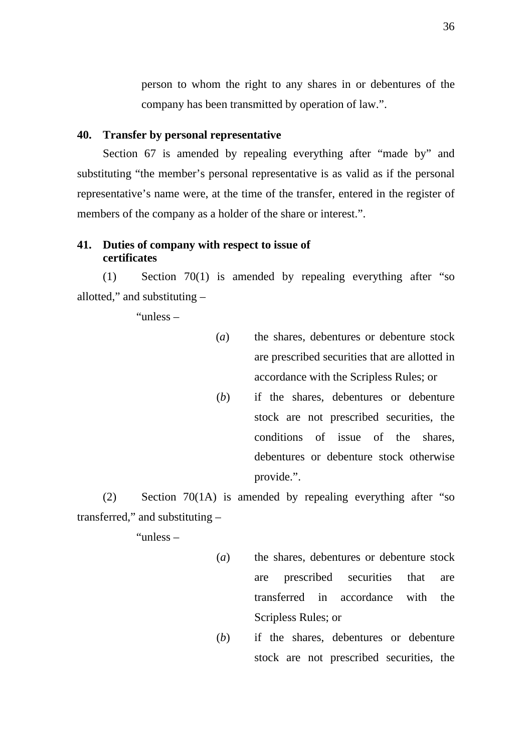person to whom the right to any shares in or debentures of the company has been transmitted by operation of law.".

**40. Transfer by personal representative**

Section 67 is amended by repealing everything after "made by" and substituting "the member's personal representative is as valid as if the personal representative's name were, at the time of the transfer, entered in the register of members of the company as a holder of the share or interest.".

**41. Duties of company with respect to issue of certificates**

(1) Section 70(1) is amended by repealing everything after "so allotted," and substituting –

"unless –

(*a*) the shares, debentures or debenture stock are prescribed securities that are allotted in accordance with the Scripless Rules; or

(*b*) if the shares, debentures or debenture stock are not prescribed securities, the conditions of issue of the shares, debentures or debenture stock otherwise provide.".

(2) Section 70(1A) is amended by repealing everything after "so transferred," and substituting –

"unless –

(*a*) the shares, debentures or debenture stock are prescribed securities that are transferred in accordance with the Scripless Rules; or

(*b*) if the shares, debentures or debenture stock are not prescribed securities, the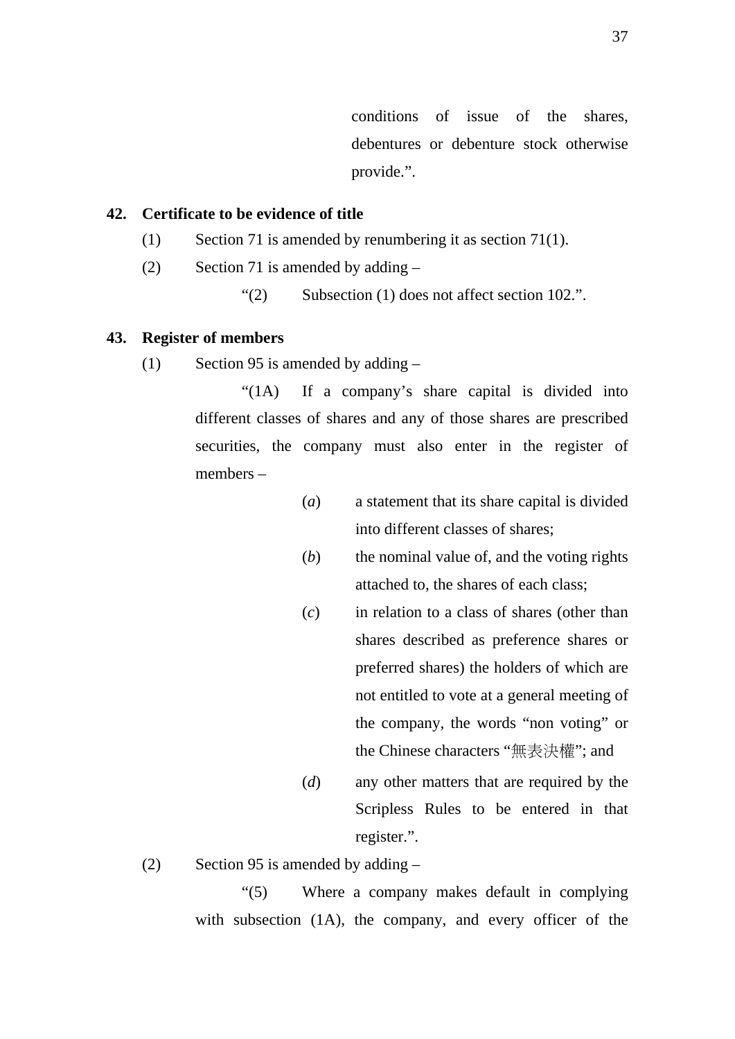conditions of issue of the shares, debentures or debenture stock otherwise provide.”.

**42. Certificate to be evidence of title**

(1) Section 71 is amended by renumbering it as section 71(1).

(2) Section 71 is amended by adding –

“(2) Subsection (1) does not affect section 102.”.

**43. Register of members**

(1) Section 95 is amended by adding –

“(1A) If a company’s share capital is divided into different classes of shares and any of those shares are prescribed securities, the company must also enter in the register of members –

(*a*) a statement that its share capital is divided into different classes of shares;

(*b*) the nominal value of, and the voting rights attached to, the shares of each class;

(*c*) in relation to a class of shares (other than shares described as preference shares or preferred shares) the holders of which are not entitled to vote at a general meeting of the company, the words “non voting” or the Chinese characters “無表决權”; and

(*d*) any other matters that are required by the Scripless Rules to be entered in that register.”.

(2) Section 95 is amended by adding –

“(5) Where a company makes default in complying with subsection (1A), the company, and every officer of the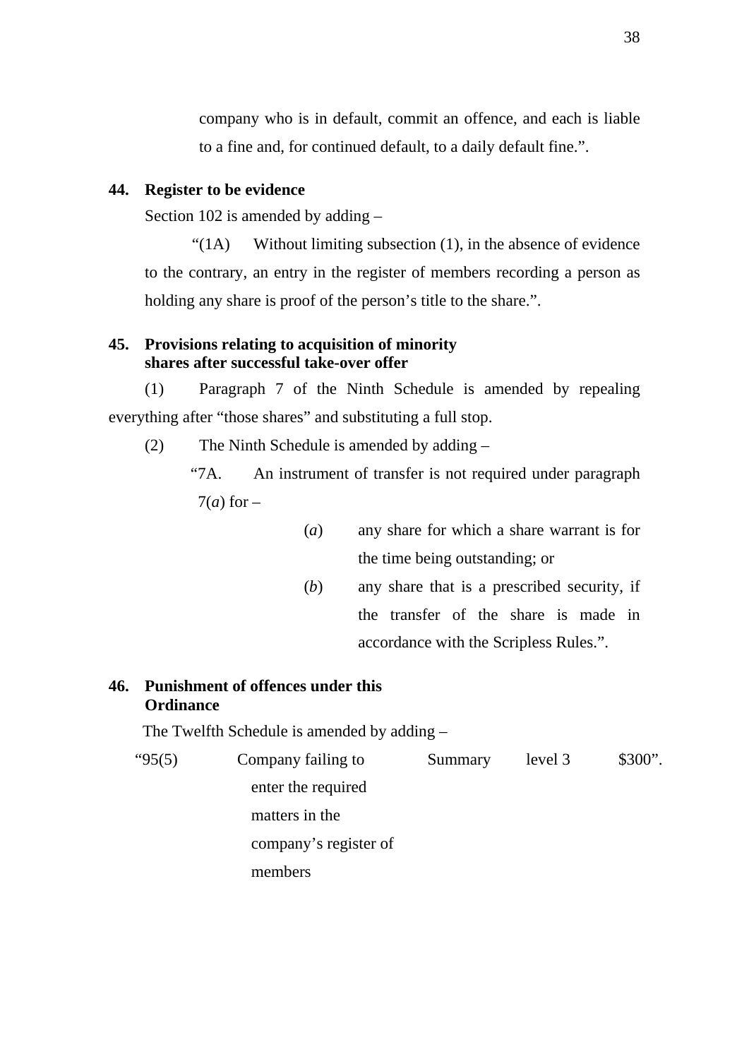company who is in default, commit an offence, and each is liable to a fine and, for continued default, to a daily default fine.".

**44. Register to be evidence**

Section 102 is amended by adding –

"(1A) Without limiting subsection (1), in the absence of evidence to the contrary, an entry in the register of members recording a person as holding any share is proof of the person's title to the share.".

**45. Provisions relating to acquisition of minority shares after successful take-over offer**

(1) Paragraph 7 of the Ninth Schedule is amended by repealing everything after "those shares" and substituting a full stop.

(2) The Ninth Schedule is amended by adding –

"7A. An instrument of transfer is not required under paragraph 7(*a*) for –

(*a*) any share for which a share warrant is for the time being outstanding; or

(*b*) any share that is a prescribed security, if the transfer of the share is made in accordance with the Scripless Rules.".

**46. Punishment of offences under this Ordinance**

The Twelfth Schedule is amended by adding –

| | | | | |
|---|---|---|---|---|
| "95(5) | Company failing to enter the required matters in the company's register of members | Summary | level 3 | $300". |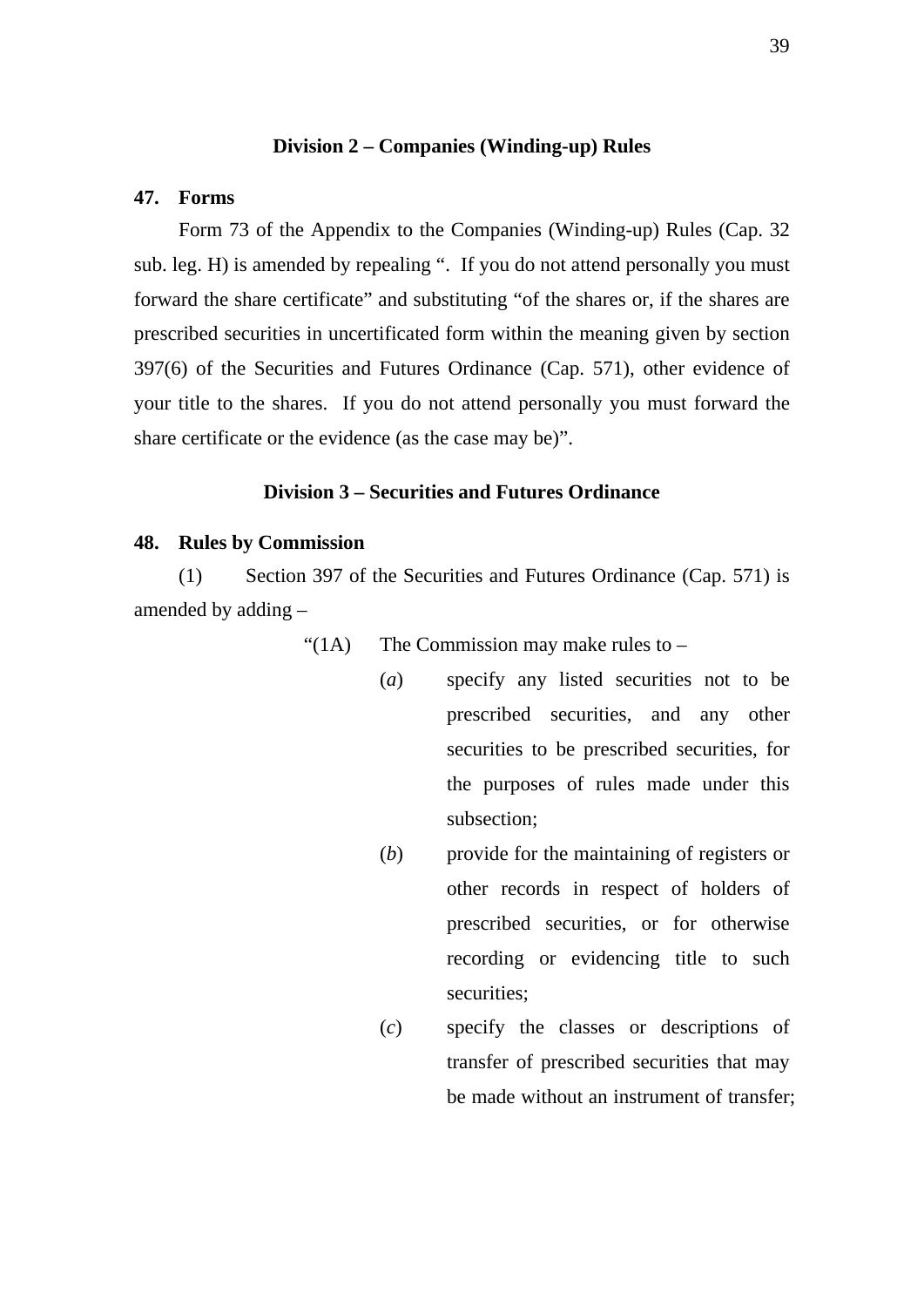### Division 2 – Companies (Winding-up) Rules

**47. Forms**

Form 73 of the Appendix to the Companies (Winding-up) Rules (Cap. 32 sub. leg. H) is amended by repealing “. If you do not attend personally you must forward the share certificate” and substituting “of the shares or, if the shares are prescribed securities in uncertificated form within the meaning given by section 397(6) of the Securities and Futures Ordinance (Cap. 571), other evidence of your title to the shares. If you do not attend personally you must forward the share certificate or the evidence (as the case may be)”.

### Division 3 – Securities and Futures Ordinance

**48. Rules by Commission**

(1) Section 397 of the Securities and Futures Ordinance (Cap. 571) is amended by adding –

“(1A) The Commission may make rules to –

(*a*) specify any listed securities not to be prescribed securities, and any other securities to be prescribed securities, for the purposes of rules made under this subsection;

(*b*) provide for the maintaining of registers or other records in respect of holders of prescribed securities, or for otherwise recording or evidencing title to such securities;

(*c*) specify the classes or descriptions of transfer of prescribed securities that may be made without an instrument of transfer;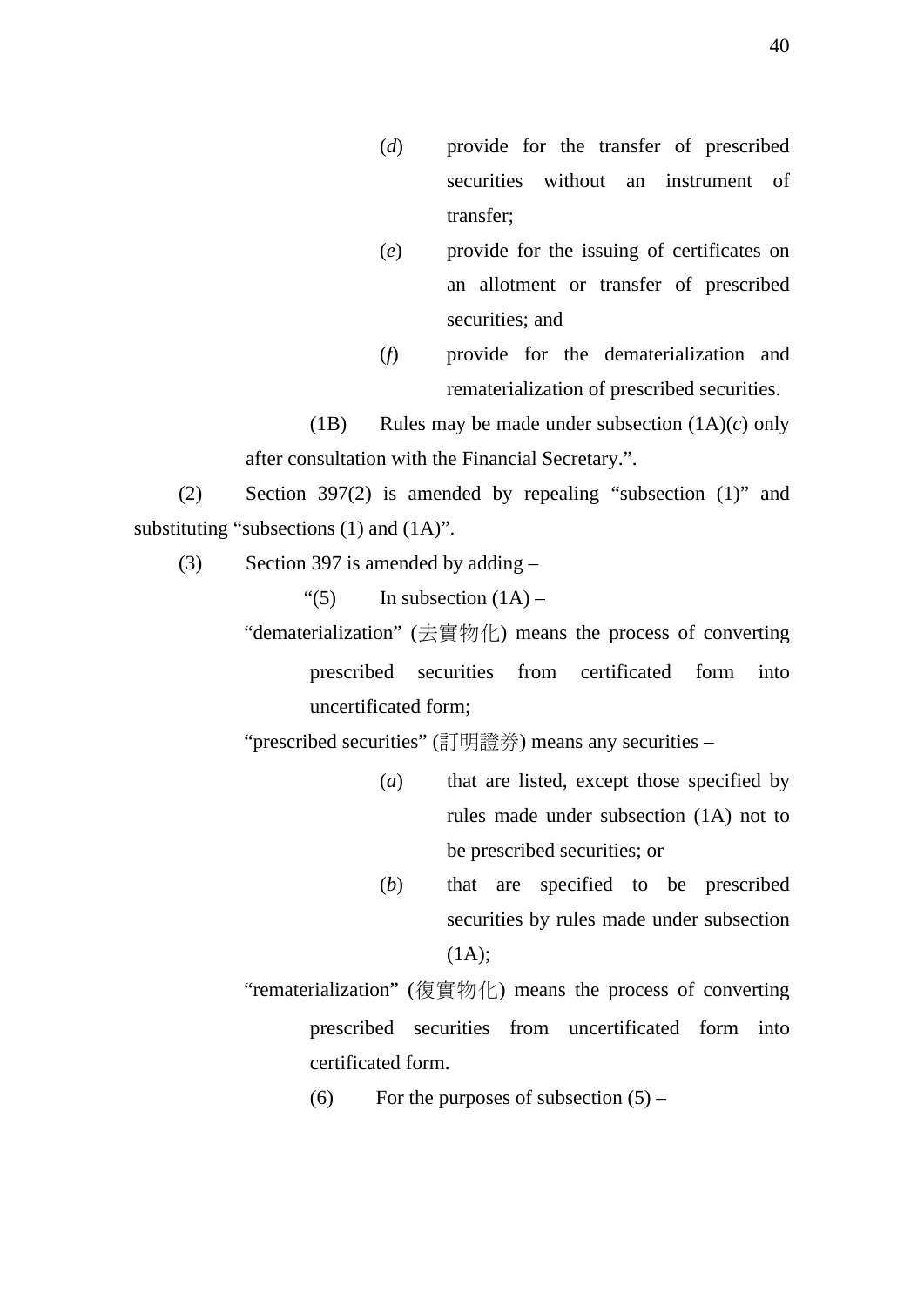(*d*) provide for the transfer of prescribed securities without an instrument of transfer;

(*e*) provide for the issuing of certificates on an allotment or transfer of prescribed securities; and

(*f*) provide for the dematerialization and rematerialization of prescribed securities.

(1B) Rules may be made under subsection (1A)(*c*) only after consultation with the Financial Secretary.".

(2) Section 397(2) is amended by repealing "subsection (1)" and substituting "subsections (1) and (1A)".

(3) Section 397 is amended by adding –

"(5) In subsection (1A) –

"dematerialization" (去實物化) means the process of converting prescribed securities from certificated form into uncertificated form;

"prescribed securities" (訂明證券) means any securities –

(*a*) that are listed, except those specified by rules made under subsection (1A) not to be prescribed securities; or

(*b*) that are specified to be prescribed securities by rules made under subsection (1A);

"rematerialization" (復實物化) means the process of converting prescribed securities from uncertificated form into certificated form.

(6) For the purposes of subsection (5) –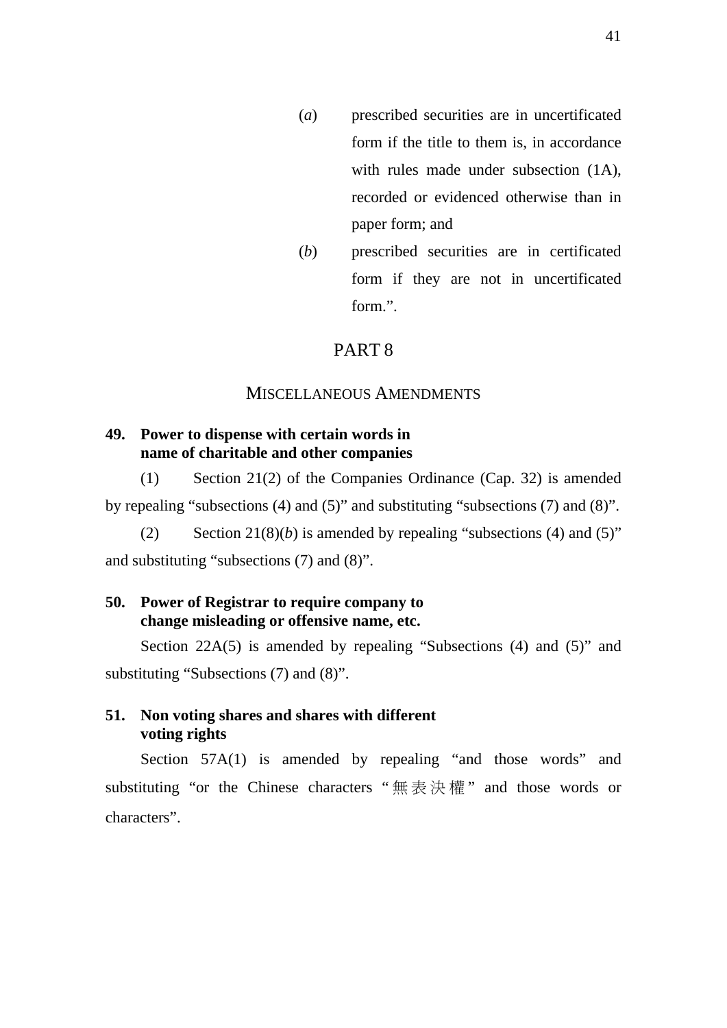(*a*) prescribed securities are in uncertificated form if the title to them is, in accordance with rules made under subsection (1A), recorded or evidenced otherwise than in paper form; and

(*b*) prescribed securities are in certificated form if they are not in uncertificated form.”.

# PART 8

## MISCELLANEOUS AMENDMENTS

### 49. Power to dispense with certain words in name of charitable and other companies

(1) Section 21(2) of the Companies Ordinance (Cap. 32) is amended by repealing “subsections (4) and (5)” and substituting “subsections (7) and (8)”.

(2) Section 21(8)(*b*) is amended by repealing “subsections (4) and (5)” and substituting “subsections (7) and (8)”.

### 50. Power of Registrar to require company to change misleading or offensive name, etc.

Section 22A(5) is amended by repealing “Subsections (4) and (5)” and substituting “Subsections (7) and (8)”.

### 51. Non voting shares and shares with different voting rights

Section 57A(1) is amended by repealing “and those words” and substituting “or the Chinese characters “無表決權” and those words or characters”.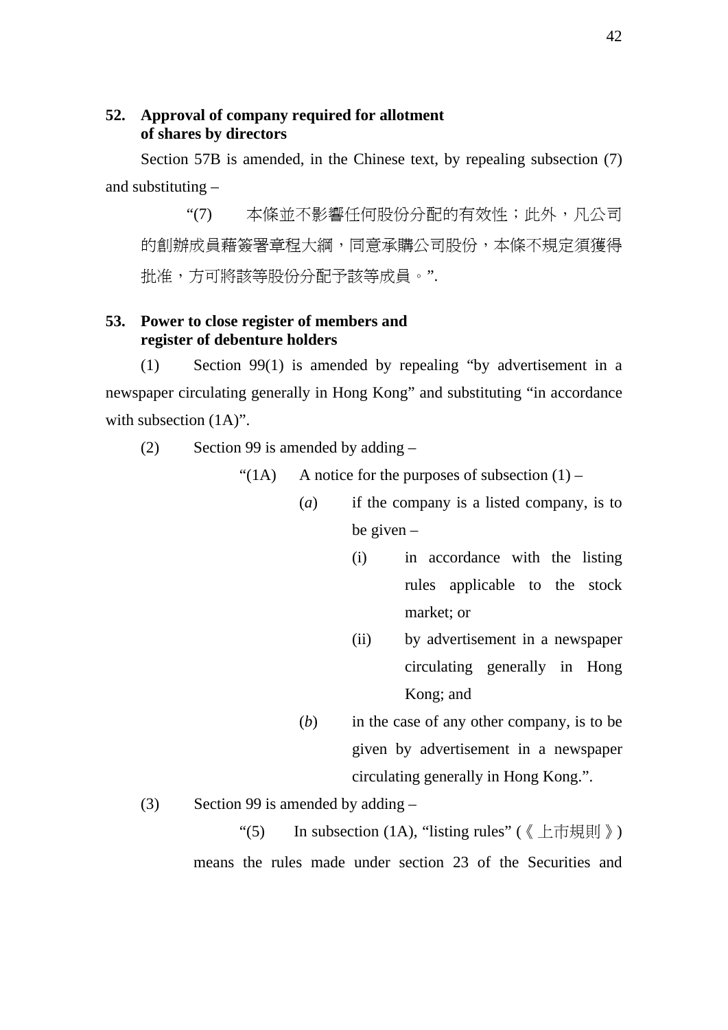**52. Approval of company required for allotment of shares by directors**

Section 57B is amended, in the Chinese text, by repealing subsection (7) and substituting –

"(7) 本條並不影響任何股份分配的有效性；此外，凡公司的創辦成員藉簽署章程大綱，同意承購公司股份，本條不規定須獲得批准，方可將該等股份分配予該等成員。".

**53. Power to close register of members and register of debenture holders**

(1) Section 99(1) is amended by repealing "by advertisement in a newspaper circulating generally in Hong Kong" and substituting "in accordance with subsection (1A)".

(2) Section 99 is amended by adding –

"(1A) A notice for the purposes of subsection (1) –

(*a*) if the company is a listed company, is to be given –

(i) in accordance with the listing rules applicable to the stock market; or

(ii) by advertisement in a newspaper circulating generally in Hong Kong; and

(*b*) in the case of any other company, is to be given by advertisement in a newspaper circulating generally in Hong Kong.".

(3) Section 99 is amended by adding –

"(5) In subsection (1A), "listing rules" (《上市規則》) means the rules made under section 23 of the Securities and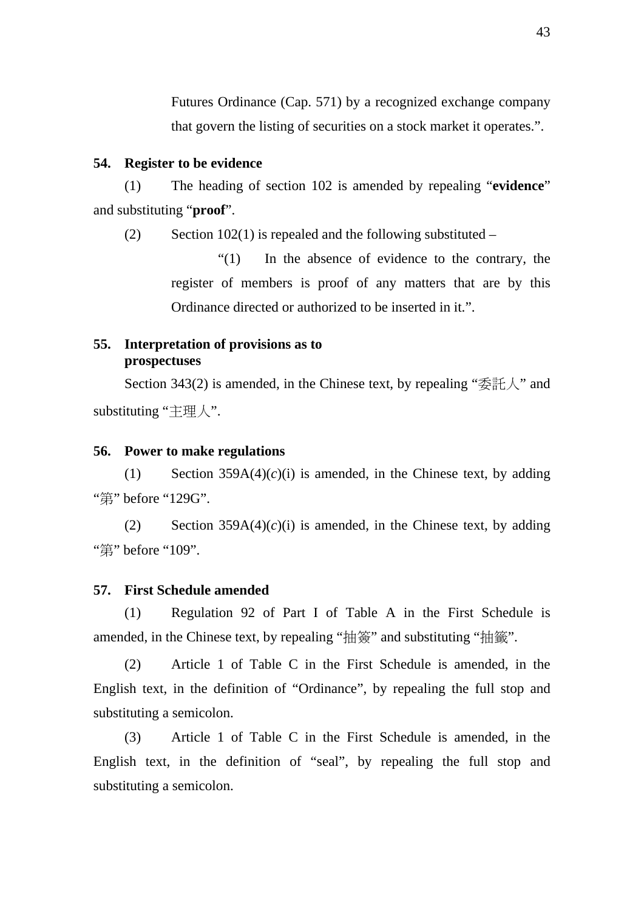Futures Ordinance (Cap. 571) by a recognized exchange company that govern the listing of securities on a stock market it operates.".

**54. Register to be evidence**

(1) The heading of section 102 is amended by repealing "**evidence**" and substituting "**proof**".

(2) Section 102(1) is repealed and the following substituted –

"(1) In the absence of evidence to the contrary, the register of members is proof of any matters that are by this Ordinance directed or authorized to be inserted in it.".

**55. Interpretation of provisions as to prospectuses**

Section 343(2) is amended, in the Chinese text, by repealing "委託人" and substituting "主理人".

**56. Power to make regulations**

(1) Section 359A(4)(*c*)(i) is amended, in the Chinese text, by adding "第" before "129G".

(2) Section 359A(4)(*c*)(i) is amended, in the Chinese text, by adding "第" before "109".

**57. First Schedule amended**

(1) Regulation 92 of Part I of Table A in the First Schedule is amended, in the Chinese text, by repealing "抽簽" and substituting "抽籤".

(2) Article 1 of Table C in the First Schedule is amended, in the English text, in the definition of "Ordinance", by repealing the full stop and substituting a semicolon.

(3) Article 1 of Table C in the First Schedule is amended, in the English text, in the definition of "seal", by repealing the full stop and substituting a semicolon.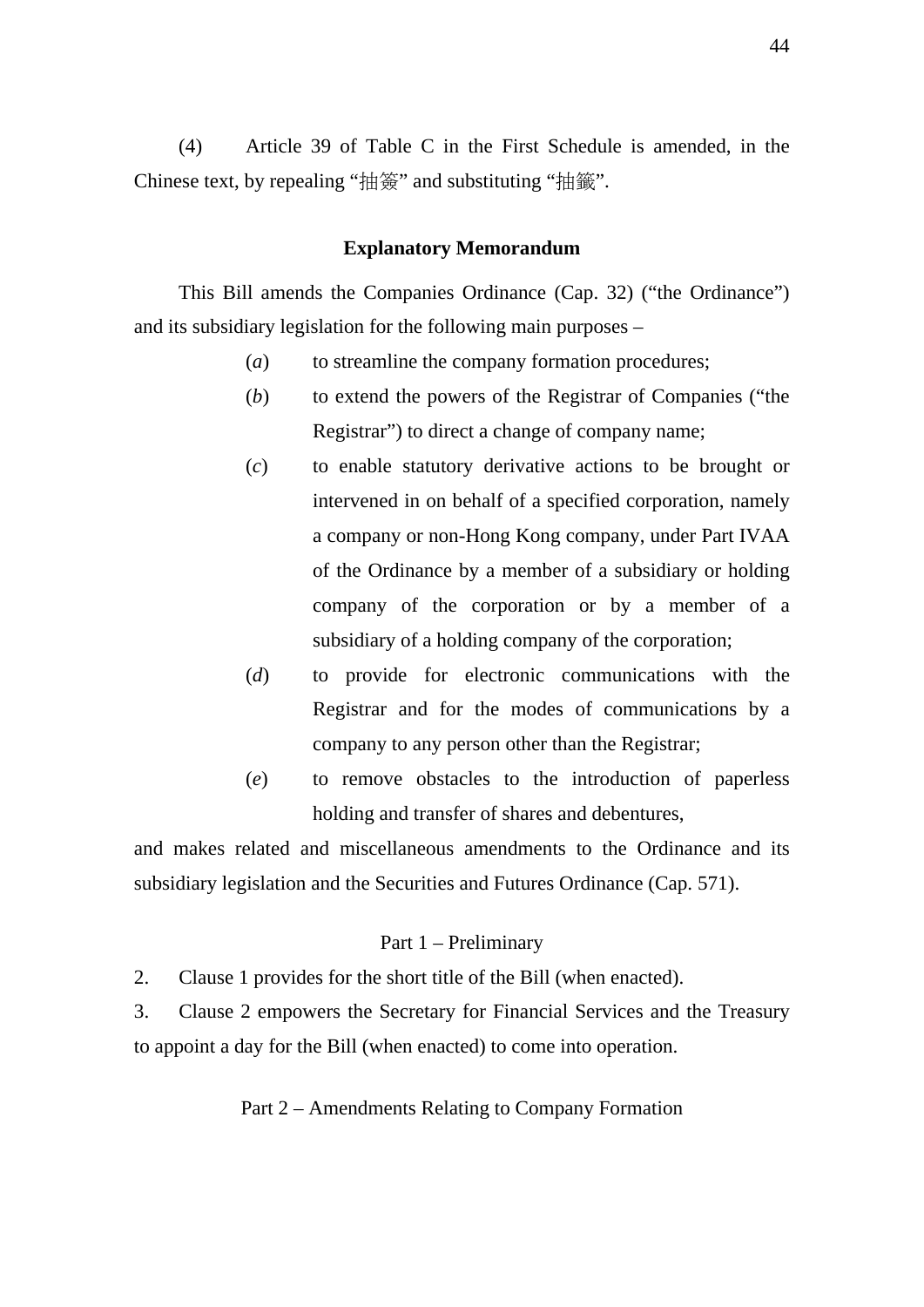(4) Article 39 of Table C in the First Schedule is amended, in the Chinese text, by repealing "抽簽" and substituting "抽籤".

## Explanatory Memorandum

This Bill amends the Companies Ordinance (Cap. 32) ("the Ordinance") and its subsidiary legislation for the following main purposes –

(*a*) to streamline the company formation procedures;

(*b*) to extend the powers of the Registrar of Companies ("the Registrar") to direct a change of company name;

(*c*) to enable statutory derivative actions to be brought or intervened in on behalf of a specified corporation, namely a company or non-Hong Kong company, under Part IVAA of the Ordinance by a member of a subsidiary or holding company of the corporation or by a member of a subsidiary of a holding company of the corporation;

(*d*) to provide for electronic communications with the Registrar and for the modes of communications by a company to any person other than the Registrar;

(*e*) to remove obstacles to the introduction of paperless holding and transfer of shares and debentures,

and makes related and miscellaneous amendments to the Ordinance and its subsidiary legislation and the Securities and Futures Ordinance (Cap. 571).

Part 1 – Preliminary

2. Clause 1 provides for the short title of the Bill (when enacted).

3. Clause 2 empowers the Secretary for Financial Services and the Treasury to appoint a day for the Bill (when enacted) to come into operation.

Part 2 – Amendments Relating to Company Formation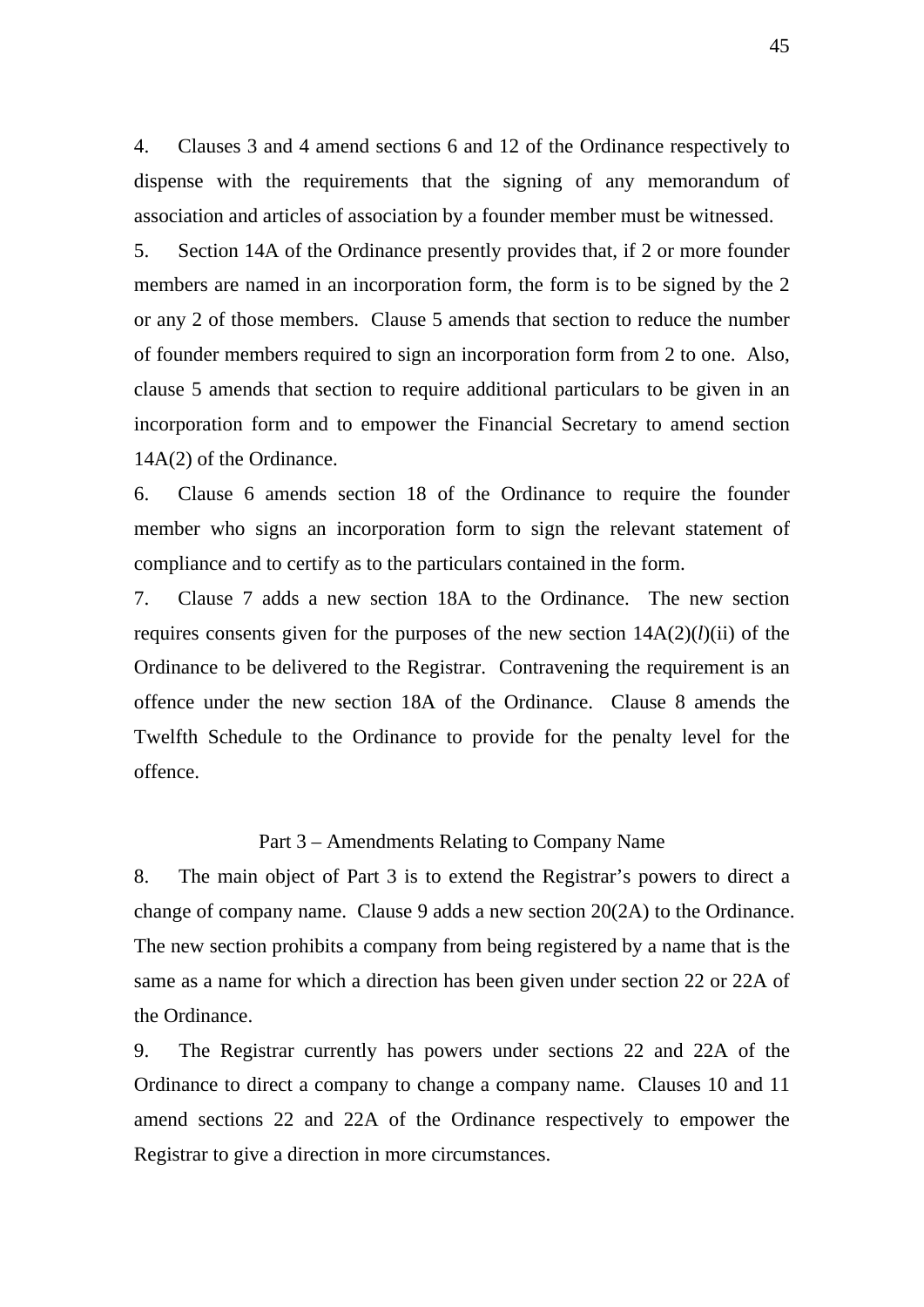4. Clauses 3 and 4 amend sections 6 and 12 of the Ordinance respectively to dispense with the requirements that the signing of any memorandum of association and articles of association by a founder member must be witnessed.

5. Section 14A of the Ordinance presently provides that, if 2 or more founder members are named in an incorporation form, the form is to be signed by the 2 or any 2 of those members. Clause 5 amends that section to reduce the number of founder members required to sign an incorporation form from 2 to one. Also, clause 5 amends that section to require additional particulars to be given in an incorporation form and to empower the Financial Secretary to amend section 14A(2) of the Ordinance.

6. Clause 6 amends section 18 of the Ordinance to require the founder member who signs an incorporation form to sign the relevant statement of compliance and to certify as to the particulars contained in the form.

7. Clause 7 adds a new section 18A to the Ordinance. The new section requires consents given for the purposes of the new section 14A(2)(*l*)(ii) of the Ordinance to be delivered to the Registrar. Contravening the requirement is an offence under the new section 18A of the Ordinance. Clause 8 amends the Twelfth Schedule to the Ordinance to provide for the penalty level for the offence.

## Part 3 – Amendments Relating to Company Name

8. The main object of Part 3 is to extend the Registrar's powers to direct a change of company name. Clause 9 adds a new section 20(2A) to the Ordinance. The new section prohibits a company from being registered by a name that is the same as a name for which a direction has been given under section 22 or 22A of the Ordinance.

9. The Registrar currently has powers under sections 22 and 22A of the Ordinance to direct a company to change a company name. Clauses 10 and 11 amend sections 22 and 22A of the Ordinance respectively to empower the Registrar to give a direction in more circumstances.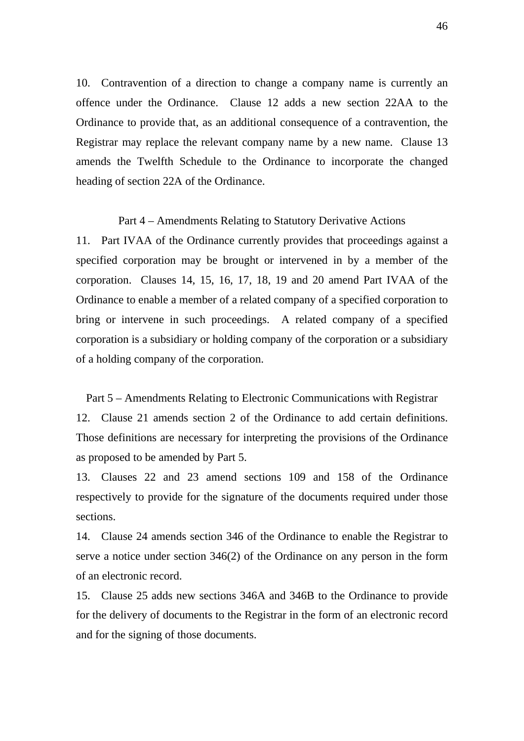10. Contravention of a direction to change a company name is currently an offence under the Ordinance. Clause 12 adds a new section 22AA to the Ordinance to provide that, as an additional consequence of a contravention, the Registrar may replace the relevant company name by a new name. Clause 13 amends the Twelfth Schedule to the Ordinance to incorporate the changed heading of section 22A of the Ordinance.

### Part 4 – Amendments Relating to Statutory Derivative Actions

11. Part IVAA of the Ordinance currently provides that proceedings against a specified corporation may be brought or intervened in by a member of the corporation. Clauses 14, 15, 16, 17, 18, 19 and 20 amend Part IVAA of the Ordinance to enable a member of a related company of a specified corporation to bring or intervene in such proceedings. A related company of a specified corporation is a subsidiary or holding company of the corporation or a subsidiary of a holding company of the corporation.

### Part 5 – Amendments Relating to Electronic Communications with Registrar

12. Clause 21 amends section 2 of the Ordinance to add certain definitions. Those definitions are necessary for interpreting the provisions of the Ordinance as proposed to be amended by Part 5.

13. Clauses 22 and 23 amend sections 109 and 158 of the Ordinance respectively to provide for the signature of the documents required under those sections.

14. Clause 24 amends section 346 of the Ordinance to enable the Registrar to serve a notice under section 346(2) of the Ordinance on any person in the form of an electronic record.

15. Clause 25 adds new sections 346A and 346B to the Ordinance to provide for the delivery of documents to the Registrar in the form of an electronic record and for the signing of those documents.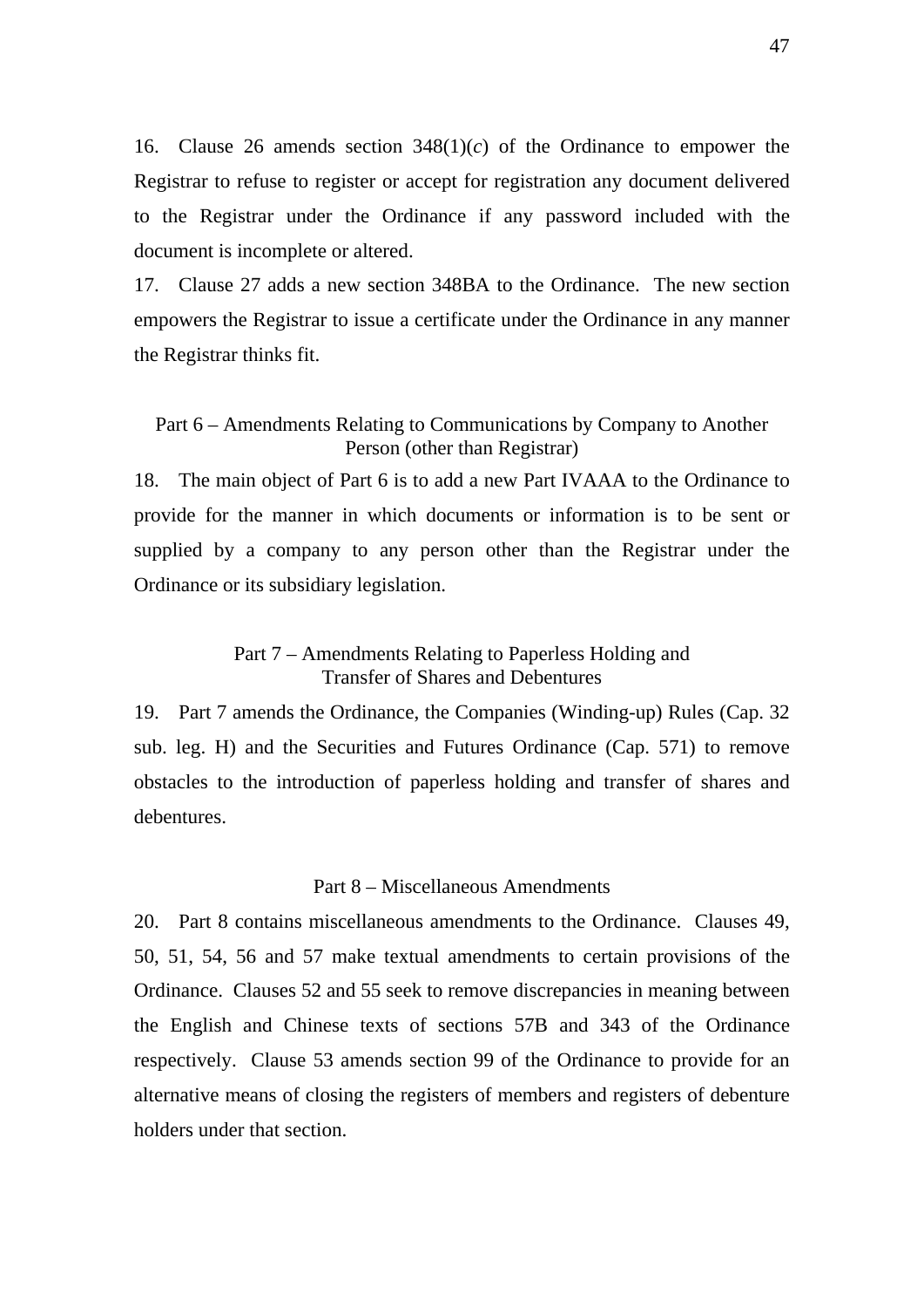16. Clause 26 amends section 348(1)(*c*) of the Ordinance to empower the Registrar to refuse to register or accept for registration any document delivered to the Registrar under the Ordinance if any password included with the document is incomplete or altered.

17. Clause 27 adds a new section 348BA to the Ordinance. The new section empowers the Registrar to issue a certificate under the Ordinance in any manner the Registrar thinks fit.

### Part 6 – Amendments Relating to Communications by Company to Another Person (other than Registrar)

18. The main object of Part 6 is to add a new Part IVAAA to the Ordinance to provide for the manner in which documents or information is to be sent or supplied by a company to any person other than the Registrar under the Ordinance or its subsidiary legislation.

### Part 7 – Amendments Relating to Paperless Holding and Transfer of Shares and Debentures

19. Part 7 amends the Ordinance, the Companies (Winding-up) Rules (Cap. 32 sub. leg. H) and the Securities and Futures Ordinance (Cap. 571) to remove obstacles to the introduction of paperless holding and transfer of shares and debentures.

### Part 8 – Miscellaneous Amendments

20. Part 8 contains miscellaneous amendments to the Ordinance. Clauses 49, 50, 51, 54, 56 and 57 make textual amendments to certain provisions of the Ordinance. Clauses 52 and 55 seek to remove discrepancies in meaning between the English and Chinese texts of sections 57B and 343 of the Ordinance respectively. Clause 53 amends section 99 of the Ordinance to provide for an alternative means of closing the registers of members and registers of debenture holders under that section.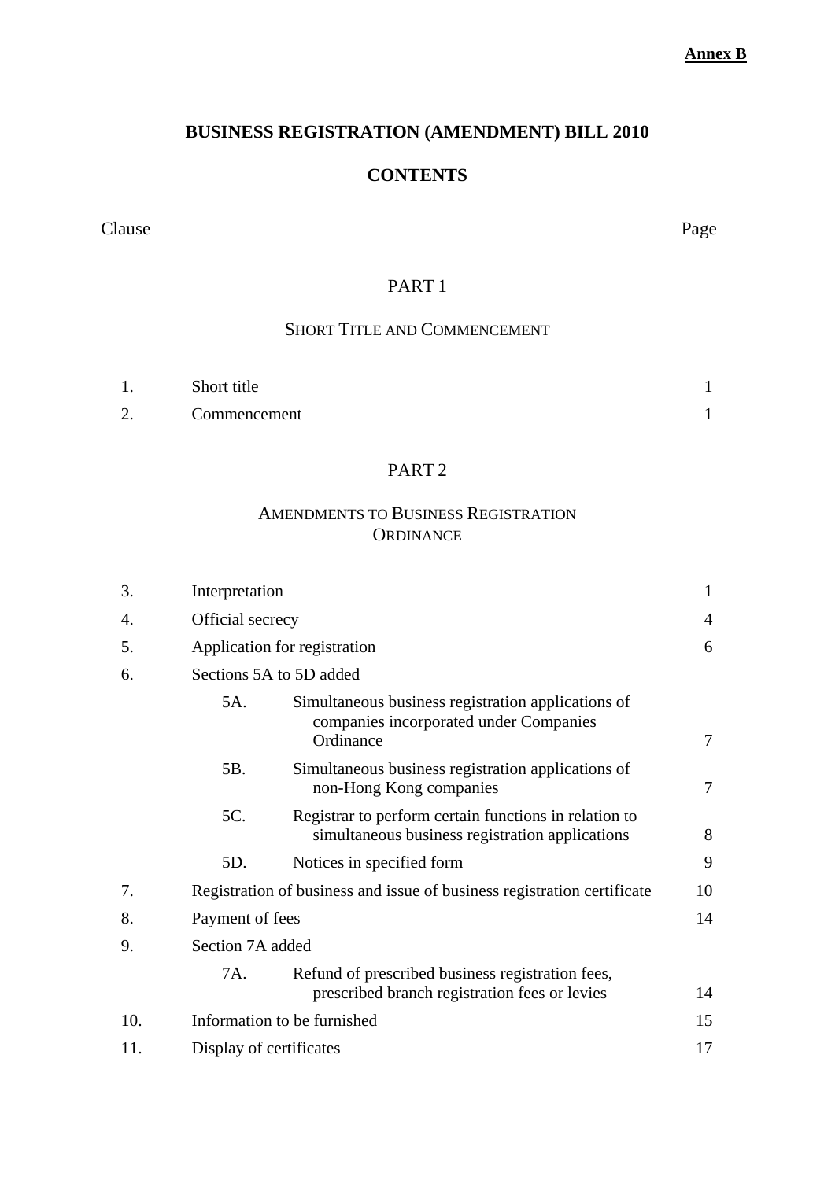**Annex B**

# BUSINESS REGISTRATION (AMENDMENT) BILL 2010

## CONTENTS

| Clause | | | Page |
|---|---|---|---|
| | | **PART 1** | |
| | | SHORT TITLE AND COMMENCEMENT | |
| 1. | Short title | | 1 |
| 2. | Commencement | | 1 |
| | | **PART 2** | |
| | | AMENDMENTS TO BUSINESS REGISTRATION ORDINANCE | |
| 3. | Interpretation | | 1 |
| 4. | Official secrecy | | 4 |
| 5. | Application for registration | | 6 |
| 6. | Sections 5A to 5D added | | |
| | 5A. | Simultaneous business registration applications of companies incorporated under Companies Ordinance | 7 |
| | 5B. | Simultaneous business registration applications of non-Hong Kong companies | 7 |
| | 5C. | Registrar to perform certain functions in relation to simultaneous business registration applications | 8 |
| | 5D. | Notices in specified form | 9 |
| 7. | Registration of business and issue of business registration certificate | | 10 |
| 8. | Payment of fees | | 14 |
| 9. | Section 7A added | | |
| | 7A. | Refund of prescribed business registration fees, prescribed branch registration fees or levies | 14 |
| 10. | Information to be furnished | | 15 |
| 11. | Display of certificates | | 17 |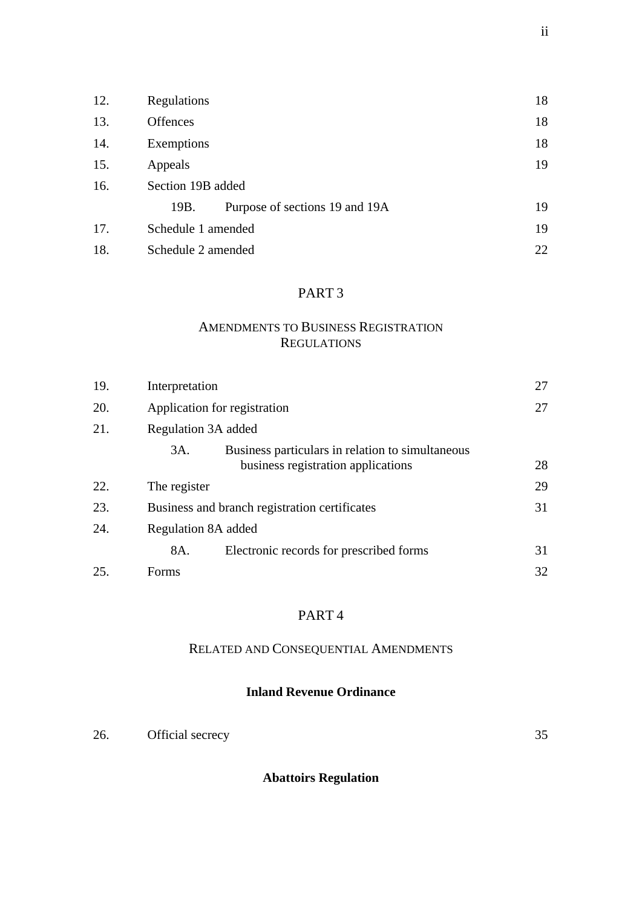| | | |
|---|---|---|
| 12. | Regulations | 18 |
| 13. | Offences | 18 |
| 14. | Exemptions | 18 |
| 15. | Appeals | 19 |
| 16. | Section 19B added | |
| | 19B. Purpose of sections 19 and 19A | 19 |
| 17. | Schedule 1 amended | 19 |
| 18. | Schedule 2 amended | 22 |

## PART 3

### AMENDMENTS TO BUSINESS REGISTRATION REGULATIONS

| | | |
|---|---|---|
| 19. | Interpretation | 27 |
| 20. | Application for registration | 27 |
| 21. | Regulation 3A added | |
| | 3A. Business particulars in relation to simultaneous business registration applications | 28 |
| 22. | The register | 29 |
| 23. | Business and branch registration certificates | 31 |
| 24. | Regulation 8A added | |
| | 8A. Electronic records for prescribed forms | 31 |
| 25. | Forms | 32 |

## PART 4

### RELATED AND CONSEQUENTIAL AMENDMENTS

**Inland Revenue Ordinance**

| | | |
|---|---|---|
| 26. | Official secrecy | 35 |

**Abattoirs Regulation**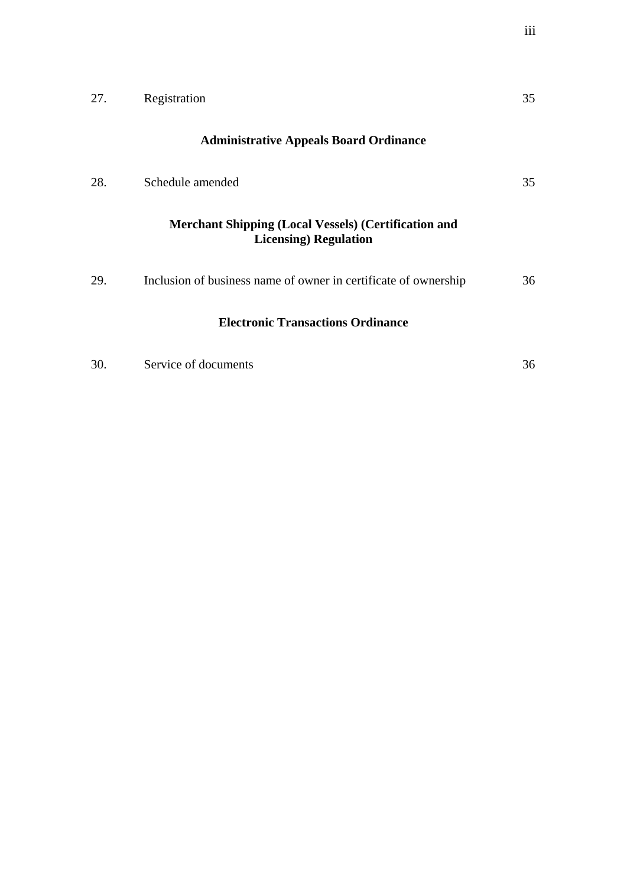| | | |
|---|---|---|
| 27. | Registration | 35 |

**Administrative Appeals Board Ordinance**

| | | |
|---|---|---|
| 28. | Schedule amended | 35 |

**Merchant Shipping (Local Vessels) (Certification and Licensing) Regulation**

| | | |
|---|---|---|
| 29. | Inclusion of business name of owner in certificate of ownership | 36 |

**Electronic Transactions Ordinance**

| | | |
|---|---|---|
| 30. | Service of documents | 36 |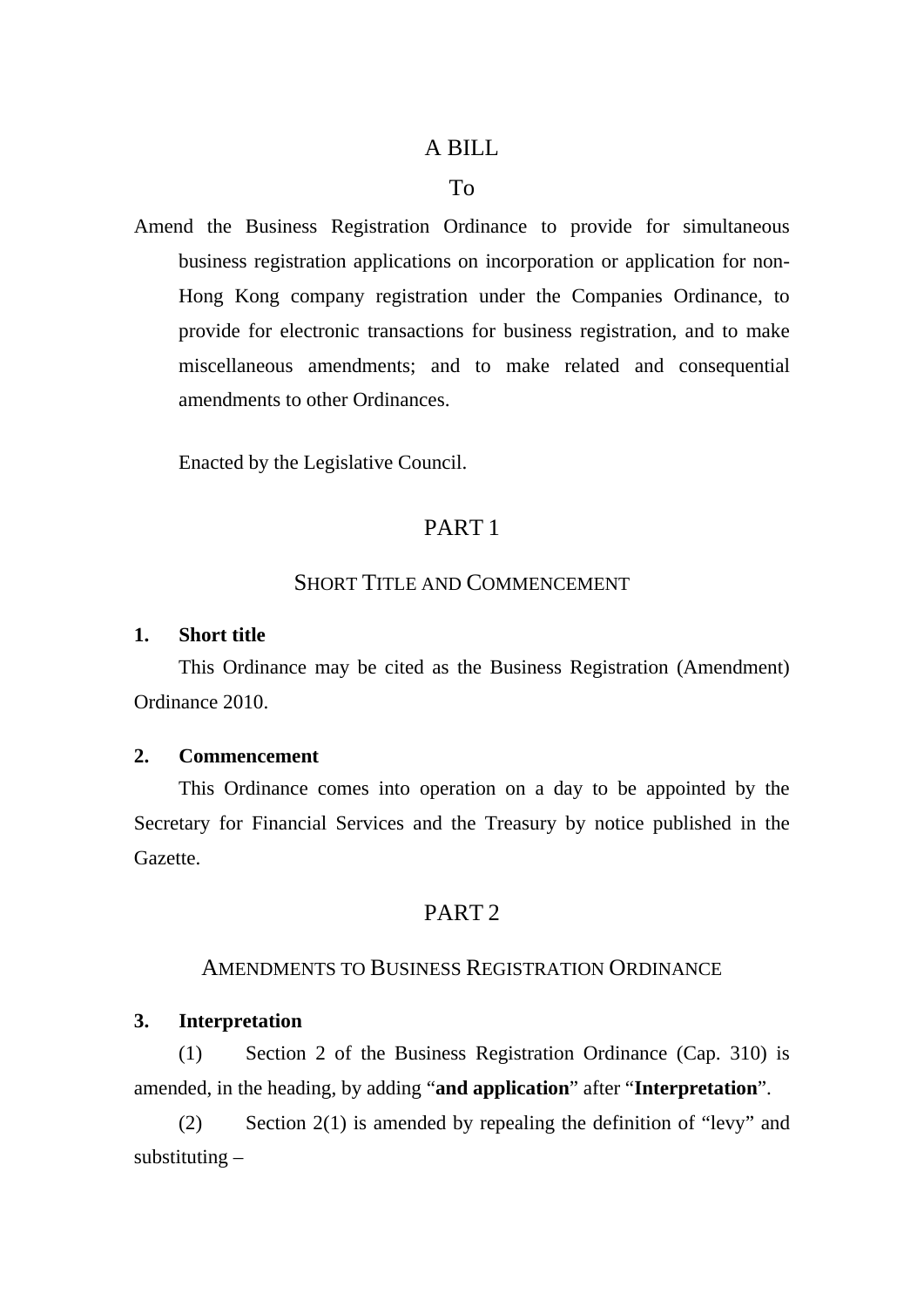# A BILL

## To

Amend the Business Registration Ordinance to provide for simultaneous business registration applications on incorporation or application for non-Hong Kong company registration under the Companies Ordinance, to provide for electronic transactions for business registration, and to make miscellaneous amendments; and to make related and consequential amendments to other Ordinances.

Enacted by the Legislative Council.

## PART 1

### SHORT TITLE AND COMMENCEMENT

**1. Short title**

This Ordinance may be cited as the Business Registration (Amendment) Ordinance 2010.

**2. Commencement**

This Ordinance comes into operation on a day to be appointed by the Secretary for Financial Services and the Treasury by notice published in the Gazette.

## PART 2

### AMENDMENTS TO BUSINESS REGISTRATION ORDINANCE

**3. Interpretation**

(1) Section 2 of the Business Registration Ordinance (Cap. 310) is amended, in the heading, by adding "**and application**" after "**Interpretation**".

(2) Section 2(1) is amended by repealing the definition of "levy" and substituting –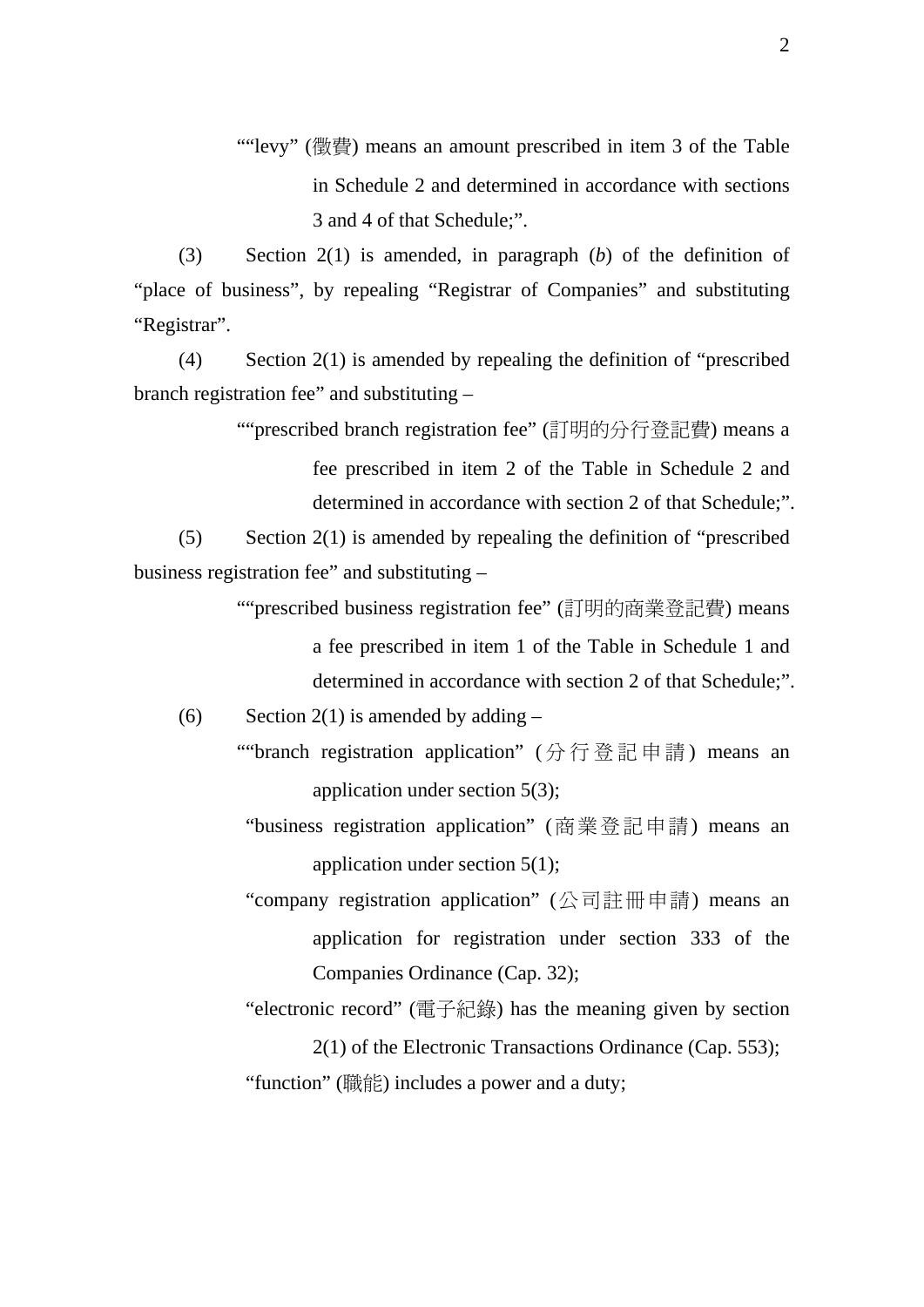""levy" (徵費) means an amount prescribed in item 3 of the Table in Schedule 2 and determined in accordance with sections 3 and 4 of that Schedule;".

(3) Section 2(1) is amended, in paragraph (*b*) of the definition of "place of business", by repealing "Registrar of Companies" and substituting "Registrar".

(4) Section 2(1) is amended by repealing the definition of "prescribed branch registration fee" and substituting –

""prescribed branch registration fee" (訂明的分行登記費) means a fee prescribed in item 2 of the Table in Schedule 2 and determined in accordance with section 2 of that Schedule;".

(5) Section 2(1) is amended by repealing the definition of "prescribed business registration fee" and substituting –

""prescribed business registration fee" (訂明的商業登記費) means a fee prescribed in item 1 of the Table in Schedule 1 and determined in accordance with section 2 of that Schedule;".

(6) Section 2(1) is amended by adding –

""branch registration application" (分行登記申請) means an application under section 5(3);

"business registration application" (商業登記申請) means an application under section 5(1);

"company registration application" (公司註冊申請) means an application for registration under section 333 of the Companies Ordinance (Cap. 32);

"electronic record" (電子紀錄) has the meaning given by section 2(1) of the Electronic Transactions Ordinance (Cap. 553);

"function" (職能) includes a power and a duty;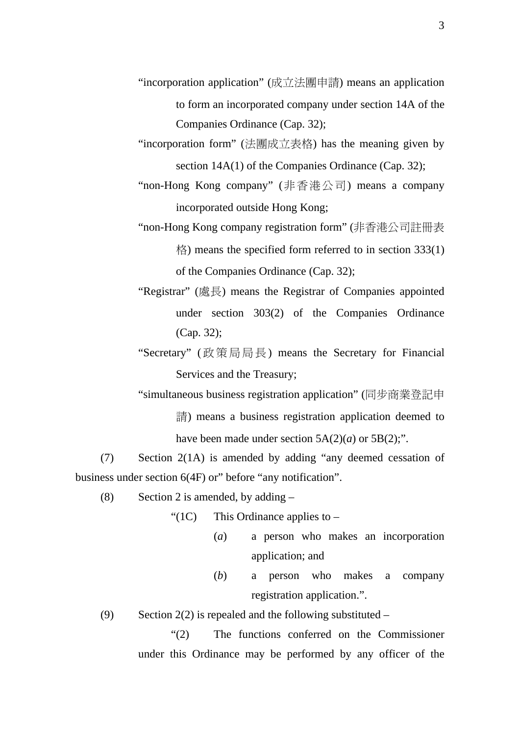"incorporation application" (成立法團申請) means an application to form an incorporated company under section 14A of the Companies Ordinance (Cap. 32);

"incorporation form" (法團成立表格) has the meaning given by section 14A(1) of the Companies Ordinance (Cap. 32);

"non-Hong Kong company" (非香港公司) means a company incorporated outside Hong Kong;

"non-Hong Kong company registration form" (非香港公司註冊表格) means the specified form referred to in section 333(1) of the Companies Ordinance (Cap. 32);

"Registrar" (處長) means the Registrar of Companies appointed under section 303(2) of the Companies Ordinance (Cap. 32);

"Secretary" (政策局局長) means the Secretary for Financial Services and the Treasury;

"simultaneous business registration application" (同步商業登記申請) means a business registration application deemed to have been made under section 5A(2)(*a*) or 5B(2);".

(7) Section 2(1A) is amended by adding "any deemed cessation of business under section 6(4F) or" before "any notification".

(8) Section 2 is amended, by adding –

"(1C) This Ordinance applies to –

(*a*) a person who makes an incorporation application; and

(*b*) a person who makes a company registration application.".

(9) Section 2(2) is repealed and the following substituted –

"(2) The functions conferred on the Commissioner under this Ordinance may be performed by any officer of the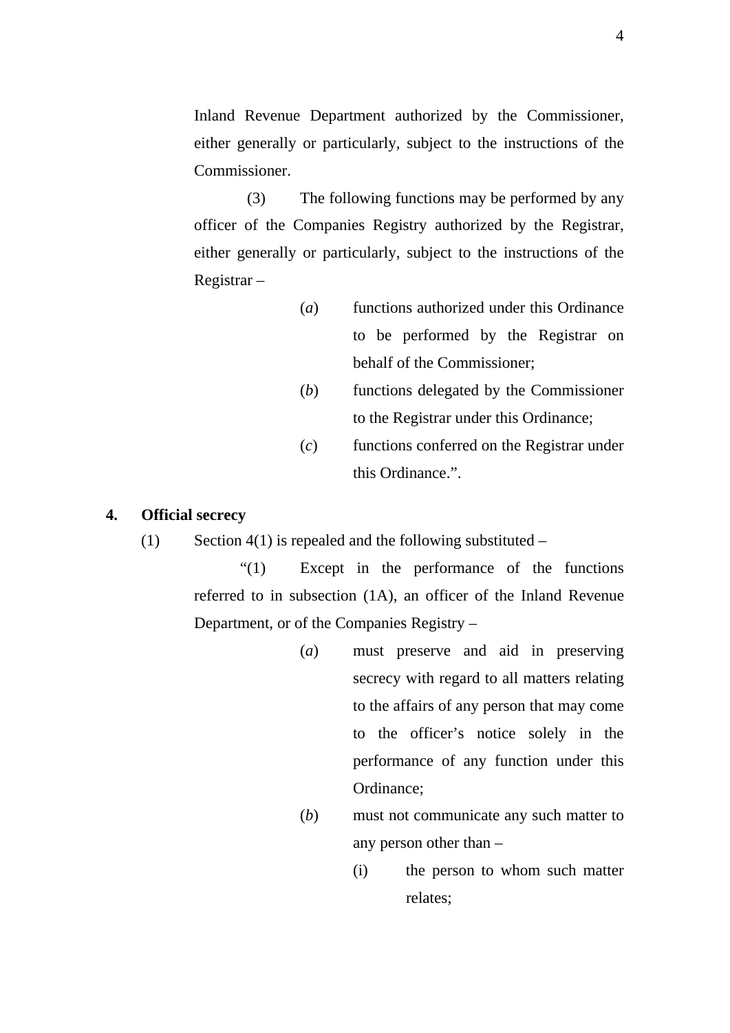Inland Revenue Department authorized by the Commissioner, either generally or particularly, subject to the instructions of the Commissioner.

(3) The following functions may be performed by any officer of the Companies Registry authorized by the Registrar, either generally or particularly, subject to the instructions of the Registrar –

(*a*) functions authorized under this Ordinance to be performed by the Registrar on behalf of the Commissioner;

(*b*) functions delegated by the Commissioner to the Registrar under this Ordinance;

(*c*) functions conferred on the Registrar under this Ordinance.”.

**4. Official secrecy**

(1) Section 4(1) is repealed and the following substituted –

“(1) Except in the performance of the functions referred to in subsection (1A), an officer of the Inland Revenue Department, or of the Companies Registry –

(*a*) must preserve and aid in preserving secrecy with regard to all matters relating to the affairs of any person that may come to the officer’s notice solely in the performance of any function under this Ordinance;

(*b*) must not communicate any such matter to any person other than –

(i) the person to whom such matter relates;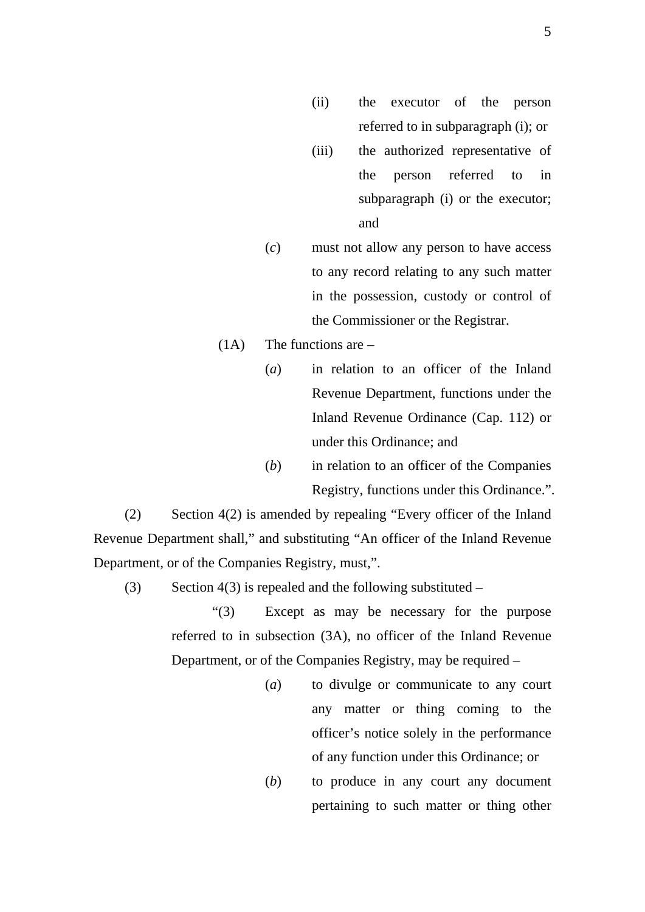(ii) the executor of the person referred to in subparagraph (i); or

(iii) the authorized representative of the person referred to in subparagraph (i) or the executor; and

(*c*) must not allow any person to have access to any record relating to any such matter in the possession, custody or control of the Commissioner or the Registrar.

(1A) The functions are –

(*a*) in relation to an officer of the Inland Revenue Department, functions under the Inland Revenue Ordinance (Cap. 112) or under this Ordinance; and

(*b*) in relation to an officer of the Companies Registry, functions under this Ordinance.”.

(2) Section 4(2) is amended by repealing “Every officer of the Inland Revenue Department shall,” and substituting “An officer of the Inland Revenue Department, or of the Companies Registry, must,”.

(3) Section 4(3) is repealed and the following substituted –

“(3) Except as may be necessary for the purpose referred to in subsection (3A), no officer of the Inland Revenue Department, or of the Companies Registry, may be required –

(*a*) to divulge or communicate to any court any matter or thing coming to the officer’s notice solely in the performance of any function under this Ordinance; or

(*b*) to produce in any court any document pertaining to such matter or thing other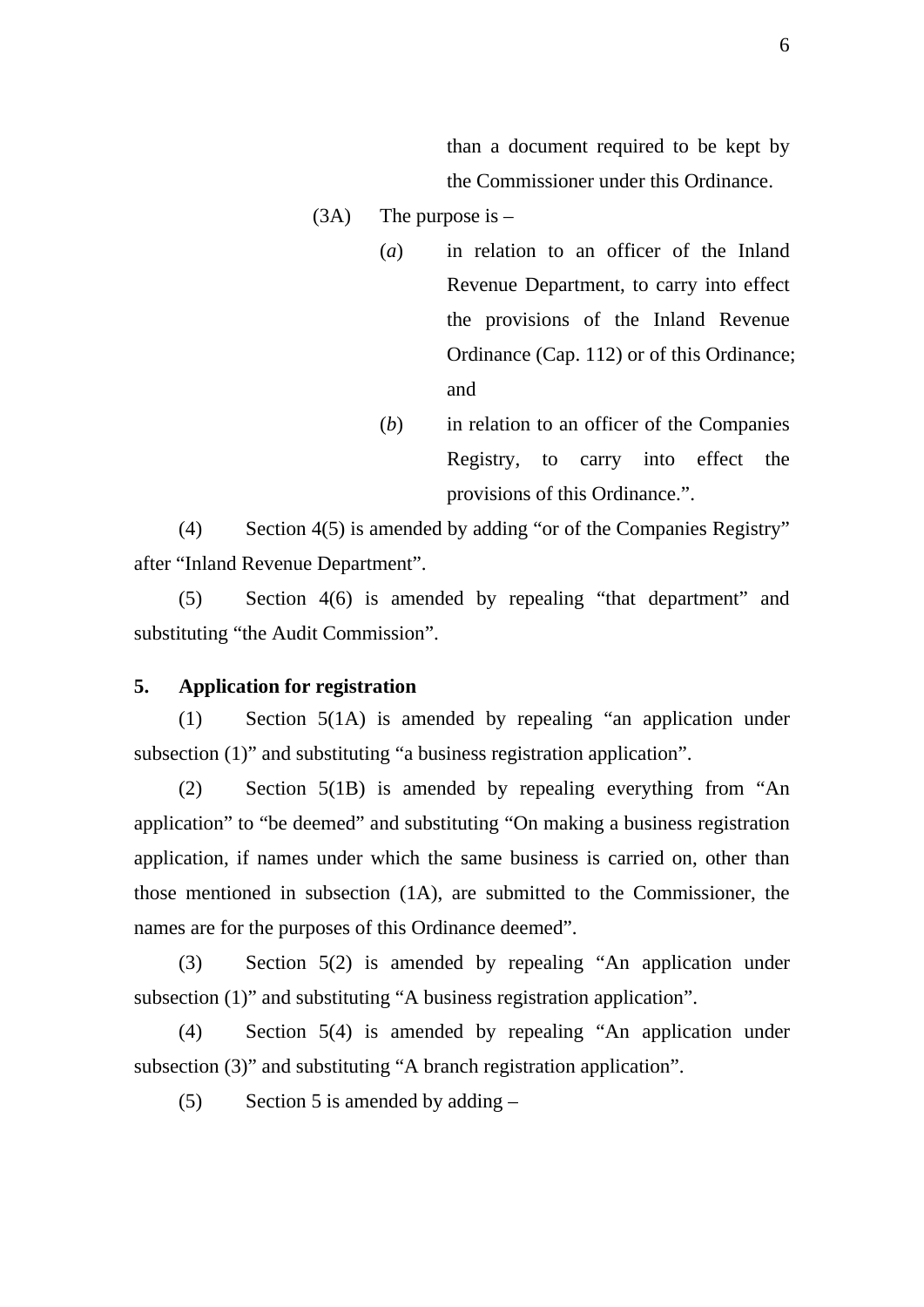than a document required to be kept by the Commissioner under this Ordinance.

(3A) The purpose is –

(*a*) in relation to an officer of the Inland Revenue Department, to carry into effect the provisions of the Inland Revenue Ordinance (Cap. 112) or of this Ordinance; and

(*b*) in relation to an officer of the Companies Registry, to carry into effect the provisions of this Ordinance.”.

(4) Section 4(5) is amended by adding “or of the Companies Registry” after “Inland Revenue Department”.

(5) Section 4(6) is amended by repealing “that department” and substituting “the Audit Commission”.

**5. Application for registration**

(1) Section 5(1A) is amended by repealing “an application under subsection (1)” and substituting “a business registration application”.

(2) Section 5(1B) is amended by repealing everything from “An application” to “be deemed” and substituting “On making a business registration application, if names under which the same business is carried on, other than those mentioned in subsection (1A), are submitted to the Commissioner, the names are for the purposes of this Ordinance deemed”.

(3) Section 5(2) is amended by repealing “An application under subsection (1)” and substituting “A business registration application”.

(4) Section 5(4) is amended by repealing “An application under subsection (3)” and substituting “A branch registration application”.

(5) Section 5 is amended by adding –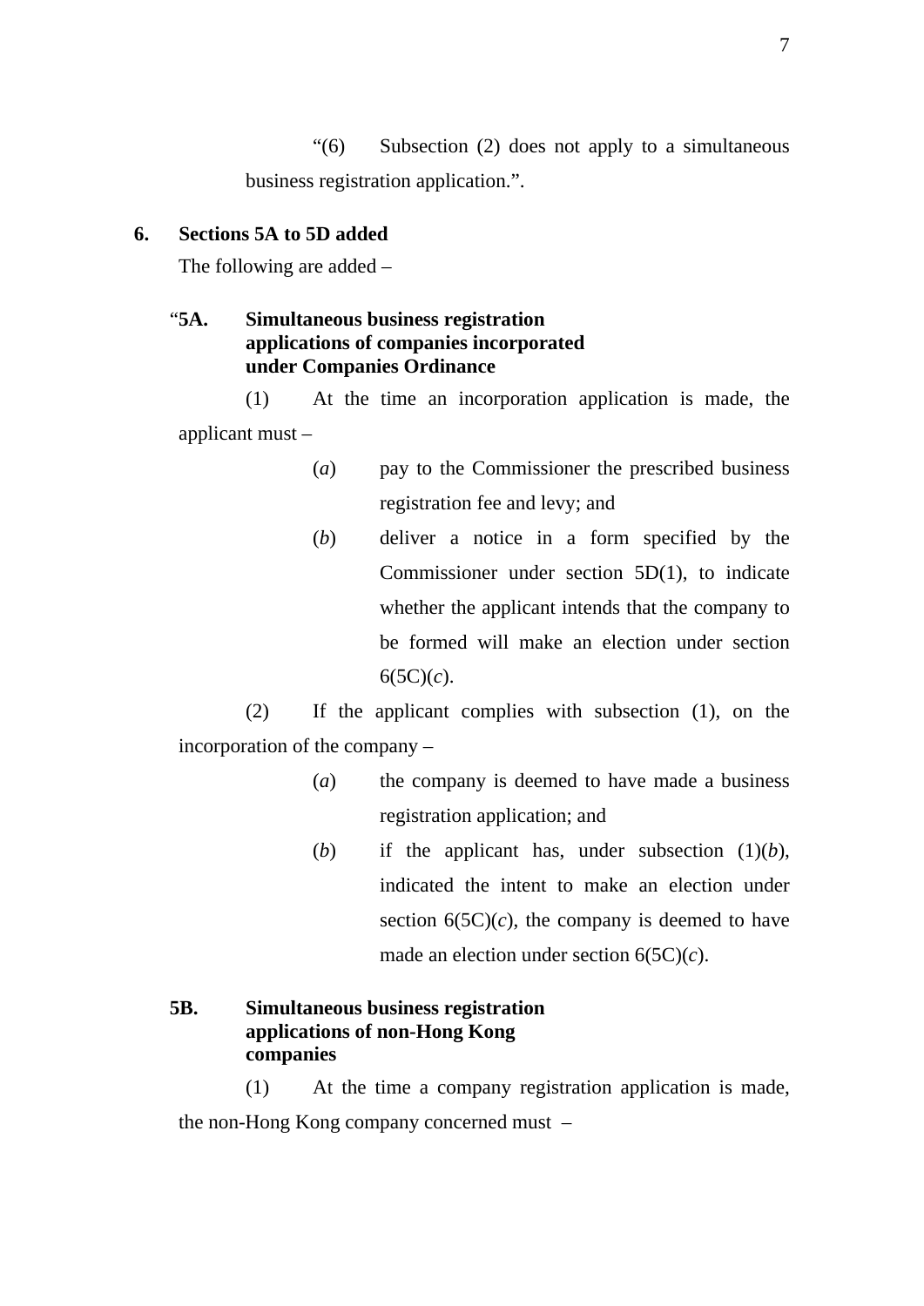“(6) Subsection (2) does not apply to a simultaneous business registration application.”.

**6. Sections 5A to 5D added**

The following are added –

“**5A. Simultaneous business registration applications of companies incorporated under Companies Ordinance**

(1) At the time an incorporation application is made, the applicant must –

(*a*) pay to the Commissioner the prescribed business registration fee and levy; and

(*b*) deliver a notice in a form specified by the Commissioner under section 5D(1), to indicate whether the applicant intends that the company to be formed will make an election under section 6(5C)(*c*).

(2) If the applicant complies with subsection (1), on the incorporation of the company –

(*a*) the company is deemed to have made a business registration application; and

(*b*) if the applicant has, under subsection (1)(*b*), indicated the intent to make an election under section 6(5C)(*c*), the company is deemed to have made an election under section 6(5C)(*c*).

**5B. Simultaneous business registration applications of non-Hong Kong companies**

(1) At the time a company registration application is made, the non-Hong Kong company concerned must –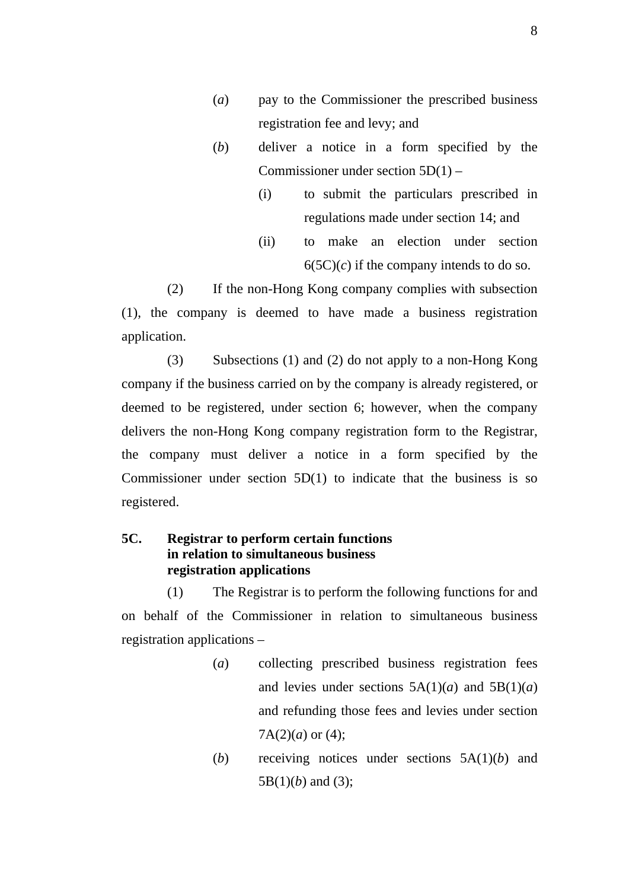(*a*) pay to the Commissioner the prescribed business registration fee and levy; and

(*b*) deliver a notice in a form specified by the Commissioner under section 5D(1) –

(i) to submit the particulars prescribed in regulations made under section 14; and

(ii) to make an election under section 6(5C)(*c*) if the company intends to do so.

(2) If the non-Hong Kong company complies with subsection (1), the company is deemed to have made a business registration application.

(3) Subsections (1) and (2) do not apply to a non-Hong Kong company if the business carried on by the company is already registered, or deemed to be registered, under section 6; however, when the company delivers the non-Hong Kong company registration form to the Registrar, the company must deliver a notice in a form specified by the Commissioner under section 5D(1) to indicate that the business is so registered.

**5C. Registrar to perform certain functions in relation to simultaneous business registration applications**

(1) The Registrar is to perform the following functions for and on behalf of the Commissioner in relation to simultaneous business registration applications –

(*a*) collecting prescribed business registration fees and levies under sections 5A(1)(*a*) and 5B(1)(*a*) and refunding those fees and levies under section 7A(2)(*a*) or (4);

(*b*) receiving notices under sections 5A(1)(*b*) and 5B(1)(*b*) and (3);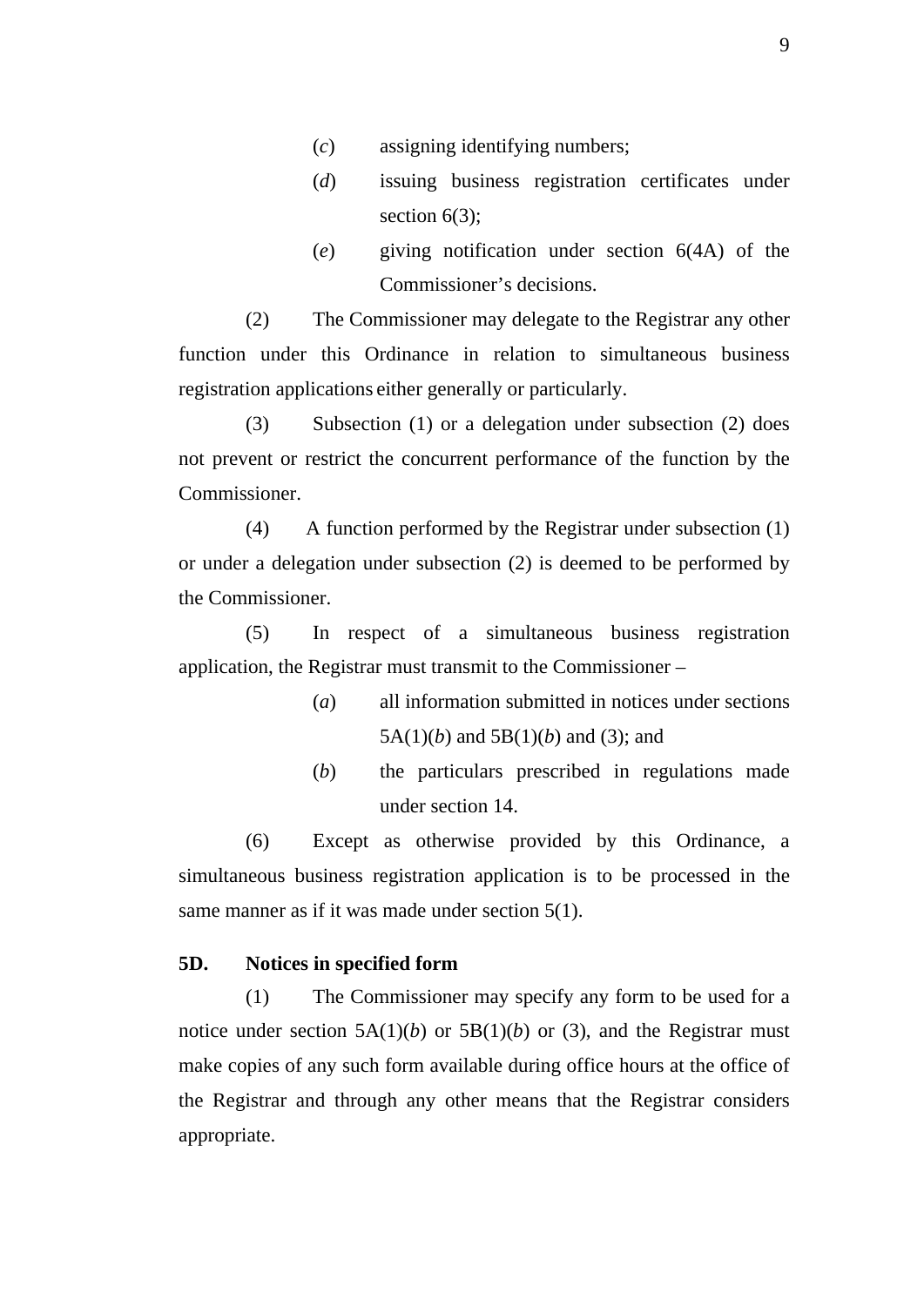(*c*) assigning identifying numbers;

(*d*) issuing business registration certificates under section 6(3);

(*e*) giving notification under section 6(4A) of the Commissioner's decisions.

(2) The Commissioner may delegate to the Registrar any other function under this Ordinance in relation to simultaneous business registration applications either generally or particularly.

(3) Subsection (1) or a delegation under subsection (2) does not prevent or restrict the concurrent performance of the function by the Commissioner.

(4) A function performed by the Registrar under subsection (1) or under a delegation under subsection (2) is deemed to be performed by the Commissioner.

(5) In respect of a simultaneous business registration application, the Registrar must transmit to the Commissioner –

(*a*) all information submitted in notices under sections 5A(1)(*b*) and 5B(1)(*b*) and (3); and

(*b*) the particulars prescribed in regulations made under section 14.

(6) Except as otherwise provided by this Ordinance, a simultaneous business registration application is to be processed in the same manner as if it was made under section 5(1).

**5D. Notices in specified form**

(1) The Commissioner may specify any form to be used for a notice under section 5A(1)(*b*) or 5B(1)(*b*) or (3), and the Registrar must make copies of any such form available during office hours at the office of the Registrar and through any other means that the Registrar considers appropriate.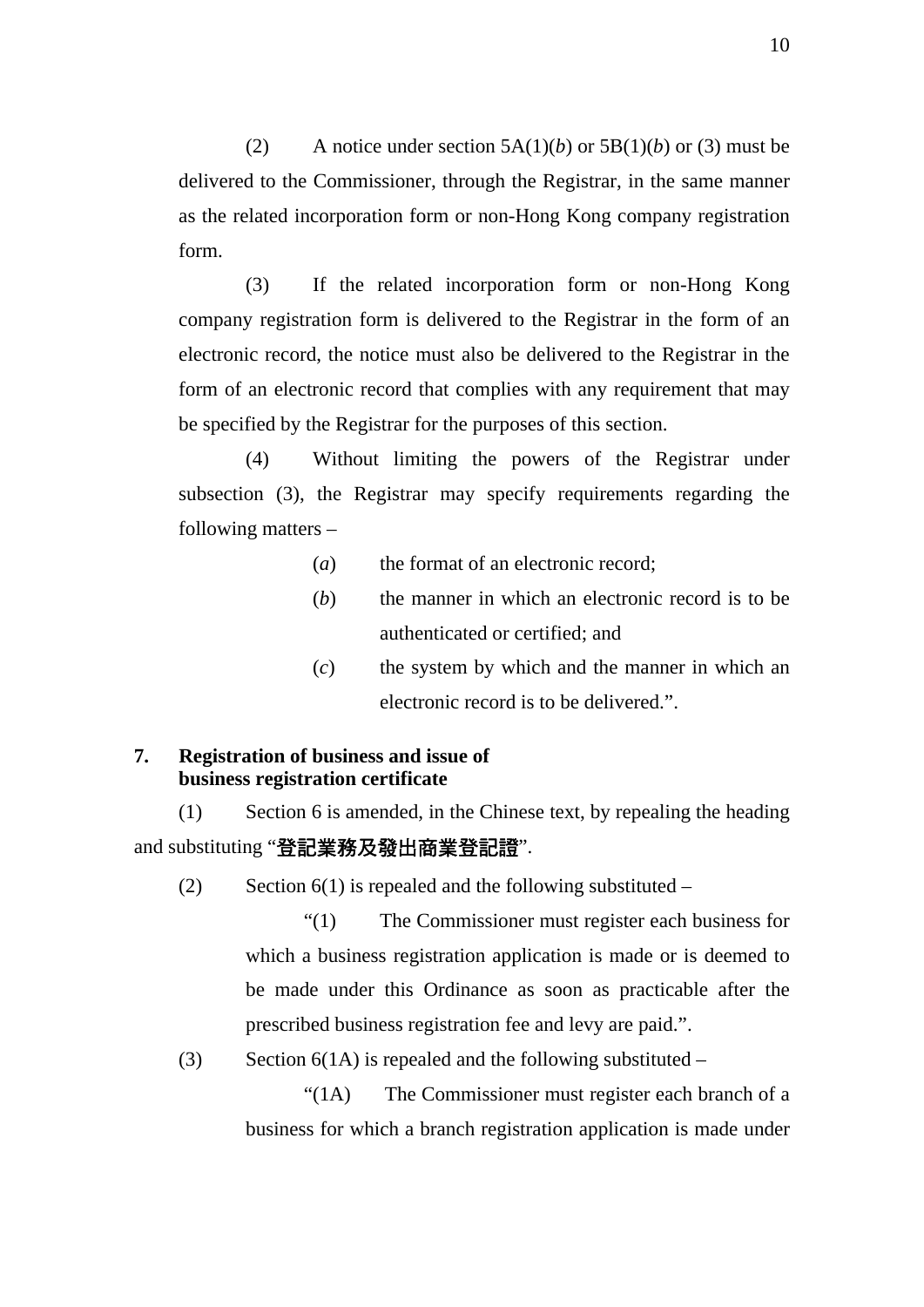(2) A notice under section 5A(1)(*b*) or 5B(1)(*b*) or (3) must be delivered to the Commissioner, through the Registrar, in the same manner as the related incorporation form or non-Hong Kong company registration form.

(3) If the related incorporation form or non-Hong Kong company registration form is delivered to the Registrar in the form of an electronic record, the notice must also be delivered to the Registrar in the form of an electronic record that complies with any requirement that may be specified by the Registrar for the purposes of this section.

(4) Without limiting the powers of the Registrar under subsection (3), the Registrar may specify requirements regarding the following matters –

(*a*) the format of an electronic record;

(*b*) the manner in which an electronic record is to be authenticated or certified; and

(*c*) the system by which and the manner in which an electronic record is to be delivered.".

**7. Registration of business and issue of business registration certificate**

(1) Section 6 is amended, in the Chinese text, by repealing the heading and substituting "**登記業務及發出商業登記證**".

(2) Section 6(1) is repealed and the following substituted –

"(1) The Commissioner must register each business for which a business registration application is made or is deemed to be made under this Ordinance as soon as practicable after the prescribed business registration fee and levy are paid.".

(3) Section 6(1A) is repealed and the following substituted –

"(1A) The Commissioner must register each branch of a business for which a branch registration application is made under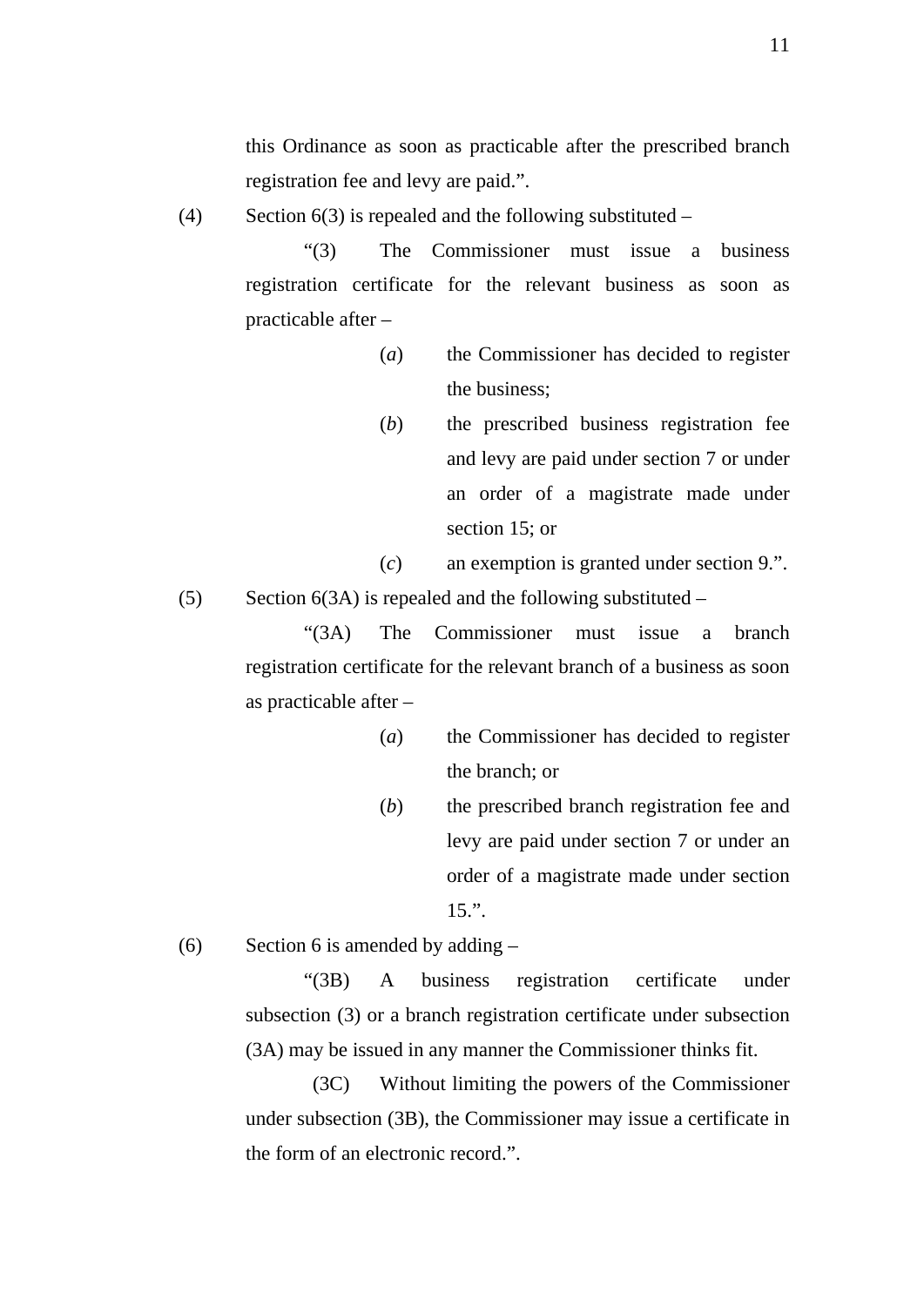this Ordinance as soon as practicable after the prescribed branch registration fee and levy are paid.".

(4) Section 6(3) is repealed and the following substituted –

"(3) The Commissioner must issue a business registration certificate for the relevant business as soon as practicable after –

(*a*) the Commissioner has decided to register the business;

(*b*) the prescribed business registration fee and levy are paid under section 7 or under an order of a magistrate made under section 15; or

(*c*) an exemption is granted under section 9.".

(5) Section 6(3A) is repealed and the following substituted –

"(3A) The Commissioner must issue a branch registration certificate for the relevant branch of a business as soon as practicable after –

(*a*) the Commissioner has decided to register the branch; or

(*b*) the prescribed branch registration fee and levy are paid under section 7 or under an order of a magistrate made under section 15.".

(6) Section 6 is amended by adding –

"(3B) A business registration certificate under subsection (3) or a branch registration certificate under subsection (3A) may be issued in any manner the Commissioner thinks fit.

(3C) Without limiting the powers of the Commissioner under subsection (3B), the Commissioner may issue a certificate in the form of an electronic record.".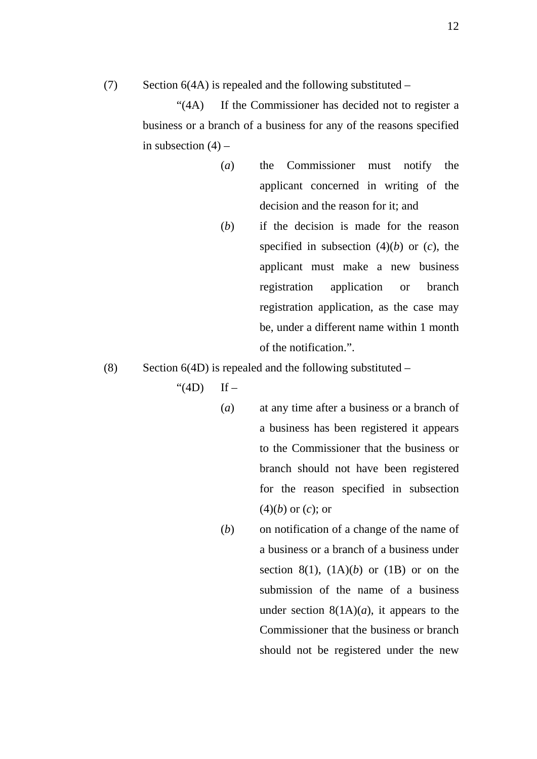(7) Section 6(4A) is repealed and the following substituted –

“(4A) If the Commissioner has decided not to register a business or a branch of a business for any of the reasons specified in subsection (4) –

(*a*) the Commissioner must notify the applicant concerned in writing of the decision and the reason for it; and

(*b*) if the decision is made for the reason specified in subsection (4)(*b*) or (*c*), the applicant must make a new business registration application or branch registration application, as the case may be, under a different name within 1 month of the notification.”.

(8) Section 6(4D) is repealed and the following substituted –

“(4D) If –

(*a*) at any time after a business or a branch of a business has been registered it appears to the Commissioner that the business or branch should not have been registered for the reason specified in subsection (4)(*b*) or (*c*); or

(*b*) on notification of a change of the name of a business or a branch of a business under section 8(1), (1A)(*b*) or (1B) or on the submission of the name of a business under section 8(1A)(*a*), it appears to the Commissioner that the business or branch should not be registered under the new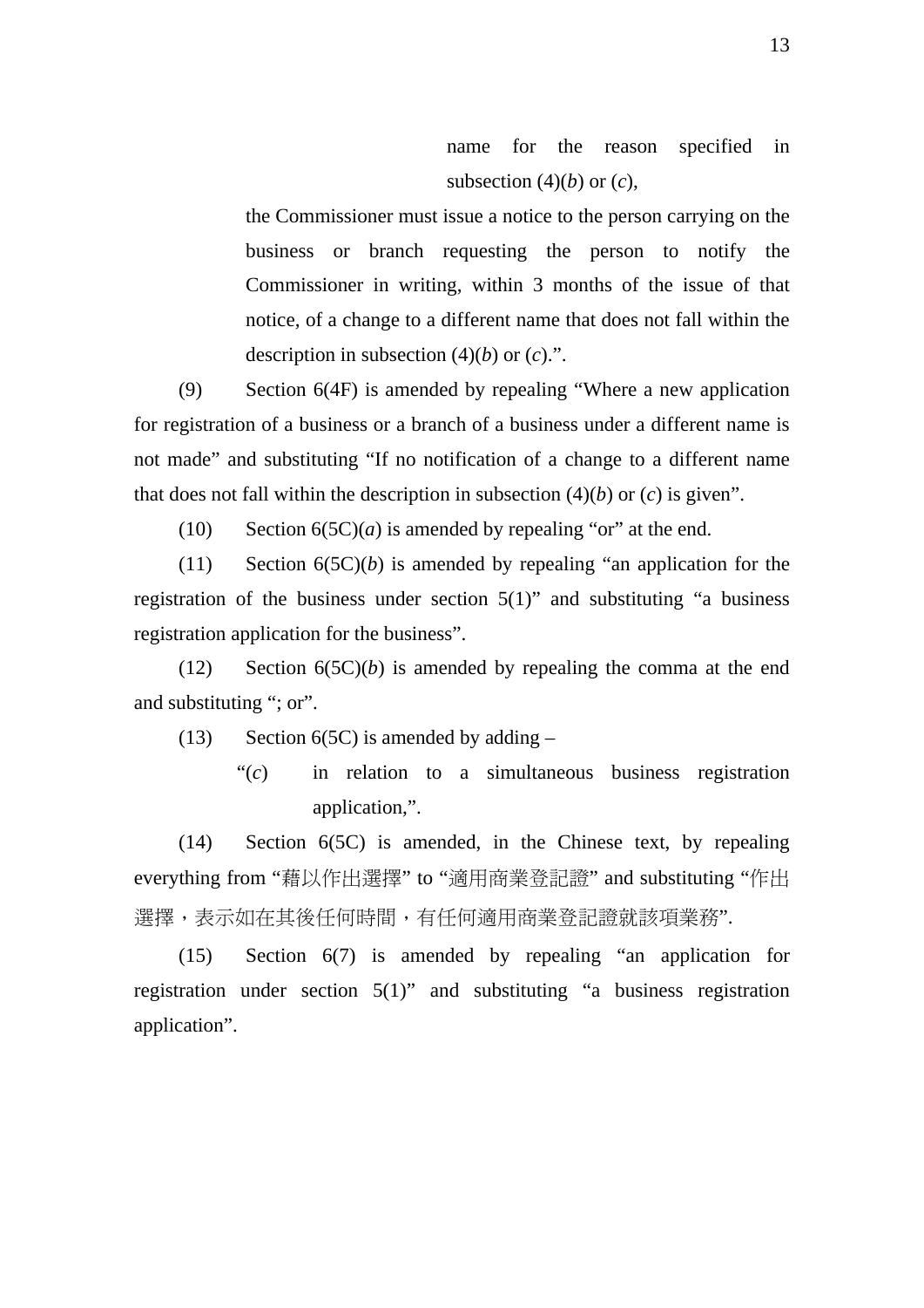name for the reason specified in subsection (4)(*b*) or (*c*),

the Commissioner must issue a notice to the person carrying on the business or branch requesting the person to notify the Commissioner in writing, within 3 months of the issue of that notice, of a change to a different name that does not fall within the description in subsection (4)(*b*) or (*c*).".

(9) Section 6(4F) is amended by repealing "Where a new application for registration of a business or a branch of a business under a different name is not made" and substituting "If no notification of a change to a different name that does not fall within the description in subsection (4)(*b*) or (*c*) is given".

(10) Section 6(5C)(*a*) is amended by repealing "or" at the end.

(11) Section 6(5C)(*b*) is amended by repealing "an application for the registration of the business under section 5(1)" and substituting "a business registration application for the business".

(12) Section 6(5C)(*b*) is amended by repealing the comma at the end and substituting "; or".

(13) Section 6(5C) is amended by adding –

"(*c*) in relation to a simultaneous business registration application,".

(14) Section 6(5C) is amended, in the Chinese text, by repealing everything from "藉以作出選擇" to "適用商業登記證" and substituting "作出選擇，表示如在其後任何時間，有任何適用商業登記證就該項業務".

(15) Section 6(7) is amended by repealing "an application for registration under section 5(1)" and substituting "a business registration application".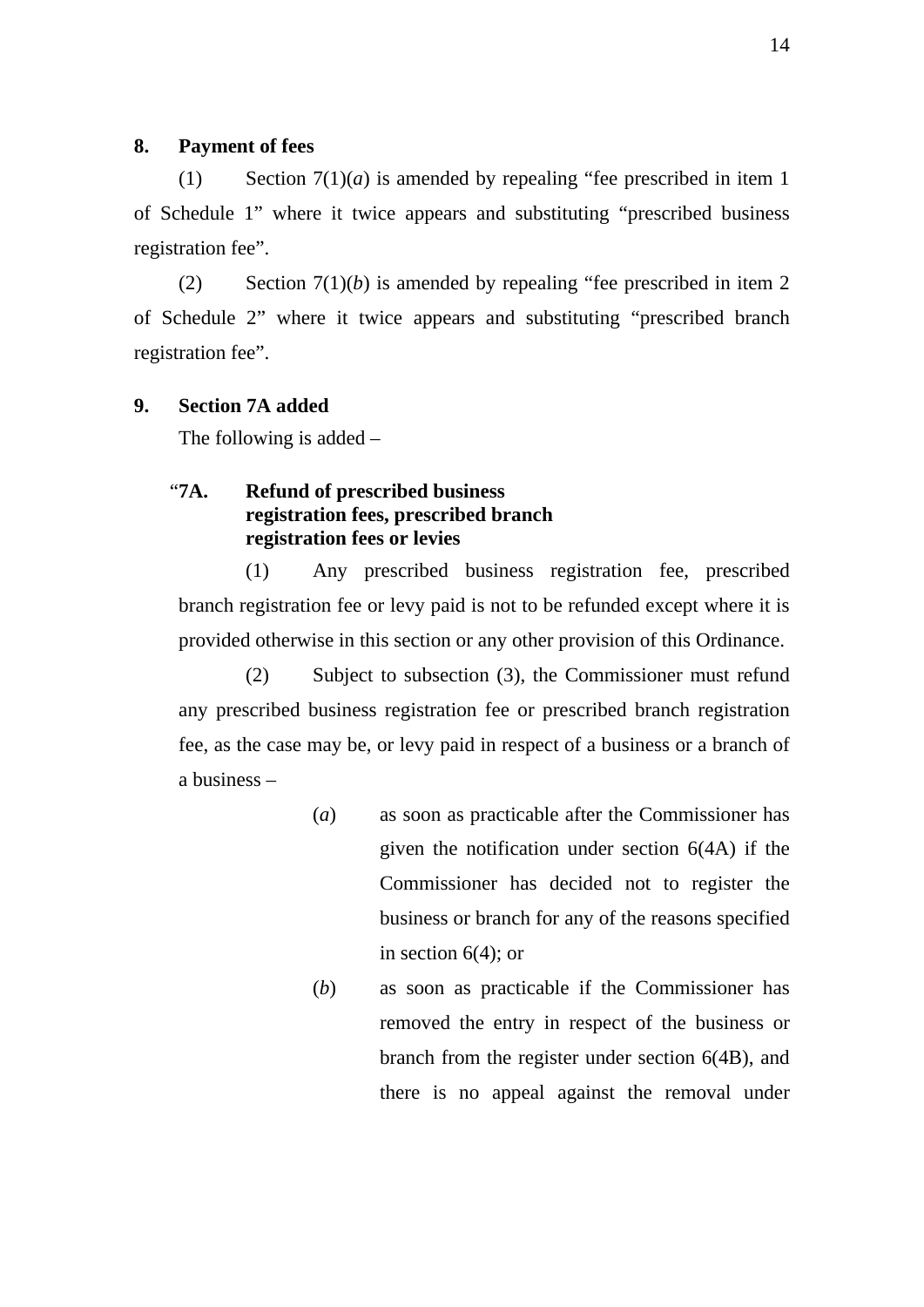**8. Payment of fees**

(1) Section 7(1)(*a*) is amended by repealing "fee prescribed in item 1 of Schedule 1" where it twice appears and substituting "prescribed business registration fee".

(2) Section 7(1)(*b*) is amended by repealing "fee prescribed in item 2 of Schedule 2" where it twice appears and substituting "prescribed branch registration fee".

**9. Section 7A added**

The following is added –

"**7A. Refund of prescribed business registration fees, prescribed branch registration fees or levies**

(1) Any prescribed business registration fee, prescribed branch registration fee or levy paid is not to be refunded except where it is provided otherwise in this section or any other provision of this Ordinance.

(2) Subject to subsection (3), the Commissioner must refund any prescribed business registration fee or prescribed branch registration fee, as the case may be, or levy paid in respect of a business or a branch of a business –

(*a*) as soon as practicable after the Commissioner has given the notification under section 6(4A) if the Commissioner has decided not to register the business or branch for any of the reasons specified in section 6(4); or

(*b*) as soon as practicable if the Commissioner has removed the entry in respect of the business or branch from the register under section 6(4B), and there is no appeal against the removal under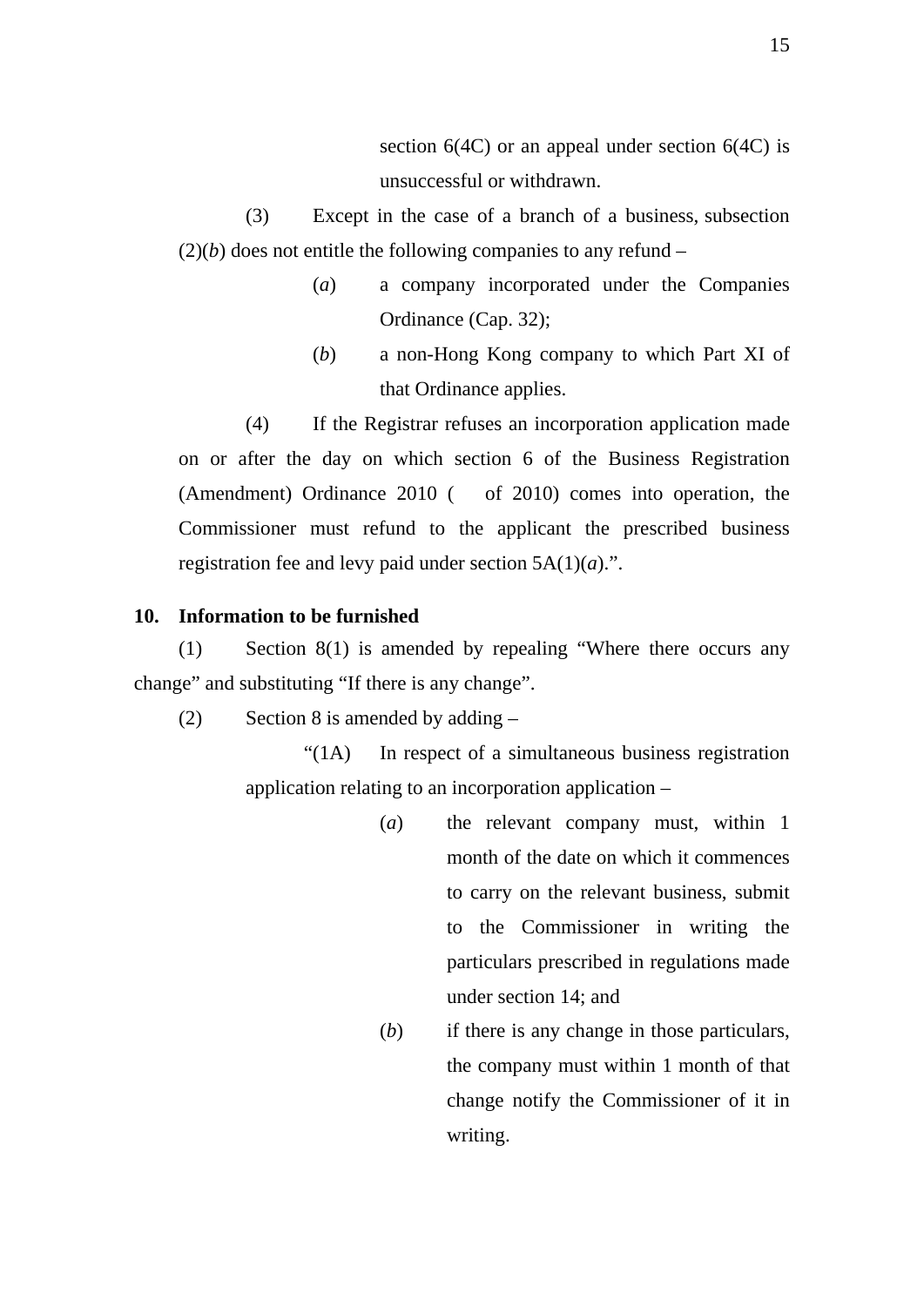section 6(4C) or an appeal under section 6(4C) is unsuccessful or withdrawn.

(3) Except in the case of a branch of a business, subsection (2)(*b*) does not entitle the following companies to any refund –

(*a*) a company incorporated under the Companies Ordinance (Cap. 32);

(*b*) a non-Hong Kong company to which Part XI of that Ordinance applies.

(4) If the Registrar refuses an incorporation application made on or after the day on which section 6 of the Business Registration (Amendment) Ordinance 2010 (  of 2010) comes into operation, the Commissioner must refund to the applicant the prescribed business registration fee and levy paid under section 5A(1)(*a*).".

**10. Information to be furnished**

(1) Section 8(1) is amended by repealing "Where there occurs any change" and substituting "If there is any change".

(2) Section 8 is amended by adding –

"(1A) In respect of a simultaneous business registration application relating to an incorporation application –

(*a*) the relevant company must, within 1 month of the date on which it commences to carry on the relevant business, submit to the Commissioner in writing the particulars prescribed in regulations made under section 14; and

(*b*) if there is any change in those particulars, the company must within 1 month of that change notify the Commissioner of it in writing.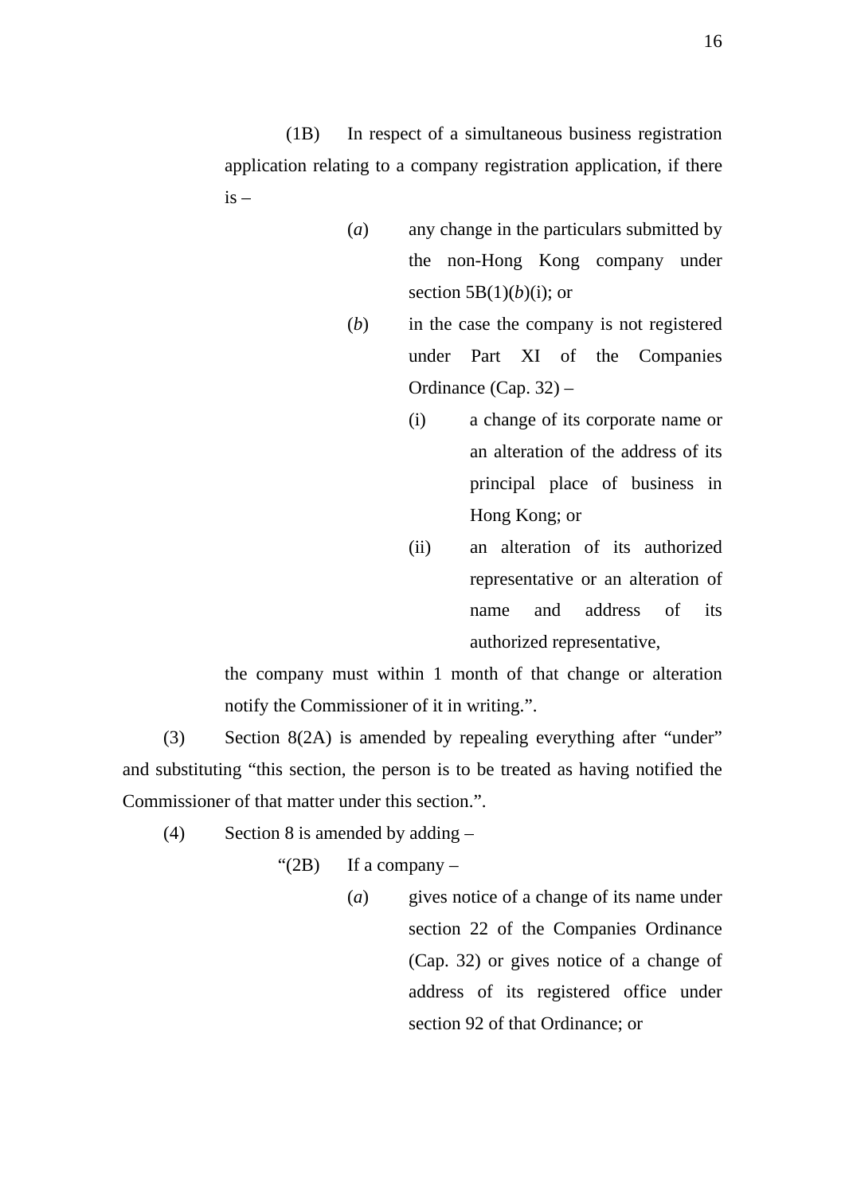(1B) In respect of a simultaneous business registration application relating to a company registration application, if there is –

(*a*) any change in the particulars submitted by the non-Hong Kong company under section 5B(1)(*b*)(i); or

(*b*) in the case the company is not registered under Part XI of the Companies Ordinance (Cap. 32) –

(i) a change of its corporate name or an alteration of the address of its principal place of business in Hong Kong; or

(ii) an alteration of its authorized representative or an alteration of name and address of its authorized representative,

the company must within 1 month of that change or alteration notify the Commissioner of it in writing.”.

(3) Section 8(2A) is amended by repealing everything after “under” and substituting “this section, the person is to be treated as having notified the Commissioner of that matter under this section.”.

(4) Section 8 is amended by adding –

“(2B) If a company –

(*a*) gives notice of a change of its name under section 22 of the Companies Ordinance (Cap. 32) or gives notice of a change of address of its registered office under section 92 of that Ordinance; or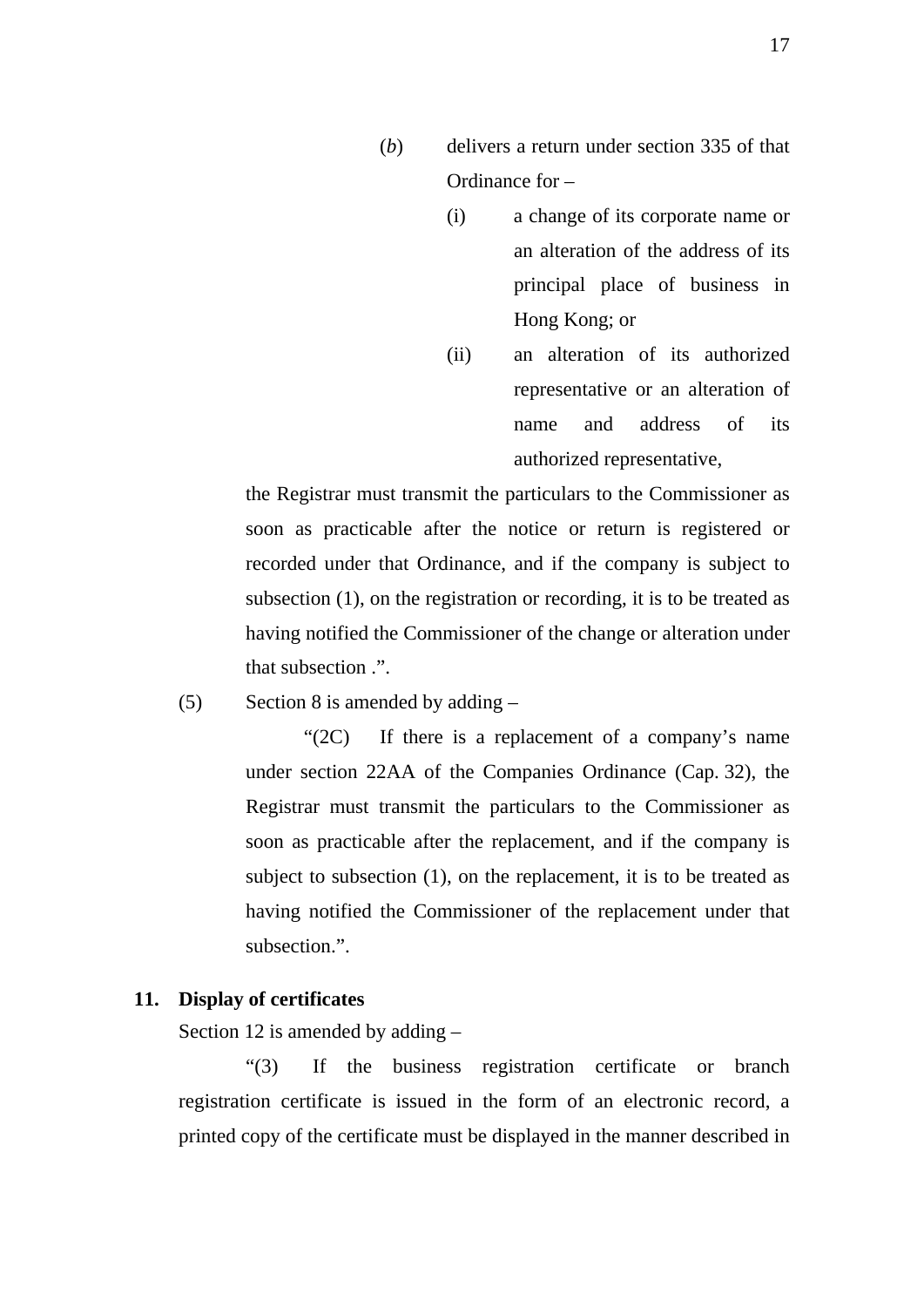(*b*) delivers a return under section 335 of that Ordinance for –

(i) a change of its corporate name or an alteration of the address of its principal place of business in Hong Kong; or

(ii) an alteration of its authorized representative or an alteration of name and address of its authorized representative,

the Registrar must transmit the particulars to the Commissioner as soon as practicable after the notice or return is registered or recorded under that Ordinance, and if the company is subject to subsection (1), on the registration or recording, it is to be treated as having notified the Commissioner of the change or alteration under that subsection .".

(5) Section 8 is amended by adding –

"(2C) If there is a replacement of a company's name under section 22AA of the Companies Ordinance (Cap. 32), the Registrar must transmit the particulars to the Commissioner as soon as practicable after the replacement, and if the company is subject to subsection (1), on the replacement, it is to be treated as having notified the Commissioner of the replacement under that subsection.".

**11. Display of certificates**

Section 12 is amended by adding –

"(3) If the business registration certificate or branch registration certificate is issued in the form of an electronic record, a printed copy of the certificate must be displayed in the manner described in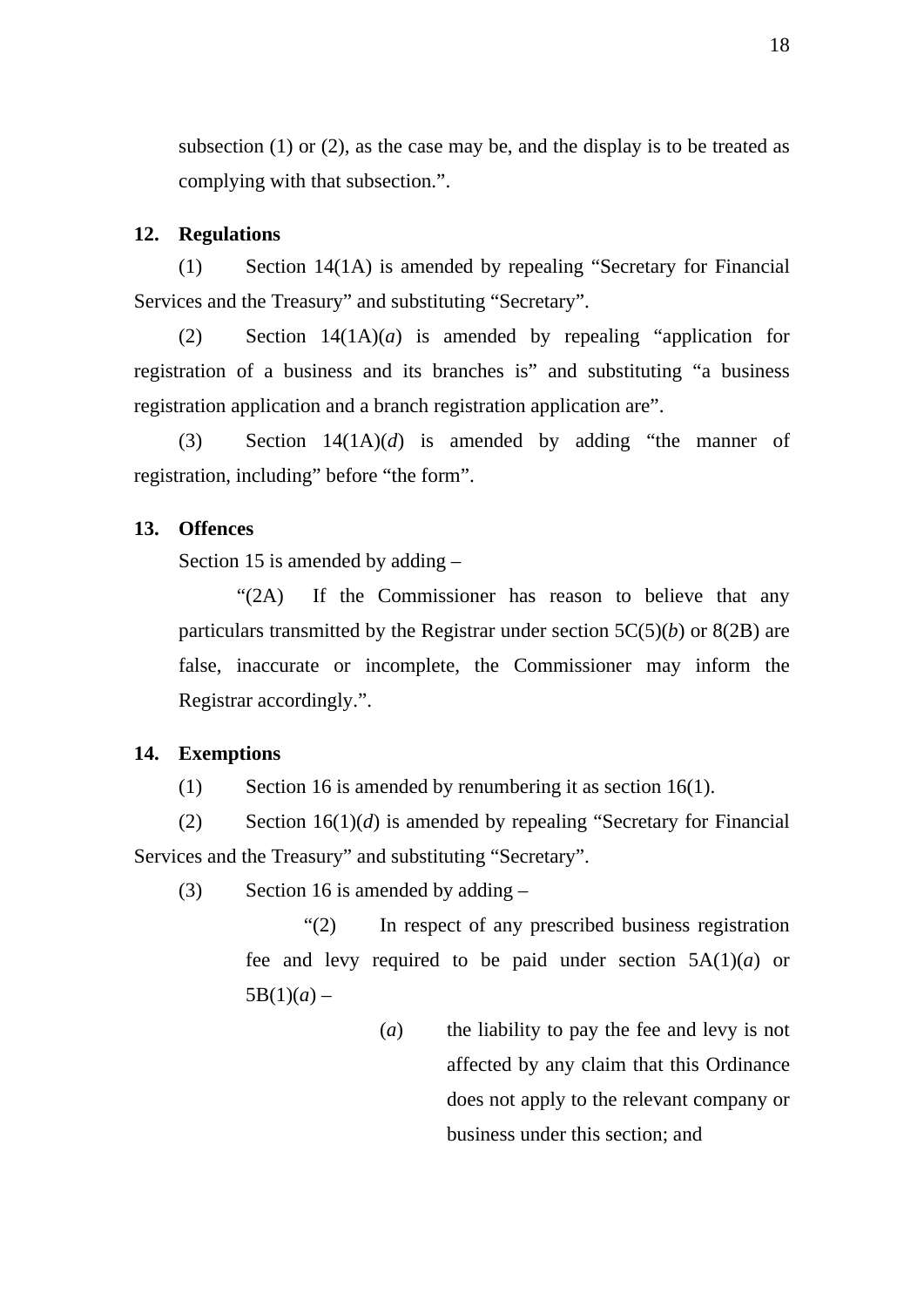subsection (1) or (2), as the case may be, and the display is to be treated as complying with that subsection.".

**12. Regulations**

(1) Section 14(1A) is amended by repealing "Secretary for Financial Services and the Treasury" and substituting "Secretary".

(2) Section 14(1A)(*a*) is amended by repealing "application for registration of a business and its branches is" and substituting "a business registration application and a branch registration application are".

(3) Section 14(1A)(*d*) is amended by adding "the manner of registration, including" before "the form".

**13. Offences**

Section 15 is amended by adding –

"(2A) If the Commissioner has reason to believe that any particulars transmitted by the Registrar under section 5C(5)(*b*) or 8(2B) are false, inaccurate or incomplete, the Commissioner may inform the Registrar accordingly.".

**14. Exemptions**

(1) Section 16 is amended by renumbering it as section 16(1).

(2) Section 16(1)(*d*) is amended by repealing "Secretary for Financial Services and the Treasury" and substituting "Secretary".

(3) Section 16 is amended by adding –

"(2) In respect of any prescribed business registration fee and levy required to be paid under section 5A(1)(*a*) or 5B(1)(*a*) –

(*a*) the liability to pay the fee and levy is not affected by any claim that this Ordinance does not apply to the relevant company or business under this section; and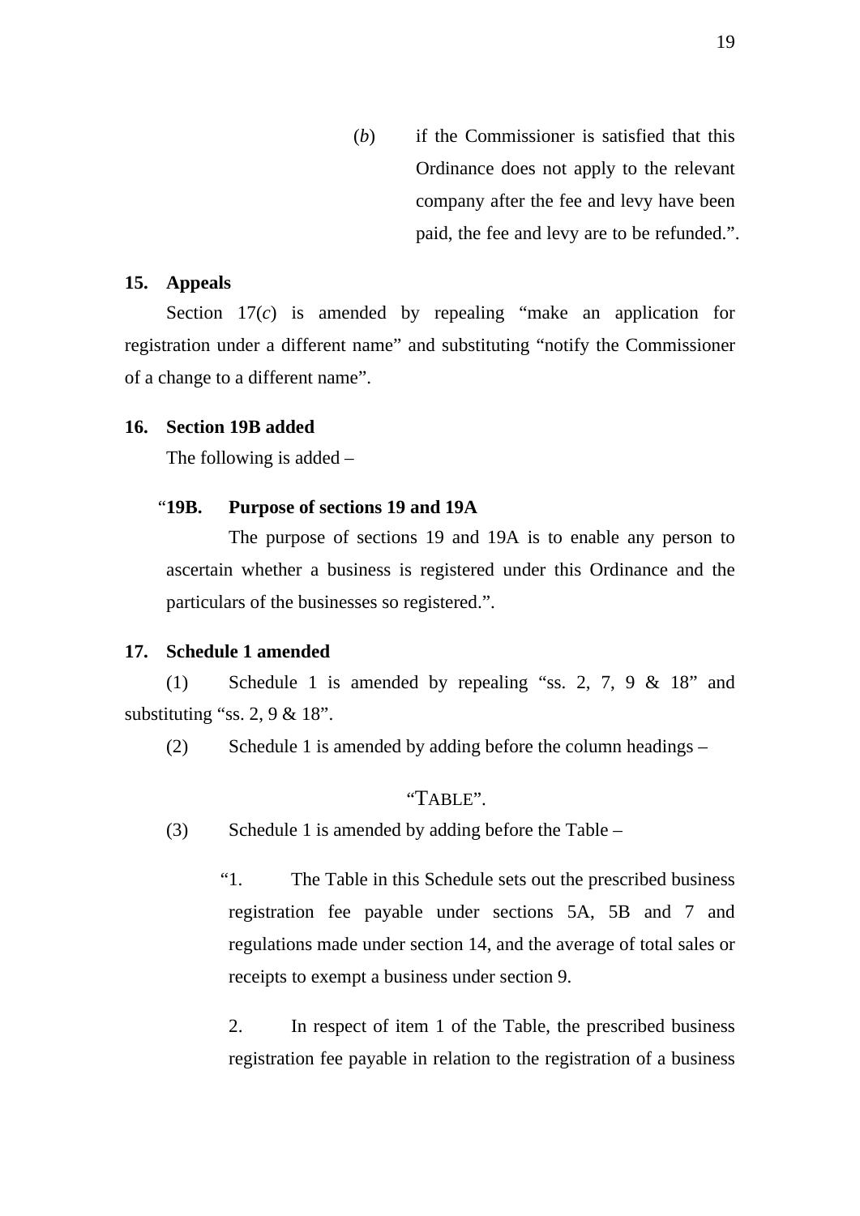(*b*) if the Commissioner is satisfied that this Ordinance does not apply to the relevant company after the fee and levy have been paid, the fee and levy are to be refunded.".

**15. Appeals**

Section 17(*c*) is amended by repealing "make an application for registration under a different name" and substituting "notify the Commissioner of a change to a different name".

**16. Section 19B added**

The following is added –

"**19B. Purpose of sections 19 and 19A**

The purpose of sections 19 and 19A is to enable any person to ascertain whether a business is registered under this Ordinance and the particulars of the businesses so registered.".

**17. Schedule 1 amended**

(1) Schedule 1 is amended by repealing "ss. 2, 7, 9 & 18" and substituting "ss. 2, 9 & 18".

(2) Schedule 1 is amended by adding before the column headings –

"TABLE".

(3) Schedule 1 is amended by adding before the Table –

"1. The Table in this Schedule sets out the prescribed business registration fee payable under sections 5A, 5B and 7 and regulations made under section 14, and the average of total sales or receipts to exempt a business under section 9.

2. In respect of item 1 of the Table, the prescribed business registration fee payable in relation to the registration of a business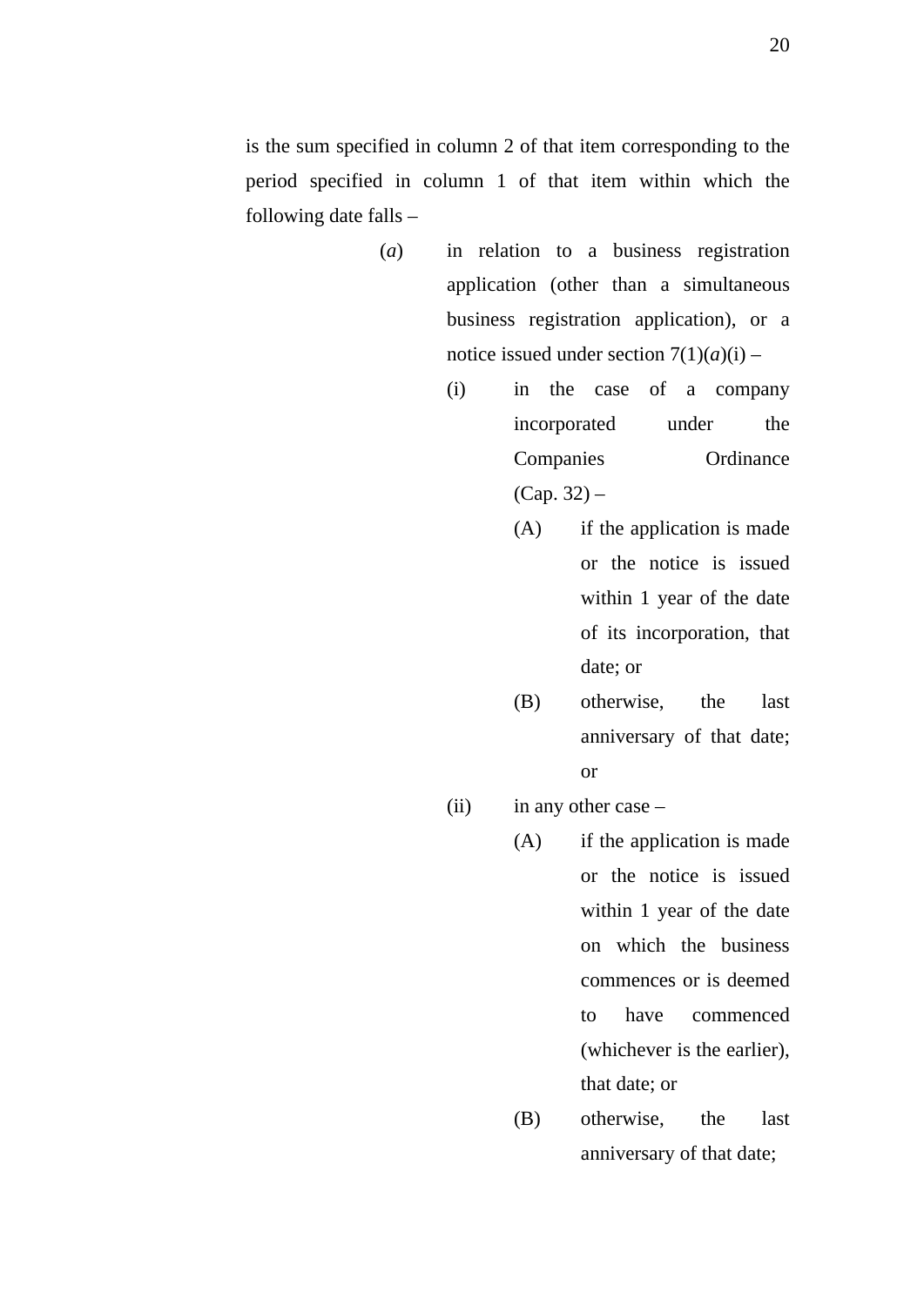is the sum specified in column 2 of that item corresponding to the period specified in column 1 of that item within which the following date falls –

(*a*) in relation to a business registration application (other than a simultaneous business registration application), or a notice issued under section 7(1)(*a*)(i) –

(i) in the case of a company incorporated under the Companies Ordinance (Cap. 32) –

(A) if the application is made or the notice is issued within 1 year of the date of its incorporation, that date; or

(B) otherwise, the last anniversary of that date; or

(ii) in any other case –

(A) if the application is made or the notice is issued within 1 year of the date on which the business commences or is deemed to have commenced (whichever is the earlier), that date; or

(B) otherwise, the last anniversary of that date;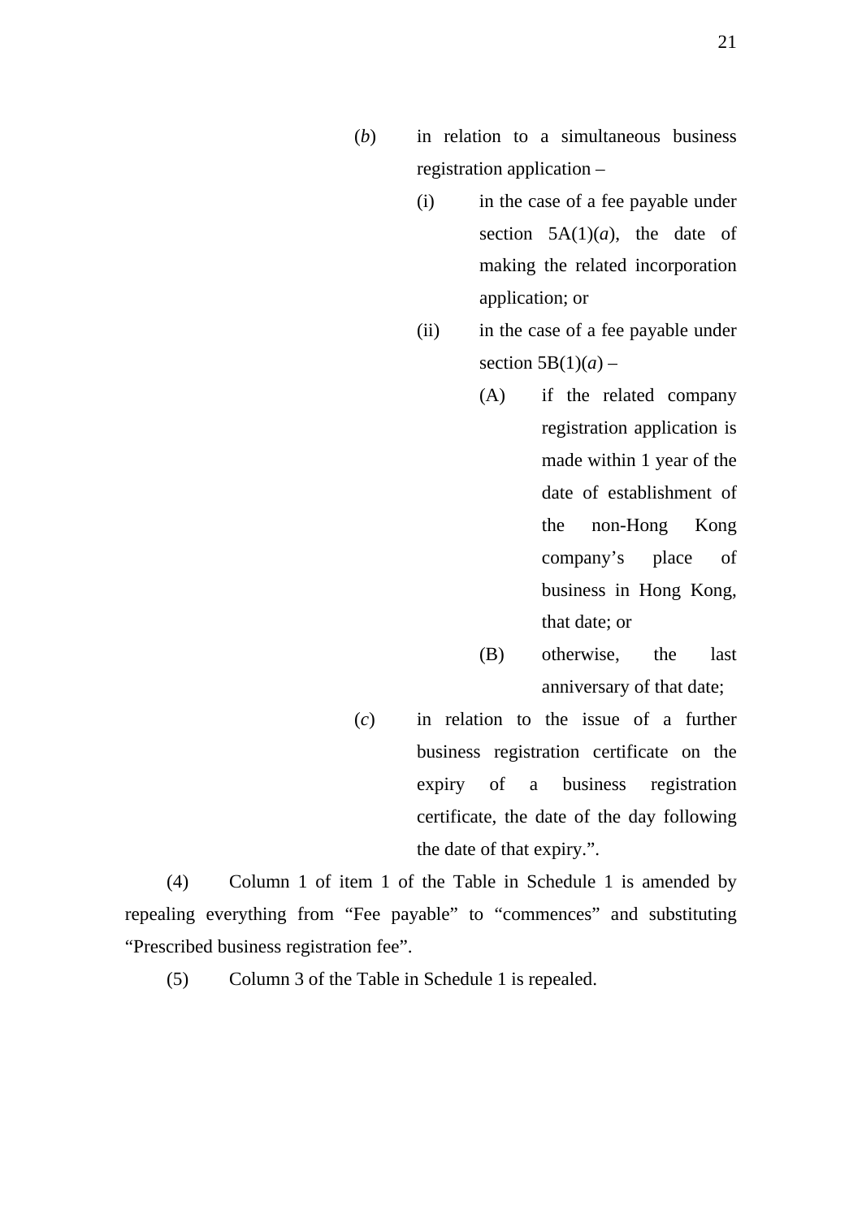(*b*) in relation to a simultaneous business registration application –

(i) in the case of a fee payable under section 5A(1)(*a*), the date of making the related incorporation application; or

(ii) in the case of a fee payable under section 5B(1)(*a*) –

(A) if the related company registration application is made within 1 year of the date of establishment of the non-Hong Kong company's place of business in Hong Kong, that date; or

(B) otherwise, the last anniversary of that date;

(*c*) in relation to the issue of a further business registration certificate on the expiry of a business registration certificate, the date of the day following the date of that expiry.".

(4) Column 1 of item 1 of the Table in Schedule 1 is amended by repealing everything from "Fee payable" to "commences" and substituting "Prescribed business registration fee".

(5) Column 3 of the Table in Schedule 1 is repealed.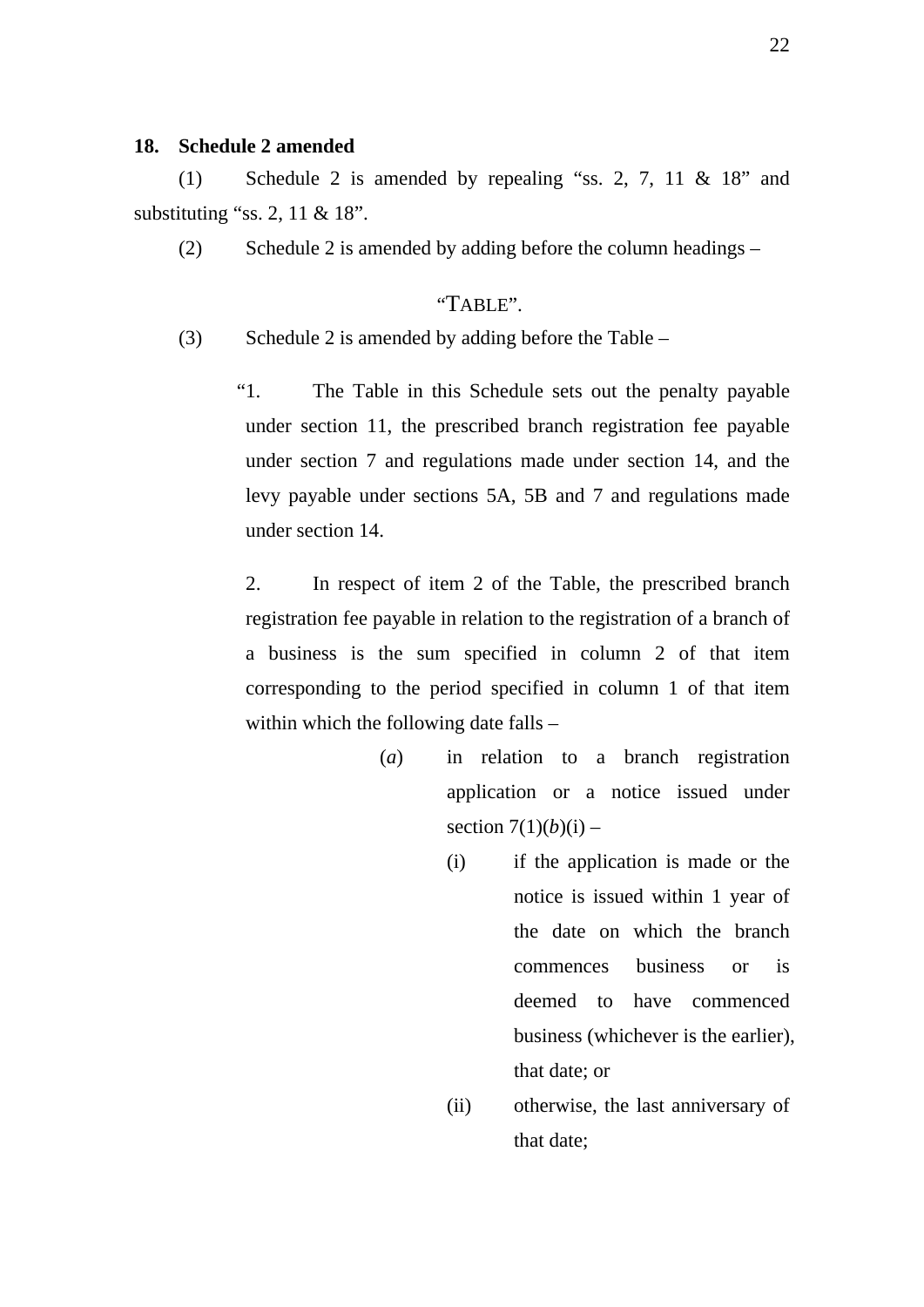**18. Schedule 2 amended**

(1) Schedule 2 is amended by repealing "ss. 2, 7, 11 & 18" and substituting "ss. 2, 11 & 18".

(2) Schedule 2 is amended by adding before the column headings –

"TABLE".

(3) Schedule 2 is amended by adding before the Table –

"1. The Table in this Schedule sets out the penalty payable under section 11, the prescribed branch registration fee payable under section 7 and regulations made under section 14, and the levy payable under sections 5A, 5B and 7 and regulations made under section 14.

2. In respect of item 2 of the Table, the prescribed branch registration fee payable in relation to the registration of a branch of a business is the sum specified in column 2 of that item corresponding to the period specified in column 1 of that item within which the following date falls –

(*a*) in relation to a branch registration application or a notice issued under section 7(1)(*b*)(i) –

(i) if the application is made or the notice is issued within 1 year of the date on which the branch commences business or is deemed to have commenced business (whichever is the earlier), that date; or

(ii) otherwise, the last anniversary of that date;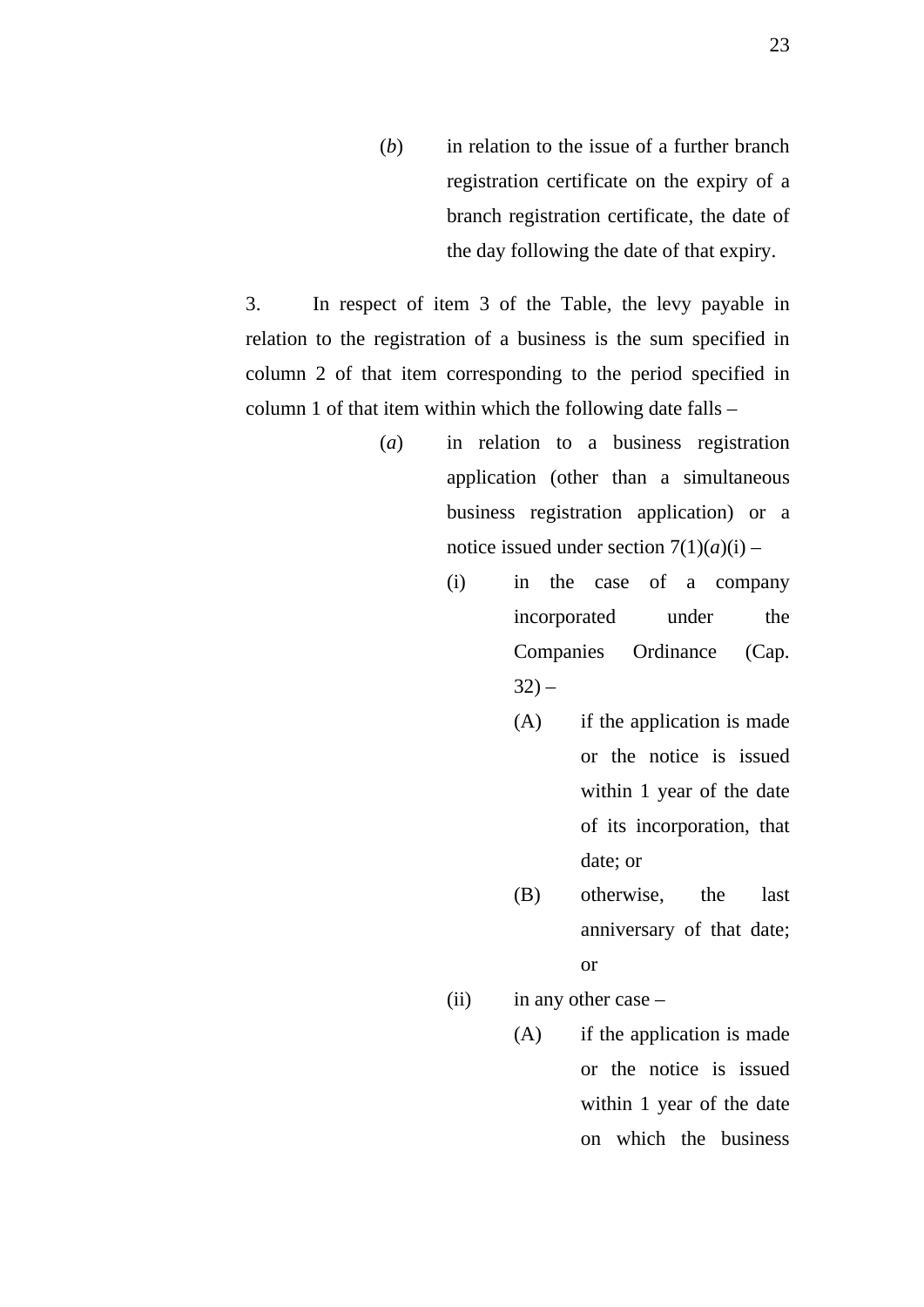(*b*) in relation to the issue of a further branch registration certificate on the expiry of a branch registration certificate, the date of the day following the date of that expiry.

3. In respect of item 3 of the Table, the levy payable in relation to the registration of a business is the sum specified in column 2 of that item corresponding to the period specified in column 1 of that item within which the following date falls –

(*a*) in relation to a business registration application (other than a simultaneous business registration application) or a notice issued under section 7(1)(*a*)(i) –

(i) in the case of a company incorporated under the Companies Ordinance (Cap. 32) –

(A) if the application is made or the notice is issued within 1 year of the date of its incorporation, that date; or

(B) otherwise, the last anniversary of that date; or

(ii) in any other case –

(A) if the application is made or the notice is issued within 1 year of the date on which the business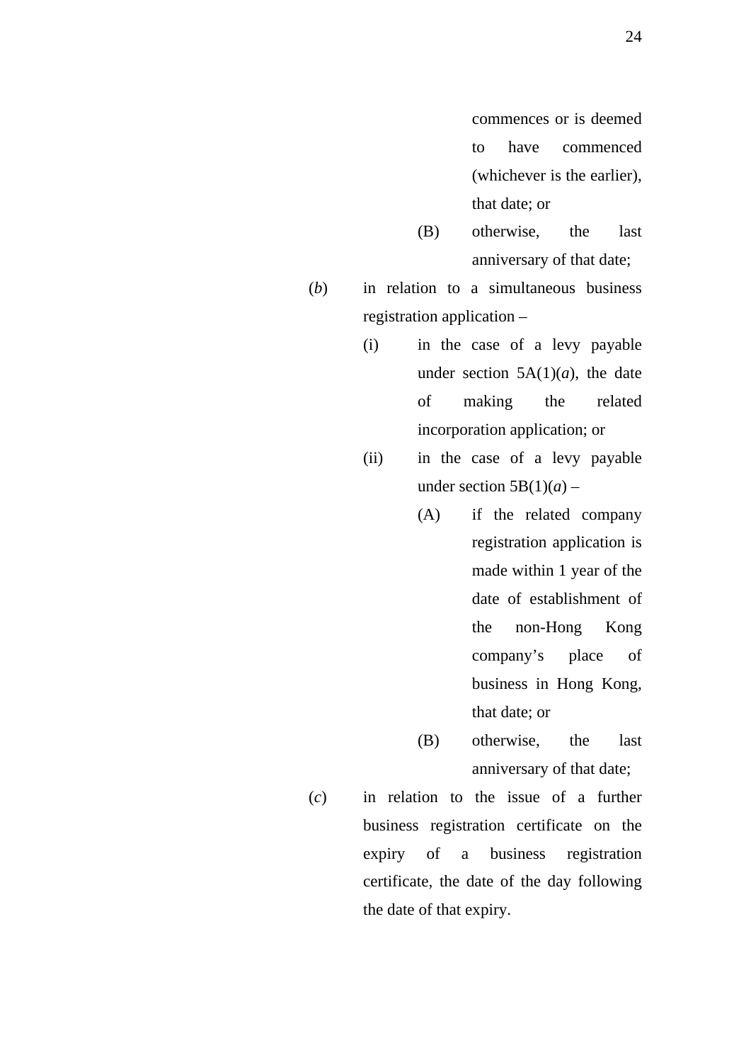commences or is deemed to have commenced (whichever is the earlier), that date; or

(B) otherwise, the last anniversary of that date;

(*b*) in relation to a simultaneous business registration application –

(i) in the case of a levy payable under section 5A(1)(*a*), the date of making the related incorporation application; or

(ii) in the case of a levy payable under section 5B(1)(*a*) –

(A) if the related company registration application is made within 1 year of the date of establishment of the non-Hong Kong company's place of business in Hong Kong, that date; or

(B) otherwise, the last anniversary of that date;

(*c*) in relation to the issue of a further business registration certificate on the expiry of a business registration certificate, the date of the day following the date of that expiry.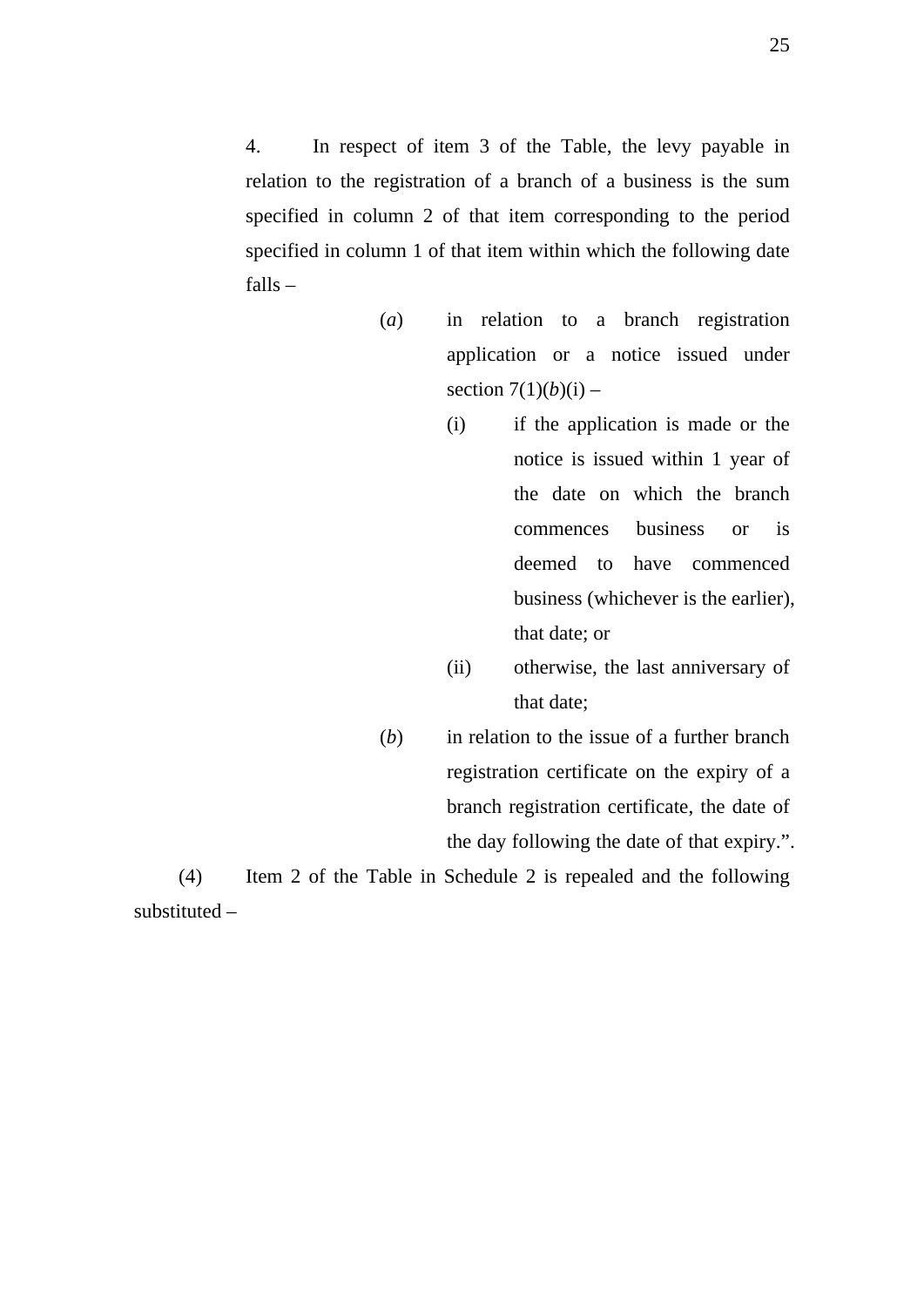4. In respect of item 3 of the Table, the levy payable in relation to the registration of a branch of a business is the sum specified in column 2 of that item corresponding to the period specified in column 1 of that item within which the following date falls –

(*a*) in relation to a branch registration application or a notice issued under section 7(1)(*b*)(i) –

(i) if the application is made or the notice is issued within 1 year of the date on which the branch commences business or is deemed to have commenced business (whichever is the earlier), that date; or

(ii) otherwise, the last anniversary of that date;

(*b*) in relation to the issue of a further branch registration certificate on the expiry of a branch registration certificate, the date of the day following the date of that expiry.".

(4) Item 2 of the Table in Schedule 2 is repealed and the following substituted –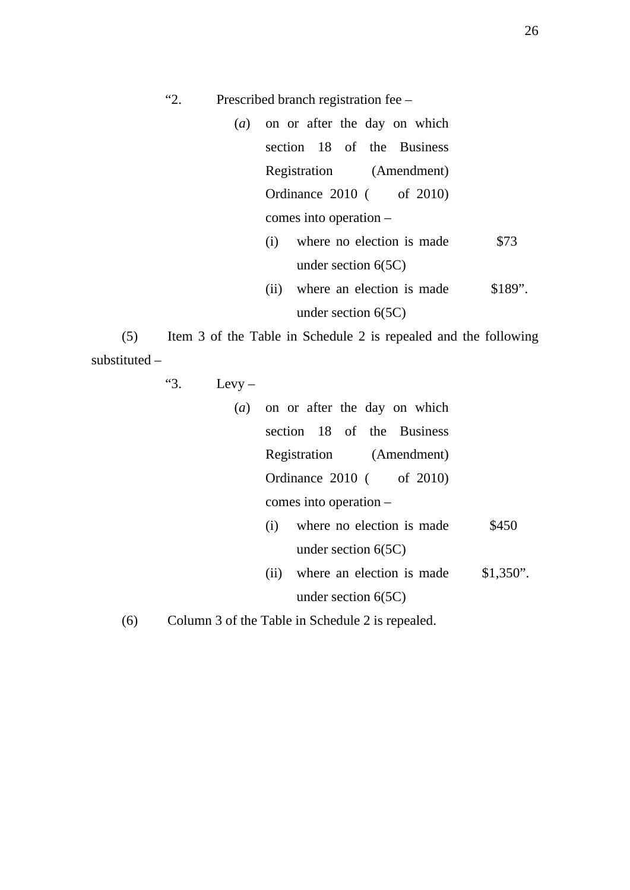“2. Prescribed branch registration fee –

(*a*) on or after the day on which section 18 of the Business Registration (Amendment) Ordinance 2010 (    of 2010) comes into operation –

(i) where no election is made under section 6(5C) $73

(ii) where an election is made under section 6(5C) $189”.

(5) Item 3 of the Table in Schedule 2 is repealed and the following substituted –

“3. Levy –

(*a*) on or after the day on which section 18 of the Business Registration (Amendment) Ordinance 2010 (    of 2010) comes into operation –

(i) where no election is made under section 6(5C) $450

(ii) where an election is made under section 6(5C) $1,350”.

(6) Column 3 of the Table in Schedule 2 is repealed.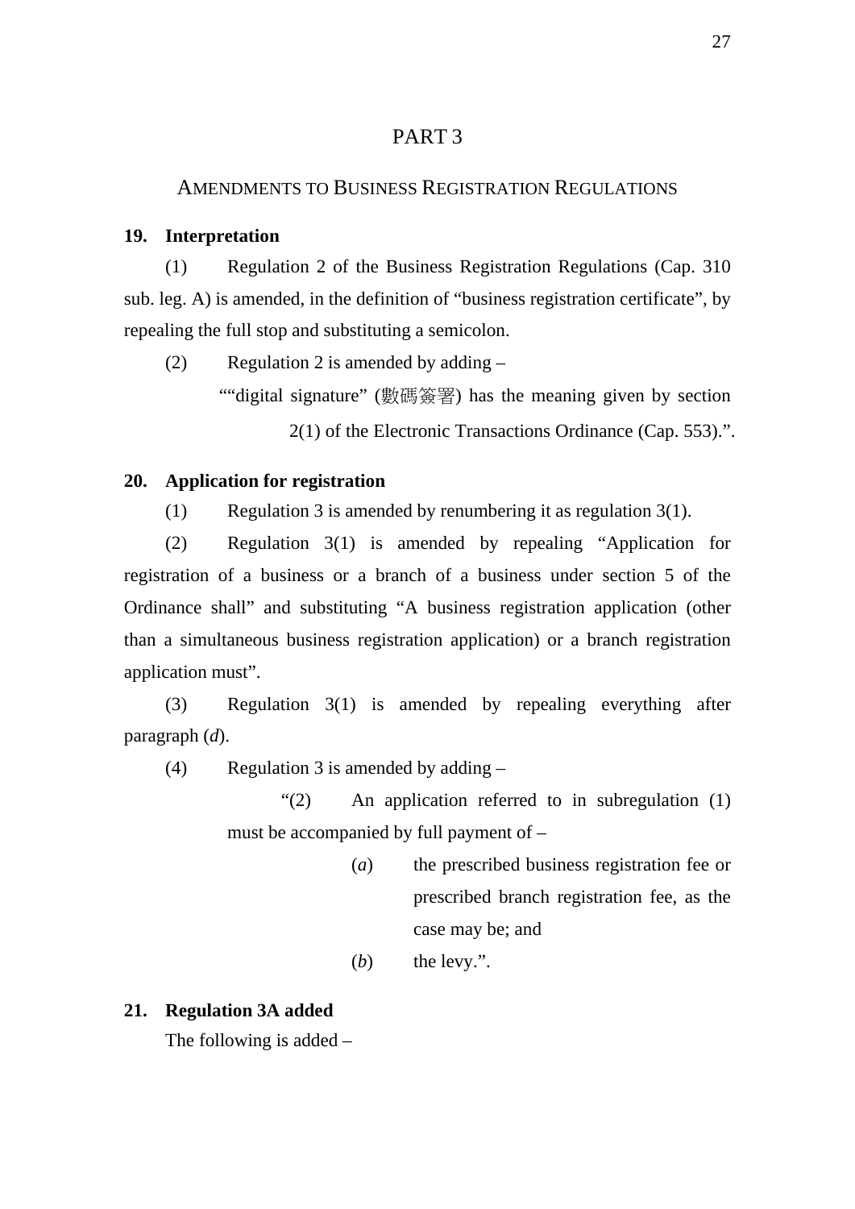# PART 3

## AMENDMENTS TO BUSINESS REGISTRATION REGULATIONS

**19. Interpretation**

(1) Regulation 2 of the Business Registration Regulations (Cap. 310 sub. leg. A) is amended, in the definition of “business registration certificate”, by repealing the full stop and substituting a semicolon.

(2) Regulation 2 is amended by adding –

““digital signature” (數碼簽署) has the meaning given by section 2(1) of the Electronic Transactions Ordinance (Cap. 553).”.

**20. Application for registration**

(1) Regulation 3 is amended by renumbering it as regulation 3(1).

(2) Regulation 3(1) is amended by repealing “Application for registration of a business or a branch of a business under section 5 of the Ordinance shall” and substituting “A business registration application (other than a simultaneous business registration application) or a branch registration application must”.

(3) Regulation 3(1) is amended by repealing everything after paragraph (*d*).

(4) Regulation 3 is amended by adding –

“(2) An application referred to in subregulation (1) must be accompanied by full payment of –

(*a*) the prescribed business registration fee or prescribed branch registration fee, as the case may be; and

(*b*) the levy.”.

**21. Regulation 3A added**

The following is added –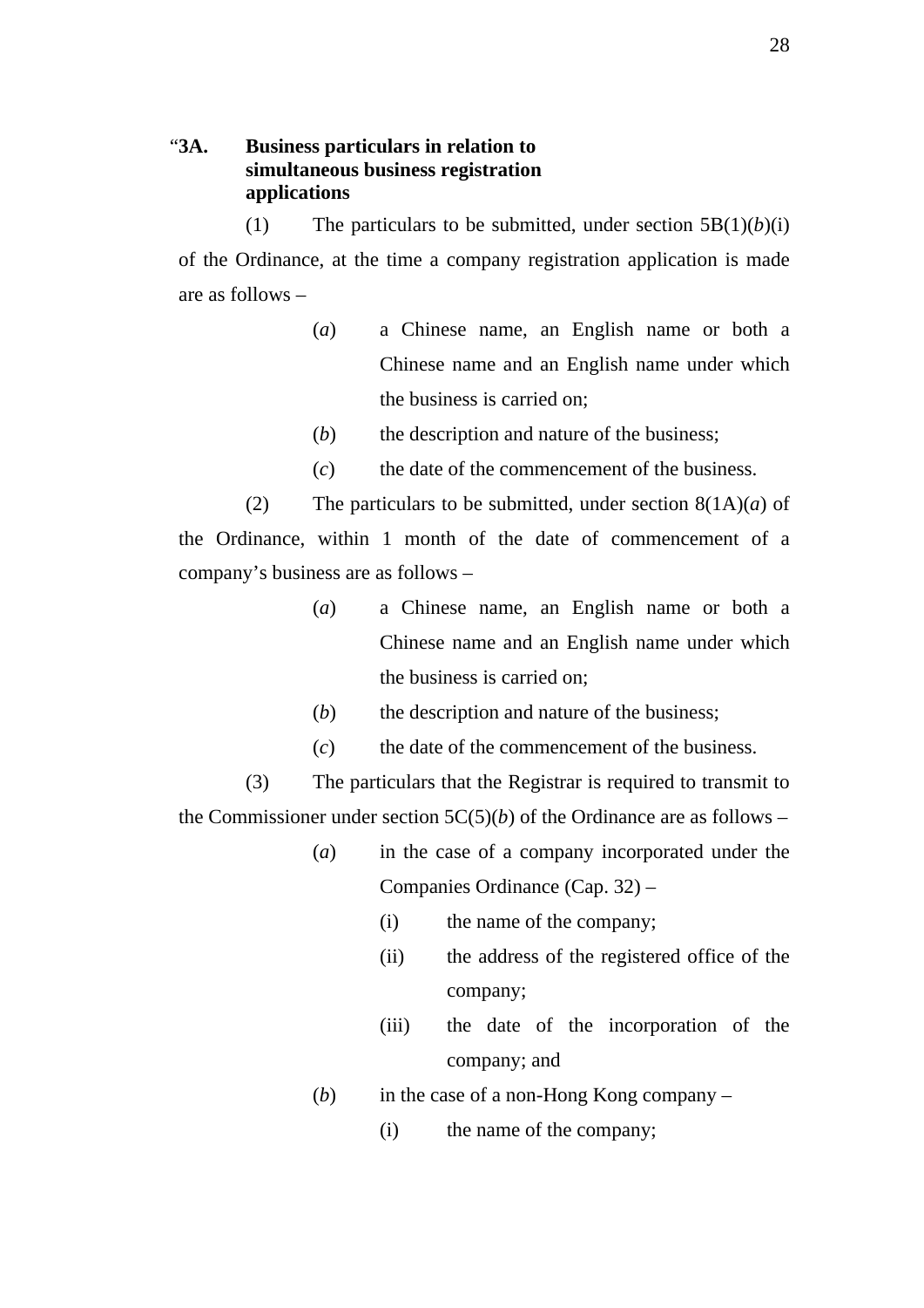"**3A. Business particulars in relation to simultaneous business registration applications**

(1) The particulars to be submitted, under section 5B(1)(*b*)(i) of the Ordinance, at the time a company registration application is made are as follows –

(*a*) a Chinese name, an English name or both a Chinese name and an English name under which the business is carried on;

(*b*) the description and nature of the business;

(*c*) the date of the commencement of the business.

(2) The particulars to be submitted, under section 8(1A)(*a*) of the Ordinance, within 1 month of the date of commencement of a company's business are as follows –

(*a*) a Chinese name, an English name or both a Chinese name and an English name under which the business is carried on;

(*b*) the description and nature of the business;

(*c*) the date of the commencement of the business.

(3) The particulars that the Registrar is required to transmit to the Commissioner under section 5C(5)(*b*) of the Ordinance are as follows –

(*a*) in the case of a company incorporated under the Companies Ordinance (Cap. 32) –

(i) the name of the company;

(ii) the address of the registered office of the company;

(iii) the date of the incorporation of the company; and

(*b*) in the case of a non-Hong Kong company –

(i) the name of the company;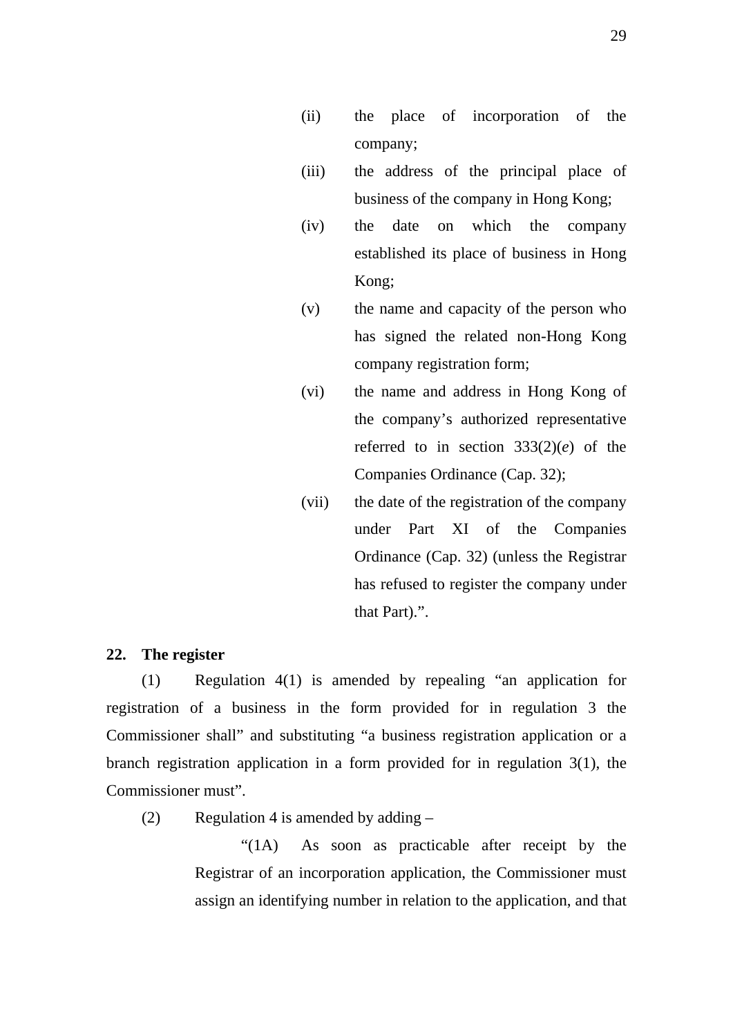(ii) the place of incorporation of the company;

(iii) the address of the principal place of business of the company in Hong Kong;

(iv) the date on which the company established its place of business in Hong Kong;

(v) the name and capacity of the person who has signed the related non-Hong Kong company registration form;

(vi) the name and address in Hong Kong of the company's authorized representative referred to in section 333(2)(*e*) of the Companies Ordinance (Cap. 32);

(vii) the date of the registration of the company under Part XI of the Companies Ordinance (Cap. 32) (unless the Registrar has refused to register the company under that Part).".

**22. The register**

(1) Regulation 4(1) is amended by repealing "an application for registration of a business in the form provided for in regulation 3 the Commissioner shall" and substituting "a business registration application or a branch registration application in a form provided for in regulation 3(1), the Commissioner must".

(2) Regulation 4 is amended by adding –

"(1A) As soon as practicable after receipt by the Registrar of an incorporation application, the Commissioner must assign an identifying number in relation to the application, and that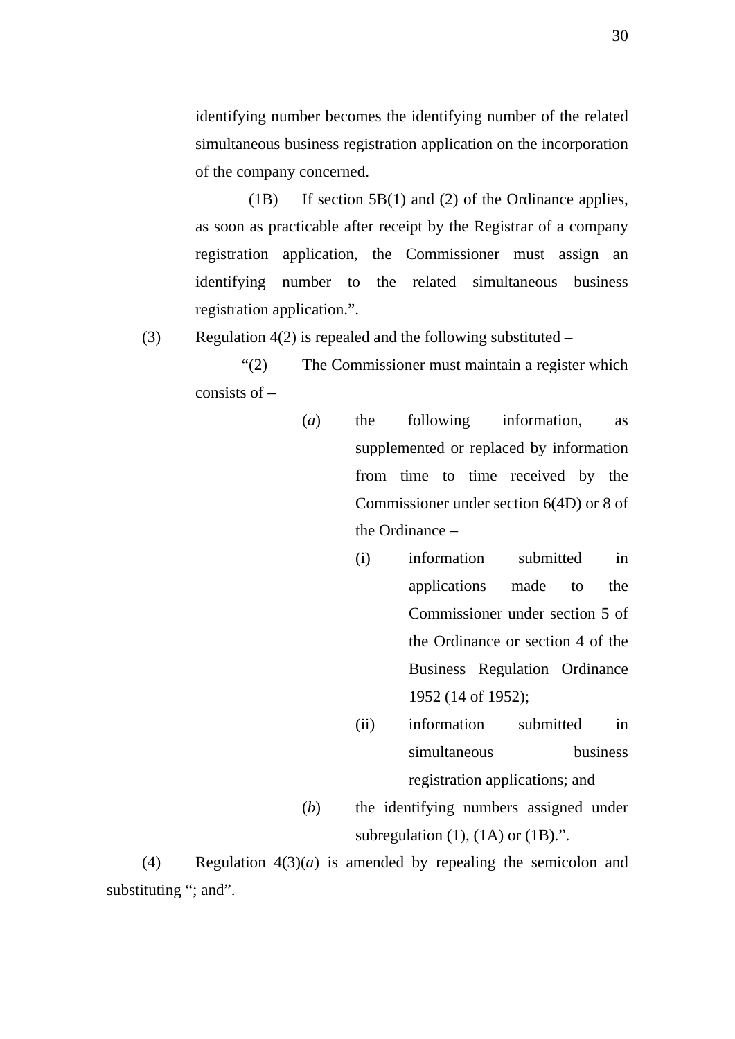identifying number becomes the identifying number of the related simultaneous business registration application on the incorporation of the company concerned.

(1B) If section 5B(1) and (2) of the Ordinance applies, as soon as practicable after receipt by the Registrar of a company registration application, the Commissioner must assign an identifying number to the related simultaneous business registration application.”.

(3) Regulation 4(2) is repealed and the following substituted –

“(2) The Commissioner must maintain a register which consists of –

(*a*) the following information, as supplemented or replaced by information from time to time received by the Commissioner under section 6(4D) or 8 of the Ordinance –

(i) information submitted in applications made to the Commissioner under section 5 of the Ordinance or section 4 of the Business Regulation Ordinance 1952 (14 of 1952);

(ii) information submitted in simultaneous business registration applications; and

(*b*) the identifying numbers assigned under subregulation (1), (1A) or (1B).”.

(4) Regulation 4(3)(*a*) is amended by repealing the semicolon and substituting “; and”.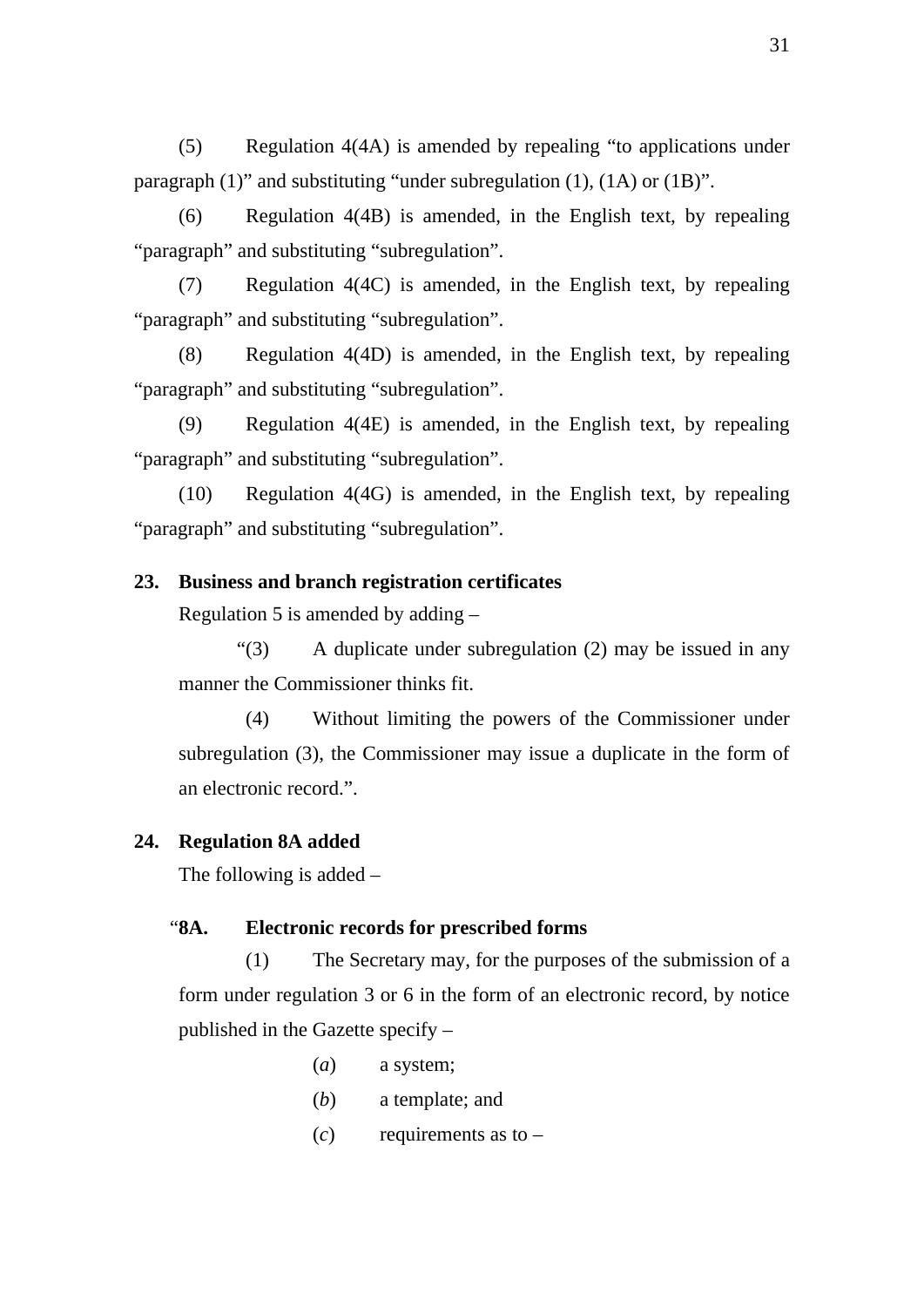(5) Regulation 4(4A) is amended by repealing "to applications under paragraph (1)" and substituting "under subregulation (1), (1A) or (1B)".

(6) Regulation 4(4B) is amended, in the English text, by repealing "paragraph" and substituting "subregulation".

(7) Regulation 4(4C) is amended, in the English text, by repealing "paragraph" and substituting "subregulation".

(8) Regulation 4(4D) is amended, in the English text, by repealing "paragraph" and substituting "subregulation".

(9) Regulation 4(4E) is amended, in the English text, by repealing "paragraph" and substituting "subregulation".

(10) Regulation 4(4G) is amended, in the English text, by repealing "paragraph" and substituting "subregulation".

**23. Business and branch registration certificates**

Regulation 5 is amended by adding –

"(3) A duplicate under subregulation (2) may be issued in any manner the Commissioner thinks fit.

(4) Without limiting the powers of the Commissioner under subregulation (3), the Commissioner may issue a duplicate in the form of an electronic record.".

**24. Regulation 8A added**

The following is added –

"**8A. Electronic records for prescribed forms**

(1) The Secretary may, for the purposes of the submission of a form under regulation 3 or 6 in the form of an electronic record, by notice published in the Gazette specify –

(*a*) a system;

(*b*) a template; and

(*c*) requirements as to –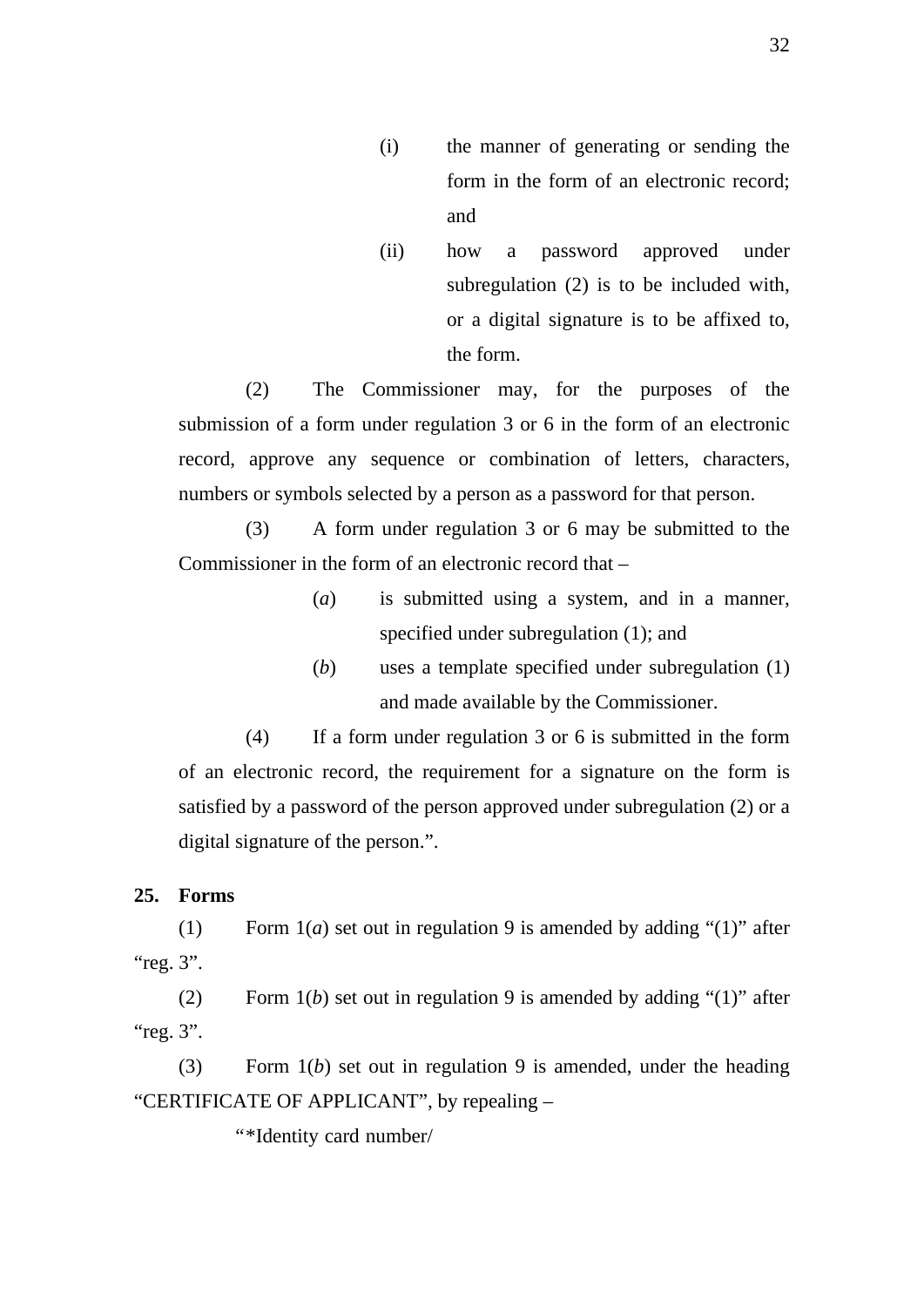(i) the manner of generating or sending the form in the form of an electronic record; and

(ii) how a password approved under subregulation (2) is to be included with, or a digital signature is to be affixed to, the form.

(2) The Commissioner may, for the purposes of the submission of a form under regulation 3 or 6 in the form of an electronic record, approve any sequence or combination of letters, characters, numbers or symbols selected by a person as a password for that person.

(3) A form under regulation 3 or 6 may be submitted to the Commissioner in the form of an electronic record that –

(*a*) is submitted using a system, and in a manner, specified under subregulation (1); and

(*b*) uses a template specified under subregulation (1) and made available by the Commissioner.

(4) If a form under regulation 3 or 6 is submitted in the form of an electronic record, the requirement for a signature on the form is satisfied by a password of the person approved under subregulation (2) or a digital signature of the person.”.

**25. Forms**

(1) Form 1(*a*) set out in regulation 9 is amended by adding “(1)” after “reg. 3”.

(2) Form 1(*b*) set out in regulation 9 is amended by adding “(1)” after “reg. 3”.

(3) Form 1(*b*) set out in regulation 9 is amended, under the heading “CERTIFICATE OF APPLICANT”, by repealing –

“*Identity card number/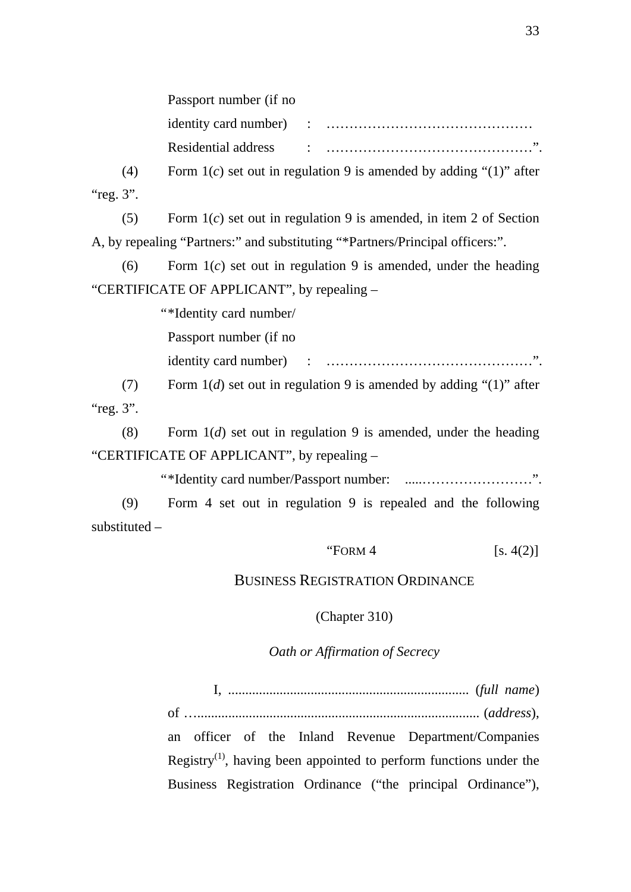Passport number (if no
identity card number) : ………………………………………
Residential address : ………………………………………”.

(4) Form 1(*c*) set out in regulation 9 is amended by adding “(1)” after “reg. 3”.

(5) Form 1(*c*) set out in regulation 9 is amended, in item 2 of Section A, by repealing “Partners:” and substituting “*Partners/Principal officers:”.

(6) Form 1(*c*) set out in regulation 9 is amended, under the heading “CERTIFICATE OF APPLICANT”, by repealing –

“*Identity card number/
Passport number (if no
identity card number) : ………………………………………”.

(7) Form 1(*d*) set out in regulation 9 is amended by adding “(1)” after “reg. 3”.

(8) Form 1(*d*) set out in regulation 9 is amended, under the heading “CERTIFICATE OF APPLICANT”, by repealing –

“*Identity card number/Passport number: .....……………………”.

(9) Form 4 set out in regulation 9 is repealed and the following substituted –

“FORM 4 [s. 4(2)]

BUSINESS REGISTRATION ORDINANCE

(Chapter 310)

*Oath or Affirmation of Secrecy*

I, ...................................................................... (*full name*) of …................................................................................ (*address*), an officer of the Inland Revenue Department/Companies Registry[(1)], having been appointed to perform functions under the Business Registration Ordinance (“the principal Ordinance”),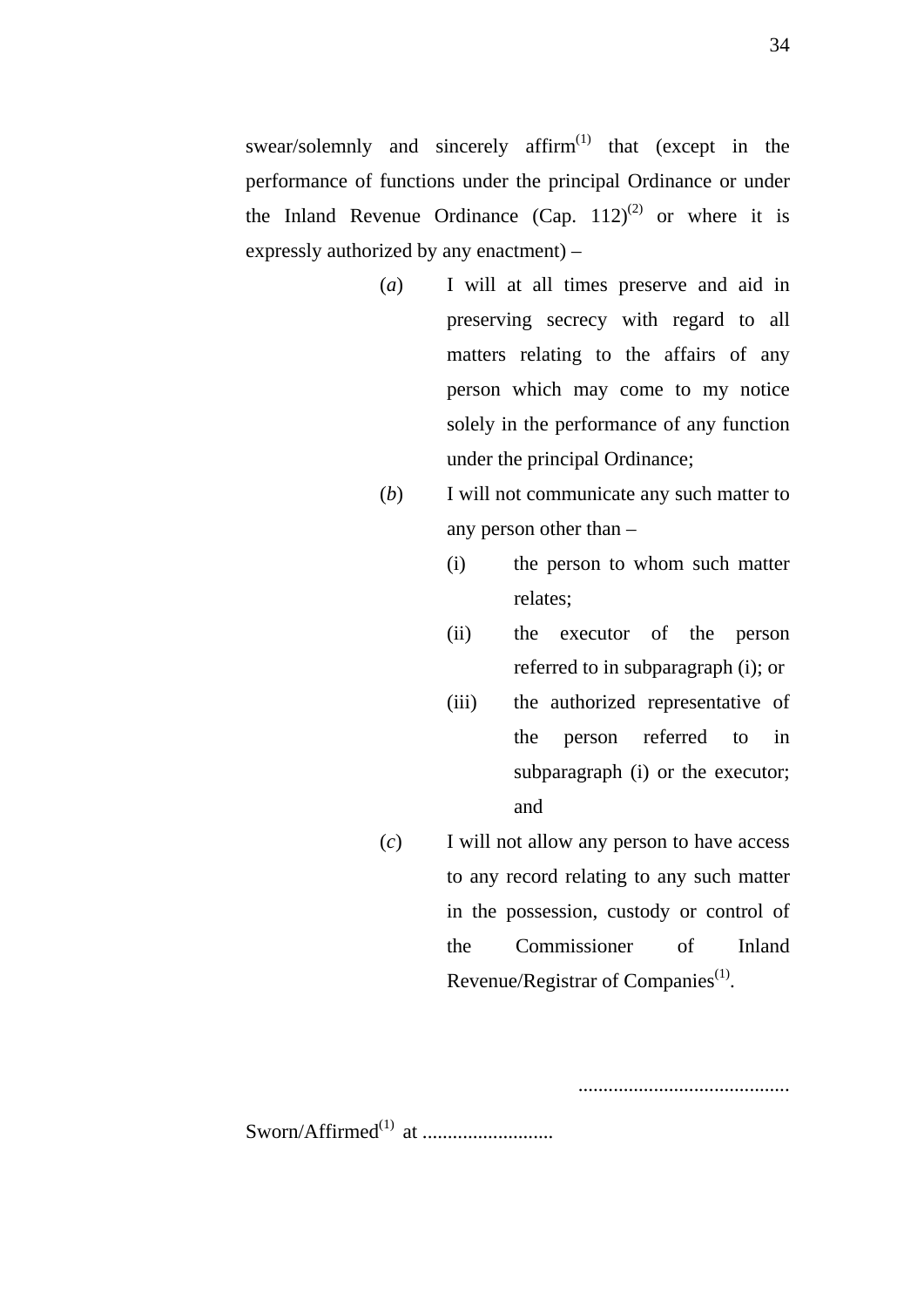swear/solemnly and sincerely affirm[(1)] that (except in the performance of functions under the principal Ordinance or under the Inland Revenue Ordinance (Cap. 112)[(2)] or where it is expressly authorized by any enactment) –

(*a*) I will at all times preserve and aid in preserving secrecy with regard to all matters relating to the affairs of any person which may come to my notice solely in the performance of any function under the principal Ordinance;

(*b*) I will not communicate any such matter to any person other than –

(i) the person to whom such matter relates;

(ii) the executor of the person referred to in subparagraph (i); or

(iii) the authorized representative of the person referred to in subparagraph (i) or the executor; and

(*c*) I will not allow any person to have access to any record relating to any such matter in the possession, custody or control of the Commissioner of Inland Revenue/Registrar of Companies[(1)].

..........................................

Sworn/Affirmed[(1)] at ..........................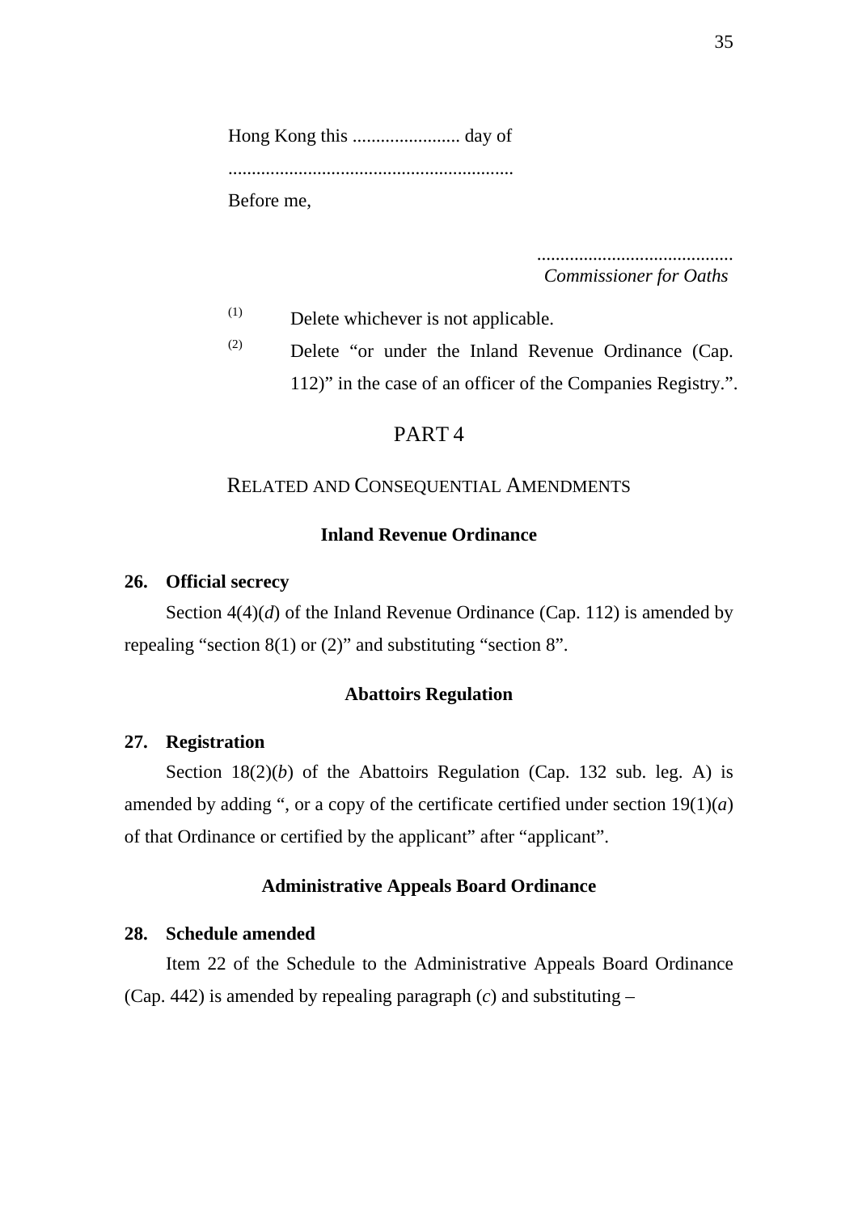Hong Kong this ....................... day of

.............................................................

Before me,

..........................................

*Commissioner for Oaths*

(1) Delete whichever is not applicable.

(2) Delete "or under the Inland Revenue Ordinance (Cap. 112)" in the case of an officer of the Companies Registry.".

## PART 4

## RELATED AND CONSEQUENTIAL AMENDMENTS

### Inland Revenue Ordinance

**26. Official secrecy**

Section 4(4)(*d*) of the Inland Revenue Ordinance (Cap. 112) is amended by repealing "section 8(1) or (2)" and substituting "section 8".

### Abattoirs Regulation

**27. Registration**

Section 18(2)(*b*) of the Abattoirs Regulation (Cap. 132 sub. leg. A) is amended by adding ", or a copy of the certificate certified under section 19(1)(*a*) of that Ordinance or certified by the applicant" after "applicant".

### Administrative Appeals Board Ordinance

**28. Schedule amended**

Item 22 of the Schedule to the Administrative Appeals Board Ordinance (Cap. 442) is amended by repealing paragraph (*c*) and substituting –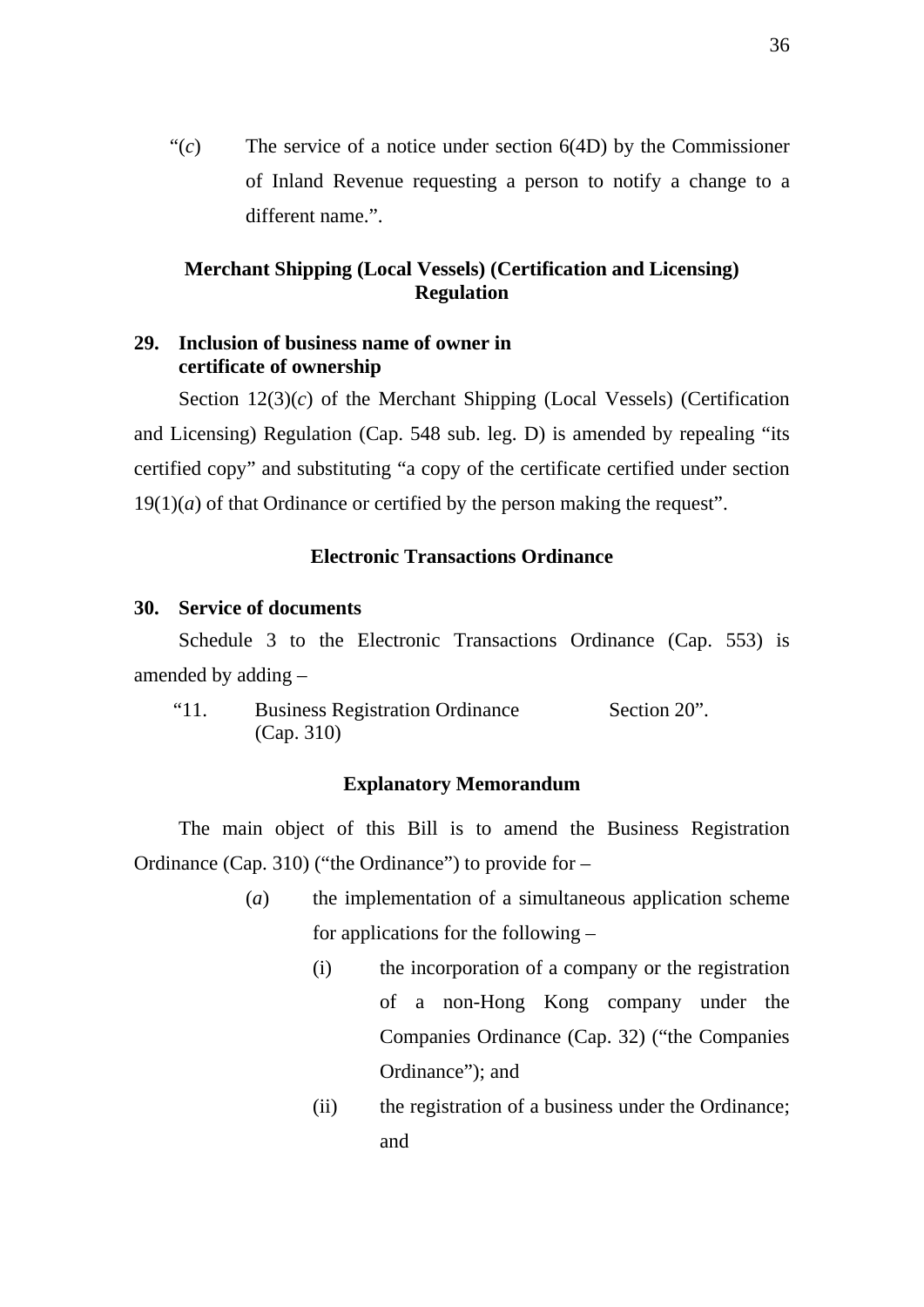"(*c*) The service of a notice under section 6(4D) by the Commissioner of Inland Revenue requesting a person to notify a change to a different name.".

**Merchant Shipping (Local Vessels) (Certification and Licensing) Regulation**

**29. Inclusion of business name of owner in certificate of ownership**

Section 12(3)(*c*) of the Merchant Shipping (Local Vessels) (Certification and Licensing) Regulation (Cap. 548 sub. leg. D) is amended by repealing "its certified copy" and substituting "a copy of the certificate certified under section 19(1)(*a*) of that Ordinance or certified by the person making the request".

**Electronic Transactions Ordinance**

**30. Service of documents**

Schedule 3 to the Electronic Transactions Ordinance (Cap. 553) is amended by adding –

| | | |
|---|---|---|
| "11. | Business Registration Ordinance (Cap. 310) | Section 20". |

**Explanatory Memorandum**

The main object of this Bill is to amend the Business Registration Ordinance (Cap. 310) ("the Ordinance") to provide for –

(*a*) the implementation of a simultaneous application scheme for applications for the following –

(i) the incorporation of a company or the registration of a non-Hong Kong company under the Companies Ordinance (Cap. 32) ("the Companies Ordinance"); and

(ii) the registration of a business under the Ordinance; and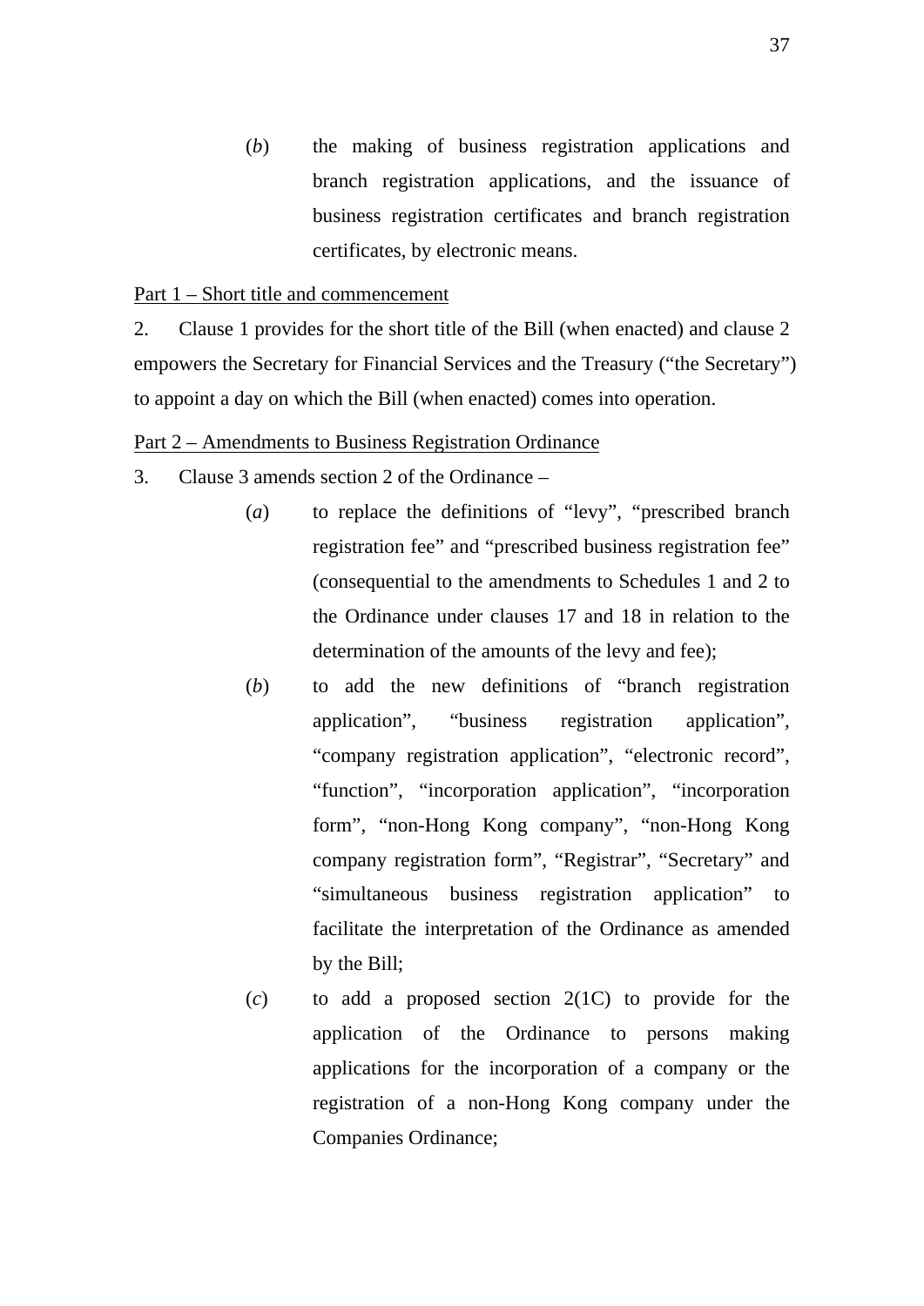(*b*) the making of business registration applications and branch registration applications, and the issuance of business registration certificates and branch registration certificates, by electronic means.

Part 1 – Short title and commencement

2. Clause 1 provides for the short title of the Bill (when enacted) and clause 2 empowers the Secretary for Financial Services and the Treasury ("the Secretary") to appoint a day on which the Bill (when enacted) comes into operation.

Part 2 – Amendments to Business Registration Ordinance

3. Clause 3 amends section 2 of the Ordinance –

(*a*) to replace the definitions of "levy", "prescribed branch registration fee" and "prescribed business registration fee" (consequential to the amendments to Schedules 1 and 2 to the Ordinance under clauses 17 and 18 in relation to the determination of the amounts of the levy and fee);

(*b*) to add the new definitions of "branch registration application", "business registration application", "company registration application", "electronic record", "function", "incorporation application", "incorporation form", "non-Hong Kong company", "non-Hong Kong company registration form", "Registrar", "Secretary" and "simultaneous business registration application" to facilitate the interpretation of the Ordinance as amended by the Bill;

(*c*) to add a proposed section 2(1C) to provide for the application of the Ordinance to persons making applications for the incorporation of a company or the registration of a non-Hong Kong company under the Companies Ordinance;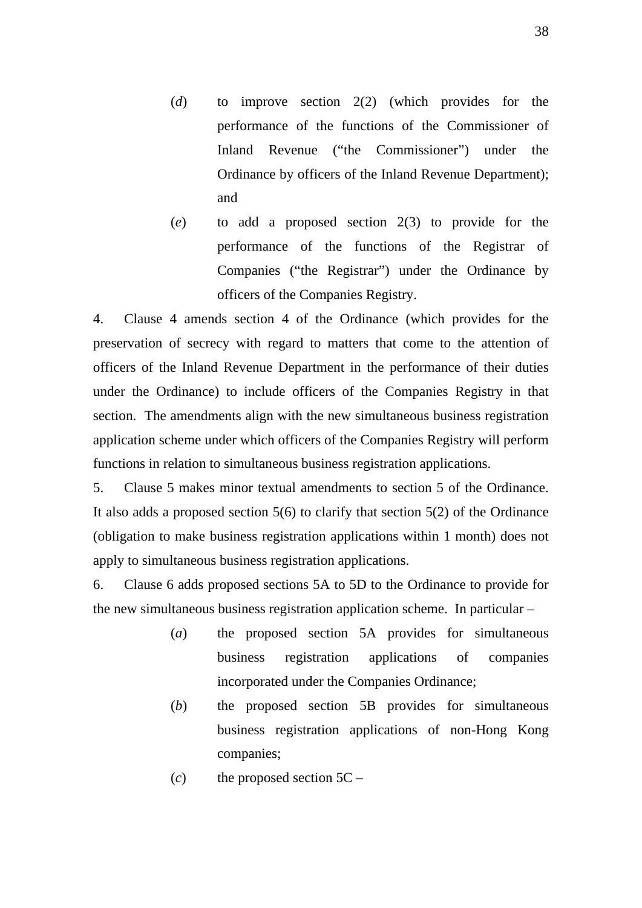(*d*) to improve section 2(2) (which provides for the performance of the functions of the Commissioner of Inland Revenue ("the Commissioner") under the Ordinance by officers of the Inland Revenue Department); and

(*e*) to add a proposed section 2(3) to provide for the performance of the functions of the Registrar of Companies ("the Registrar") under the Ordinance by officers of the Companies Registry.

4. Clause 4 amends section 4 of the Ordinance (which provides for the preservation of secrecy with regard to matters that come to the attention of officers of the Inland Revenue Department in the performance of their duties under the Ordinance) to include officers of the Companies Registry in that section. The amendments align with the new simultaneous business registration application scheme under which officers of the Companies Registry will perform functions in relation to simultaneous business registration applications.

5. Clause 5 makes minor textual amendments to section 5 of the Ordinance. It also adds a proposed section 5(6) to clarify that section 5(2) of the Ordinance (obligation to make business registration applications within 1 month) does not apply to simultaneous business registration applications.

6. Clause 6 adds proposed sections 5A to 5D to the Ordinance to provide for the new simultaneous business registration application scheme. In particular –

(*a*) the proposed section 5A provides for simultaneous business registration applications of companies incorporated under the Companies Ordinance;

(*b*) the proposed section 5B provides for simultaneous business registration applications of non-Hong Kong companies;

(*c*) the proposed section 5C –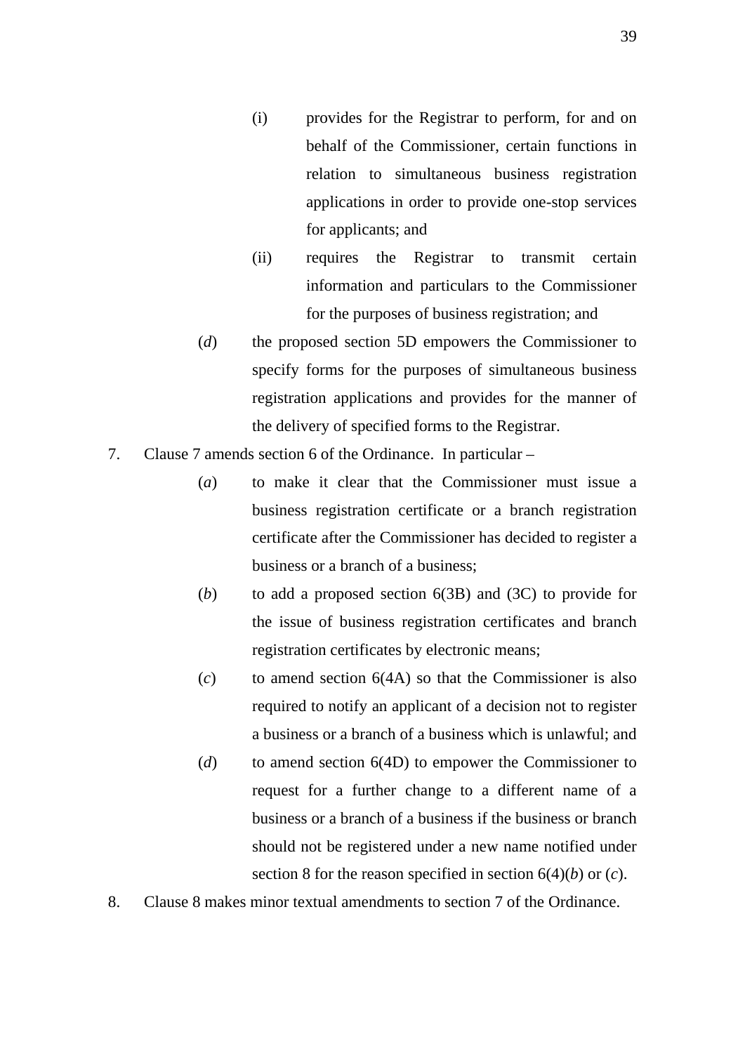(i) provides for the Registrar to perform, for and on behalf of the Commissioner, certain functions in relation to simultaneous business registration applications in order to provide one-stop services for applicants; and

(ii) requires the Registrar to transmit certain information and particulars to the Commissioner for the purposes of business registration; and

(*d*) the proposed section 5D empowers the Commissioner to specify forms for the purposes of simultaneous business registration applications and provides for the manner of the delivery of specified forms to the Registrar.

7. Clause 7 amends section 6 of the Ordinance. In particular –

(*a*) to make it clear that the Commissioner must issue a business registration certificate or a branch registration certificate after the Commissioner has decided to register a business or a branch of a business;

(*b*) to add a proposed section 6(3B) and (3C) to provide for the issue of business registration certificates and branch registration certificates by electronic means;

(*c*) to amend section 6(4A) so that the Commissioner is also required to notify an applicant of a decision not to register a business or a branch of a business which is unlawful; and

(*d*) to amend section 6(4D) to empower the Commissioner to request for a further change to a different name of a business or a branch of a business if the business or branch should not be registered under a new name notified under section 8 for the reason specified in section 6(4)(*b*) or (*c*).

8. Clause 8 makes minor textual amendments to section 7 of the Ordinance.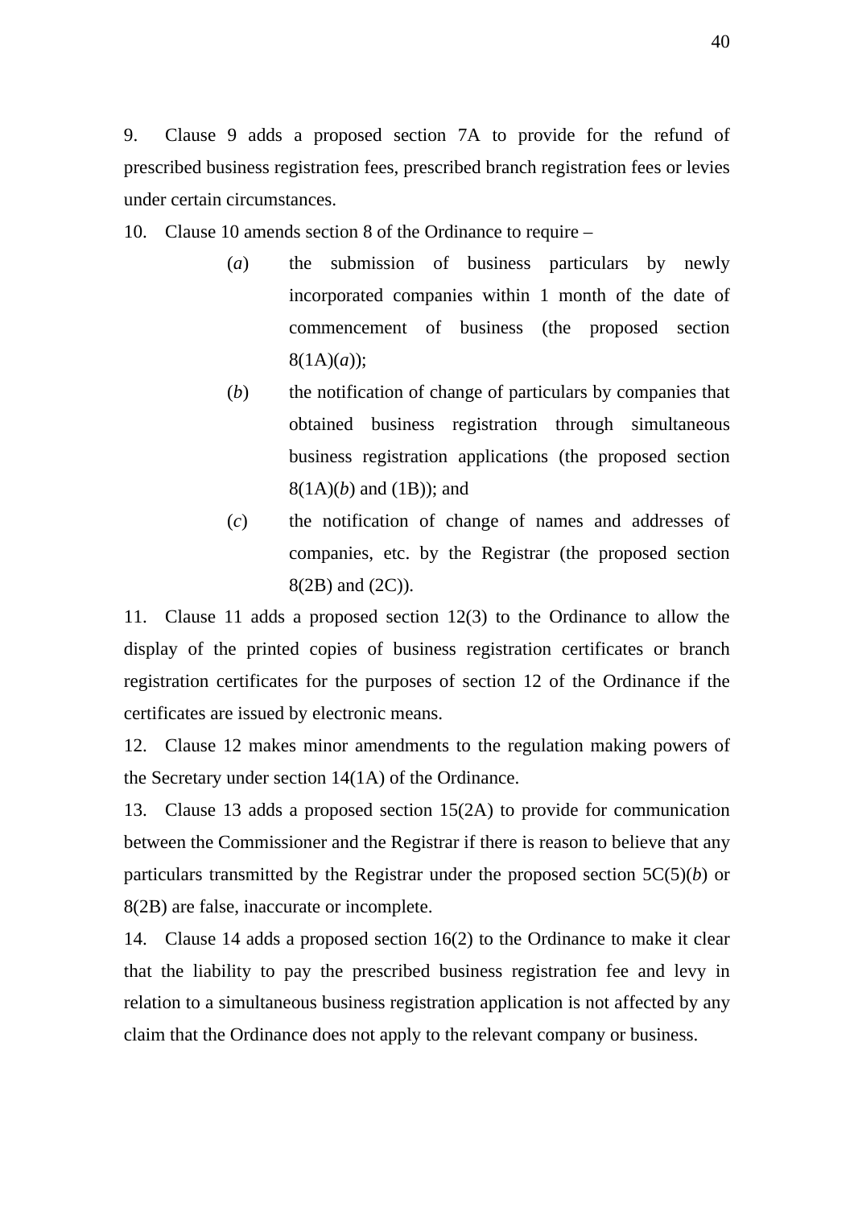9. Clause 9 adds a proposed section 7A to provide for the refund of prescribed business registration fees, prescribed branch registration fees or levies under certain circumstances.

10. Clause 10 amends section 8 of the Ordinance to require –

  (*a*) the submission of business particulars by newly incorporated companies within 1 month of the date of commencement of business (the proposed section 8(1A)(*a*));

  (*b*) the notification of change of particulars by companies that obtained business registration through simultaneous business registration applications (the proposed section 8(1A)(*b*) and (1B)); and

  (*c*) the notification of change of names and addresses of companies, etc. by the Registrar (the proposed section 8(2B) and (2C)).

11. Clause 11 adds a proposed section 12(3) to the Ordinance to allow the display of the printed copies of business registration certificates or branch registration certificates for the purposes of section 12 of the Ordinance if the certificates are issued by electronic means.

12. Clause 12 makes minor amendments to the regulation making powers of the Secretary under section 14(1A) of the Ordinance.

13. Clause 13 adds a proposed section 15(2A) to provide for communication between the Commissioner and the Registrar if there is reason to believe that any particulars transmitted by the Registrar under the proposed section 5C(5)(*b*) or 8(2B) are false, inaccurate or incomplete.

14. Clause 14 adds a proposed section 16(2) to the Ordinance to make it clear that the liability to pay the prescribed business registration fee and levy in relation to a simultaneous business registration application is not affected by any claim that the Ordinance does not apply to the relevant company or business.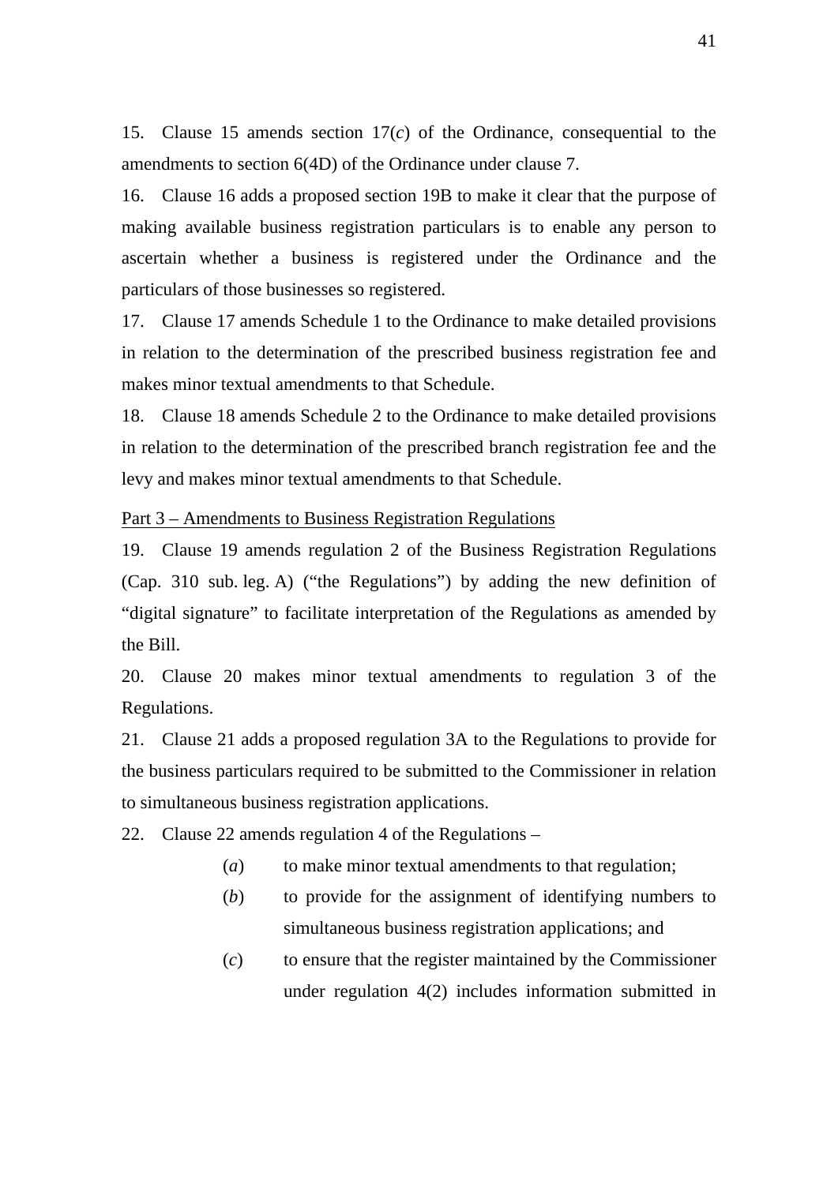15. Clause 15 amends section 17(*c*) of the Ordinance, consequential to the amendments to section 6(4D) of the Ordinance under clause 7.

16. Clause 16 adds a proposed section 19B to make it clear that the purpose of making available business registration particulars is to enable any person to ascertain whether a business is registered under the Ordinance and the particulars of those businesses so registered.

17. Clause 17 amends Schedule 1 to the Ordinance to make detailed provisions in relation to the determination of the prescribed business registration fee and makes minor textual amendments to that Schedule.

18. Clause 18 amends Schedule 2 to the Ordinance to make detailed provisions in relation to the determination of the prescribed branch registration fee and the levy and makes minor textual amendments to that Schedule.

<u>Part 3 – Amendments to Business Registration Regulations</u>

19. Clause 19 amends regulation 2 of the Business Registration Regulations (Cap. 310 sub. leg. A) ("the Regulations") by adding the new definition of "digital signature" to facilitate interpretation of the Regulations as amended by the Bill.

20. Clause 20 makes minor textual amendments to regulation 3 of the Regulations.

21. Clause 21 adds a proposed regulation 3A to the Regulations to provide for the business particulars required to be submitted to the Commissioner in relation to simultaneous business registration applications.

22. Clause 22 amends regulation 4 of the Regulations –

- (*a*) to make minor textual amendments to that regulation;
- (*b*) to provide for the assignment of identifying numbers to simultaneous business registration applications; and
- (*c*) to ensure that the register maintained by the Commissioner under regulation 4(2) includes information submitted in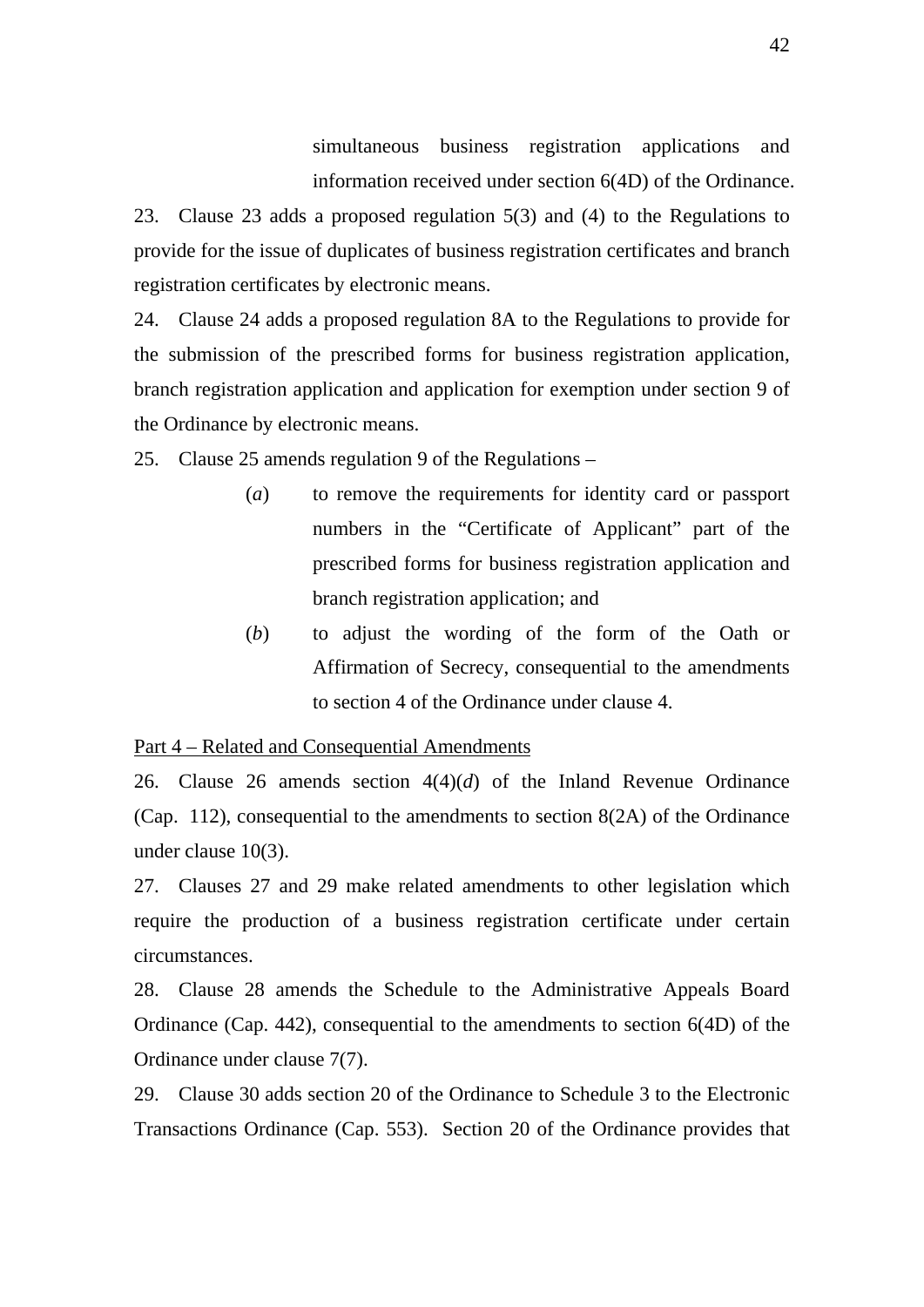simultaneous business registration applications and information received under section 6(4D) of the Ordinance.

23. Clause 23 adds a proposed regulation 5(3) and (4) to the Regulations to provide for the issue of duplicates of business registration certificates and branch registration certificates by electronic means.

24. Clause 24 adds a proposed regulation 8A to the Regulations to provide for the submission of the prescribed forms for business registration application, branch registration application and application for exemption under section 9 of the Ordinance by electronic means.

25. Clause 25 amends regulation 9 of the Regulations –

(*a*) to remove the requirements for identity card or passport numbers in the "Certificate of Applicant" part of the prescribed forms for business registration application and branch registration application; and

(*b*) to adjust the wording of the form of the Oath or Affirmation of Secrecy, consequential to the amendments to section 4 of the Ordinance under clause 4.

<u>Part 4 – Related and Consequential Amendments</u>

26. Clause 26 amends section 4(4)(*d*) of the Inland Revenue Ordinance (Cap. 112), consequential to the amendments to section 8(2A) of the Ordinance under clause 10(3).

27. Clauses 27 and 29 make related amendments to other legislation which require the production of a business registration certificate under certain circumstances.

28. Clause 28 amends the Schedule to the Administrative Appeals Board Ordinance (Cap. 442), consequential to the amendments to section 6(4D) of the Ordinance under clause 7(7).

29. Clause 30 adds section 20 of the Ordinance to Schedule 3 to the Electronic Transactions Ordinance (Cap. 553). Section 20 of the Ordinance provides that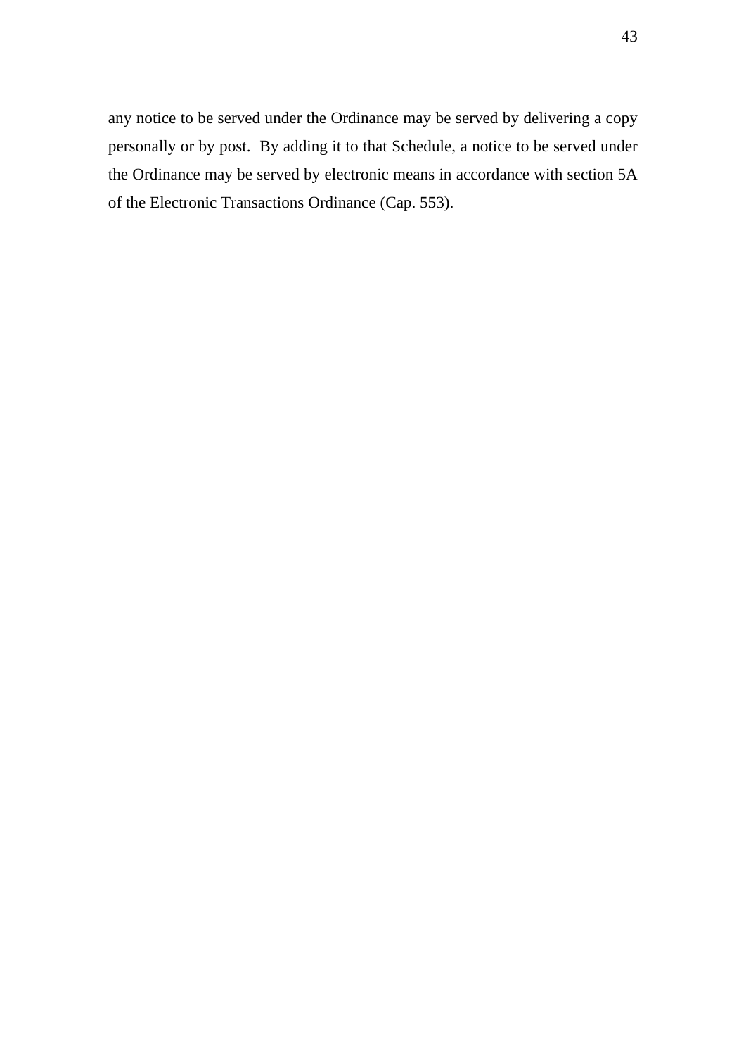any notice to be served under the Ordinance may be served by delivering a copy personally or by post. By adding it to that Schedule, a notice to be served under the Ordinance may be served by electronic means in accordance with section 5A of the Electronic Transactions Ordinance (Cap. 553).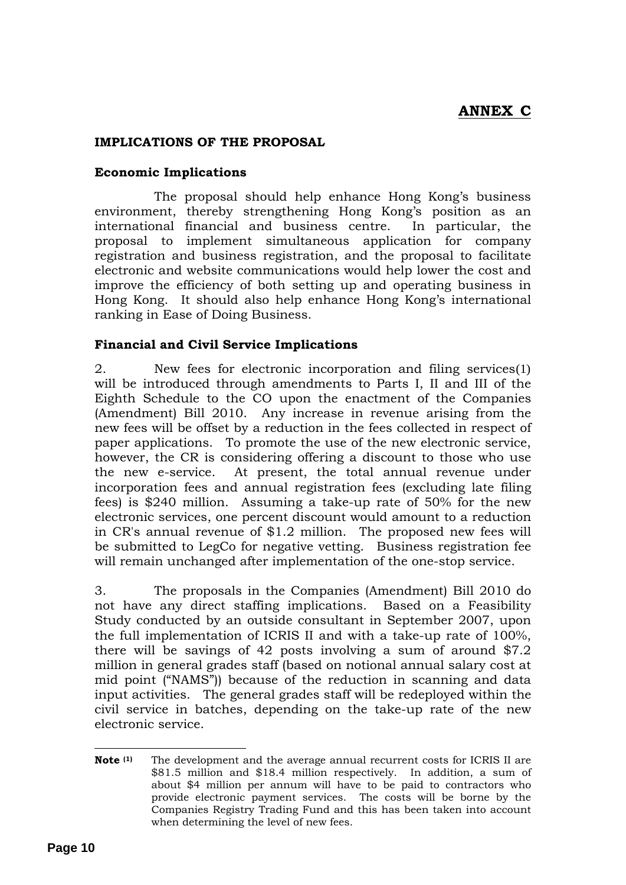**ANNEX C**

**IMPLICATIONS OF THE PROPOSAL**

**Economic Implications**

The proposal should help enhance Hong Kong's business environment, thereby strengthening Hong Kong's position as an international financial and business centre. In particular, the proposal to implement simultaneous application for company registration and business registration, and the proposal to facilitate electronic and website communications would help lower the cost and improve the efficiency of both setting up and operating business in Hong Kong. It should also help enhance Hong Kong's international ranking in Ease of Doing Business.

**Financial and Civil Service Implications**

2. New fees for electronic incorporation and filing services(1) will be introduced through amendments to Parts I, II and III of the Eighth Schedule to the CO upon the enactment of the Companies (Amendment) Bill 2010. Any increase in revenue arising from the new fees will be offset by a reduction in the fees collected in respect of paper applications. To promote the use of the new electronic service, however, the CR is considering offering a discount to those who use the new e-service. At present, the total annual revenue under incorporation fees and annual registration fees (excluding late filing fees) is $240 million. Assuming a take-up rate of 50% for the new electronic services, one percent discount would amount to a reduction in CR's annual revenue of $1.2 million. The proposed new fees will be submitted to LegCo for negative vetting. Business registration fee will remain unchanged after implementation of the one-stop service.

3. The proposals in the Companies (Amendment) Bill 2010 do not have any direct staffing implications. Based on a Feasibility Study conducted by an outside consultant in September 2007, upon the full implementation of ICRIS II and with a take-up rate of 100%, there will be savings of 42 posts involving a sum of around $7.2 million in general grades staff (based on notional annual salary cost at mid point ("NAMS")) because of the reduction in scanning and data input activities. The general grades staff will be redeployed within the civil service in batches, depending on the take-up rate of the new electronic service.

---

**Note** [(1)] The development and the average annual recurrent costs for ICRIS II are $81.5 million and $18.4 million respectively. In addition, a sum of about $4 million per annum will have to be paid to contractors who provide electronic payment services. The costs will be borne by the Companies Registry Trading Fund and this has been taken into account when determining the level of new fees.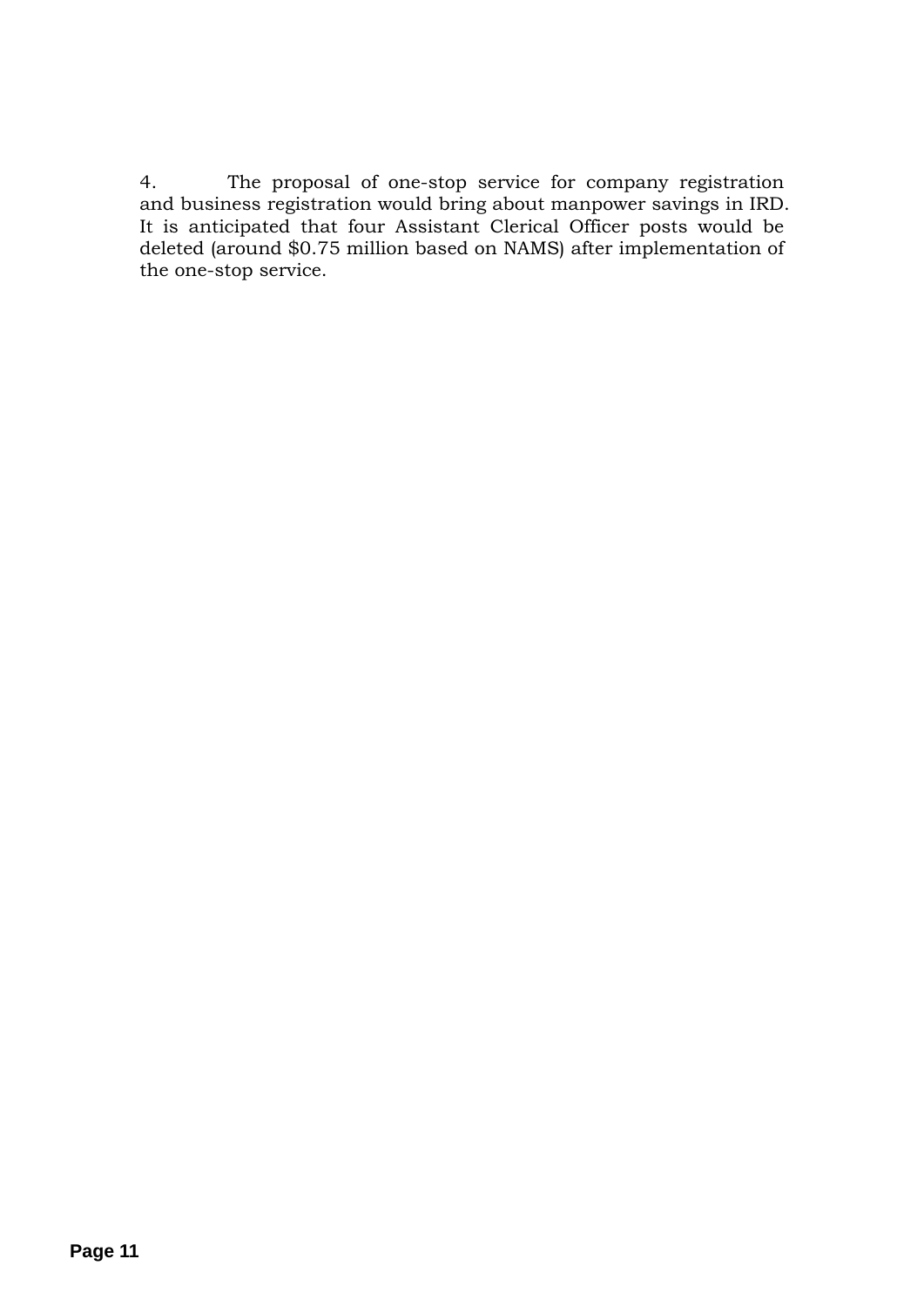4. The proposal of one-stop service for company registration and business registration would bring about manpower savings in IRD. It is anticipated that four Assistant Clerical Officer posts would be deleted (around $0.75 million based on NAMS) after implementation of the one-stop service.